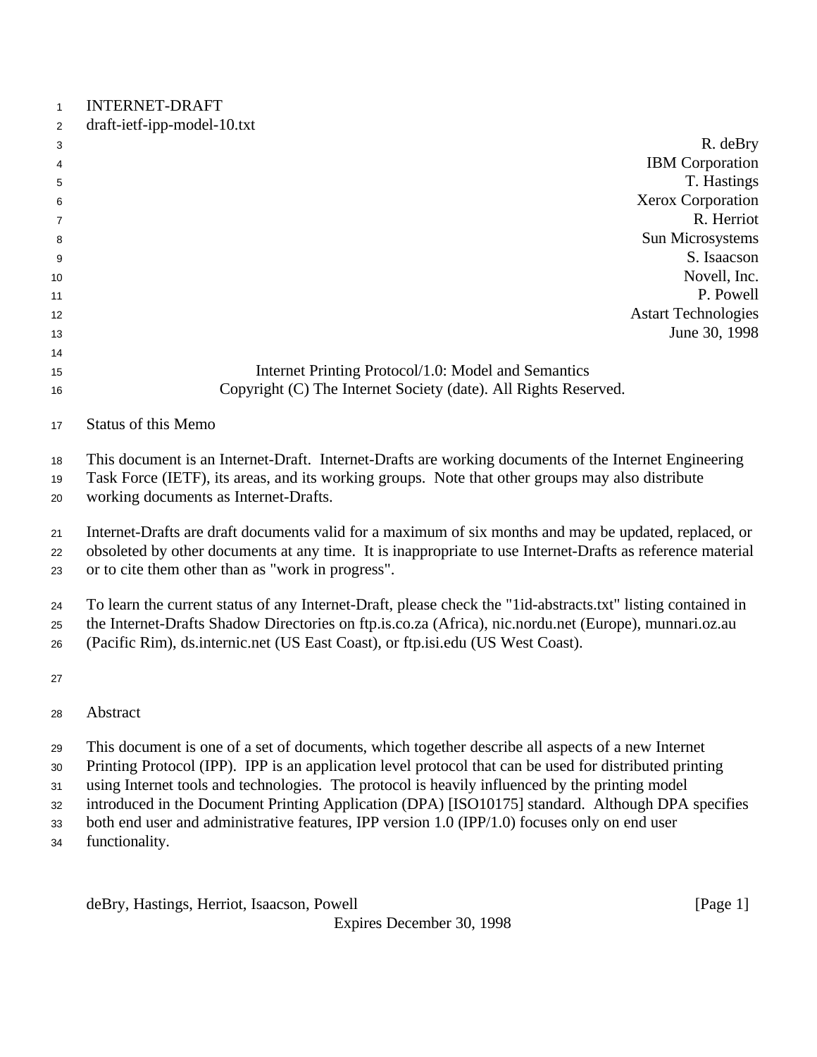INTERNET-DRAFT
draft-ietf-ipp-model-10.txt

R. deBry
IBM Corporation
T. Hastings
Xerox Corporation
R. Herriot
Sun Microsystems
S. Isaacson
Novell, Inc.
P. Powell
Astart Technologies
June 30, 1998

# Internet Printing Protocol/1.0: Model and Semantics

Copyright (C) The Internet Society (date). All Rights Reserved.

## Status of this Memo

This document is an Internet-Draft. Internet-Drafts are working documents of the Internet Engineering Task Force (IETF), its areas, and its working groups. Note that other groups may also distribute working documents as Internet-Drafts.

Internet-Drafts are draft documents valid for a maximum of six months and may be updated, replaced, or obsoleted by other documents at any time. It is inappropriate to use Internet-Drafts as reference material or to cite them other than as "work in progress".

To learn the current status of any Internet-Draft, please check the "1id-abstracts.txt" listing contained in the Internet-Drafts Shadow Directories on ftp.is.co.za (Africa), nic.nordu.net (Europe), munnari.oz.au (Pacific Rim), ds.internic.net (US East Coast), or ftp.isi.edu (US West Coast).

## Abstract

This document is one of a set of documents, which together describe all aspects of a new Internet Printing Protocol (IPP). IPP is an application level protocol that can be used for distributed printing using Internet tools and technologies. The protocol is heavily influenced by the printing model introduced in the Document Printing Application (DPA) [ISO10175] standard. Although DPA specifies both end user and administrative features, IPP version 1.0 (IPP/1.0) focuses only on end user functionality.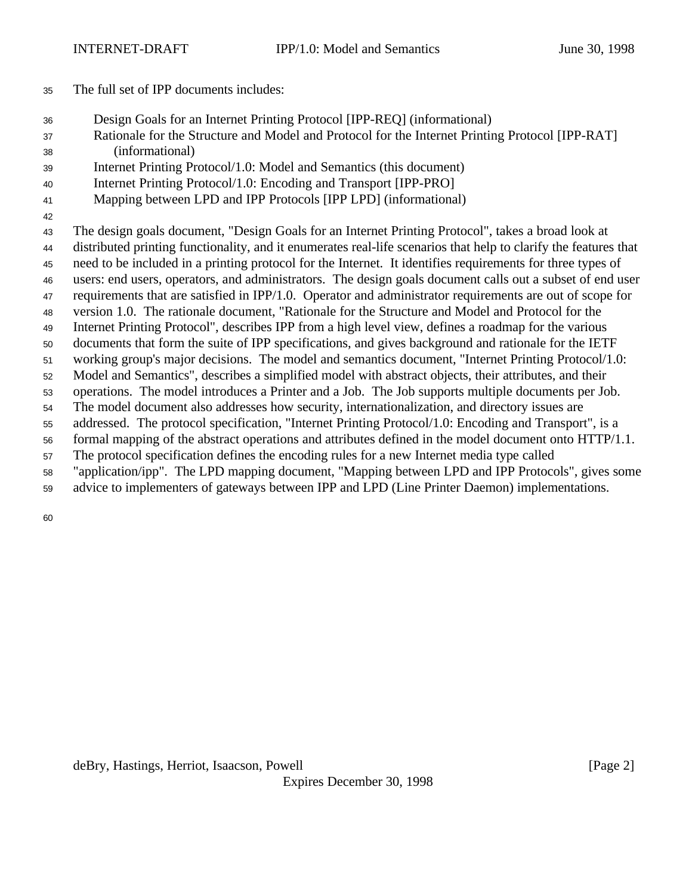The full set of IPP documents includes:

- Design Goals for an Internet Printing Protocol [IPP-REQ] (informational)
- Rationale for the Structure and Model and Protocol for the Internet Printing Protocol [IPP-RAT] (informational)
- Internet Printing Protocol/1.0: Model and Semantics (this document)
- Internet Printing Protocol/1.0: Encoding and Transport [IPP-PRO]
- Mapping between LPD and IPP Protocols [IPP LPD] (informational)

The design goals document, "Design Goals for an Internet Printing Protocol", takes a broad look at distributed printing functionality, and it enumerates real-life scenarios that help to clarify the features that need to be included in a printing protocol for the Internet. It identifies requirements for three types of users: end users, operators, and administrators. The design goals document calls out a subset of end user requirements that are satisfied in IPP/1.0. Operator and administrator requirements are out of scope for version 1.0. The rationale document, "Rationale for the Structure and Model and Protocol for the Internet Printing Protocol", describes IPP from a high level view, defines a roadmap for the various documents that form the suite of IPP specifications, and gives background and rationale for the IETF working group's major decisions. The model and semantics document, "Internet Printing Protocol/1.0: Model and Semantics", describes a simplified model with abstract objects, their attributes, and their operations. The model introduces a Printer and a Job. The Job supports multiple documents per Job. The model document also addresses how security, internationalization, and directory issues are addressed. The protocol specification, "Internet Printing Protocol/1.0: Encoding and Transport", is a formal mapping of the abstract operations and attributes defined in the model document onto HTTP/1.1. The protocol specification defines the encoding rules for a new Internet media type called "application/ipp". The LPD mapping document, "Mapping between LPD and IPP Protocols", gives some advice to implementers of gateways between IPP and LPD (Line Printer Daemon) implementations.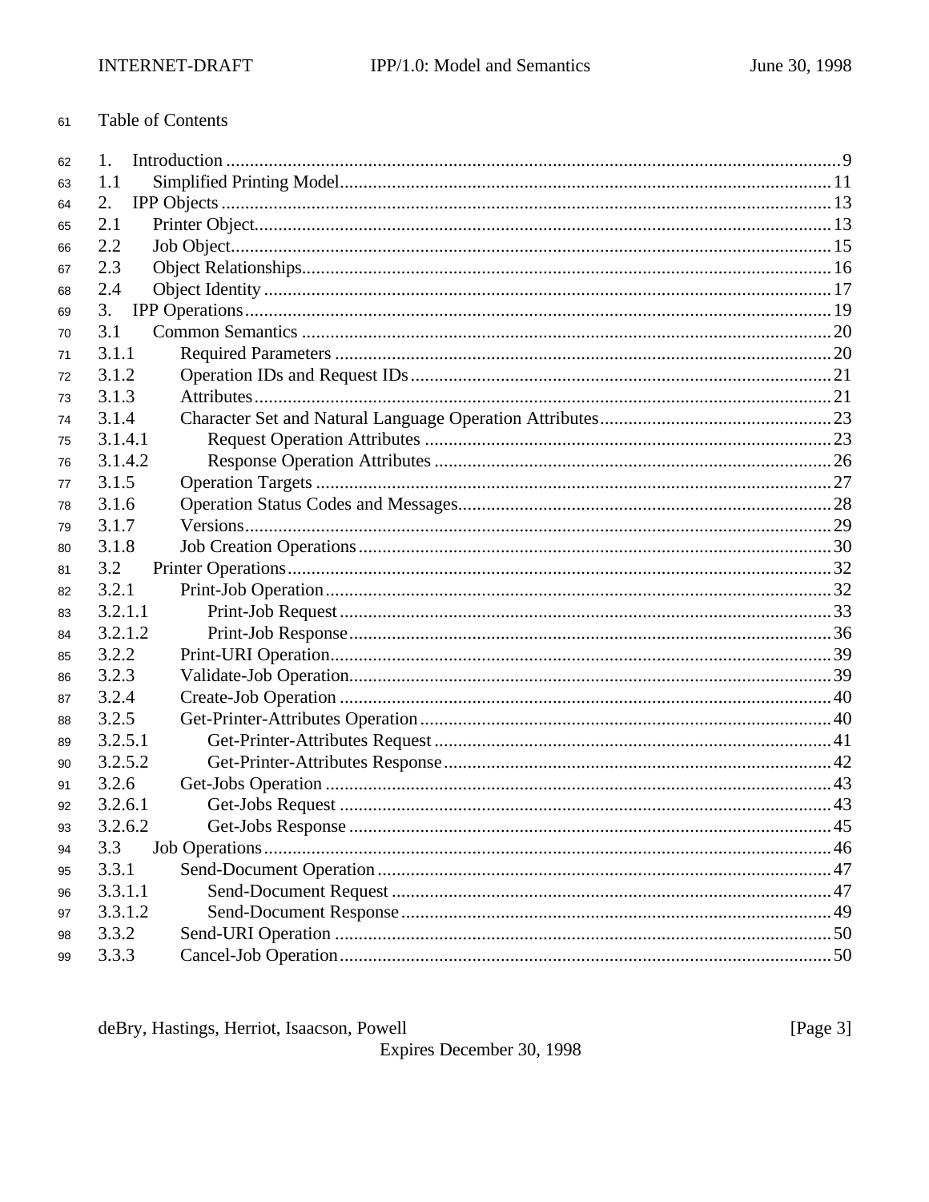Table of Contents

1. Introduction ....................................................................................................................................9
1.1 Simplified Printing Model...........................................................................................................11
2. IPP Objects ....................................................................................................................................13
2.1 Printer Object.............................................................................................................................13
2.2 Job Object...................................................................................................................................15
2.3 Object Relationships...................................................................................................................16
2.4 Object Identity ............................................................................................................................17
3. IPP Operations ...............................................................................................................................19
3.1 Common Semantics ....................................................................................................................20
3.1.1 Required Parameters ...............................................................................................................20
3.1.2 Operation IDs and Request IDs...............................................................................................21
3.1.3 Attributes................................................................................................................................21
3.1.4 Character Set and Natural Language Operation Attributes.....................................................23
3.1.4.1 Request Operation Attributes ..............................................................................................23
3.1.4.2 Response Operation Attributes ...........................................................................................26
3.1.5 Operation Targets ...................................................................................................................27
3.1.6 Operation Status Codes and Messages....................................................................................28
3.1.7 Versions..................................................................................................................................29
3.1.8 Job Creation Operations.........................................................................................................30
3.2 Printer Operations.......................................................................................................................32
3.2.1 Print-Job Operation ................................................................................................................32
3.2.1.1 Print-Job Request ...............................................................................................................33
3.2.1.2 Print-Job Response.............................................................................................................36
3.2.2 Print-URI Operation................................................................................................................39
3.2.3 Validate-Job Operation............................................................................................................39
3.2.4 Create-Job Operation .............................................................................................................40
3.2.5 Get-Printer-Attributes Operation ............................................................................................40
3.2.5.1 Get-Printer-Attributes Request ..........................................................................................41
3.2.5.2 Get-Printer-Attributes Response........................................................................................42
3.2.6 Get-Jobs Operation ................................................................................................................43
3.2.6.1 Get-Jobs Request ...............................................................................................................43
3.2.6.2 Get-Jobs Response .............................................................................................................45
3.3 Job Operations............................................................................................................................46
3.3.1 Send-Document Operation .....................................................................................................47
3.3.1.1 Send-Document Request ....................................................................................................47
3.3.1.2 Send-Document Response..................................................................................................49
3.3.2 Send-URI Operation ..............................................................................................................50
3.3.3 Cancel-Job Operation.............................................................................................................50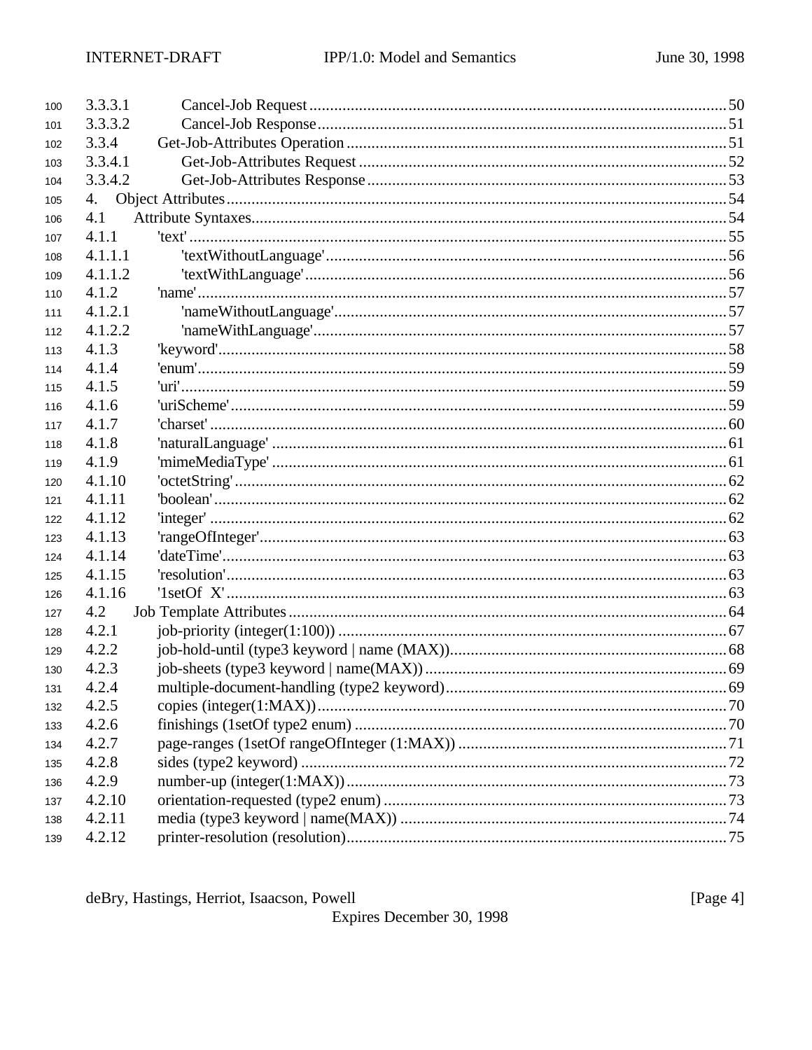3.3.3.1 Cancel-Job Request .......... 50
3.3.3.2 Cancel-Job Response .......... 51
3.3.4 Get-Job-Attributes Operation .......... 51
3.3.4.1 Get-Job-Attributes Request .......... 52
3.3.4.2 Get-Job-Attributes Response .......... 53
4. Object Attributes .......... 54
4.1 Attribute Syntaxes .......... 54
4.1.1 'text' .......... 55
4.1.1.1 'textWithoutLanguage' .......... 56
4.1.1.2 'textWithLanguage' .......... 56
4.1.2 'name' .......... 57
4.1.2.1 'nameWithoutLanguage' .......... 57
4.1.2.2 'nameWithLanguage' .......... 57
4.1.3 'keyword' .......... 58
4.1.4 'enum' .......... 59
4.1.5 'uri' .......... 59
4.1.6 'uriScheme' .......... 59
4.1.7 'charset' .......... 60
4.1.8 'naturalLanguage' .......... 61
4.1.9 'mimeMediaType' .......... 61
4.1.10 'octetString' .......... 62
4.1.11 'boolean' .......... 62
4.1.12 'integer' .......... 62
4.1.13 'rangeOfInteger' .......... 63
4.1.14 'dateTime' .......... 63
4.1.15 'resolution' .......... 63
4.1.16 '1setOf X' .......... 63
4.2 Job Template Attributes .......... 64
4.2.1 job-priority (integer(1:100)) .......... 67
4.2.2 job-hold-until (type3 keyword | name (MAX)) .......... 68
4.2.3 job-sheets (type3 keyword | name(MAX)) .......... 69
4.2.4 multiple-document-handling (type2 keyword) .......... 69
4.2.5 copies (integer(1:MAX)) .......... 70
4.2.6 finishings (1setOf type2 enum) .......... 70
4.2.7 page-ranges (1setOf rangeOfInteger (1:MAX)) .......... 71
4.2.8 sides (type2 keyword) .......... 72
4.2.9 number-up (integer(1:MAX)) .......... 73
4.2.10 orientation-requested (type2 enum) .......... 73
4.2.11 media (type3 keyword | name(MAX)) .......... 74
4.2.12 printer-resolution (resolution) .......... 75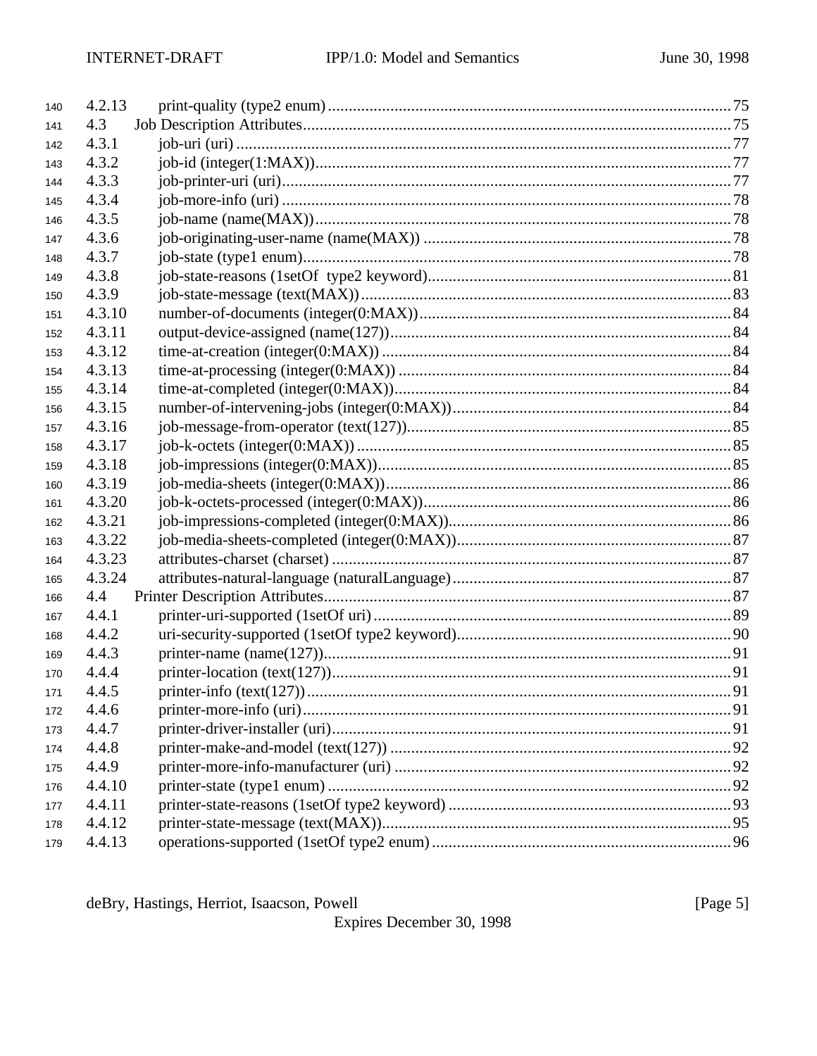140 4.2.13 print-quality (type2 enum) ........................................................................................ 75
141 4.3 Job Description Attributes ........................................................................................ 75
142 4.3.1 job-uri (uri) ........................................................................................ 77
143 4.3.2 job-id (integer(1:MAX)) ........................................................................................ 77
144 4.3.3 job-printer-uri (uri) ........................................................................................ 77
145 4.3.4 job-more-info (uri) ........................................................................................ 78
146 4.3.5 job-name (name(MAX)) ........................................................................................ 78
147 4.3.6 job-originating-user-name (name(MAX)) ........................................................................................ 78
148 4.3.7 job-state (type1 enum) ........................................................................................ 78
149 4.3.8 job-state-reasons (1setOf type2 keyword) ........................................................................................ 81
150 4.3.9 job-state-message (text(MAX)) ........................................................................................ 83
151 4.3.10 number-of-documents (integer(0:MAX)) ........................................................................................ 84
152 4.3.11 output-device-assigned (name(127)) ........................................................................................ 84
153 4.3.12 time-at-creation (integer(0:MAX)) ........................................................................................ 84
154 4.3.13 time-at-processing (integer(0:MAX)) ........................................................................................ 84
155 4.3.14 time-at-completed (integer(0:MAX)) ........................................................................................ 84
156 4.3.15 number-of-intervening-jobs (integer(0:MAX)) ........................................................................................ 84
157 4.3.16 job-message-from-operator (text(127)) ........................................................................................ 85
158 4.3.17 job-k-octets (integer(0:MAX)) ........................................................................................ 85
159 4.3.18 job-impressions (integer(0:MAX)) ........................................................................................ 85
160 4.3.19 job-media-sheets (integer(0:MAX)) ........................................................................................ 86
161 4.3.20 job-k-octets-processed (integer(0:MAX)) ........................................................................................ 86
162 4.3.21 job-impressions-completed (integer(0:MAX)) ........................................................................................ 86
163 4.3.22 job-media-sheets-completed (integer(0:MAX)) ........................................................................................ 87
164 4.3.23 attributes-charset (charset) ........................................................................................ 87
165 4.3.24 attributes-natural-language (naturalLanguage) ........................................................................................ 87
166 4.4 Printer Description Attributes ........................................................................................ 87
167 4.4.1 printer-uri-supported (1setOf uri) ........................................................................................ 89
168 4.4.2 uri-security-supported (1setOf type2 keyword) ........................................................................................ 90
169 4.4.3 printer-name (name(127)) ........................................................................................ 91
170 4.4.4 printer-location (text(127)) ........................................................................................ 91
171 4.4.5 printer-info (text(127)) ........................................................................................ 91
172 4.4.6 printer-more-info (uri) ........................................................................................ 91
173 4.4.7 printer-driver-installer (uri) ........................................................................................ 91
174 4.4.8 printer-make-and-model (text(127)) ........................................................................................ 92
175 4.4.9 printer-more-info-manufacturer (uri) ........................................................................................ 92
176 4.4.10 printer-state (type1 enum) ........................................................................................ 92
177 4.4.11 printer-state-reasons (1setOf type2 keyword) ........................................................................................ 93
178 4.4.12 printer-state-message (text(MAX)) ........................................................................................ 95
179 4.4.13 operations-supported (1setOf type2 enum) ........................................................................................ 96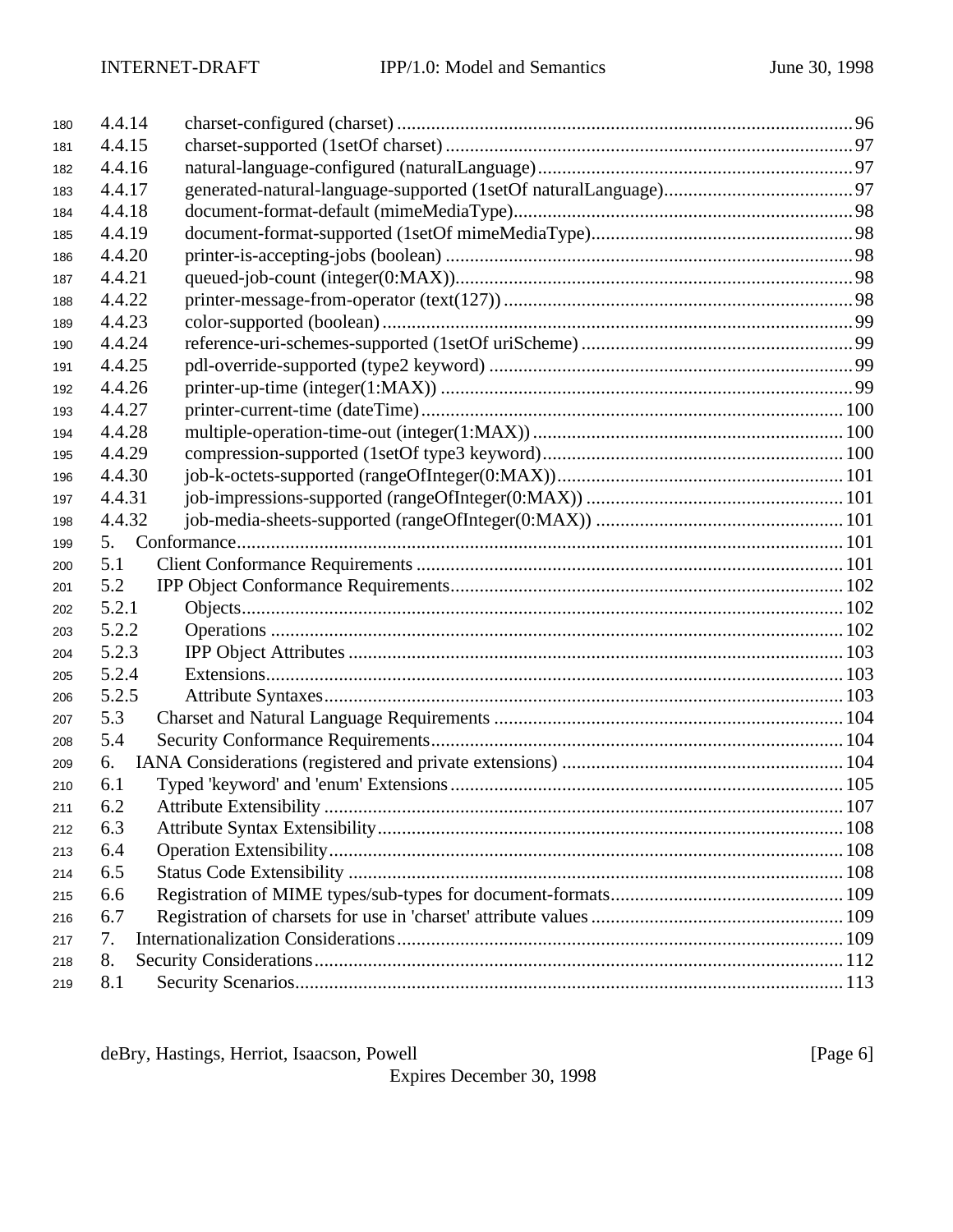180 4.4.14 charset-configured (charset) ............................................................................................ 96
181 4.4.15 charset-supported (1setOf charset) .................................................................................. 97
182 4.4.16 natural-language-configured (naturalLanguage)................................................................ 97
183 4.4.17 generated-natural-language-supported (1setOf naturalLanguage)...................................... 97
184 4.4.18 document-format-default (mimeMediaType).................................................................... 98
185 4.4.19 document-format-supported (1setOf mimeMediaType)..................................................... 98
186 4.4.20 printer-is-accepting-jobs (boolean) .................................................................................. 98
187 4.4.21 queued-job-count (integer(0:MAX))................................................................................ 98
188 4.4.22 printer-message-from-operator (text(127)) ....................................................................... 98
189 4.4.23 color-supported (boolean) ............................................................................................... 99
190 4.4.24 reference-uri-schemes-supported (1setOf uriScheme) ....................................................... 99
191 4.4.25 pdl-override-supported (type2 keyword) .......................................................................... 99
192 4.4.26 printer-up-time (integer(1:MAX)) .................................................................................... 99
193 4.4.27 printer-current-time (dateTime)...................................................................................... 100
194 4.4.28 multiple-operation-time-out (integer(1:MAX)) ............................................................... 100
195 4.4.29 compression-supported (1setOf type3 keyword)............................................................. 100
196 4.4.30 job-k-octets-supported (rangeOfInteger(0:MAX))........................................................... 101
197 4.4.31 job-impressions-supported (rangeOfInteger(0:MAX)) ..................................................... 101
198 4.4.32 job-media-sheets-supported (rangeOfInteger(0:MAX)) ................................................... 101
199 5. Conformance........................................................................................................................ 101
200 5.1 Client Conformance Requirements ...................................................................................... 101
201 5.2 IPP Object Conformance Requirements............................................................................... 102
202 5.2.1 Objects.......................................................................................................................... 102
203 5.2.2 Operations .................................................................................................................... 102
204 5.2.3 IPP Object Attributes .................................................................................................... 103
205 5.2.4 Extensions..................................................................................................................... 103
206 5.2.5 Attribute Syntaxes.......................................................................................................... 103
207 5.3 Charset and Natural Language Requirements ....................................................................... 104
208 5.4 Security Conformance Requirements.................................................................................... 104
209 6. IANA Considerations (registered and private extensions) .......................................................... 104
210 6.1 Typed 'keyword' and 'enum' Extensions ................................................................................ 105
211 6.2 Attribute Extensibility ......................................................................................................... 107
212 6.3 Attribute Syntax Extensibility.............................................................................................. 108
213 6.4 Operation Extensibility........................................................................................................ 108
214 6.5 Status Code Extensibility .................................................................................................... 108
215 6.6 Registration of MIME types/sub-types for document-formats................................................ 109
216 6.7 Registration of charsets for use in 'charset' attribute values ................................................... 109
217 7. Internationalization Considerations........................................................................................... 109
218 8. Security Considerations............................................................................................................ 112
219 8.1 Security Scenarios................................................................................................................ 113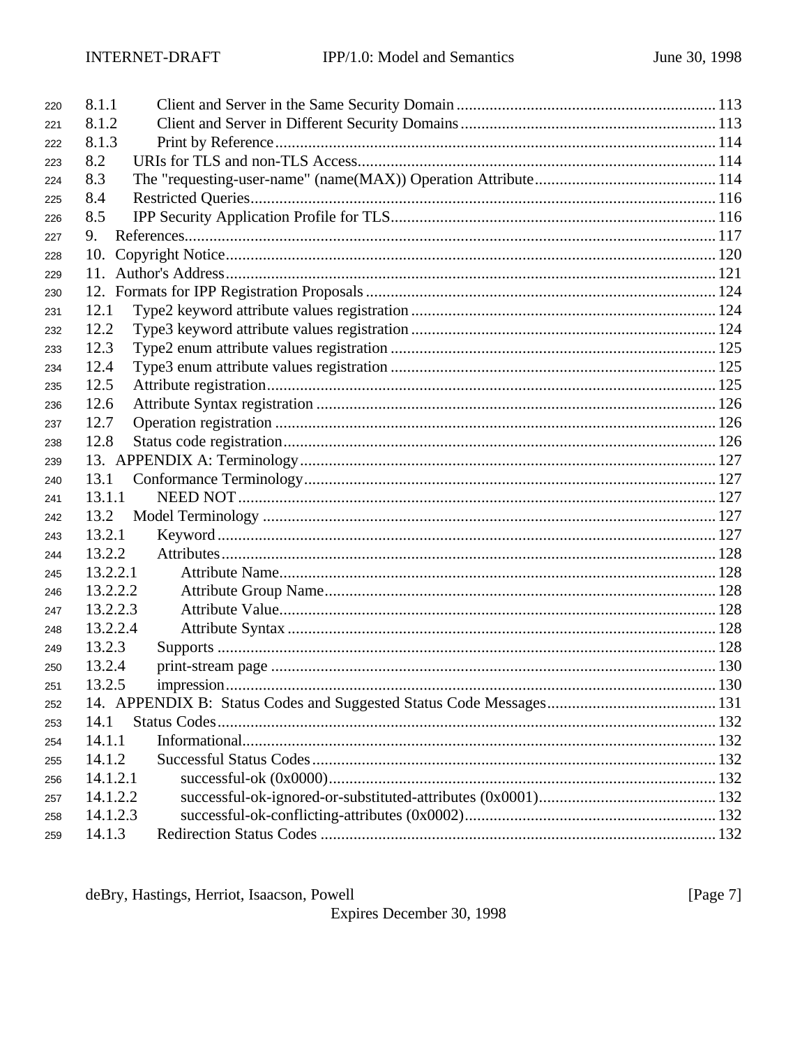8.1.1 Client and Server in the Same Security Domain .......... 113
8.1.2 Client and Server in Different Security Domains .......... 113
8.1.3 Print by Reference .......... 114
8.2 URIs for TLS and non-TLS Access .......... 114
8.3 The "requesting-user-name" (name(MAX)) Operation Attribute .......... 114
8.4 Restricted Queries .......... 116
8.5 IPP Security Application Profile for TLS .......... 116
9. References .......... 117
10. Copyright Notice .......... 120
11. Author's Address .......... 121
12. Formats for IPP Registration Proposals .......... 124
12.1 Type2 keyword attribute values registration .......... 124
12.2 Type3 keyword attribute values registration .......... 124
12.3 Type2 enum attribute values registration .......... 125
12.4 Type3 enum attribute values registration .......... 125
12.5 Attribute registration .......... 125
12.6 Attribute Syntax registration .......... 126
12.7 Operation registration .......... 126
12.8 Status code registration .......... 126
13. APPENDIX A: Terminology .......... 127
13.1 Conformance Terminology .......... 127
13.1.1 NEED NOT .......... 127
13.2 Model Terminology .......... 127
13.2.1 Keyword .......... 127
13.2.2 Attributes .......... 128
13.2.2.1 Attribute Name .......... 128
13.2.2.2 Attribute Group Name .......... 128
13.2.2.3 Attribute Value .......... 128
13.2.2.4 Attribute Syntax .......... 128
13.2.3 Supports .......... 128
13.2.4 print-stream page .......... 130
13.2.5 impression .......... 130
14. APPENDIX B: Status Codes and Suggested Status Code Messages .......... 131
14.1 Status Codes .......... 132
14.1.1 Informational .......... 132
14.1.2 Successful Status Codes .......... 132
14.1.2.1 successful-ok (0x0000) .......... 132
14.1.2.2 successful-ok-ignored-or-substituted-attributes (0x0001) .......... 132
14.1.2.3 successful-ok-conflicting-attributes (0x0002) .......... 132
14.1.3 Redirection Status Codes .......... 132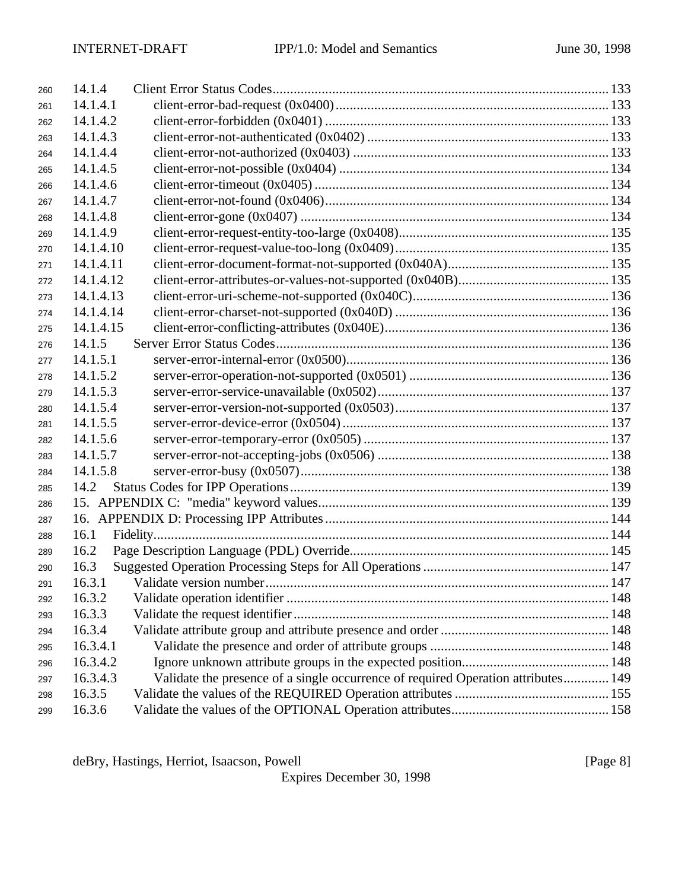14.1.4 Client Error Status Codes ........ 133
14.1.4.1 client-error-bad-request (0x0400) ........ 133
14.1.4.2 client-error-forbidden (0x0401) ........ 133
14.1.4.3 client-error-not-authenticated (0x0402) ........ 133
14.1.4.4 client-error-not-authorized (0x0403) ........ 133
14.1.4.5 client-error-not-possible (0x0404) ........ 134
14.1.4.6 client-error-timeout (0x0405) ........ 134
14.1.4.7 client-error-not-found (0x0406) ........ 134
14.1.4.8 client-error-gone (0x0407) ........ 134
14.1.4.9 client-error-request-entity-too-large (0x0408) ........ 135
14.1.4.10 client-error-request-value-too-long (0x0409) ........ 135
14.1.4.11 client-error-document-format-not-supported (0x040A) ........ 135
14.1.4.12 client-error-attributes-or-values-not-supported (0x040B) ........ 135
14.1.4.13 client-error-uri-scheme-not-supported (0x040C) ........ 136
14.1.4.14 client-error-charset-not-supported (0x040D) ........ 136
14.1.4.15 client-error-conflicting-attributes (0x040E) ........ 136
14.1.5 Server Error Status Codes ........ 136
14.1.5.1 server-error-internal-error (0x0500) ........ 136
14.1.5.2 server-error-operation-not-supported (0x0501) ........ 136
14.1.5.3 server-error-service-unavailable (0x0502) ........ 137
14.1.5.4 server-error-version-not-supported (0x0503) ........ 137
14.1.5.5 server-error-device-error (0x0504) ........ 137
14.1.5.6 server-error-temporary-error (0x0505) ........ 137
14.1.5.7 server-error-not-accepting-jobs (0x0506) ........ 138
14.1.5.8 server-error-busy (0x0507) ........ 138
14.2 Status Codes for IPP Operations ........ 139
15. APPENDIX C: "media" keyword values ........ 139
16. APPENDIX D: Processing IPP Attributes ........ 144
16.1 Fidelity ........ 144
16.2 Page Description Language (PDL) Override ........ 145
16.3 Suggested Operation Processing Steps for All Operations ........ 147
16.3.1 Validate version number ........ 147
16.3.2 Validate operation identifier ........ 148
16.3.3 Validate the request identifier ........ 148
16.3.4 Validate attribute group and attribute presence and order ........ 148
16.3.4.1 Validate the presence and order of attribute groups ........ 148
16.3.4.2 Ignore unknown attribute groups in the expected position ........ 148
16.3.4.3 Validate the presence of a single occurrence of required Operation attributes ........ 149
16.3.5 Validate the values of the REQUIRED Operation attributes ........ 155
16.3.6 Validate the values of the OPTIONAL Operation attributes ........ 158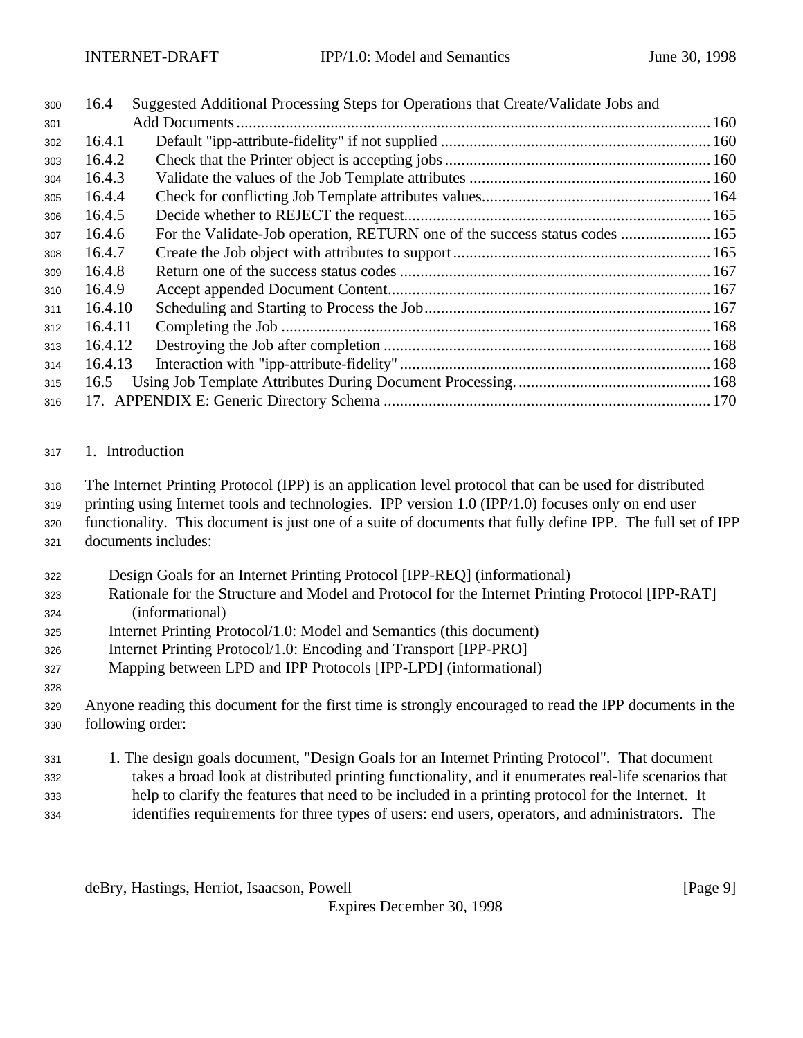16.4 Suggested Additional Processing Steps for Operations that Create/Validate Jobs and Add Documents ........ 160
16.4.1 Default "ipp-attribute-fidelity" if not supplied ........ 160
16.4.2 Check that the Printer object is accepting jobs ........ 160
16.4.3 Validate the values of the Job Template attributes ........ 160
16.4.4 Check for conflicting Job Template attributes values ........ 164
16.4.5 Decide whether to REJECT the request ........ 165
16.4.6 For the Validate-Job operation, RETURN one of the success status codes ........ 165
16.4.7 Create the Job object with attributes to support ........ 165
16.4.8 Return one of the success status codes ........ 167
16.4.9 Accept appended Document Content ........ 167
16.4.10 Scheduling and Starting to Process the Job ........ 167
16.4.11 Completing the Job ........ 168
16.4.12 Destroying the Job after completion ........ 168
16.4.13 Interaction with "ipp-attribute-fidelity" ........ 168
16.5 Using Job Template Attributes During Document Processing. ........ 168
17. APPENDIX E: Generic Directory Schema ........ 170

# 1. Introduction

The Internet Printing Protocol (IPP) is an application level protocol that can be used for distributed printing using Internet tools and technologies. IPP version 1.0 (IPP/1.0) focuses only on end user functionality. This document is just one of a suite of documents that fully define IPP. The full set of IPP documents includes:

- Design Goals for an Internet Printing Protocol [IPP-REQ] (informational)
- Rationale for the Structure and Model and Protocol for the Internet Printing Protocol [IPP-RAT] (informational)
- Internet Printing Protocol/1.0: Model and Semantics (this document)
- Internet Printing Protocol/1.0: Encoding and Transport [IPP-PRO]
- Mapping between LPD and IPP Protocols [IPP-LPD] (informational)

Anyone reading this document for the first time is strongly encouraged to read the IPP documents in the following order:

1. The design goals document, "Design Goals for an Internet Printing Protocol". That document takes a broad look at distributed printing functionality, and it enumerates real-life scenarios that help to clarify the features that need to be included in a printing protocol for the Internet. It identifies requirements for three types of users: end users, operators, and administrators. The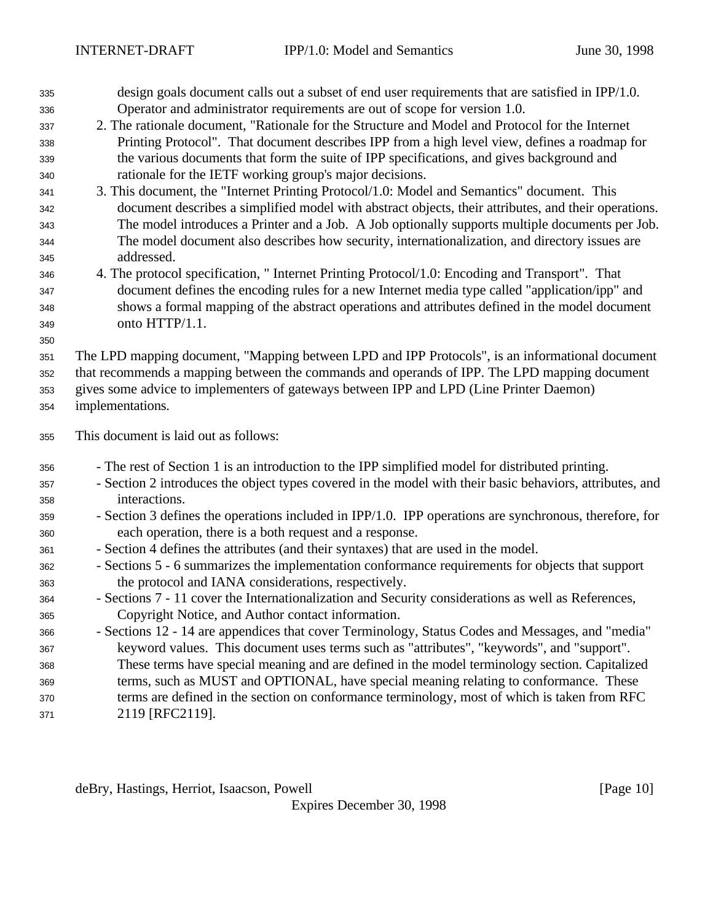design goals document calls out a subset of end user requirements that are satisfied in IPP/1.0. Operator and administrator requirements are out of scope for version 1.0.

2. The rationale document, "Rationale for the Structure and Model and Protocol for the Internet Printing Protocol". That document describes IPP from a high level view, defines a roadmap for the various documents that form the suite of IPP specifications, and gives background and rationale for the IETF working group's major decisions.
3. This document, the "Internet Printing Protocol/1.0: Model and Semantics" document. This document describes a simplified model with abstract objects, their attributes, and their operations. The model introduces a Printer and a Job. A Job optionally supports multiple documents per Job. The model document also describes how security, internationalization, and directory issues are addressed.
4. The protocol specification, " Internet Printing Protocol/1.0: Encoding and Transport". That document defines the encoding rules for a new Internet media type called "application/ipp" and shows a formal mapping of the abstract operations and attributes defined in the model document onto HTTP/1.1.

The LPD mapping document, "Mapping between LPD and IPP Protocols", is an informational document that recommends a mapping between the commands and operands of IPP. The LPD mapping document gives some advice to implementers of gateways between IPP and LPD (Line Printer Daemon) implementations.

This document is laid out as follows:

- The rest of Section 1 is an introduction to the IPP simplified model for distributed printing.
- Section 2 introduces the object types covered in the model with their basic behaviors, attributes, and interactions.
- Section 3 defines the operations included in IPP/1.0. IPP operations are synchronous, therefore, for each operation, there is a both request and a response.
- Section 4 defines the attributes (and their syntaxes) that are used in the model.
- Sections 5 - 6 summarizes the implementation conformance requirements for objects that support the protocol and IANA considerations, respectively.
- Sections 7 - 11 cover the Internationalization and Security considerations as well as References, Copyright Notice, and Author contact information.
- Sections 12 - 14 are appendices that cover Terminology, Status Codes and Messages, and "media" keyword values. This document uses terms such as "attributes", "keywords", and "support". These terms have special meaning and are defined in the model terminology section. Capitalized terms, such as MUST and OPTIONAL, have special meaning relating to conformance. These terms are defined in the section on conformance terminology, most of which is taken from RFC 2119 [RFC2119].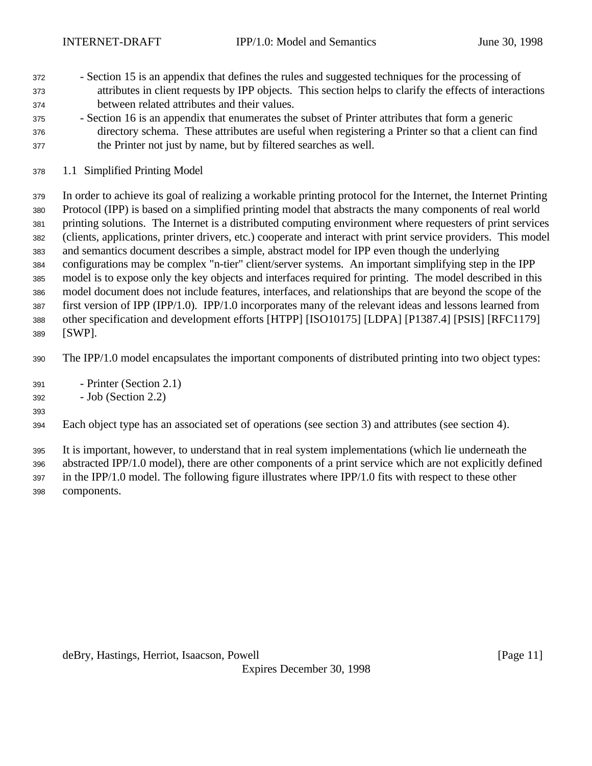- Section 15 is an appendix that defines the rules and suggested techniques for the processing of attributes in client requests by IPP objects. This section helps to clarify the effects of interactions between related attributes and their values.
- Section 16 is an appendix that enumerates the subset of Printer attributes that form a generic directory schema. These attributes are useful when registering a Printer so that a client can find the Printer not just by name, but by filtered searches as well.

## 1.1 Simplified Printing Model

In order to achieve its goal of realizing a workable printing protocol for the Internet, the Internet Printing Protocol (IPP) is based on a simplified printing model that abstracts the many components of real world printing solutions. The Internet is a distributed computing environment where requesters of print services (clients, applications, printer drivers, etc.) cooperate and interact with print service providers. This model and semantics document describes a simple, abstract model for IPP even though the underlying configurations may be complex "n-tier" client/server systems. An important simplifying step in the IPP model is to expose only the key objects and interfaces required for printing. The model described in this model document does not include features, interfaces, and relationships that are beyond the scope of the first version of IPP (IPP/1.0). IPP/1.0 incorporates many of the relevant ideas and lessons learned from other specification and development efforts [HTPP] [ISO10175] [LDPA] [P1387.4] [PSIS] [RFC1179] [SWP].

The IPP/1.0 model encapsulates the important components of distributed printing into two object types:

- Printer (Section 2.1)
- Job (Section 2.2)

Each object type has an associated set of operations (see section 3) and attributes (see section 4).

It is important, however, to understand that in real system implementations (which lie underneath the abstracted IPP/1.0 model), there are other components of a print service which are not explicitly defined in the IPP/1.0 model. The following figure illustrates where IPP/1.0 fits with respect to these other components.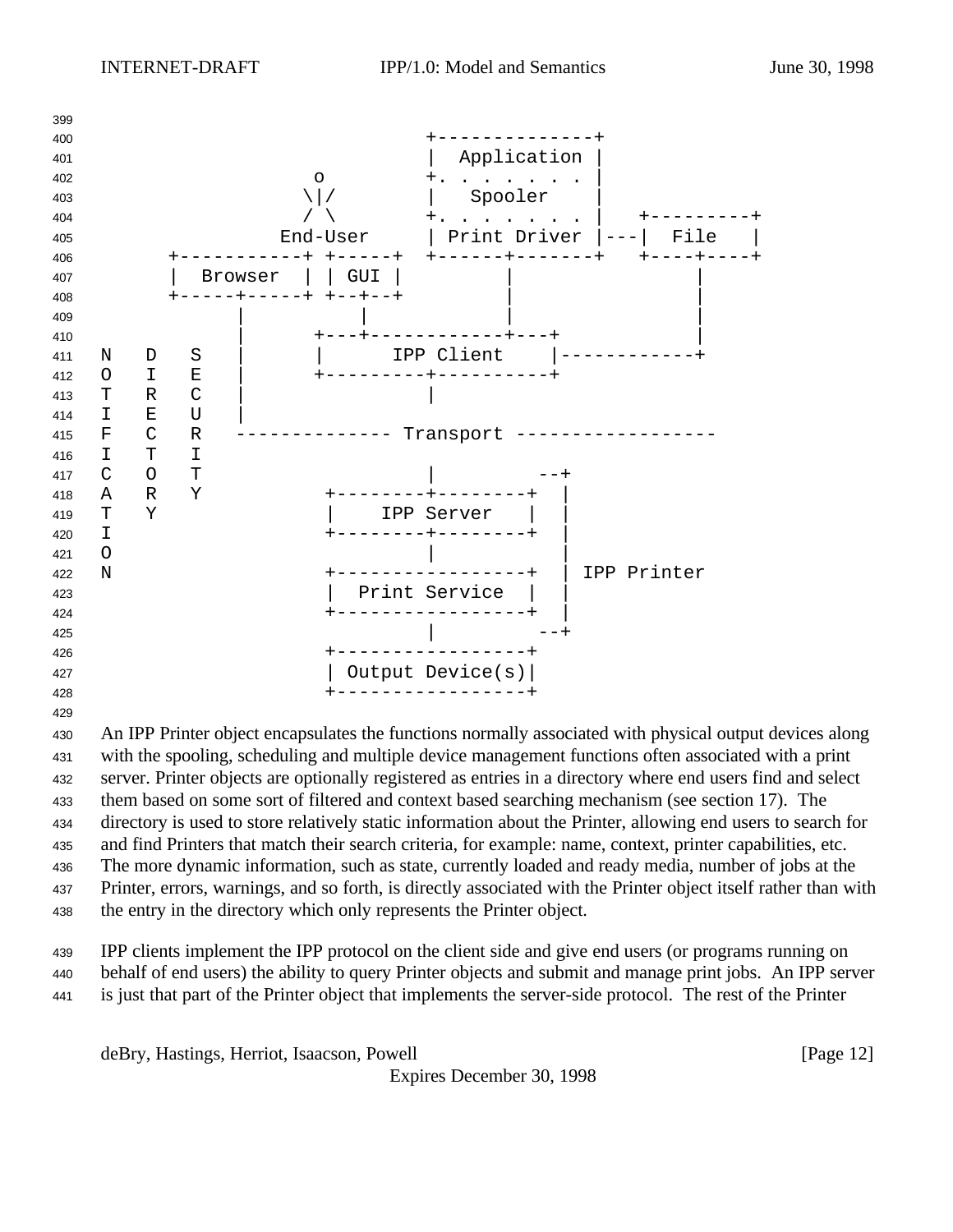```
                                          +--------------+
                                          |  Application |
                               o          +. . . . . . . |
                              \|/         |   Spooler    |
                              / \         +. . . . . . . |   +---------+
                            End-User      | Print Driver |---|  File   |
                +-----------+ +-----+     +------+-------+   +----+----+
                |  Browser  | | GUI |            |                |
                +-----+-----+ +--+--+            |                |
                      |          |               |                |
                      |      +---+------------+---+               |
          N   D   S   |      |      IPP Client    |---------------+
          O   I   E   |      +---------+----------+
          T   R   C   |                |
          I   E   U   |
          F   C   R   -------------- Transport ------------------
          I   T   I
          C   O   T                    |         --+
          A   R   Y           +--------+--------+  |
          T   Y               |    IPP Server   |  |
          I                   +--------+--------+  |
          O                            |           |
          N                   +-----------------+  | IPP Printer
                              |  Print Service  |  |
                              +-----------------+  |
                                       |         --+
                              +-----------------+
                              | Output Device(s)|
                              +-----------------+
```

An IPP Printer object encapsulates the functions normally associated with physical output devices along with the spooling, scheduling and multiple device management functions often associated with a print server. Printer objects are optionally registered as entries in a directory where end users find and select them based on some sort of filtered and context based searching mechanism (see section 17). The directory is used to store relatively static information about the Printer, allowing end users to search for and find Printers that match their search criteria, for example: name, context, printer capabilities, etc. The more dynamic information, such as state, currently loaded and ready media, number of jobs at the Printer, errors, warnings, and so forth, is directly associated with the Printer object itself rather than with the entry in the directory which only represents the Printer object.

IPP clients implement the IPP protocol on the client side and give end users (or programs running on behalf of end users) the ability to query Printer objects and submit and manage print jobs. An IPP server is just that part of the Printer object that implements the server-side protocol. The rest of the Printer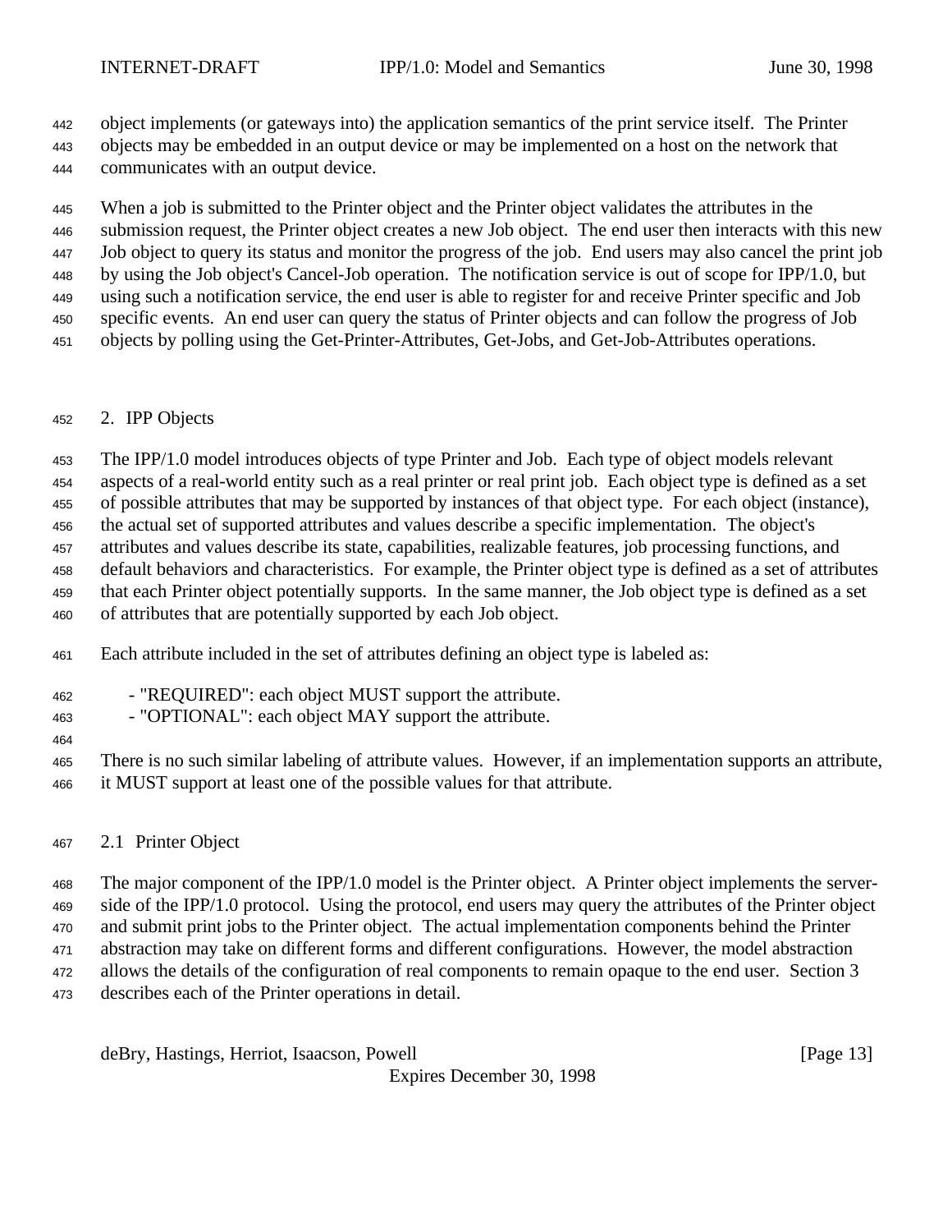object implements (or gateways into) the application semantics of the print service itself. The Printer objects may be embedded in an output device or may be implemented on a host on the network that communicates with an output device.

When a job is submitted to the Printer object and the Printer object validates the attributes in the submission request, the Printer object creates a new Job object. The end user then interacts with this new Job object to query its status and monitor the progress of the job. End users may also cancel the print job by using the Job object's Cancel-Job operation. The notification service is out of scope for IPP/1.0, but using such a notification service, the end user is able to register for and receive Printer specific and Job specific events. An end user can query the status of Printer objects and can follow the progress of Job objects by polling using the Get-Printer-Attributes, Get-Jobs, and Get-Job-Attributes operations.

## 2. IPP Objects

The IPP/1.0 model introduces objects of type Printer and Job. Each type of object models relevant aspects of a real-world entity such as a real printer or real print job. Each object type is defined as a set of possible attributes that may be supported by instances of that object type. For each object (instance), the actual set of supported attributes and values describe a specific implementation. The object's attributes and values describe its state, capabilities, realizable features, job processing functions, and default behaviors and characteristics. For example, the Printer object type is defined as a set of attributes that each Printer object potentially supports. In the same manner, the Job object type is defined as a set of attributes that are potentially supported by each Job object.

Each attribute included in the set of attributes defining an object type is labeled as:

- "REQUIRED": each object MUST support the attribute.
- "OPTIONAL": each object MAY support the attribute.

There is no such similar labeling of attribute values. However, if an implementation supports an attribute, it MUST support at least one of the possible values for that attribute.

### 2.1 Printer Object

The major component of the IPP/1.0 model is the Printer object. A Printer object implements the server-side of the IPP/1.0 protocol. Using the protocol, end users may query the attributes of the Printer object and submit print jobs to the Printer object. The actual implementation components behind the Printer abstraction may take on different forms and different configurations. However, the model abstraction allows the details of the configuration of real components to remain opaque to the end user. Section 3 describes each of the Printer operations in detail.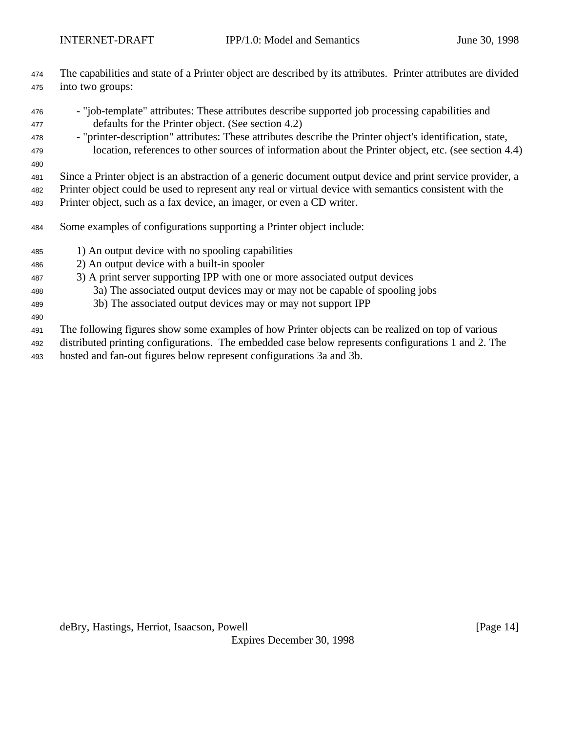The capabilities and state of a Printer object are described by its attributes. Printer attributes are divided into two groups:

- "job-template" attributes: These attributes describe supported job processing capabilities and defaults for the Printer object. (See section 4.2)
- "printer-description" attributes: These attributes describe the Printer object's identification, state, location, references to other sources of information about the Printer object, etc. (see section 4.4)

Since a Printer object is an abstraction of a generic document output device and print service provider, a Printer object could be used to represent any real or virtual device with semantics consistent with the Printer object, such as a fax device, an imager, or even a CD writer.

Some examples of configurations supporting a Printer object include:

1) An output device with no spooling capabilities
2) An output device with a built-in spooler
3) A print server supporting IPP with one or more associated output devices
   3a) The associated output devices may or may not be capable of spooling jobs
   3b) The associated output devices may or may not support IPP

The following figures show some examples of how Printer objects can be realized on top of various distributed printing configurations. The embedded case below represents configurations 1 and 2. The hosted and fan-out figures below represent configurations 3a and 3b.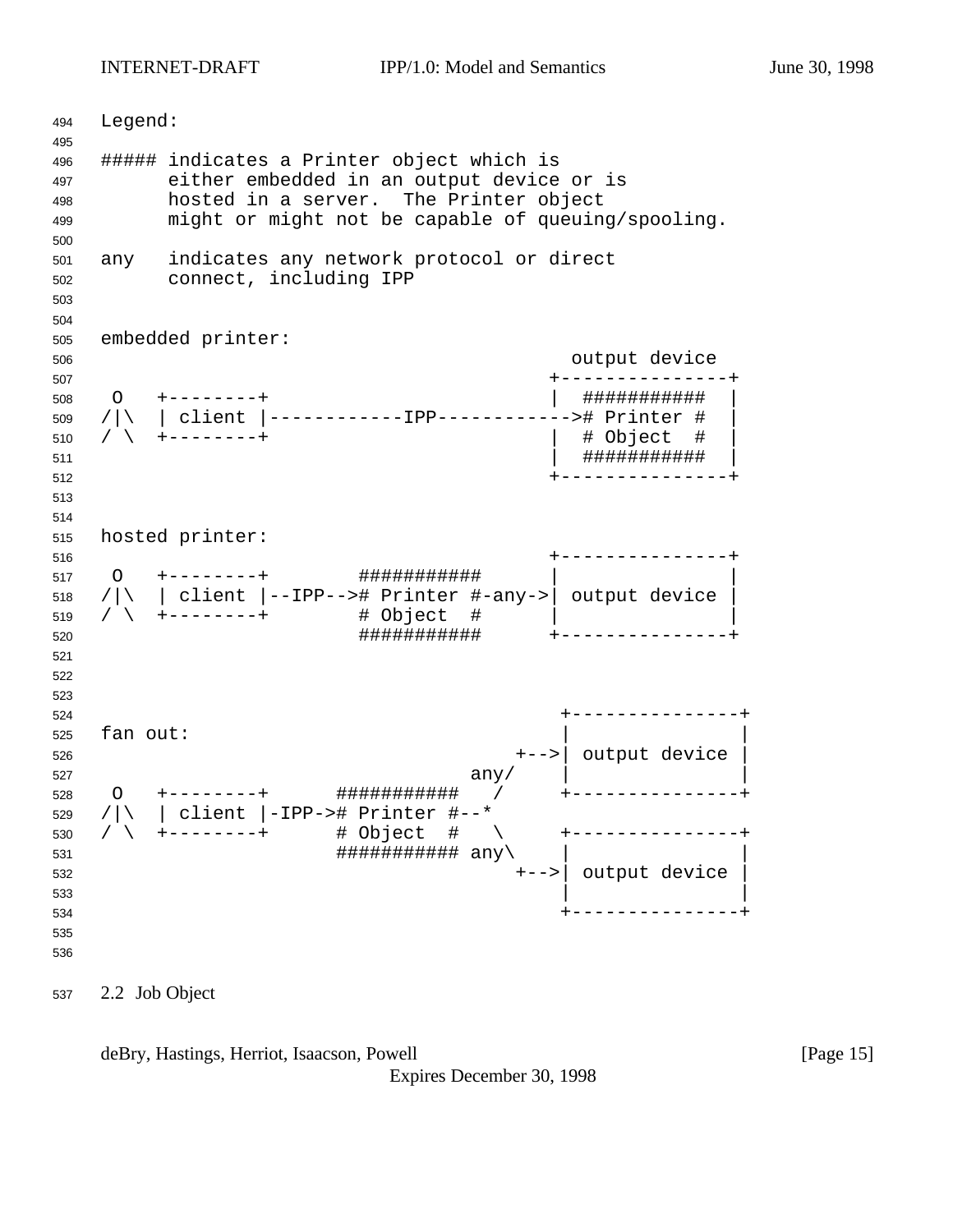```
Legend:

##### indicates a Printer object which is
      either embedded in an output device or is
      hosted in a server.  The Printer object
      might or might not be capable of queuing/spooling.

any   indicates any network protocol or direct
      connect, including IPP


embedded printer:
                                          output device
                                        +---------------+
 O   +--------+                         |  ###########  |
/|\  | client |------------IPP------------># Printer #  |
/ \  +--------+                         |  # Object  #  |
                                        |  ###########  |
                                        +---------------+


hosted printer:
                                        +---------------+
 O   +--------+        ###########      |               |
/|\  | client |--IPP--># Printer #-any->| output device |
/ \  +--------+        # Object  #      |               |
                       ###########      +---------------+



                                         +---------------+
fan out:                                 |               |
                                     +-->| output device |
                                 any/    |               |
 O   +--------+      ###########   /     +---------------+
/|\  | client |-IPP-># Printer #--*
/ \  +--------+      # Object  #   \     +---------------+
                     ########### any\    |               |
                                     +-->| output device |
                                         |               |
                                         +---------------+
```

## 2.2 Job Object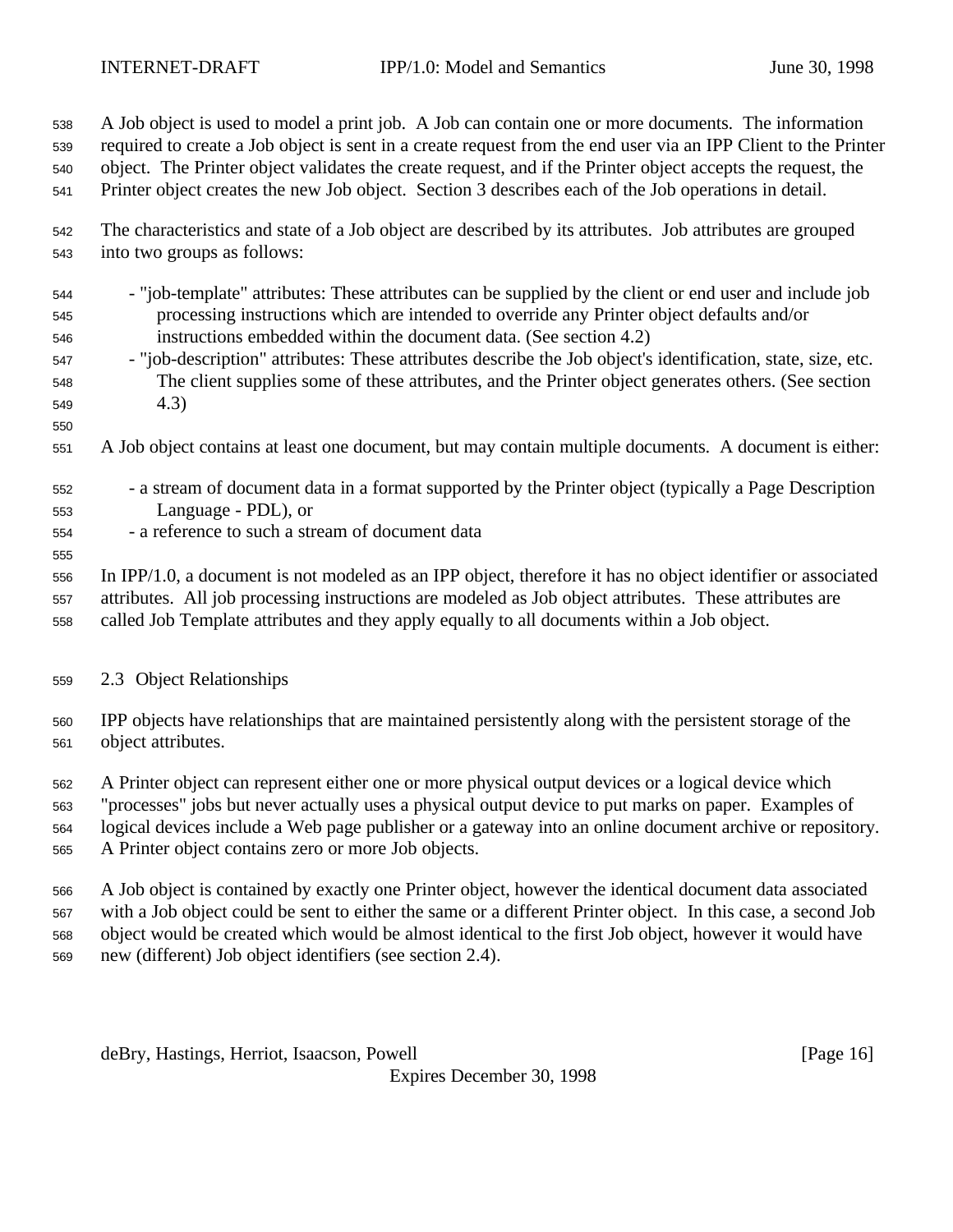A Job object is used to model a print job. A Job can contain one or more documents. The information required to create a Job object is sent in a create request from the end user via an IPP Client to the Printer object. The Printer object validates the create request, and if the Printer object accepts the request, the Printer object creates the new Job object. Section 3 describes each of the Job operations in detail.

The characteristics and state of a Job object are described by its attributes. Job attributes are grouped into two groups as follows:

- "job-template" attributes: These attributes can be supplied by the client or end user and include job processing instructions which are intended to override any Printer object defaults and/or instructions embedded within the document data. (See section 4.2)
- "job-description" attributes: These attributes describe the Job object's identification, state, size, etc. The client supplies some of these attributes, and the Printer object generates others. (See section 4.3)

A Job object contains at least one document, but may contain multiple documents. A document is either:

- a stream of document data in a format supported by the Printer object (typically a Page Description Language - PDL), or
- a reference to such a stream of document data

In IPP/1.0, a document is not modeled as an IPP object, therefore it has no object identifier or associated attributes. All job processing instructions are modeled as Job object attributes. These attributes are called Job Template attributes and they apply equally to all documents within a Job object.

## 2.3 Object Relationships

IPP objects have relationships that are maintained persistently along with the persistent storage of the object attributes.

A Printer object can represent either one or more physical output devices or a logical device which "processes" jobs but never actually uses a physical output device to put marks on paper. Examples of logical devices include a Web page publisher or a gateway into an online document archive or repository. A Printer object contains zero or more Job objects.

A Job object is contained by exactly one Printer object, however the identical document data associated with a Job object could be sent to either the same or a different Printer object. In this case, a second Job object would be created which would be almost identical to the first Job object, however it would have new (different) Job object identifiers (see section 2.4).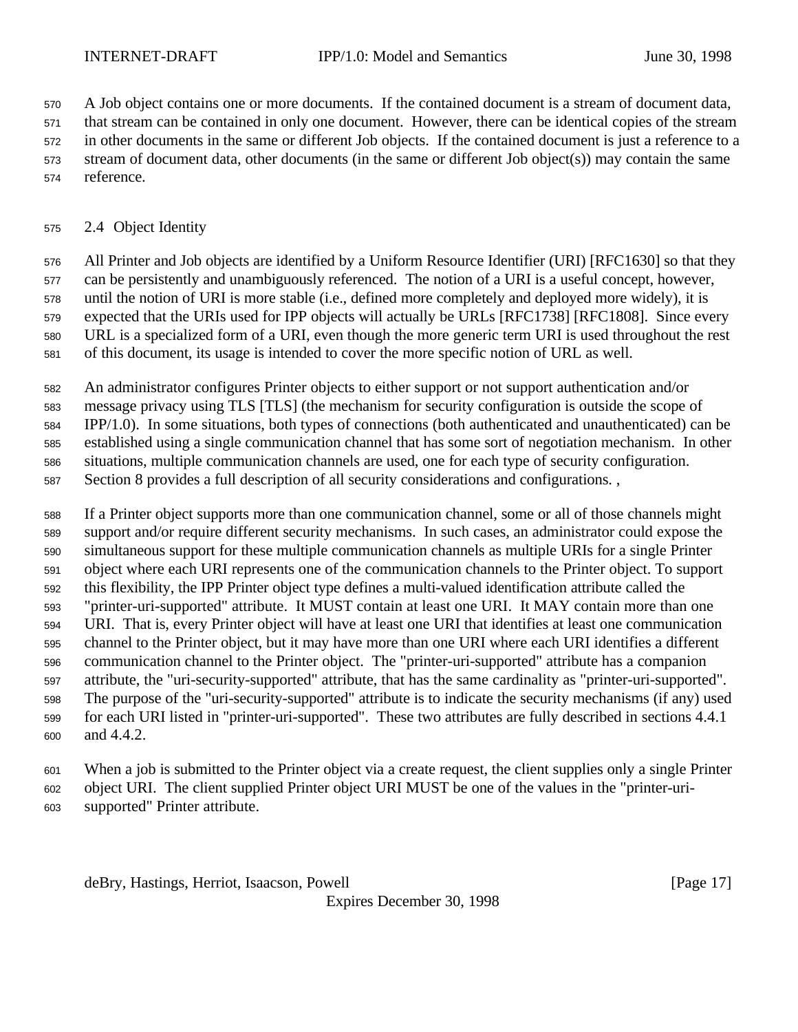A Job object contains one or more documents. If the contained document is a stream of document data, that stream can be contained in only one document. However, there can be identical copies of the stream in other documents in the same or different Job objects. If the contained document is just a reference to a stream of document data, other documents (in the same or different Job object(s)) may contain the same reference.

## 2.4 Object Identity

All Printer and Job objects are identified by a Uniform Resource Identifier (URI) [RFC1630] so that they can be persistently and unambiguously referenced. The notion of a URI is a useful concept, however, until the notion of URI is more stable (i.e., defined more completely and deployed more widely), it is expected that the URIs used for IPP objects will actually be URLs [RFC1738] [RFC1808]. Since every URL is a specialized form of a URI, even though the more generic term URI is used throughout the rest of this document, its usage is intended to cover the more specific notion of URL as well.

An administrator configures Printer objects to either support or not support authentication and/or message privacy using TLS [TLS] (the mechanism for security configuration is outside the scope of IPP/1.0). In some situations, both types of connections (both authenticated and unauthenticated) can be established using a single communication channel that has some sort of negotiation mechanism. In other situations, multiple communication channels are used, one for each type of security configuration. Section 8 provides a full description of all security considerations and configurations. ,

If a Printer object supports more than one communication channel, some or all of those channels might support and/or require different security mechanisms. In such cases, an administrator could expose the simultaneous support for these multiple communication channels as multiple URIs for a single Printer object where each URI represents one of the communication channels to the Printer object. To support this flexibility, the IPP Printer object type defines a multi-valued identification attribute called the "printer-uri-supported" attribute. It MUST contain at least one URI. It MAY contain more than one URI. That is, every Printer object will have at least one URI that identifies at least one communication channel to the Printer object, but it may have more than one URI where each URI identifies a different communication channel to the Printer object. The "printer-uri-supported" attribute has a companion attribute, the "uri-security-supported" attribute, that has the same cardinality as "printer-uri-supported". The purpose of the "uri-security-supported" attribute is to indicate the security mechanisms (if any) used for each URI listed in "printer-uri-supported". These two attributes are fully described in sections 4.4.1 and 4.4.2.

When a job is submitted to the Printer object via a create request, the client supplies only a single Printer object URI. The client supplied Printer object URI MUST be one of the values in the "printer-uri-supported" Printer attribute.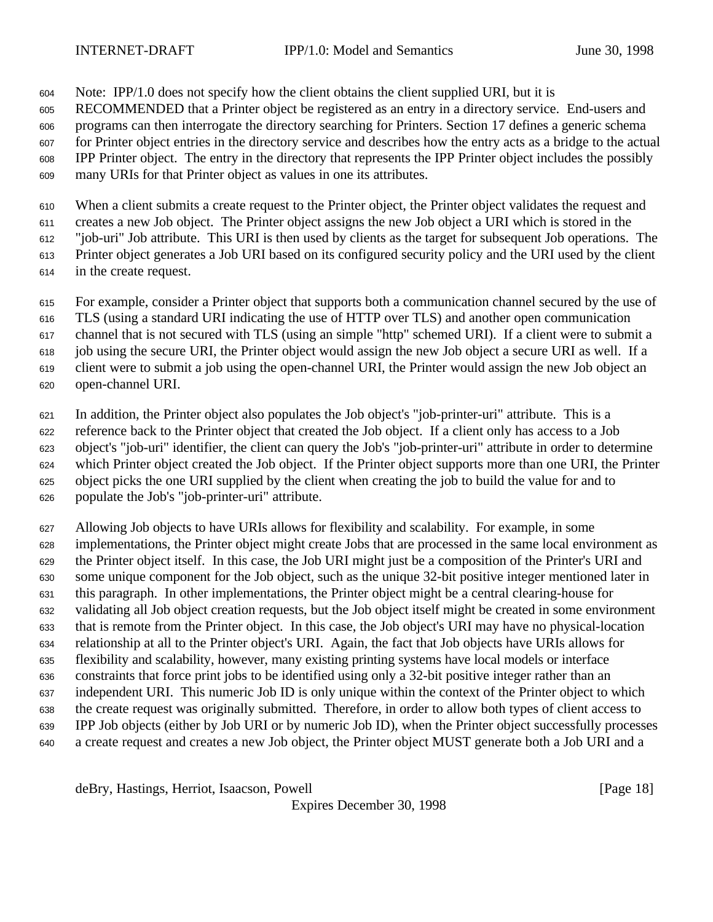Note: IPP/1.0 does not specify how the client obtains the client supplied URI, but it is RECOMMENDED that a Printer object be registered as an entry in a directory service. End-users and programs can then interrogate the directory searching for Printers. Section 17 defines a generic schema for Printer object entries in the directory service and describes how the entry acts as a bridge to the actual IPP Printer object. The entry in the directory that represents the IPP Printer object includes the possibly many URIs for that Printer object as values in one its attributes.

When a client submits a create request to the Printer object, the Printer object validates the request and creates a new Job object. The Printer object assigns the new Job object a URI which is stored in the "job-uri" Job attribute. This URI is then used by clients as the target for subsequent Job operations. The Printer object generates a Job URI based on its configured security policy and the URI used by the client in the create request.

For example, consider a Printer object that supports both a communication channel secured by the use of TLS (using a standard URI indicating the use of HTTP over TLS) and another open communication channel that is not secured with TLS (using an simple "http" schemed URI). If a client were to submit a job using the secure URI, the Printer object would assign the new Job object a secure URI as well. If a client were to submit a job using the open-channel URI, the Printer would assign the new Job object an open-channel URI.

In addition, the Printer object also populates the Job object's "job-printer-uri" attribute. This is a reference back to the Printer object that created the Job object. If a client only has access to a Job object's "job-uri" identifier, the client can query the Job's "job-printer-uri" attribute in order to determine which Printer object created the Job object. If the Printer object supports more than one URI, the Printer object picks the one URI supplied by the client when creating the job to build the value for and to populate the Job's "job-printer-uri" attribute.

Allowing Job objects to have URIs allows for flexibility and scalability. For example, in some implementations, the Printer object might create Jobs that are processed in the same local environment as the Printer object itself. In this case, the Job URI might just be a composition of the Printer's URI and some unique component for the Job object, such as the unique 32-bit positive integer mentioned later in this paragraph. In other implementations, the Printer object might be a central clearing-house for validating all Job object creation requests, but the Job object itself might be created in some environment that is remote from the Printer object. In this case, the Job object's URI may have no physical-location relationship at all to the Printer object's URI. Again, the fact that Job objects have URIs allows for flexibility and scalability, however, many existing printing systems have local models or interface constraints that force print jobs to be identified using only a 32-bit positive integer rather than an independent URI. This numeric Job ID is only unique within the context of the Printer object to which the create request was originally submitted. Therefore, in order to allow both types of client access to IPP Job objects (either by Job URI or by numeric Job ID), when the Printer object successfully processes a create request and creates a new Job object, the Printer object MUST generate both a Job URI and a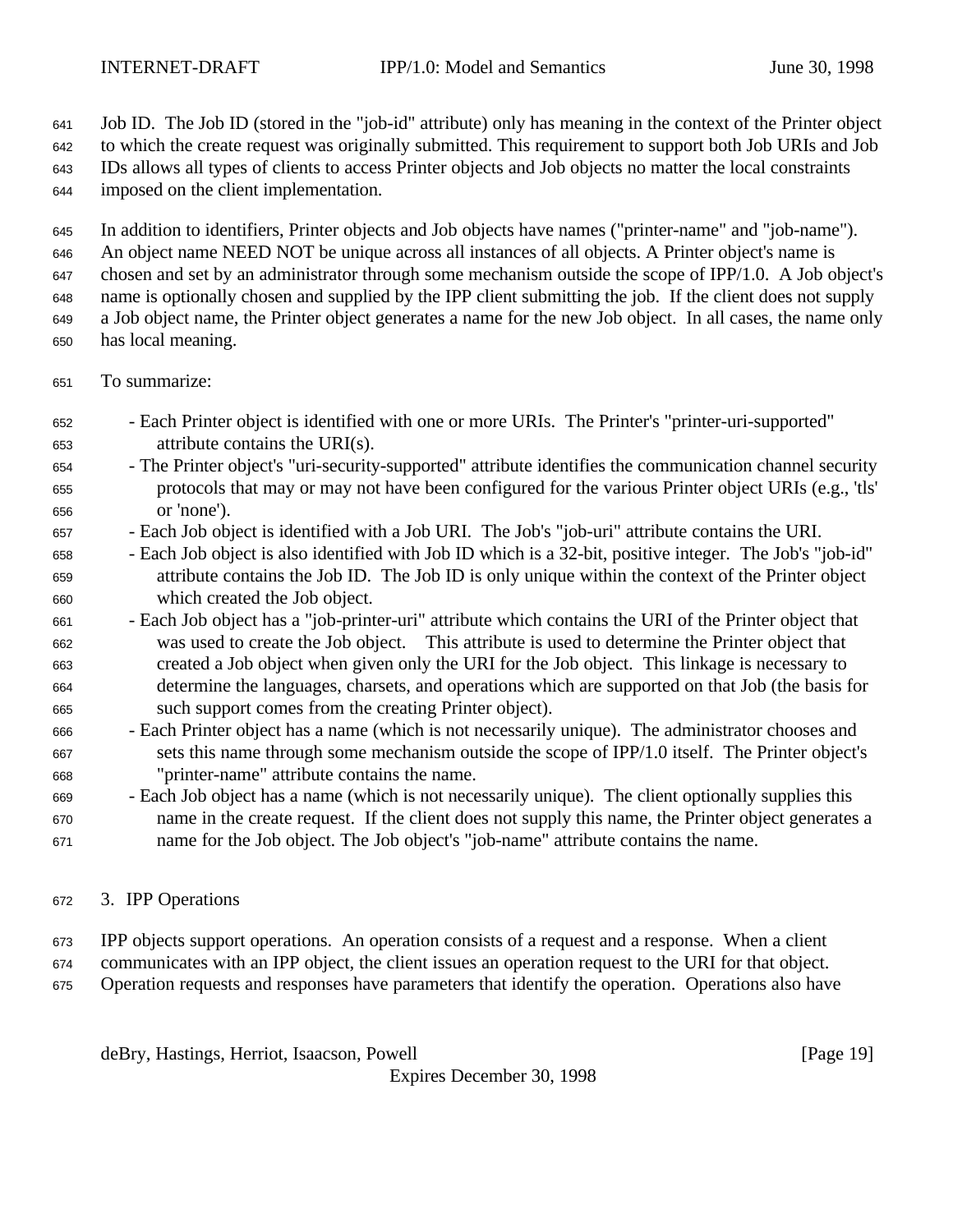Job ID. The Job ID (stored in the "job-id" attribute) only has meaning in the context of the Printer object to which the create request was originally submitted. This requirement to support both Job URIs and Job IDs allows all types of clients to access Printer objects and Job objects no matter the local constraints imposed on the client implementation.

In addition to identifiers, Printer objects and Job objects have names ("printer-name" and "job-name"). An object name NEED NOT be unique across all instances of all objects. A Printer object's name is chosen and set by an administrator through some mechanism outside the scope of IPP/1.0. A Job object's name is optionally chosen and supplied by the IPP client submitting the job. If the client does not supply a Job object name, the Printer object generates a name for the new Job object. In all cases, the name only has local meaning.

To summarize:

- Each Printer object is identified with one or more URIs. The Printer's "printer-uri-supported" attribute contains the URI(s).
- The Printer object's "uri-security-supported" attribute identifies the communication channel security protocols that may or may not have been configured for the various Printer object URIs (e.g., 'tls' or 'none').
- Each Job object is identified with a Job URI. The Job's "job-uri" attribute contains the URI.
- Each Job object is also identified with Job ID which is a 32-bit, positive integer. The Job's "job-id" attribute contains the Job ID. The Job ID is only unique within the context of the Printer object which created the Job object.
- Each Job object has a "job-printer-uri" attribute which contains the URI of the Printer object that was used to create the Job object. This attribute is used to determine the Printer object that created a Job object when given only the URI for the Job object. This linkage is necessary to determine the languages, charsets, and operations which are supported on that Job (the basis for such support comes from the creating Printer object).
- Each Printer object has a name (which is not necessarily unique). The administrator chooses and sets this name through some mechanism outside the scope of IPP/1.0 itself. The Printer object's "printer-name" attribute contains the name.
- Each Job object has a name (which is not necessarily unique). The client optionally supplies this name in the create request. If the client does not supply this name, the Printer object generates a name for the Job object. The Job object's "job-name" attribute contains the name.

# 3. IPP Operations

IPP objects support operations. An operation consists of a request and a response. When a client communicates with an IPP object, the client issues an operation request to the URI for that object. Operation requests and responses have parameters that identify the operation. Operations also have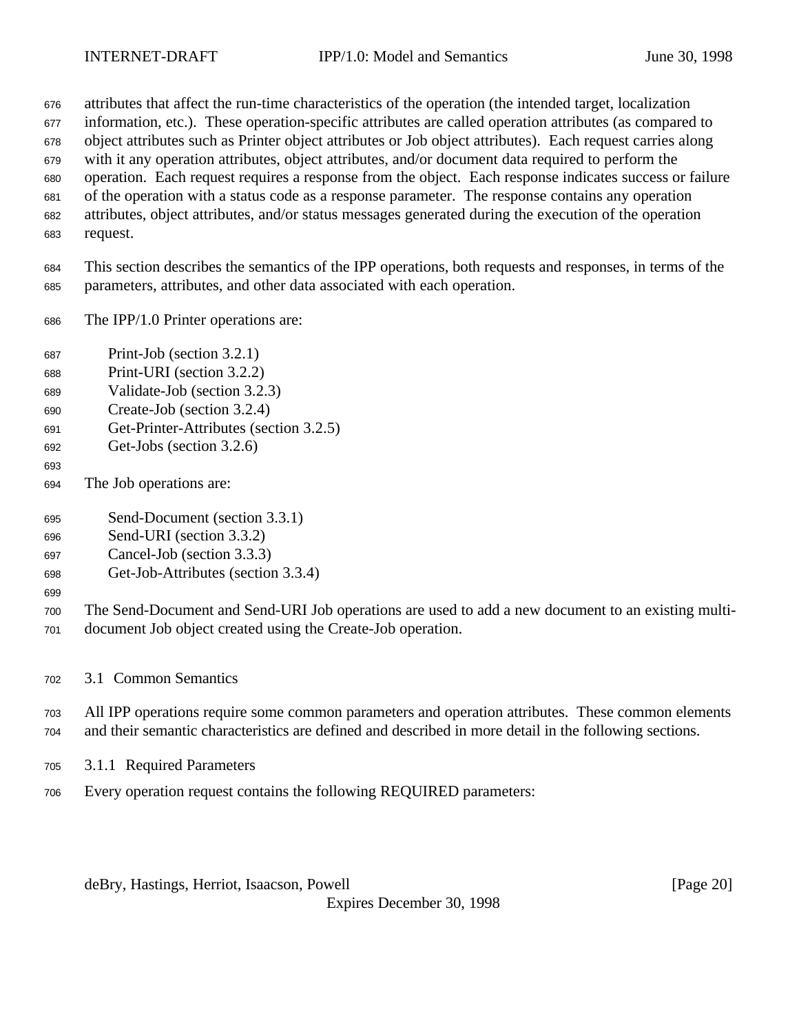attributes that affect the run-time characteristics of the operation (the intended target, localization information, etc.). These operation-specific attributes are called operation attributes (as compared to object attributes such as Printer object attributes or Job object attributes). Each request carries along with it any operation attributes, object attributes, and/or document data required to perform the operation. Each request requires a response from the object. Each response indicates success or failure of the operation with a status code as a response parameter. The response contains any operation attributes, object attributes, and/or status messages generated during the execution of the operation request.

This section describes the semantics of the IPP operations, both requests and responses, in terms of the parameters, attributes, and other data associated with each operation.

The IPP/1.0 Printer operations are:

- Print-Job (section 3.2.1)
- Print-URI (section 3.2.2)
- Validate-Job (section 3.2.3)
- Create-Job (section 3.2.4)
- Get-Printer-Attributes (section 3.2.5)
- Get-Jobs (section 3.2.6)

The Job operations are:

- Send-Document (section 3.3.1)
- Send-URI (section 3.3.2)
- Cancel-Job (section 3.3.3)
- Get-Job-Attributes (section 3.3.4)

The Send-Document and Send-URI Job operations are used to add a new document to an existing multi-document Job object created using the Create-Job operation.

## 3.1 Common Semantics

All IPP operations require some common parameters and operation attributes. These common elements and their semantic characteristics are defined and described in more detail in the following sections.

### 3.1.1 Required Parameters

Every operation request contains the following REQUIRED parameters: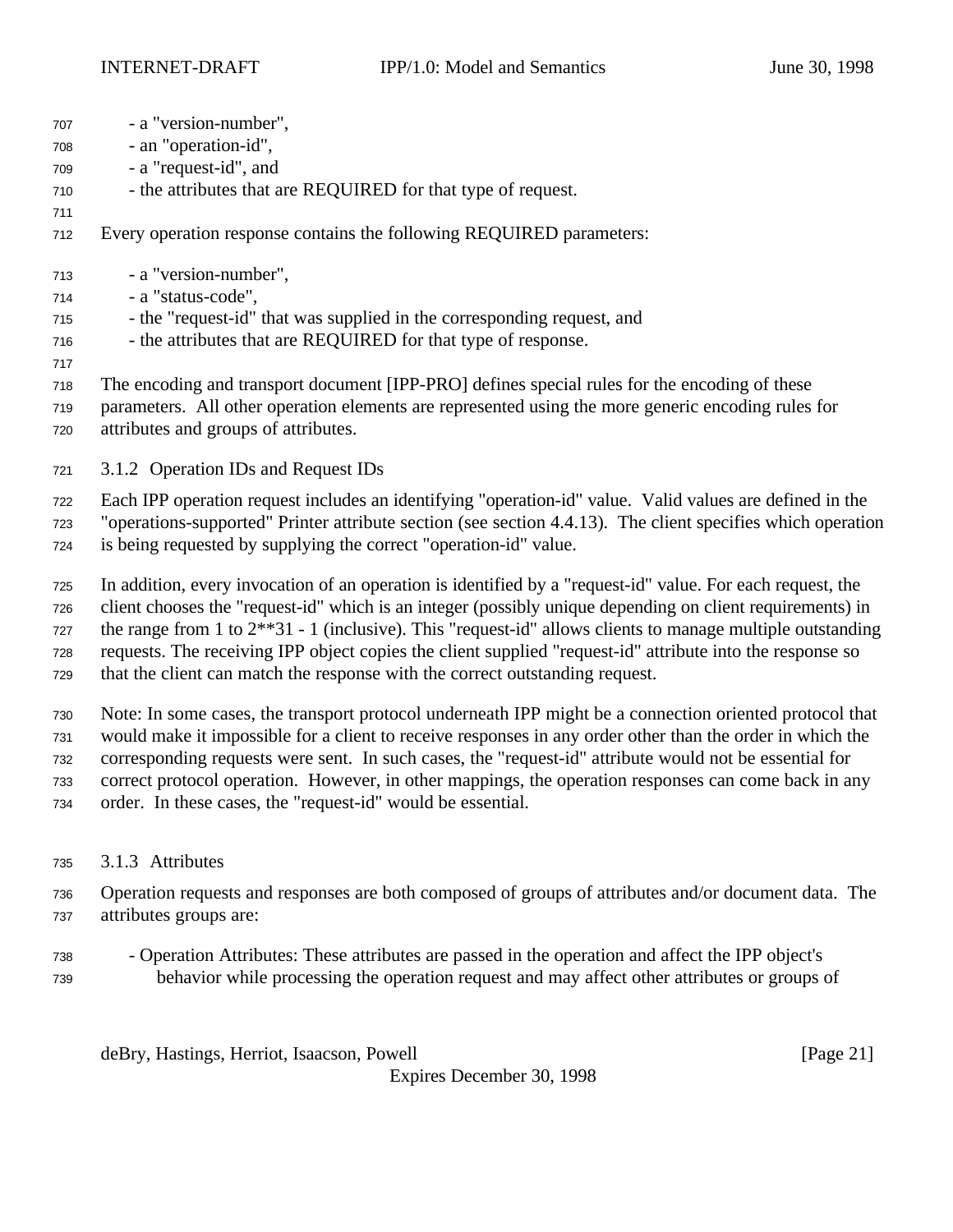- a "version-number",
- an "operation-id",
- a "request-id", and
- the attributes that are REQUIRED for that type of request.

Every operation response contains the following REQUIRED parameters:

- a "version-number",
- a "status-code",
- the "request-id" that was supplied in the corresponding request, and
- the attributes that are REQUIRED for that type of response.

The encoding and transport document [IPP-PRO] defines special rules for the encoding of these parameters. All other operation elements are represented using the more generic encoding rules for attributes and groups of attributes.

### 3.1.2 Operation IDs and Request IDs

Each IPP operation request includes an identifying "operation-id" value. Valid values are defined in the "operations-supported" Printer attribute section (see section 4.4.13). The client specifies which operation is being requested by supplying the correct "operation-id" value.

In addition, every invocation of an operation is identified by a "request-id" value. For each request, the client chooses the "request-id" which is an integer (possibly unique depending on client requirements) in the range from 1 to 2**31 - 1 (inclusive). This "request-id" allows clients to manage multiple outstanding requests. The receiving IPP object copies the client supplied "request-id" attribute into the response so that the client can match the response with the correct outstanding request.

Note: In some cases, the transport protocol underneath IPP might be a connection oriented protocol that would make it impossible for a client to receive responses in any order other than the order in which the corresponding requests were sent. In such cases, the "request-id" attribute would not be essential for correct protocol operation. However, in other mappings, the operation responses can come back in any order. In these cases, the "request-id" would be essential.

### 3.1.3 Attributes

Operation requests and responses are both composed of groups of attributes and/or document data. The attributes groups are:

- Operation Attributes: These attributes are passed in the operation and affect the IPP object's behavior while processing the operation request and may affect other attributes or groups of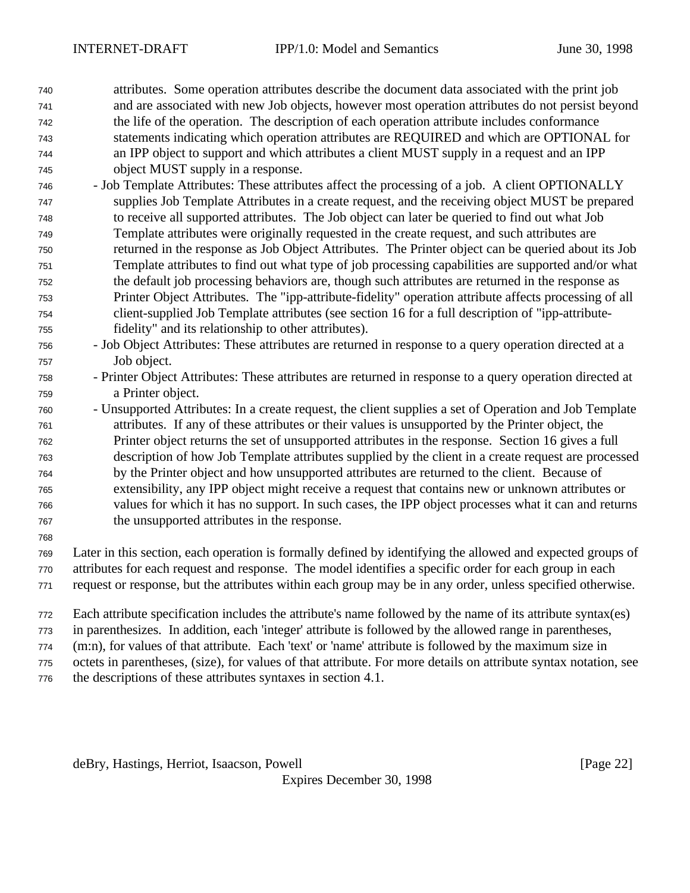attributes. Some operation attributes describe the document data associated with the print job and are associated with new Job objects, however most operation attributes do not persist beyond the life of the operation. The description of each operation attribute includes conformance statements indicating which operation attributes are REQUIRED and which are OPTIONAL for an IPP object to support and which attributes a client MUST supply in a request and an IPP object MUST supply in a response.

- Job Template Attributes: These attributes affect the processing of a job. A client OPTIONALLY supplies Job Template Attributes in a create request, and the receiving object MUST be prepared to receive all supported attributes. The Job object can later be queried to find out what Job Template attributes were originally requested in the create request, and such attributes are returned in the response as Job Object Attributes. The Printer object can be queried about its Job Template attributes to find out what type of job processing capabilities are supported and/or what the default job processing behaviors are, though such attributes are returned in the response as Printer Object Attributes. The "ipp-attribute-fidelity" operation attribute affects processing of all client-supplied Job Template attributes (see section 16 for a full description of "ipp-attribute-fidelity" and its relationship to other attributes).
- Job Object Attributes: These attributes are returned in response to a query operation directed at a Job object.
- Printer Object Attributes: These attributes are returned in response to a query operation directed at a Printer object.
- Unsupported Attributes: In a create request, the client supplies a set of Operation and Job Template attributes. If any of these attributes or their values is unsupported by the Printer object, the Printer object returns the set of unsupported attributes in the response. Section 16 gives a full description of how Job Template attributes supplied by the client in a create request are processed by the Printer object and how unsupported attributes are returned to the client. Because of extensibility, any IPP object might receive a request that contains new or unknown attributes or values for which it has no support. In such cases, the IPP object processes what it can and returns the unsupported attributes in the response.

Later in this section, each operation is formally defined by identifying the allowed and expected groups of attributes for each request and response. The model identifies a specific order for each group in each request or response, but the attributes within each group may be in any order, unless specified otherwise.

Each attribute specification includes the attribute's name followed by the name of its attribute syntax(es) in parenthesizes. In addition, each 'integer' attribute is followed by the allowed range in parentheses, (m:n), for values of that attribute. Each 'text' or 'name' attribute is followed by the maximum size in octets in parentheses, (size), for values of that attribute. For more details on attribute syntax notation, see the descriptions of these attributes syntaxes in section 4.1.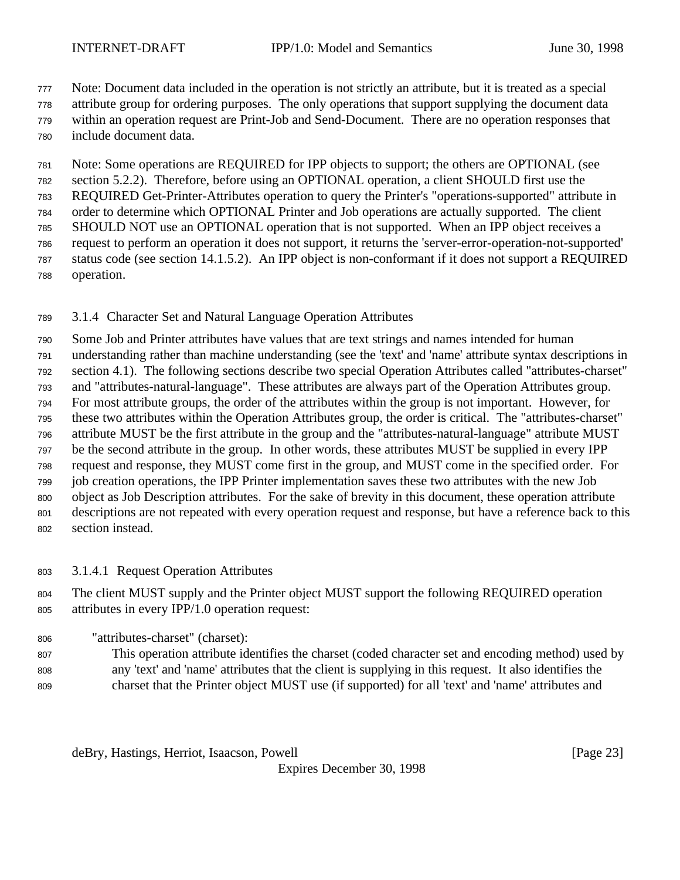Note: Document data included in the operation is not strictly an attribute, but it is treated as a special attribute group for ordering purposes. The only operations that support supplying the document data within an operation request are Print-Job and Send-Document. There are no operation responses that include document data.

Note: Some operations are REQUIRED for IPP objects to support; the others are OPTIONAL (see section 5.2.2). Therefore, before using an OPTIONAL operation, a client SHOULD first use the REQUIRED Get-Printer-Attributes operation to query the Printer's "operations-supported" attribute in order to determine which OPTIONAL Printer and Job operations are actually supported. The client SHOULD NOT use an OPTIONAL operation that is not supported. When an IPP object receives a request to perform an operation it does not support, it returns the 'server-error-operation-not-supported' status code (see section 14.1.5.2). An IPP object is non-conformant if it does not support a REQUIRED operation.

### 3.1.4 Character Set and Natural Language Operation Attributes

Some Job and Printer attributes have values that are text strings and names intended for human understanding rather than machine understanding (see the 'text' and 'name' attribute syntax descriptions in section 4.1). The following sections describe two special Operation Attributes called "attributes-charset" and "attributes-natural-language". These attributes are always part of the Operation Attributes group. For most attribute groups, the order of the attributes within the group is not important. However, for these two attributes within the Operation Attributes group, the order is critical. The "attributes-charset" attribute MUST be the first attribute in the group and the "attributes-natural-language" attribute MUST be the second attribute in the group. In other words, these attributes MUST be supplied in every IPP request and response, they MUST come first in the group, and MUST come in the specified order. For job creation operations, the IPP Printer implementation saves these two attributes with the new Job object as Job Description attributes. For the sake of brevity in this document, these operation attribute descriptions are not repeated with every operation request and response, but have a reference back to this section instead.

#### 3.1.4.1 Request Operation Attributes

The client MUST supply and the Printer object MUST support the following REQUIRED operation attributes in every IPP/1.0 operation request:

"attributes-charset" (charset):
This operation attribute identifies the charset (coded character set and encoding method) used by any 'text' and 'name' attributes that the client is supplying in this request. It also identifies the charset that the Printer object MUST use (if supported) for all 'text' and 'name' attributes and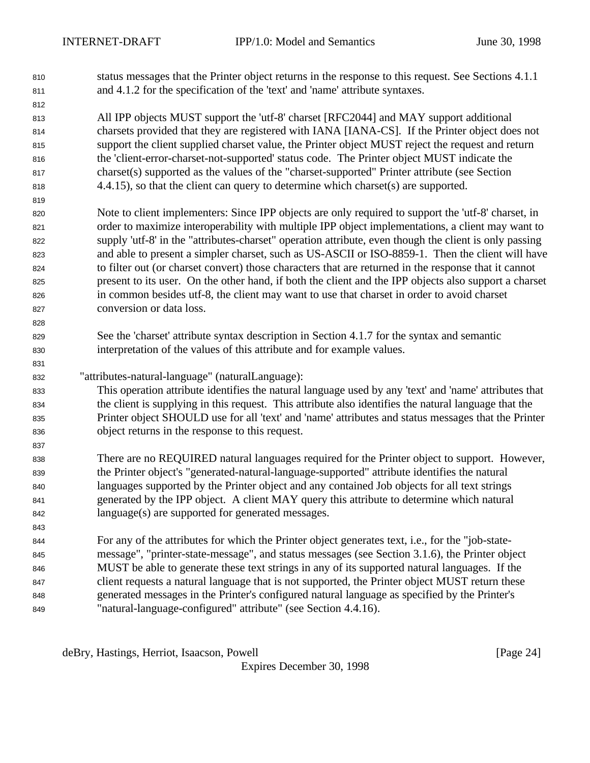status messages that the Printer object returns in the response to this request. See Sections 4.1.1 and 4.1.2 for the specification of the 'text' and 'name' attribute syntaxes.

All IPP objects MUST support the 'utf-8' charset [RFC2044] and MAY support additional charsets provided that they are registered with IANA [IANA-CS]. If the Printer object does not support the client supplied charset value, the Printer object MUST reject the request and return the 'client-error-charset-not-supported' status code. The Printer object MUST indicate the charset(s) supported as the values of the "charset-supported" Printer attribute (see Section 4.4.15), so that the client can query to determine which charset(s) are supported.

Note to client implementers: Since IPP objects are only required to support the 'utf-8' charset, in order to maximize interoperability with multiple IPP object implementations, a client may want to supply 'utf-8' in the "attributes-charset" operation attribute, even though the client is only passing and able to present a simpler charset, such as US-ASCII or ISO-8859-1. Then the client will have to filter out (or charset convert) those characters that are returned in the response that it cannot present to its user. On the other hand, if both the client and the IPP objects also support a charset in common besides utf-8, the client may want to use that charset in order to avoid charset conversion or data loss.

See the 'charset' attribute syntax description in Section 4.1.7 for the syntax and semantic interpretation of the values of this attribute and for example values.

"attributes-natural-language" (naturalLanguage):

This operation attribute identifies the natural language used by any 'text' and 'name' attributes that the client is supplying in this request. This attribute also identifies the natural language that the Printer object SHOULD use for all 'text' and 'name' attributes and status messages that the Printer object returns in the response to this request.

There are no REQUIRED natural languages required for the Printer object to support. However, the Printer object's "generated-natural-language-supported" attribute identifies the natural languages supported by the Printer object and any contained Job objects for all text strings generated by the IPP object. A client MAY query this attribute to determine which natural language(s) are supported for generated messages.

For any of the attributes for which the Printer object generates text, i.e., for the "job-state-message", "printer-state-message", and status messages (see Section 3.1.6), the Printer object MUST be able to generate these text strings in any of its supported natural languages. If the client requests a natural language that is not supported, the Printer object MUST return these generated messages in the Printer's configured natural language as specified by the Printer's "natural-language-configured" attribute" (see Section 4.4.16).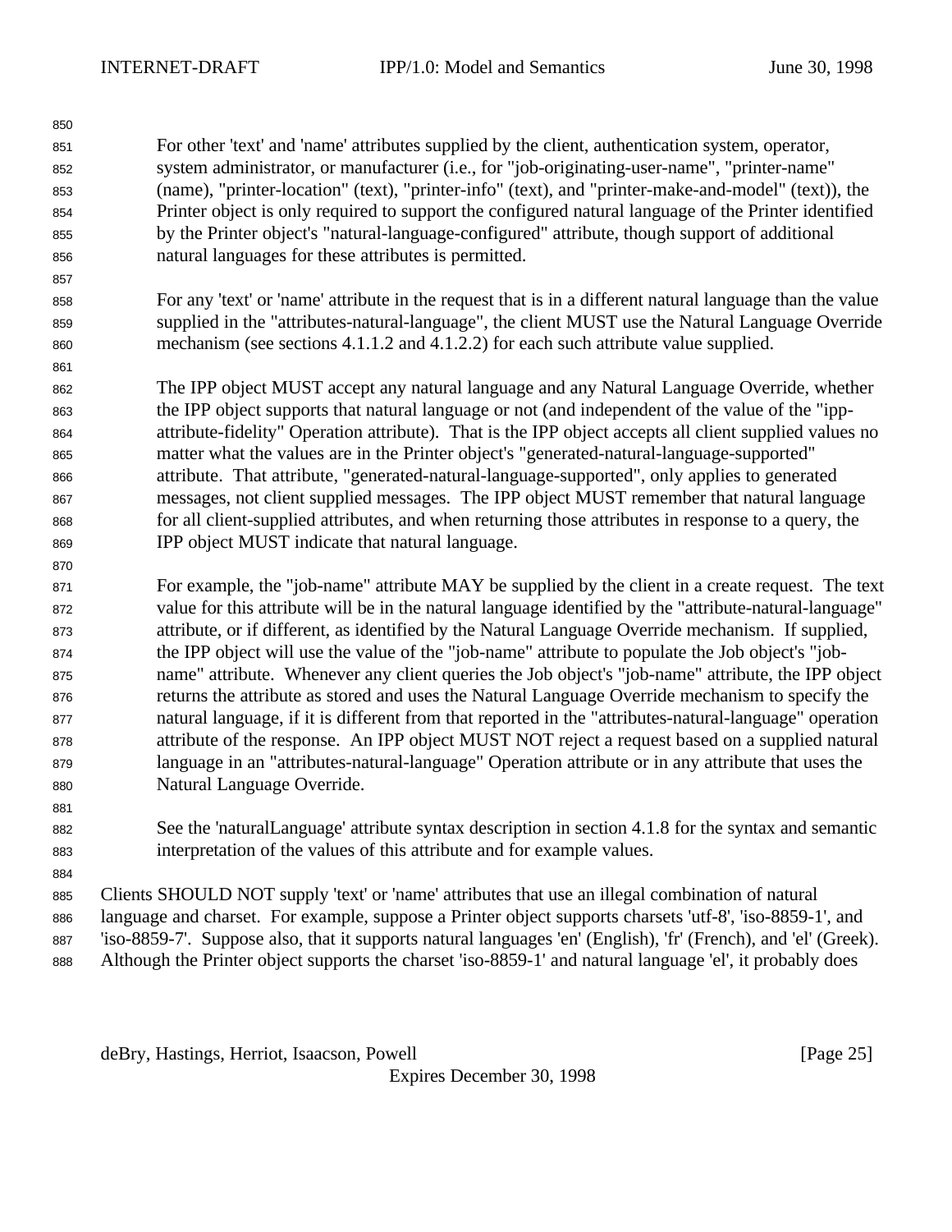For other 'text' and 'name' attributes supplied by the client, authentication system, operator, system administrator, or manufacturer (i.e., for "job-originating-user-name", "printer-name" (name), "printer-location" (text), "printer-info" (text), and "printer-make-and-model" (text)), the Printer object is only required to support the configured natural language of the Printer identified by the Printer object's "natural-language-configured" attribute, though support of additional natural languages for these attributes is permitted.

For any 'text' or 'name' attribute in the request that is in a different natural language than the value supplied in the "attributes-natural-language", the client MUST use the Natural Language Override mechanism (see sections 4.1.1.2 and 4.1.2.2) for each such attribute value supplied.

The IPP object MUST accept any natural language and any Natural Language Override, whether the IPP object supports that natural language or not (and independent of the value of the "ipp-attribute-fidelity" Operation attribute). That is the IPP object accepts all client supplied values no matter what the values are in the Printer object's "generated-natural-language-supported" attribute. That attribute, "generated-natural-language-supported", only applies to generated messages, not client supplied messages. The IPP object MUST remember that natural language for all client-supplied attributes, and when returning those attributes in response to a query, the IPP object MUST indicate that natural language.

For example, the "job-name" attribute MAY be supplied by the client in a create request. The text value for this attribute will be in the natural language identified by the "attribute-natural-language" attribute, or if different, as identified by the Natural Language Override mechanism. If supplied, the IPP object will use the value of the "job-name" attribute to populate the Job object's "job-name" attribute. Whenever any client queries the Job object's "job-name" attribute, the IPP object returns the attribute as stored and uses the Natural Language Override mechanism to specify the natural language, if it is different from that reported in the "attributes-natural-language" operation attribute of the response. An IPP object MUST NOT reject a request based on a supplied natural language in an "attributes-natural-language" Operation attribute or in any attribute that uses the Natural Language Override.

See the 'naturalLanguage' attribute syntax description in section 4.1.8 for the syntax and semantic interpretation of the values of this attribute and for example values.

Clients SHOULD NOT supply 'text' or 'name' attributes that use an illegal combination of natural language and charset. For example, suppose a Printer object supports charsets 'utf-8', 'iso-8859-1', and 'iso-8859-7'. Suppose also, that it supports natural languages 'en' (English), 'fr' (French), and 'el' (Greek). Although the Printer object supports the charset 'iso-8859-1' and natural language 'el', it probably does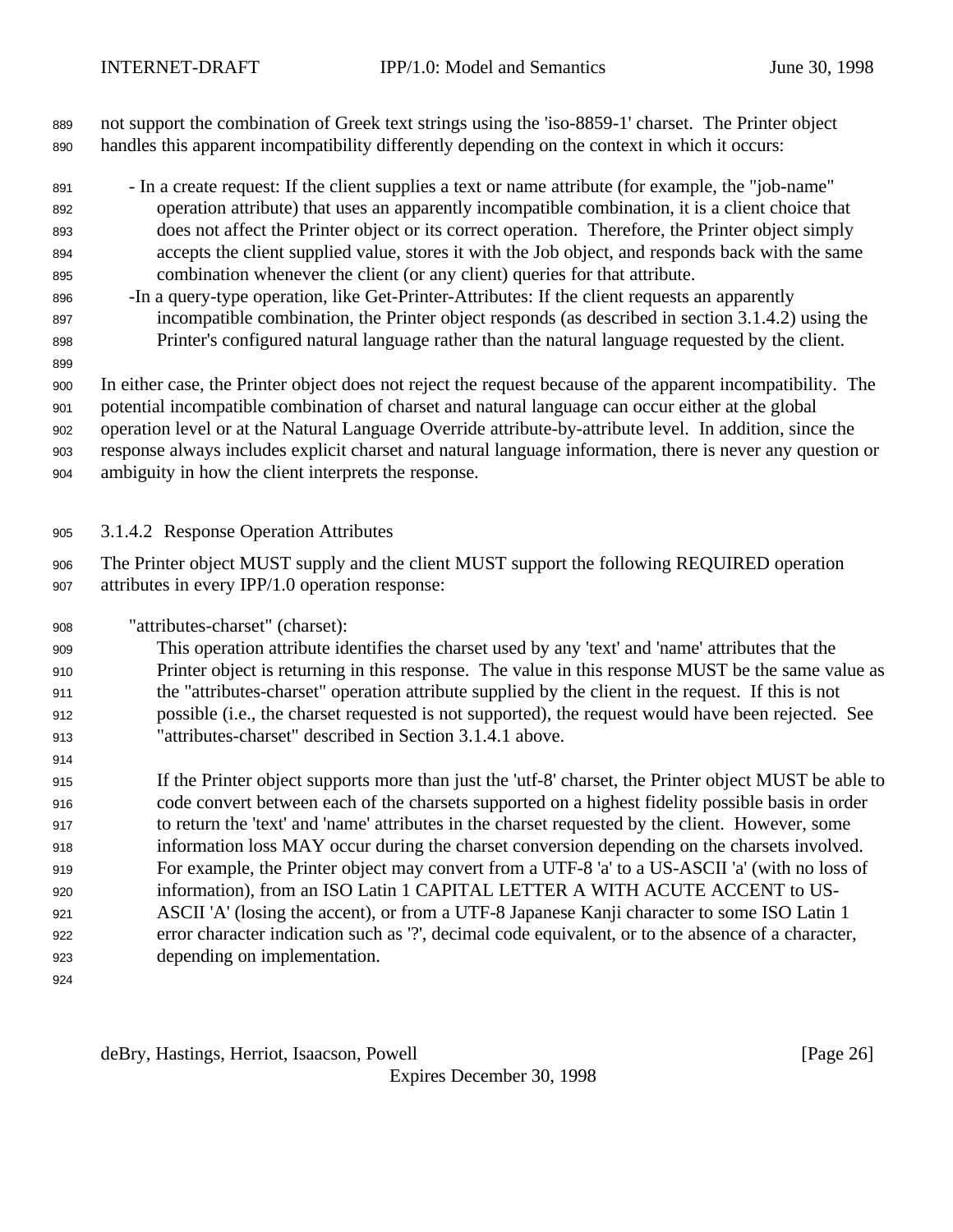not support the combination of Greek text strings using the 'iso-8859-1' charset. The Printer object handles this apparent incompatibility differently depending on the context in which it occurs:

- In a create request: If the client supplies a text or name attribute (for example, the "job-name" operation attribute) that uses an apparently incompatible combination, it is a client choice that does not affect the Printer object or its correct operation. Therefore, the Printer object simply accepts the client supplied value, stores it with the Job object, and responds back with the same combination whenever the client (or any client) queries for that attribute.
- In a query-type operation, like Get-Printer-Attributes: If the client requests an apparently incompatible combination, the Printer object responds (as described in section 3.1.4.2) using the Printer's configured natural language rather than the natural language requested by the client.

In either case, the Printer object does not reject the request because of the apparent incompatibility. The potential incompatible combination of charset and natural language can occur either at the global operation level or at the Natural Language Override attribute-by-attribute level. In addition, since the response always includes explicit charset and natural language information, there is never any question or ambiguity in how the client interprets the response.

#### 3.1.4.2 Response Operation Attributes

The Printer object MUST supply and the client MUST support the following REQUIRED operation attributes in every IPP/1.0 operation response:

"attributes-charset" (charset):

This operation attribute identifies the charset used by any 'text' and 'name' attributes that the Printer object is returning in this response. The value in this response MUST be the same value as the "attributes-charset" operation attribute supplied by the client in the request. If this is not possible (i.e., the charset requested is not supported), the request would have been rejected. See "attributes-charset" described in Section 3.1.4.1 above.

If the Printer object supports more than just the 'utf-8' charset, the Printer object MUST be able to code convert between each of the charsets supported on a highest fidelity possible basis in order to return the 'text' and 'name' attributes in the charset requested by the client. However, some information loss MAY occur during the charset conversion depending on the charsets involved. For example, the Printer object may convert from a UTF-8 'a' to a US-ASCII 'a' (with no loss of information), from an ISO Latin 1 CAPITAL LETTER A WITH ACUTE ACCENT to US-ASCII 'A' (losing the accent), or from a UTF-8 Japanese Kanji character to some ISO Latin 1 error character indication such as '?', decimal code equivalent, or to the absence of a character, depending on implementation.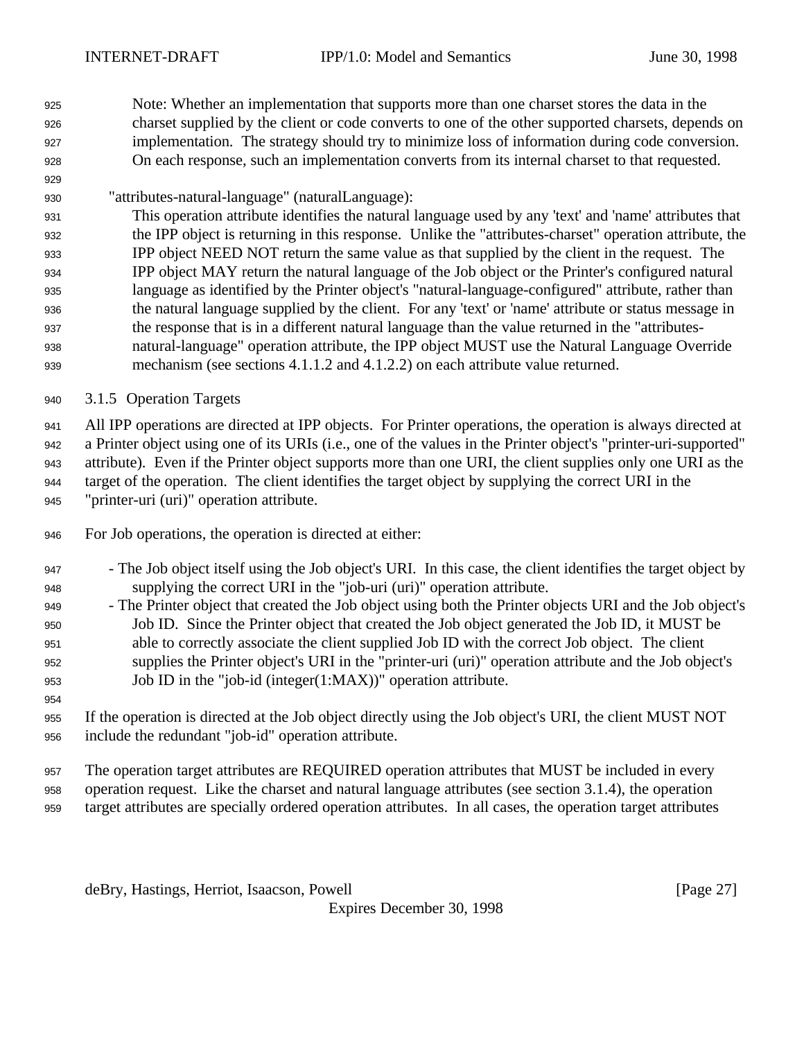Note: Whether an implementation that supports more than one charset stores the data in the charset supplied by the client or code converts to one of the other supported charsets, depends on implementation. The strategy should try to minimize loss of information during code conversion. On each response, such an implementation converts from its internal charset to that requested.

"attributes-natural-language" (naturalLanguage):
This operation attribute identifies the natural language used by any 'text' and 'name' attributes that the IPP object is returning in this response. Unlike the "attributes-charset" operation attribute, the IPP object NEED NOT return the same value as that supplied by the client in the request. The IPP object MAY return the natural language of the Job object or the Printer's configured natural language as identified by the Printer object's "natural-language-configured" attribute, rather than the natural language supplied by the client. For any 'text' or 'name' attribute or status message in the response that is in a different natural language than the value returned in the "attributes-natural-language" operation attribute, the IPP object MUST use the Natural Language Override mechanism (see sections 4.1.1.2 and 4.1.2.2) on each attribute value returned.

### 3.1.5 Operation Targets

All IPP operations are directed at IPP objects. For Printer operations, the operation is always directed at a Printer object using one of its URIs (i.e., one of the values in the Printer object's "printer-uri-supported" attribute). Even if the Printer object supports more than one URI, the client supplies only one URI as the target of the operation. The client identifies the target object by supplying the correct URI in the "printer-uri (uri)" operation attribute.

For Job operations, the operation is directed at either:

- The Job object itself using the Job object's URI. In this case, the client identifies the target object by supplying the correct URI in the "job-uri (uri)" operation attribute.
- The Printer object that created the Job object using both the Printer objects URI and the Job object's Job ID. Since the Printer object that created the Job object generated the Job ID, it MUST be able to correctly associate the client supplied Job ID with the correct Job object. The client supplies the Printer object's URI in the "printer-uri (uri)" operation attribute and the Job object's Job ID in the "job-id (integer(1:MAX))" operation attribute.

If the operation is directed at the Job object directly using the Job object's URI, the client MUST NOT include the redundant "job-id" operation attribute.

The operation target attributes are REQUIRED operation attributes that MUST be included in every operation request. Like the charset and natural language attributes (see section 3.1.4), the operation target attributes are specially ordered operation attributes. In all cases, the operation target attributes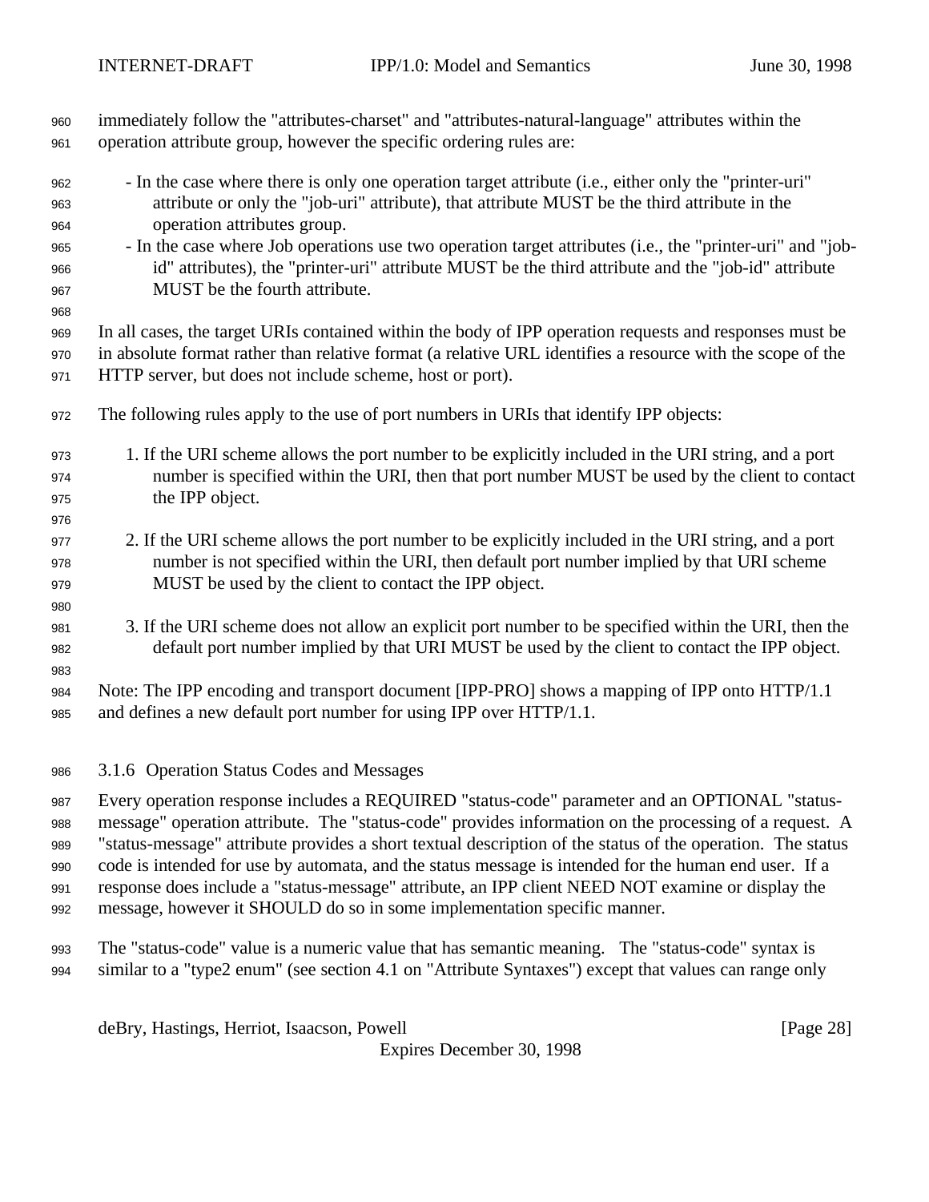immediately follow the "attributes-charset" and "attributes-natural-language" attributes within the operation attribute group, however the specific ordering rules are:

- In the case where there is only one operation target attribute (i.e., either only the "printer-uri" attribute or only the "job-uri" attribute), that attribute MUST be the third attribute in the operation attributes group.
- In the case where Job operations use two operation target attributes (i.e., the "printer-uri" and "job-id" attributes), the "printer-uri" attribute MUST be the third attribute and the "job-id" attribute MUST be the fourth attribute.

In all cases, the target URIs contained within the body of IPP operation requests and responses must be in absolute format rather than relative format (a relative URL identifies a resource with the scope of the HTTP server, but does not include scheme, host or port).

The following rules apply to the use of port numbers in URIs that identify IPP objects:

1. If the URI scheme allows the port number to be explicitly included in the URI string, and a port number is specified within the URI, then that port number MUST be used by the client to contact the IPP object.

2. If the URI scheme allows the port number to be explicitly included in the URI string, and a port number is not specified within the URI, then default port number implied by that URI scheme MUST be used by the client to contact the IPP object.

3. If the URI scheme does not allow an explicit port number to be specified within the URI, then the default port number implied by that URI MUST be used by the client to contact the IPP object.

Note: The IPP encoding and transport document [IPP-PRO] shows a mapping of IPP onto HTTP/1.1 and defines a new default port number for using IPP over HTTP/1.1.

### 3.1.6 Operation Status Codes and Messages

Every operation response includes a REQUIRED "status-code" parameter and an OPTIONAL "status-message" operation attribute. The "status-code" provides information on the processing of a request. A "status-message" attribute provides a short textual description of the status of the operation. The status code is intended for use by automata, and the status message is intended for the human end user. If a response does include a "status-message" attribute, an IPP client NEED NOT examine or display the message, however it SHOULD do so in some implementation specific manner.

The "status-code" value is a numeric value that has semantic meaning. The "status-code" syntax is similar to a "type2 enum" (see section 4.1 on "Attribute Syntaxes") except that values can range only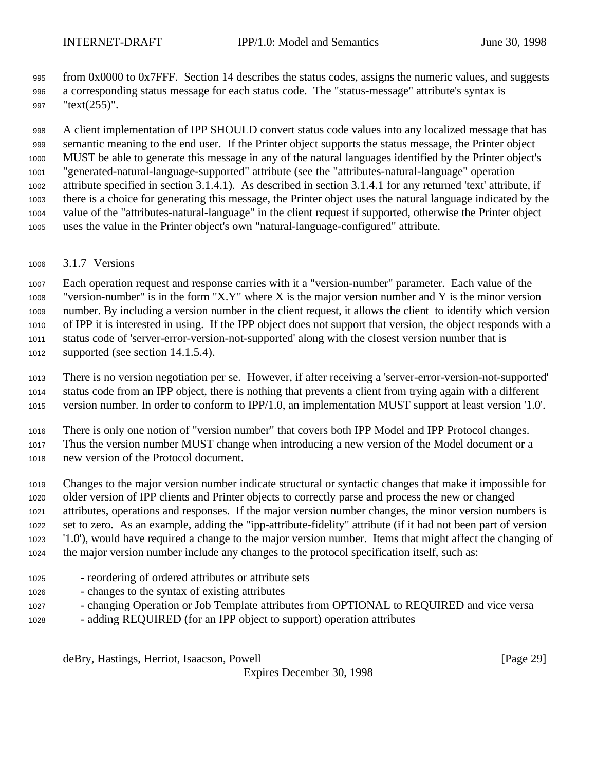from 0x0000 to 0x7FFF. Section 14 describes the status codes, assigns the numeric values, and suggests a corresponding status message for each status code. The "status-message" attribute's syntax is "text(255)".

A client implementation of IPP SHOULD convert status code values into any localized message that has semantic meaning to the end user. If the Printer object supports the status message, the Printer object MUST be able to generate this message in any of the natural languages identified by the Printer object's "generated-natural-language-supported" attribute (see the "attributes-natural-language" operation attribute specified in section 3.1.4.1). As described in section 3.1.4.1 for any returned 'text' attribute, if there is a choice for generating this message, the Printer object uses the natural language indicated by the value of the "attributes-natural-language" in the client request if supported, otherwise the Printer object uses the value in the Printer object's own "natural-language-configured" attribute.

### 3.1.7 Versions

Each operation request and response carries with it a "version-number" parameter. Each value of the "version-number" is in the form "X.Y" where X is the major version number and Y is the minor version number. By including a version number in the client request, it allows the client to identify which version of IPP it is interested in using. If the IPP object does not support that version, the object responds with a status code of 'server-error-version-not-supported' along with the closest version number that is supported (see section 14.1.5.4).

There is no version negotiation per se. However, if after receiving a 'server-error-version-not-supported' status code from an IPP object, there is nothing that prevents a client from trying again with a different version number. In order to conform to IPP/1.0, an implementation MUST support at least version '1.0'.

There is only one notion of "version number" that covers both IPP Model and IPP Protocol changes. Thus the version number MUST change when introducing a new version of the Model document or a new version of the Protocol document.

Changes to the major version number indicate structural or syntactic changes that make it impossible for older version of IPP clients and Printer objects to correctly parse and process the new or changed attributes, operations and responses. If the major version number changes, the minor version numbers is set to zero. As an example, adding the "ipp-attribute-fidelity" attribute (if it had not been part of version '1.0'), would have required a change to the major version number. Items that might affect the changing of the major version number include any changes to the protocol specification itself, such as:

- reordering of ordered attributes or attribute sets
- changes to the syntax of existing attributes
- changing Operation or Job Template attributes from OPTIONAL to REQUIRED and vice versa
- adding REQUIRED (for an IPP object to support) operation attributes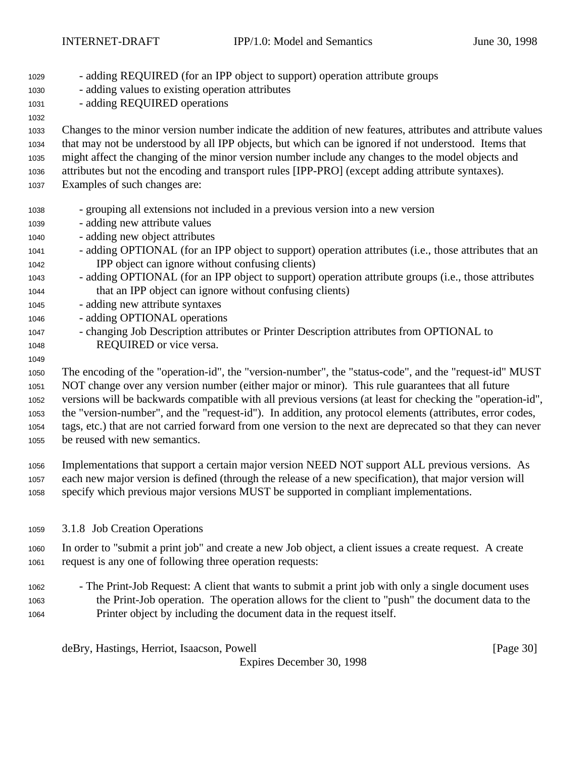- adding REQUIRED (for an IPP object to support) operation attribute groups
- adding values to existing operation attributes
- adding REQUIRED operations

Changes to the minor version number indicate the addition of new features, attributes and attribute values that may not be understood by all IPP objects, but which can be ignored if not understood. Items that might affect the changing of the minor version number include any changes to the model objects and attributes but not the encoding and transport rules [IPP-PRO] (except adding attribute syntaxes). Examples of such changes are:

- grouping all extensions not included in a previous version into a new version
- adding new attribute values
- adding new object attributes
- adding OPTIONAL (for an IPP object to support) operation attributes (i.e., those attributes that an IPP object can ignore without confusing clients)
- adding OPTIONAL (for an IPP object to support) operation attribute groups (i.e., those attributes that an IPP object can ignore without confusing clients)
- adding new attribute syntaxes
- adding OPTIONAL operations
- changing Job Description attributes or Printer Description attributes from OPTIONAL to REQUIRED or vice versa.

The encoding of the "operation-id", the "version-number", the "status-code", and the "request-id" MUST NOT change over any version number (either major or minor). This rule guarantees that all future versions will be backwards compatible with all previous versions (at least for checking the "operation-id", the "version-number", and the "request-id"). In addition, any protocol elements (attributes, error codes, tags, etc.) that are not carried forward from one version to the next are deprecated so that they can never be reused with new semantics.

Implementations that support a certain major version NEED NOT support ALL previous versions. As each new major version is defined (through the release of a new specification), that major version will specify which previous major versions MUST be supported in compliant implementations.

### 3.1.8 Job Creation Operations

In order to "submit a print job" and create a new Job object, a client issues a create request. A create request is any one of following three operation requests:

- The Print-Job Request: A client that wants to submit a print job with only a single document uses the Print-Job operation. The operation allows for the client to "push" the document data to the Printer object by including the document data in the request itself.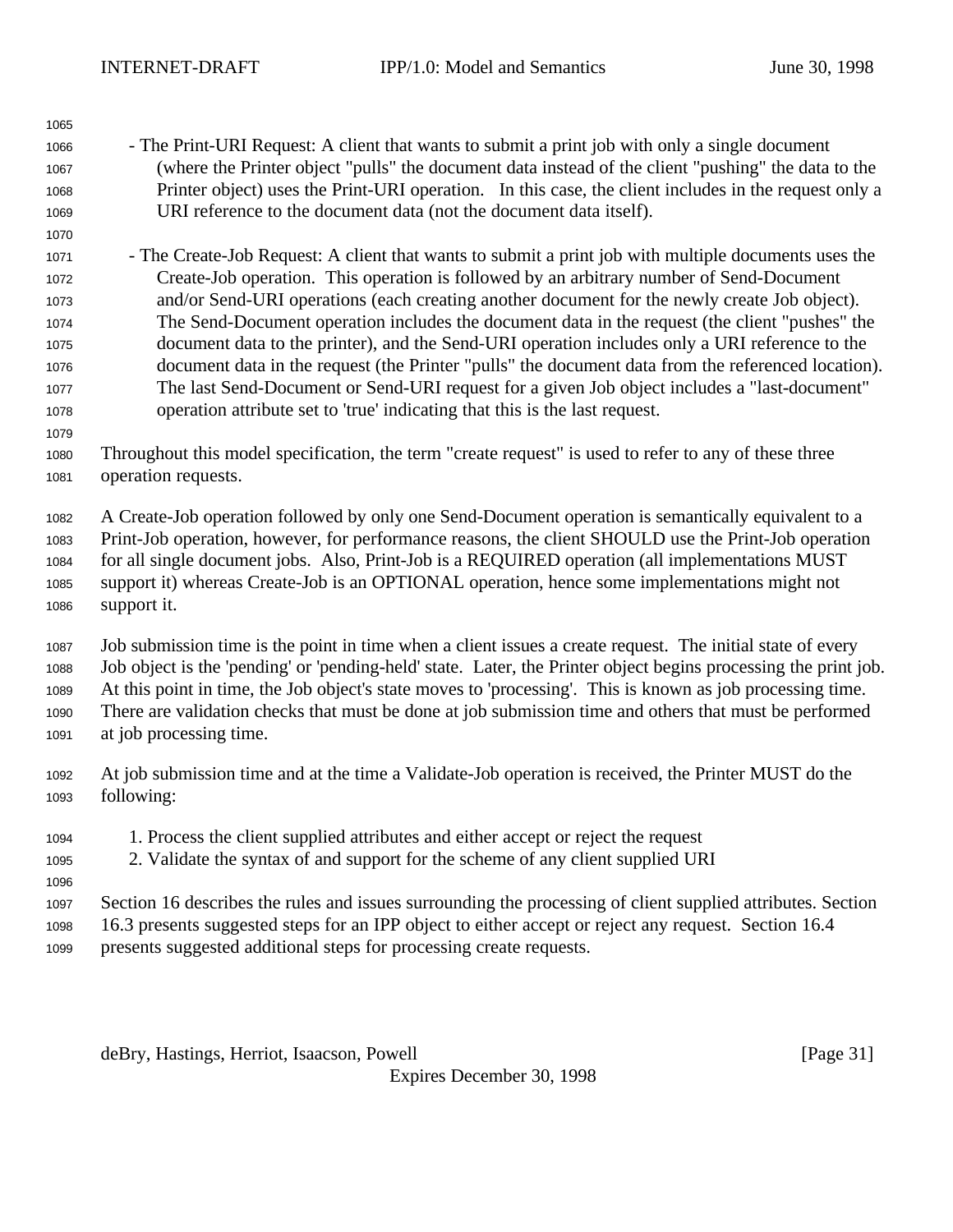- The Print-URI Request: A client that wants to submit a print job with only a single document (where the Printer object "pulls" the document data instead of the client "pushing" the data to the Printer object) uses the Print-URI operation. In this case, the client includes in the request only a URI reference to the document data (not the document data itself).

- The Create-Job Request: A client that wants to submit a print job with multiple documents uses the Create-Job operation. This operation is followed by an arbitrary number of Send-Document and/or Send-URI operations (each creating another document for the newly create Job object). The Send-Document operation includes the document data in the request (the client "pushes" the document data to the printer), and the Send-URI operation includes only a URI reference to the document data in the request (the Printer "pulls" the document data from the referenced location). The last Send-Document or Send-URI request for a given Job object includes a "last-document" operation attribute set to 'true' indicating that this is the last request.

Throughout this model specification, the term "create request" is used to refer to any of these three operation requests.

A Create-Job operation followed by only one Send-Document operation is semantically equivalent to a Print-Job operation, however, for performance reasons, the client SHOULD use the Print-Job operation for all single document jobs. Also, Print-Job is a REQUIRED operation (all implementations MUST support it) whereas Create-Job is an OPTIONAL operation, hence some implementations might not support it.

Job submission time is the point in time when a client issues a create request. The initial state of every Job object is the 'pending' or 'pending-held' state. Later, the Printer object begins processing the print job. At this point in time, the Job object's state moves to 'processing'. This is known as job processing time. There are validation checks that must be done at job submission time and others that must be performed at job processing time.

At job submission time and at the time a Validate-Job operation is received, the Printer MUST do the following:

1. Process the client supplied attributes and either accept or reject the request
2. Validate the syntax of and support for the scheme of any client supplied URI

Section 16 describes the rules and issues surrounding the processing of client supplied attributes. Section 16.3 presents suggested steps for an IPP object to either accept or reject any request. Section 16.4 presents suggested additional steps for processing create requests.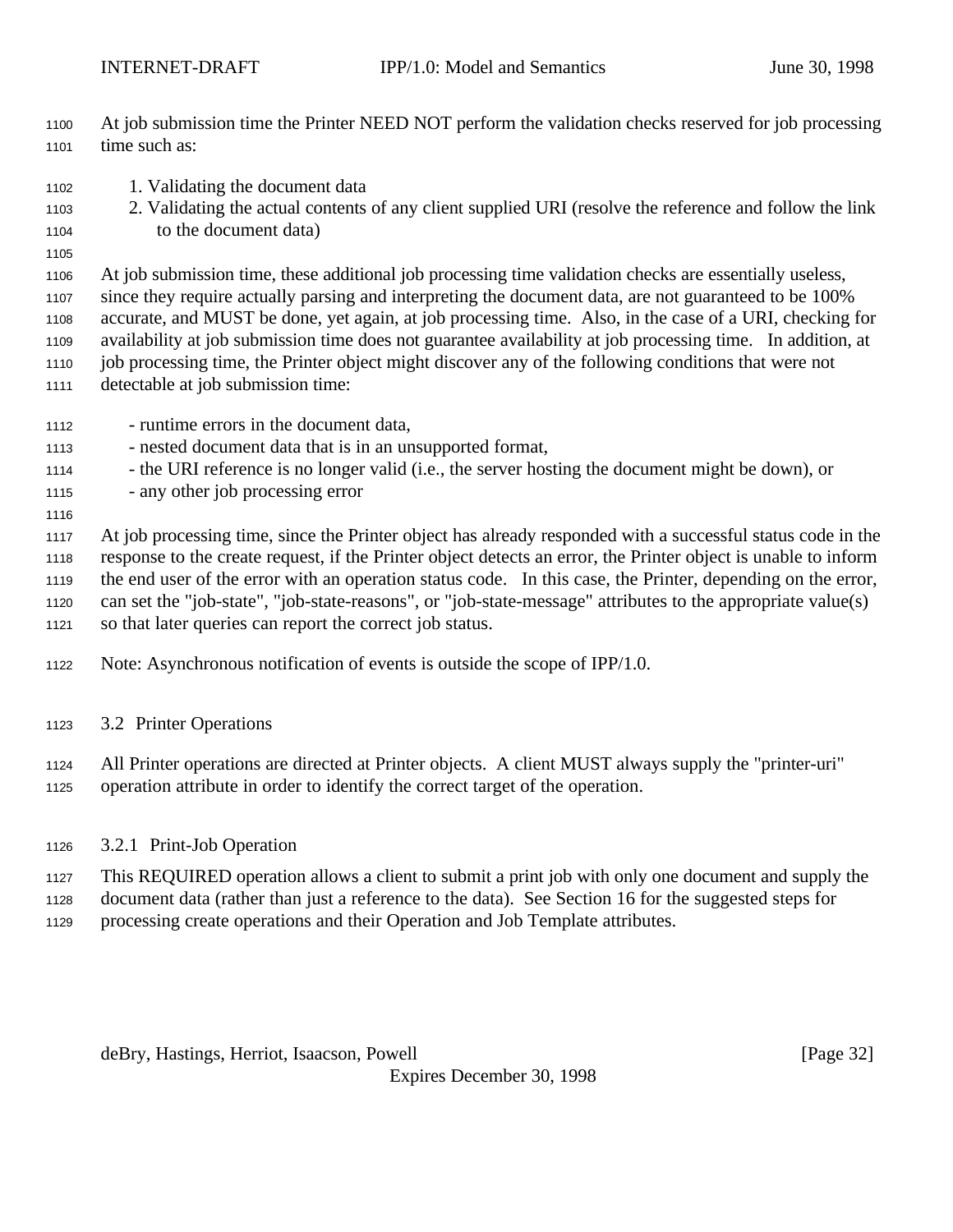At job submission time the Printer NEED NOT perform the validation checks reserved for job processing time such as:

1. Validating the document data
2. Validating the actual contents of any client supplied URI (resolve the reference and follow the link to the document data)

At job submission time, these additional job processing time validation checks are essentially useless, since they require actually parsing and interpreting the document data, are not guaranteed to be 100% accurate, and MUST be done, yet again, at job processing time. Also, in the case of a URI, checking for availability at job submission time does not guarantee availability at job processing time. In addition, at job processing time, the Printer object might discover any of the following conditions that were not detectable at job submission time:

- runtime errors in the document data,
- nested document data that is in an unsupported format,
- the URI reference is no longer valid (i.e., the server hosting the document might be down), or
- any other job processing error

At job processing time, since the Printer object has already responded with a successful status code in the response to the create request, if the Printer object detects an error, the Printer object is unable to inform the end user of the error with an operation status code. In this case, the Printer, depending on the error, can set the "job-state", "job-state-reasons", or "job-state-message" attributes to the appropriate value(s) so that later queries can report the correct job status.

Note: Asynchronous notification of events is outside the scope of IPP/1.0.

## 3.2 Printer Operations

All Printer operations are directed at Printer objects. A client MUST always supply the "printer-uri" operation attribute in order to identify the correct target of the operation.

### 3.2.1 Print-Job Operation

This REQUIRED operation allows a client to submit a print job with only one document and supply the document data (rather than just a reference to the data). See Section 16 for the suggested steps for processing create operations and their Operation and Job Template attributes.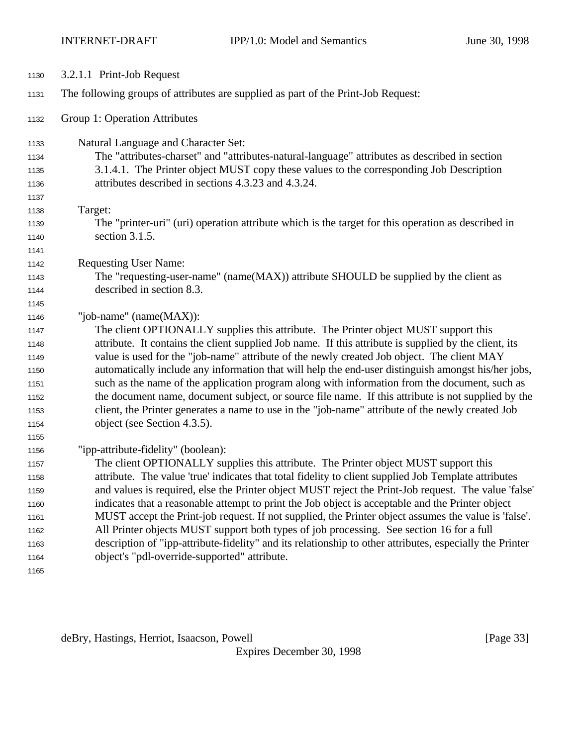#### 3.2.1.1 Print-Job Request

The following groups of attributes are supplied as part of the Print-Job Request:

Group 1: Operation Attributes

Natural Language and Character Set:
The "attributes-charset" and "attributes-natural-language" attributes as described in section 3.1.4.1. The Printer object MUST copy these values to the corresponding Job Description attributes described in sections 4.3.23 and 4.3.24.

Target:
The "printer-uri" (uri) operation attribute which is the target for this operation as described in section 3.1.5.

Requesting User Name:
The "requesting-user-name" (name(MAX)) attribute SHOULD be supplied by the client as described in section 8.3.

"job-name" (name(MAX)):
The client OPTIONALLY supplies this attribute. The Printer object MUST support this attribute. It contains the client supplied Job name. If this attribute is supplied by the client, its value is used for the "job-name" attribute of the newly created Job object. The client MAY automatically include any information that will help the end-user distinguish amongst his/her jobs, such as the name of the application program along with information from the document, such as the document name, document subject, or source file name. If this attribute is not supplied by the client, the Printer generates a name to use in the "job-name" attribute of the newly created Job object (see Section 4.3.5).

"ipp-attribute-fidelity" (boolean):
The client OPTIONALLY supplies this attribute. The Printer object MUST support this attribute. The value 'true' indicates that total fidelity to client supplied Job Template attributes and values is required, else the Printer object MUST reject the Print-Job request. The value 'false' indicates that a reasonable attempt to print the Job object is acceptable and the Printer object MUST accept the Print-job request. If not supplied, the Printer object assumes the value is 'false'. All Printer objects MUST support both types of job processing. See section 16 for a full description of "ipp-attribute-fidelity" and its relationship to other attributes, especially the Printer object's "pdl-override-supported" attribute.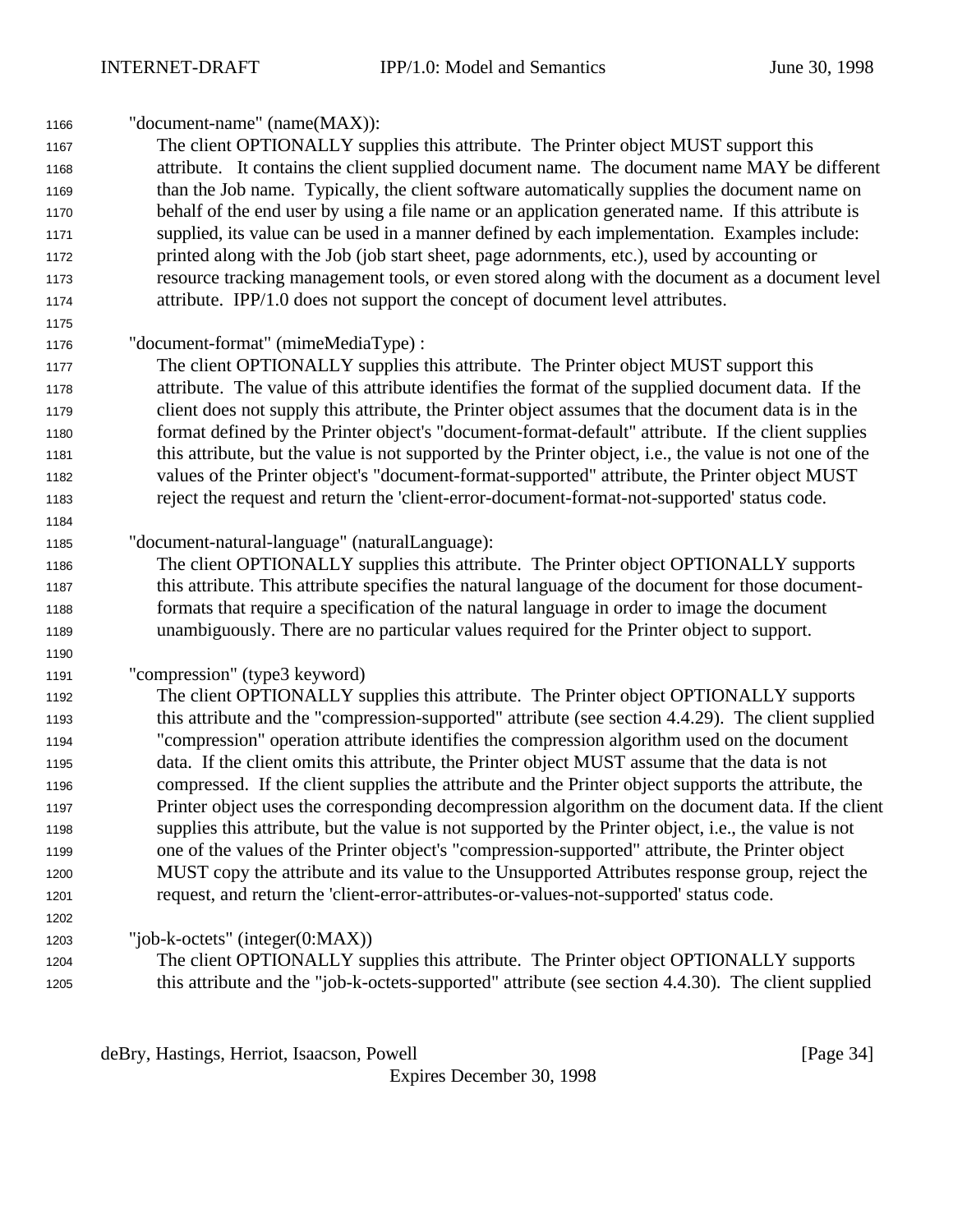"document-name" (name(MAX)):

The client OPTIONALLY supplies this attribute. The Printer object MUST support this attribute. It contains the client supplied document name. The document name MAY be different than the Job name. Typically, the client software automatically supplies the document name on behalf of the end user by using a file name or an application generated name. If this attribute is supplied, its value can be used in a manner defined by each implementation. Examples include: printed along with the Job (job start sheet, page adornments, etc.), used by accounting or resource tracking management tools, or even stored along with the document as a document level attribute. IPP/1.0 does not support the concept of document level attributes.

"document-format" (mimeMediaType) :

The client OPTIONALLY supplies this attribute. The Printer object MUST support this attribute. The value of this attribute identifies the format of the supplied document data. If the client does not supply this attribute, the Printer object assumes that the document data is in the format defined by the Printer object's "document-format-default" attribute. If the client supplies this attribute, but the value is not supported by the Printer object, i.e., the value is not one of the values of the Printer object's "document-format-supported" attribute, the Printer object MUST reject the request and return the 'client-error-document-format-not-supported' status code.

"document-natural-language" (naturalLanguage):

The client OPTIONALLY supplies this attribute. The Printer object OPTIONALLY supports this attribute. This attribute specifies the natural language of the document for those document-formats that require a specification of the natural language in order to image the document unambiguously. There are no particular values required for the Printer object to support.

"compression" (type3 keyword)

The client OPTIONALLY supplies this attribute. The Printer object OPTIONALLY supports this attribute and the "compression-supported" attribute (see section 4.4.29). The client supplied "compression" operation attribute identifies the compression algorithm used on the document data. If the client omits this attribute, the Printer object MUST assume that the data is not compressed. If the client supplies the attribute and the Printer object supports the attribute, the Printer object uses the corresponding decompression algorithm on the document data. If the client supplies this attribute, but the value is not supported by the Printer object, i.e., the value is not one of the values of the Printer object's "compression-supported" attribute, the Printer object MUST copy the attribute and its value to the Unsupported Attributes response group, reject the request, and return the 'client-error-attributes-or-values-not-supported' status code.

"job-k-octets" (integer(0:MAX))

The client OPTIONALLY supplies this attribute. The Printer object OPTIONALLY supports this attribute and the "job-k-octets-supported" attribute (see section 4.4.30). The client supplied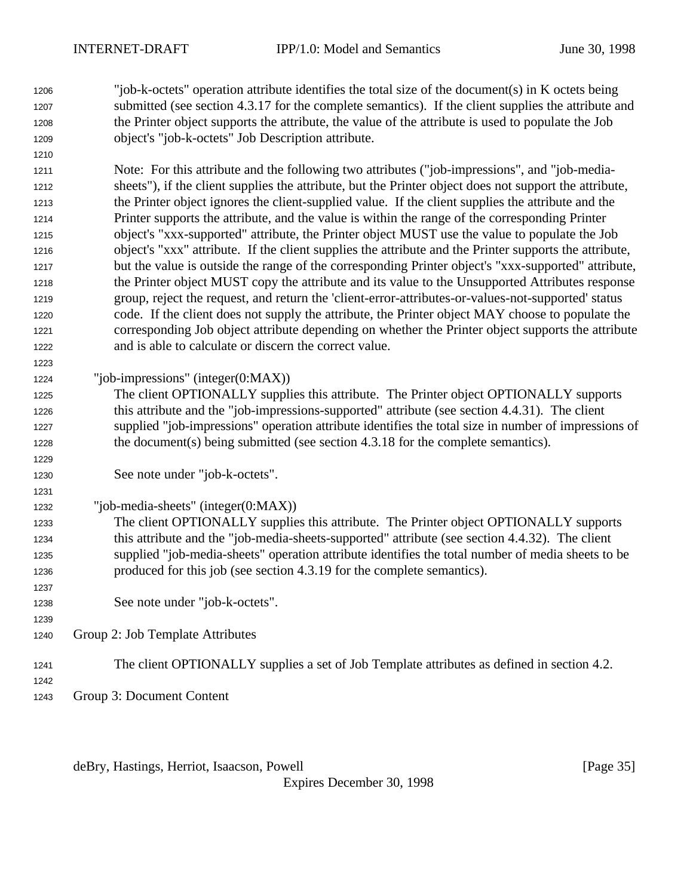"job-k-octets" operation attribute identifies the total size of the document(s) in K octets being submitted (see section 4.3.17 for the complete semantics). If the client supplies the attribute and the Printer object supports the attribute, the value of the attribute is used to populate the Job object's "job-k-octets" Job Description attribute.

Note: For this attribute and the following two attributes ("job-impressions", and "job-media-sheets"), if the client supplies the attribute, but the Printer object does not support the attribute, the Printer object ignores the client-supplied value. If the client supplies the attribute and the Printer supports the attribute, and the value is within the range of the corresponding Printer object's "xxx-supported" attribute, the Printer object MUST use the value to populate the Job object's "xxx" attribute. If the client supplies the attribute and the Printer supports the attribute, but the value is outside the range of the corresponding Printer object's "xxx-supported" attribute, the Printer object MUST copy the attribute and its value to the Unsupported Attributes response group, reject the request, and return the 'client-error-attributes-or-values-not-supported' status code. If the client does not supply the attribute, the Printer object MAY choose to populate the corresponding Job object attribute depending on whether the Printer object supports the attribute and is able to calculate or discern the correct value.

"job-impressions" (integer(0:MAX))

The client OPTIONALLY supplies this attribute. The Printer object OPTIONALLY supports this attribute and the "job-impressions-supported" attribute (see section 4.4.31). The client supplied "job-impressions" operation attribute identifies the total size in number of impressions of the document(s) being submitted (see section 4.3.18 for the complete semantics).

See note under "job-k-octets".

"job-media-sheets" (integer(0:MAX))

The client OPTIONALLY supplies this attribute. The Printer object OPTIONALLY supports this attribute and the "job-media-sheets-supported" attribute (see section 4.4.32). The client supplied "job-media-sheets" operation attribute identifies the total number of media sheets to be produced for this job (see section 4.3.19 for the complete semantics).

See note under "job-k-octets".

Group 2: Job Template Attributes

The client OPTIONALLY supplies a set of Job Template attributes as defined in section 4.2.

Group 3: Document Content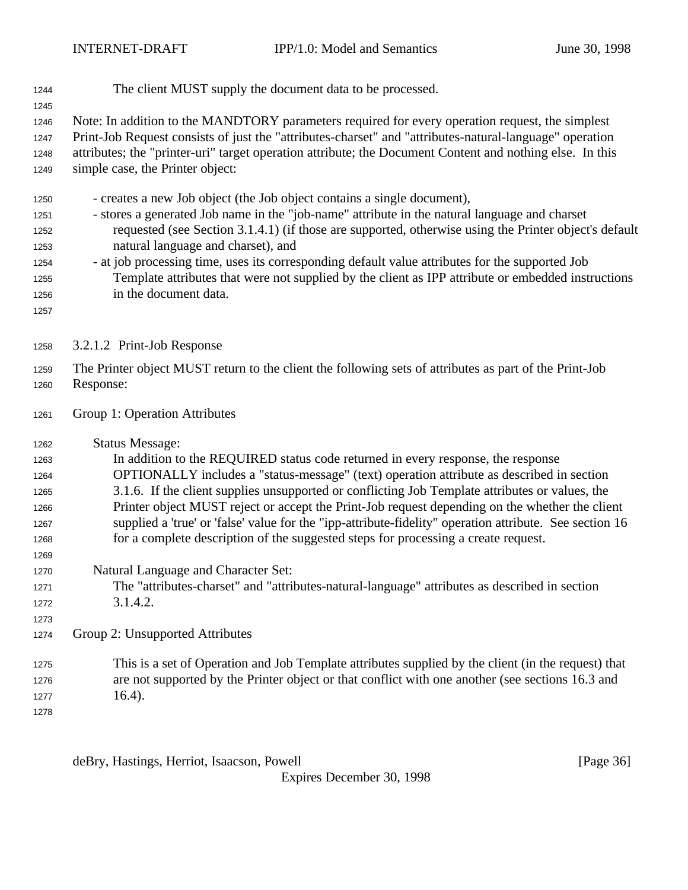The client MUST supply the document data to be processed.

Note: In addition to the MANDTORY parameters required for every operation request, the simplest Print-Job Request consists of just the "attributes-charset" and "attributes-natural-language" operation attributes; the "printer-uri" target operation attribute; the Document Content and nothing else. In this simple case, the Printer object:

- creates a new Job object (the Job object contains a single document),
- stores a generated Job name in the "job-name" attribute in the natural language and charset requested (see Section 3.1.4.1) (if those are supported, otherwise using the Printer object's default natural language and charset), and
- at job processing time, uses its corresponding default value attributes for the supported Job Template attributes that were not supplied by the client as IPP attribute or embedded instructions in the document data.

#### 3.2.1.2 Print-Job Response

The Printer object MUST return to the client the following sets of attributes as part of the Print-Job Response:

Group 1: Operation Attributes

Status Message:
In addition to the REQUIRED status code returned in every response, the response OPTIONALLY includes a "status-message" (text) operation attribute as described in section 3.1.6. If the client supplies unsupported or conflicting Job Template attributes or values, the Printer object MUST reject or accept the Print-Job request depending on the whether the client supplied a 'true' or 'false' value for the "ipp-attribute-fidelity" operation attribute. See section 16 for a complete description of the suggested steps for processing a create request.

Natural Language and Character Set:
The "attributes-charset" and "attributes-natural-language" attributes as described in section 3.1.4.2.

Group 2: Unsupported Attributes

This is a set of Operation and Job Template attributes supplied by the client (in the request) that are not supported by the Printer object or that conflict with one another (see sections 16.3 and 16.4).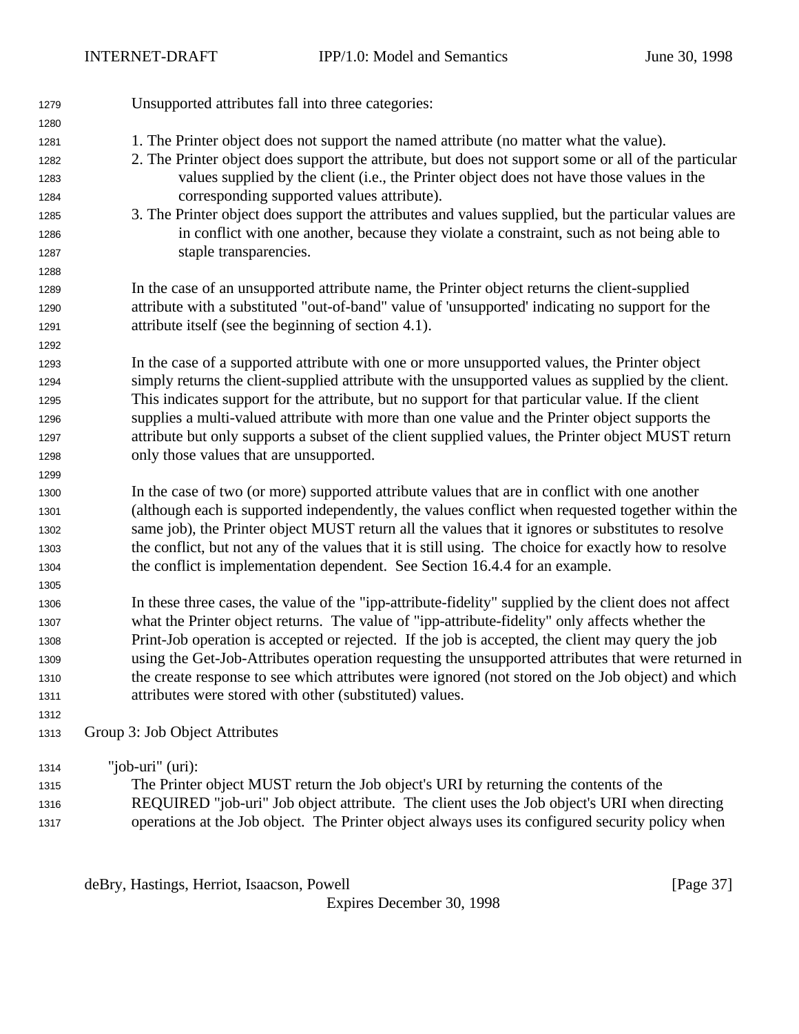Unsupported attributes fall into three categories:

1. The Printer object does not support the named attribute (no matter what the value).
2. The Printer object does support the attribute, but does not support some or all of the particular values supplied by the client (i.e., the Printer object does not have those values in the corresponding supported values attribute).
3. The Printer object does support the attributes and values supplied, but the particular values are in conflict with one another, because they violate a constraint, such as not being able to staple transparencies.

In the case of an unsupported attribute name, the Printer object returns the client-supplied attribute with a substituted "out-of-band" value of 'unsupported' indicating no support for the attribute itself (see the beginning of section 4.1).

In the case of a supported attribute with one or more unsupported values, the Printer object simply returns the client-supplied attribute with the unsupported values as supplied by the client. This indicates support for the attribute, but no support for that particular value. If the client supplies a multi-valued attribute with more than one value and the Printer object supports the attribute but only supports a subset of the client supplied values, the Printer object MUST return only those values that are unsupported.

In the case of two (or more) supported attribute values that are in conflict with one another (although each is supported independently, the values conflict when requested together within the same job), the Printer object MUST return all the values that it ignores or substitutes to resolve the conflict, but not any of the values that it is still using. The choice for exactly how to resolve the conflict is implementation dependent. See Section 16.4.4 for an example.

In these three cases, the value of the "ipp-attribute-fidelity" supplied by the client does not affect what the Printer object returns. The value of "ipp-attribute-fidelity" only affects whether the Print-Job operation is accepted or rejected. If the job is accepted, the client may query the job using the Get-Job-Attributes operation requesting the unsupported attributes that were returned in the create response to see which attributes were ignored (not stored on the Job object) and which attributes were stored with other (substituted) values.

Group 3: Job Object Attributes

"job-uri" (uri):
The Printer object MUST return the Job object's URI by returning the contents of the REQUIRED "job-uri" Job object attribute. The client uses the Job object's URI when directing operations at the Job object. The Printer object always uses its configured security policy when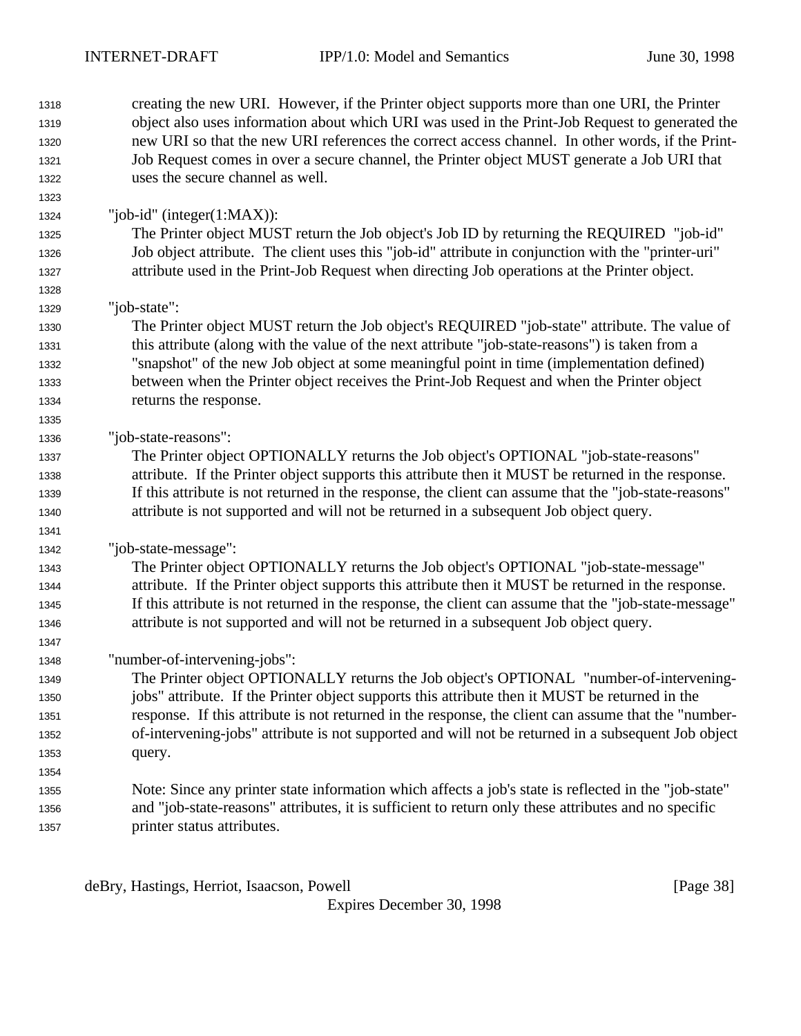creating the new URI. However, if the Printer object supports more than one URI, the Printer object also uses information about which URI was used in the Print-Job Request to generated the new URI so that the new URI references the correct access channel. In other words, if the Print-Job Request comes in over a secure channel, the Printer object MUST generate a Job URI that uses the secure channel as well.

"job-id" (integer(1:MAX)):
The Printer object MUST return the Job object's Job ID by returning the REQUIRED "job-id" Job object attribute. The client uses this "job-id" attribute in conjunction with the "printer-uri" attribute used in the Print-Job Request when directing Job operations at the Printer object.

"job-state":
The Printer object MUST return the Job object's REQUIRED "job-state" attribute. The value of this attribute (along with the value of the next attribute "job-state-reasons") is taken from a "snapshot" of the new Job object at some meaningful point in time (implementation defined) between when the Printer object receives the Print-Job Request and when the Printer object returns the response.

"job-state-reasons":
The Printer object OPTIONALLY returns the Job object's OPTIONAL "job-state-reasons" attribute. If the Printer object supports this attribute then it MUST be returned in the response. If this attribute is not returned in the response, the client can assume that the "job-state-reasons" attribute is not supported and will not be returned in a subsequent Job object query.

"job-state-message":
The Printer object OPTIONALLY returns the Job object's OPTIONAL "job-state-message" attribute. If the Printer object supports this attribute then it MUST be returned in the response. If this attribute is not returned in the response, the client can assume that the "job-state-message" attribute is not supported and will not be returned in a subsequent Job object query.

"number-of-intervening-jobs":
The Printer object OPTIONALLY returns the Job object's OPTIONAL "number-of-intervening-jobs" attribute. If the Printer object supports this attribute then it MUST be returned in the response. If this attribute is not returned in the response, the client can assume that the "number-of-intervening-jobs" attribute is not supported and will not be returned in a subsequent Job object query.

Note: Since any printer state information which affects a job's state is reflected in the "job-state" and "job-state-reasons" attributes, it is sufficient to return only these attributes and no specific printer status attributes.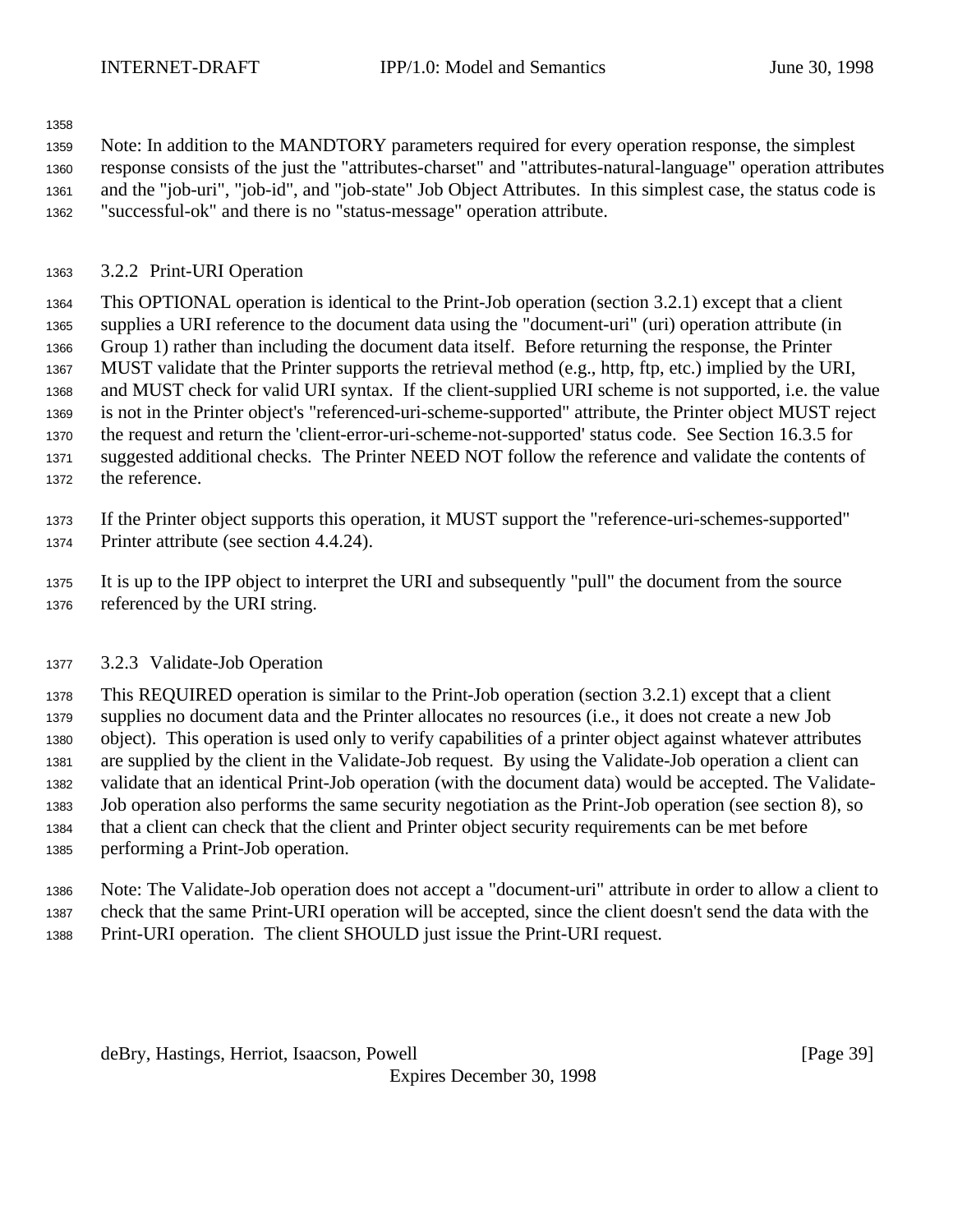Note: In addition to the MANDTORY parameters required for every operation response, the simplest response consists of the just the "attributes-charset" and "attributes-natural-language" operation attributes and the "job-uri", "job-id", and "job-state" Job Object Attributes. In this simplest case, the status code is "successful-ok" and there is no "status-message" operation attribute.

### 3.2.2 Print-URI Operation

This OPTIONAL operation is identical to the Print-Job operation (section 3.2.1) except that a client supplies a URI reference to the document data using the "document-uri" (uri) operation attribute (in Group 1) rather than including the document data itself. Before returning the response, the Printer MUST validate that the Printer supports the retrieval method (e.g., http, ftp, etc.) implied by the URI, and MUST check for valid URI syntax. If the client-supplied URI scheme is not supported, i.e. the value is not in the Printer object's "referenced-uri-scheme-supported" attribute, the Printer object MUST reject the request and return the 'client-error-uri-scheme-not-supported' status code. See Section 16.3.5 for suggested additional checks. The Printer NEED NOT follow the reference and validate the contents of the reference.

If the Printer object supports this operation, it MUST support the "reference-uri-schemes-supported" Printer attribute (see section 4.4.24).

It is up to the IPP object to interpret the URI and subsequently "pull" the document from the source referenced by the URI string.

### 3.2.3 Validate-Job Operation

This REQUIRED operation is similar to the Print-Job operation (section 3.2.1) except that a client supplies no document data and the Printer allocates no resources (i.e., it does not create a new Job object). This operation is used only to verify capabilities of a printer object against whatever attributes are supplied by the client in the Validate-Job request. By using the Validate-Job operation a client can validate that an identical Print-Job operation (with the document data) would be accepted. The Validate-Job operation also performs the same security negotiation as the Print-Job operation (see section 8), so that a client can check that the client and Printer object security requirements can be met before performing a Print-Job operation.

Note: The Validate-Job operation does not accept a "document-uri" attribute in order to allow a client to check that the same Print-URI operation will be accepted, since the client doesn't send the data with the Print-URI operation. The client SHOULD just issue the Print-URI request.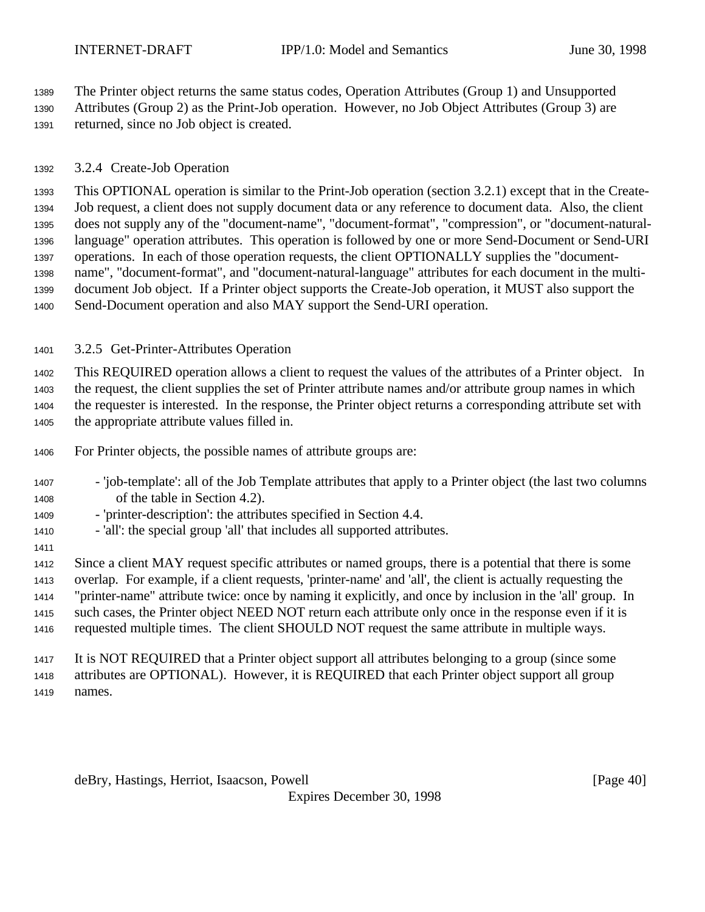The Printer object returns the same status codes, Operation Attributes (Group 1) and Unsupported Attributes (Group 2) as the Print-Job operation. However, no Job Object Attributes (Group 3) are returned, since no Job object is created.

### 3.2.4 Create-Job Operation

This OPTIONAL operation is similar to the Print-Job operation (section 3.2.1) except that in the Create-Job request, a client does not supply document data or any reference to document data. Also, the client does not supply any of the "document-name", "document-format", "compression", or "document-natural-language" operation attributes. This operation is followed by one or more Send-Document or Send-URI operations. In each of those operation requests, the client OPTIONALLY supplies the "document-name", "document-format", and "document-natural-language" attributes for each document in the multi-document Job object. If a Printer object supports the Create-Job operation, it MUST also support the Send-Document operation and also MAY support the Send-URI operation.

### 3.2.5 Get-Printer-Attributes Operation

This REQUIRED operation allows a client to request the values of the attributes of a Printer object. In the request, the client supplies the set of Printer attribute names and/or attribute group names in which the requester is interested. In the response, the Printer object returns a corresponding attribute set with the appropriate attribute values filled in.

For Printer objects, the possible names of attribute groups are:

- 'job-template': all of the Job Template attributes that apply to a Printer object (the last two columns of the table in Section 4.2).
- 'printer-description': the attributes specified in Section 4.4.
- 'all': the special group 'all' that includes all supported attributes.

Since a client MAY request specific attributes or named groups, there is a potential that there is some overlap. For example, if a client requests, 'printer-name' and 'all', the client is actually requesting the "printer-name" attribute twice: once by naming it explicitly, and once by inclusion in the 'all' group. In such cases, the Printer object NEED NOT return each attribute only once in the response even if it is requested multiple times. The client SHOULD NOT request the same attribute in multiple ways.

It is NOT REQUIRED that a Printer object support all attributes belonging to a group (since some attributes are OPTIONAL). However, it is REQUIRED that each Printer object support all group names.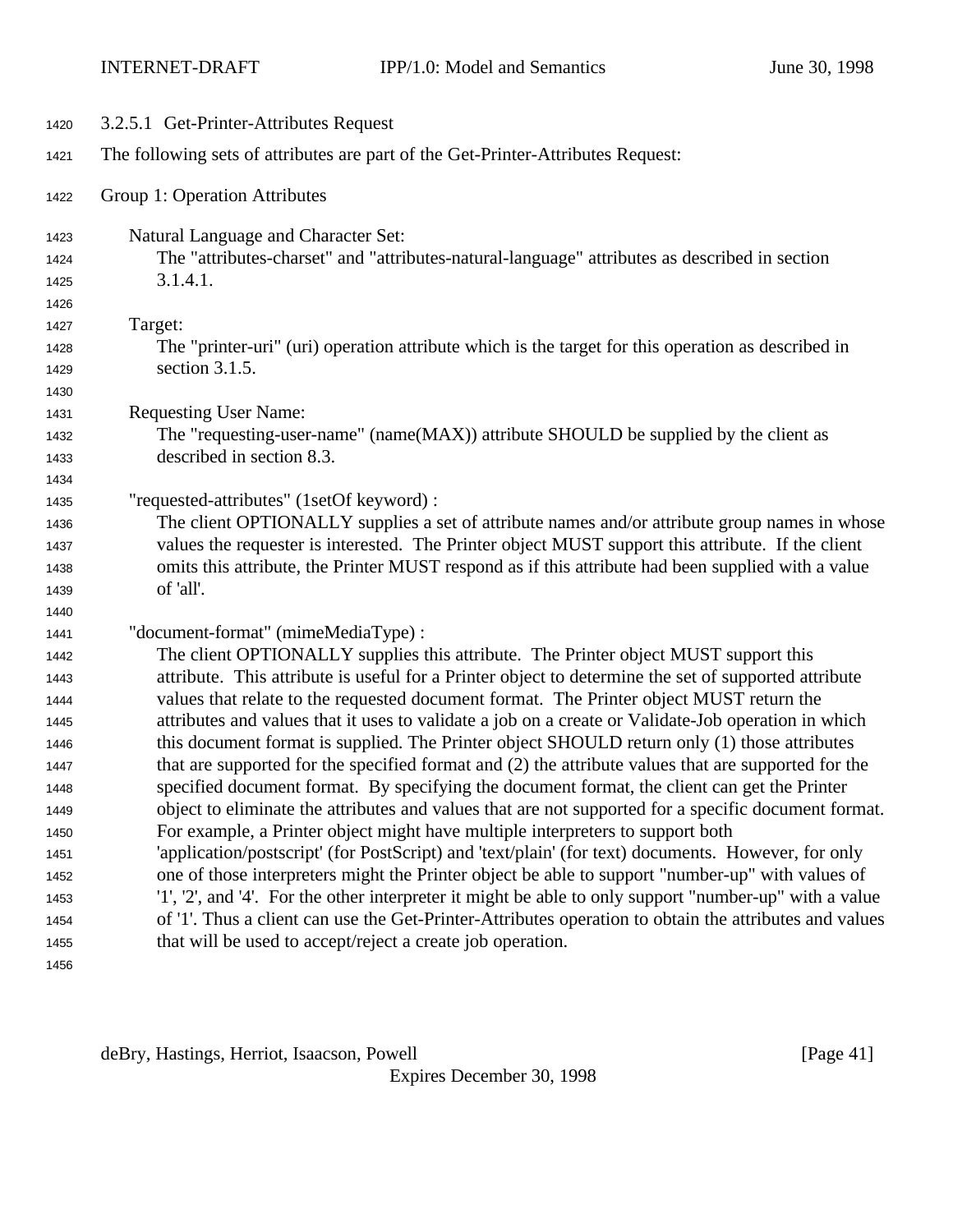#### 3.2.5.1 Get-Printer-Attributes Request

The following sets of attributes are part of the Get-Printer-Attributes Request:

Group 1: Operation Attributes

Natural Language and Character Set:
The "attributes-charset" and "attributes-natural-language" attributes as described in section 3.1.4.1.

Target:
The "printer-uri" (uri) operation attribute which is the target for this operation as described in section 3.1.5.

Requesting User Name:
The "requesting-user-name" (name(MAX)) attribute SHOULD be supplied by the client as described in section 8.3.

"requested-attributes" (1setOf keyword) :
The client OPTIONALLY supplies a set of attribute names and/or attribute group names in whose values the requester is interested. The Printer object MUST support this attribute. If the client omits this attribute, the Printer MUST respond as if this attribute had been supplied with a value of 'all'.

"document-format" (mimeMediaType) :
The client OPTIONALLY supplies this attribute. The Printer object MUST support this attribute. This attribute is useful for a Printer object to determine the set of supported attribute values that relate to the requested document format. The Printer object MUST return the attributes and values that it uses to validate a job on a create or Validate-Job operation in which this document format is supplied. The Printer object SHOULD return only (1) those attributes that are supported for the specified format and (2) the attribute values that are supported for the specified document format. By specifying the document format, the client can get the Printer object to eliminate the attributes and values that are not supported for a specific document format. For example, a Printer object might have multiple interpreters to support both 'application/postscript' (for PostScript) and 'text/plain' (for text) documents. However, for only one of those interpreters might the Printer object be able to support "number-up" with values of '1', '2', and '4'. For the other interpreter it might be able to only support "number-up" with a value of '1'. Thus a client can use the Get-Printer-Attributes operation to obtain the attributes and values that will be used to accept/reject a create job operation.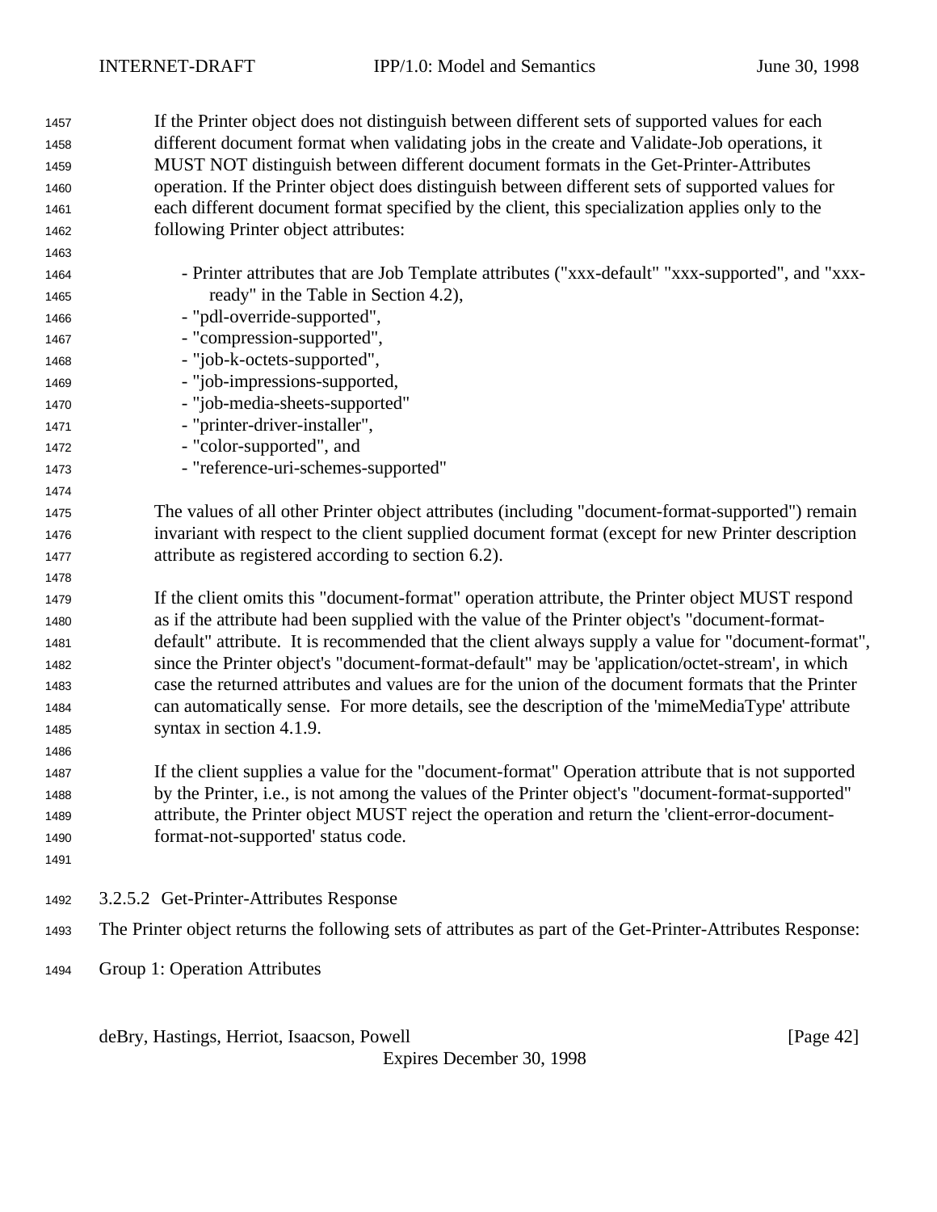If the Printer object does not distinguish between different sets of supported values for each different document format when validating jobs in the create and Validate-Job operations, it MUST NOT distinguish between different document formats in the Get-Printer-Attributes operation. If the Printer object does distinguish between different sets of supported values for each different document format specified by the client, this specialization applies only to the following Printer object attributes:

- Printer attributes that are Job Template attributes ("xxx-default" "xxx-supported", and "xxx-ready" in the Table in Section 4.2),
- "pdl-override-supported",
- "compression-supported",
- "job-k-octets-supported",
- "job-impressions-supported,
- "job-media-sheets-supported"
- "printer-driver-installer",
- "color-supported", and
- "reference-uri-schemes-supported"

The values of all other Printer object attributes (including "document-format-supported") remain invariant with respect to the client supplied document format (except for new Printer description attribute as registered according to section 6.2).

If the client omits this "document-format" operation attribute, the Printer object MUST respond as if the attribute had been supplied with the value of the Printer object's "document-format-default" attribute. It is recommended that the client always supply a value for "document-format", since the Printer object's "document-format-default" may be 'application/octet-stream', in which case the returned attributes and values are for the union of the document formats that the Printer can automatically sense. For more details, see the description of the 'mimeMediaType' attribute syntax in section 4.1.9.

If the client supplies a value for the "document-format" Operation attribute that is not supported by the Printer, i.e., is not among the values of the Printer object's "document-format-supported" attribute, the Printer object MUST reject the operation and return the 'client-error-document-format-not-supported' status code.

#### 3.2.5.2 Get-Printer-Attributes Response

The Printer object returns the following sets of attributes as part of the Get-Printer-Attributes Response:

Group 1: Operation Attributes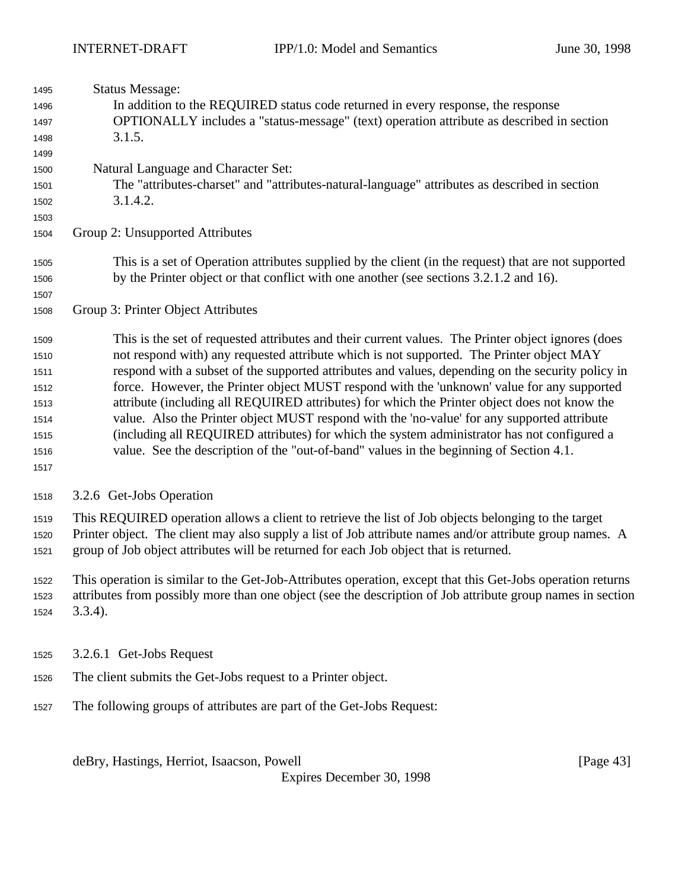Status Message:

In addition to the REQUIRED status code returned in every response, the response OPTIONALLY includes a "status-message" (text) operation attribute as described in section 3.1.5.

Natural Language and Character Set:

The "attributes-charset" and "attributes-natural-language" attributes as described in section 3.1.4.2.

Group 2: Unsupported Attributes

This is a set of Operation attributes supplied by the client (in the request) that are not supported by the Printer object or that conflict with one another (see sections 3.2.1.2 and 16).

Group 3: Printer Object Attributes

This is the set of requested attributes and their current values. The Printer object ignores (does not respond with) any requested attribute which is not supported. The Printer object MAY respond with a subset of the supported attributes and values, depending on the security policy in force. However, the Printer object MUST respond with the 'unknown' value for any supported attribute (including all REQUIRED attributes) for which the Printer object does not know the value. Also the Printer object MUST respond with the 'no-value' for any supported attribute (including all REQUIRED attributes) for which the system administrator has not configured a value. See the description of the "out-of-band" values in the beginning of Section 4.1.

### 3.2.6 Get-Jobs Operation

This REQUIRED operation allows a client to retrieve the list of Job objects belonging to the target Printer object. The client may also supply a list of Job attribute names and/or attribute group names. A group of Job object attributes will be returned for each Job object that is returned.

This operation is similar to the Get-Job-Attributes operation, except that this Get-Jobs operation returns attributes from possibly more than one object (see the description of Job attribute group names in section 3.3.4).

#### 3.2.6.1 Get-Jobs Request

The client submits the Get-Jobs request to a Printer object.

The following groups of attributes are part of the Get-Jobs Request: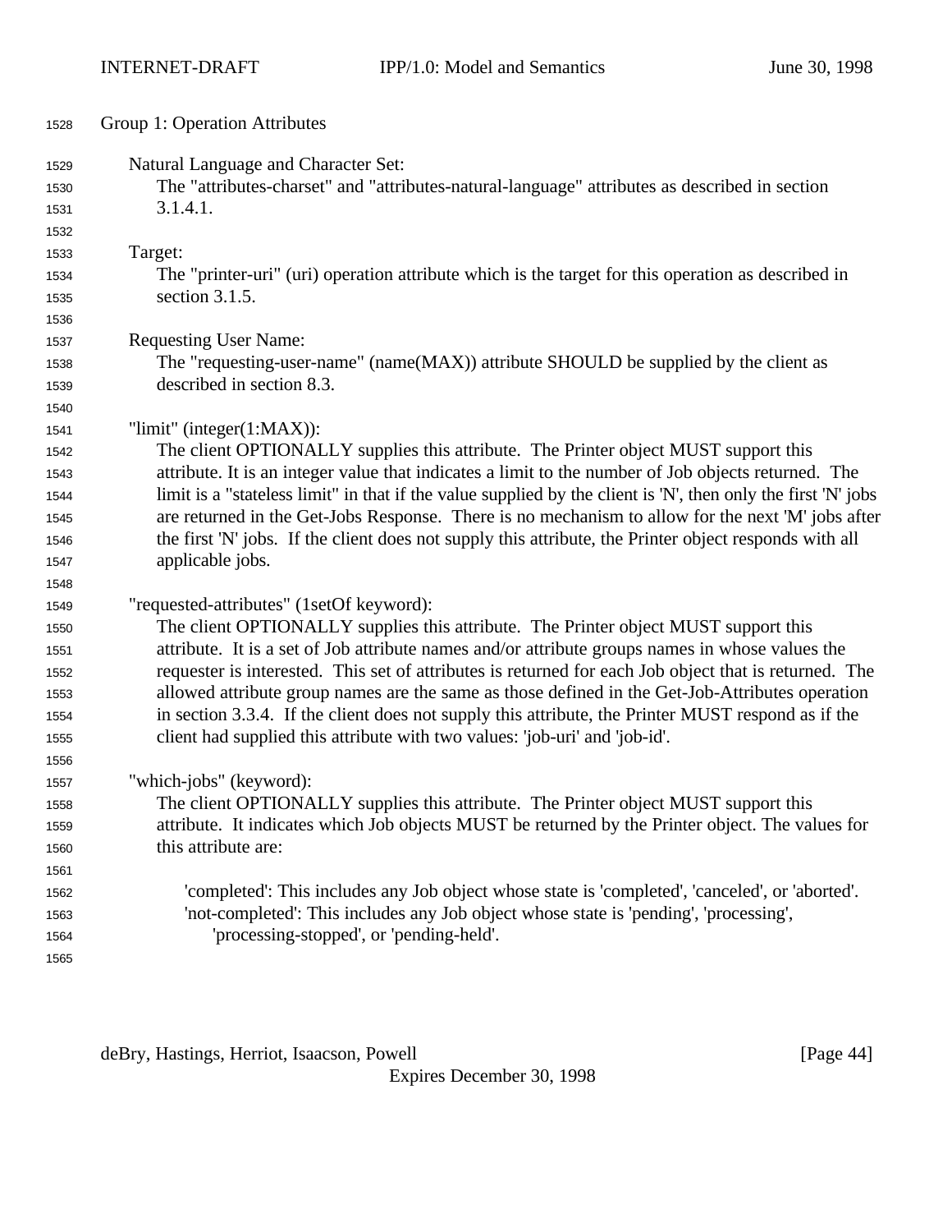Group 1: Operation Attributes

Natural Language and Character Set:
The "attributes-charset" and "attributes-natural-language" attributes as described in section 3.1.4.1.

Target:
The "printer-uri" (uri) operation attribute which is the target for this operation as described in section 3.1.5.

Requesting User Name:
The "requesting-user-name" (name(MAX)) attribute SHOULD be supplied by the client as described in section 8.3.

"limit" (integer(1:MAX)):
The client OPTIONALLY supplies this attribute. The Printer object MUST support this attribute. It is an integer value that indicates a limit to the number of Job objects returned. The limit is a "stateless limit" in that if the value supplied by the client is 'N', then only the first 'N' jobs are returned in the Get-Jobs Response. There is no mechanism to allow for the next 'M' jobs after the first 'N' jobs. If the client does not supply this attribute, the Printer object responds with all applicable jobs.

"requested-attributes" (1setOf keyword):
The client OPTIONALLY supplies this attribute. The Printer object MUST support this attribute. It is a set of Job attribute names and/or attribute groups names in whose values the requester is interested. This set of attributes is returned for each Job object that is returned. The allowed attribute group names are the same as those defined in the Get-Job-Attributes operation in section 3.3.4. If the client does not supply this attribute, the Printer MUST respond as if the client had supplied this attribute with two values: 'job-uri' and 'job-id'.

"which-jobs" (keyword):
The client OPTIONALLY supplies this attribute. The Printer object MUST support this attribute. It indicates which Job objects MUST be returned by the Printer object. The values for this attribute are:

'completed': This includes any Job object whose state is 'completed', 'canceled', or 'aborted'.
'not-completed': This includes any Job object whose state is 'pending', 'processing', 'processing-stopped', or 'pending-held'.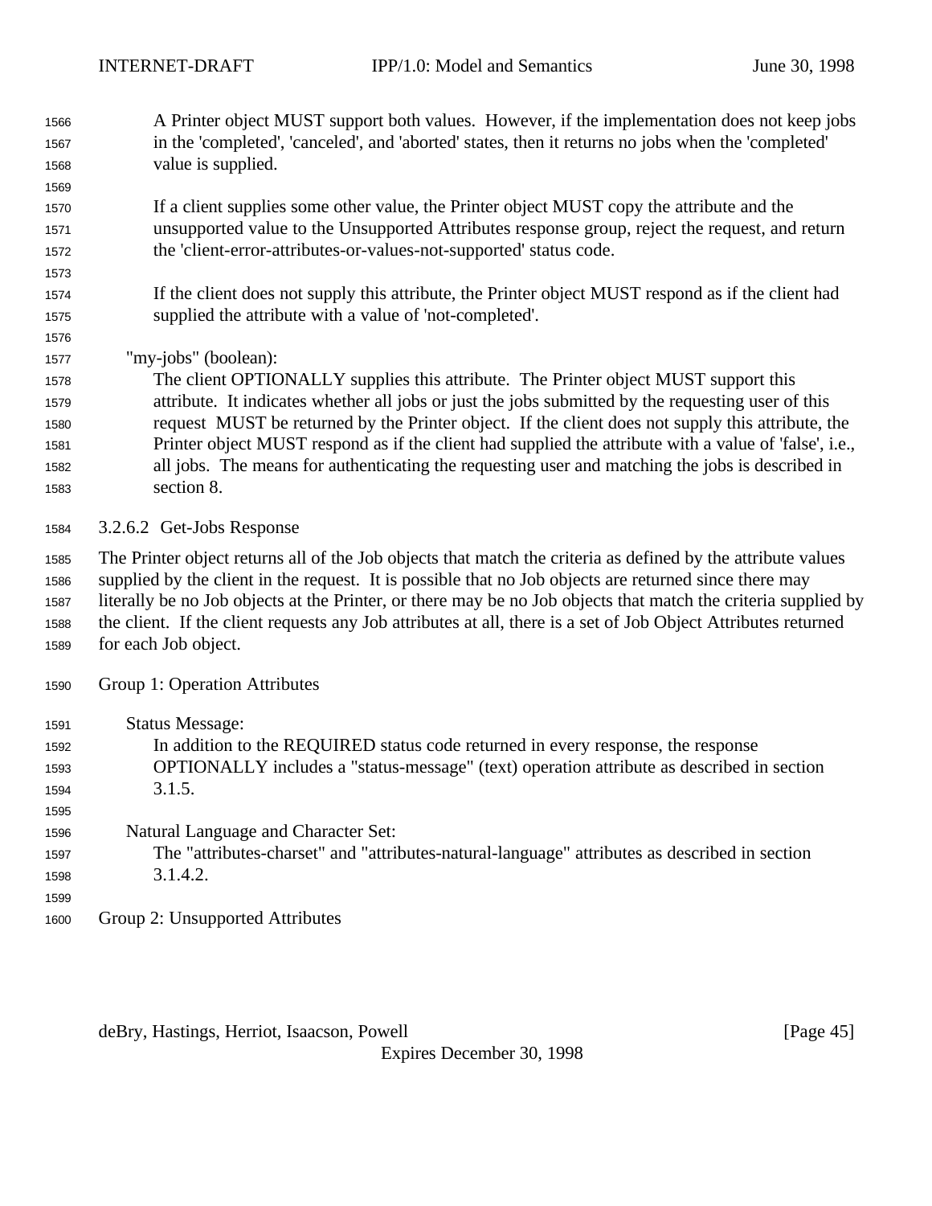A Printer object MUST support both values. However, if the implementation does not keep jobs in the 'completed', 'canceled', and 'aborted' states, then it returns no jobs when the 'completed' value is supplied.

If a client supplies some other value, the Printer object MUST copy the attribute and the unsupported value to the Unsupported Attributes response group, reject the request, and return the 'client-error-attributes-or-values-not-supported' status code.

If the client does not supply this attribute, the Printer object MUST respond as if the client had supplied the attribute with a value of 'not-completed'.

"my-jobs" (boolean):
The client OPTIONALLY supplies this attribute. The Printer object MUST support this attribute. It indicates whether all jobs or just the jobs submitted by the requesting user of this request MUST be returned by the Printer object. If the client does not supply this attribute, the Printer object MUST respond as if the client had supplied the attribute with a value of 'false', i.e., all jobs. The means for authenticating the requesting user and matching the jobs is described in section 8.

#### 3.2.6.2 Get-Jobs Response

The Printer object returns all of the Job objects that match the criteria as defined by the attribute values supplied by the client in the request. It is possible that no Job objects are returned since there may literally be no Job objects at the Printer, or there may be no Job objects that match the criteria supplied by the client. If the client requests any Job attributes at all, there is a set of Job Object Attributes returned for each Job object.

Group 1: Operation Attributes

Status Message:
In addition to the REQUIRED status code returned in every response, the response OPTIONALLY includes a "status-message" (text) operation attribute as described in section 3.1.5.

Natural Language and Character Set:
The "attributes-charset" and "attributes-natural-language" attributes as described in section 3.1.4.2.

Group 2: Unsupported Attributes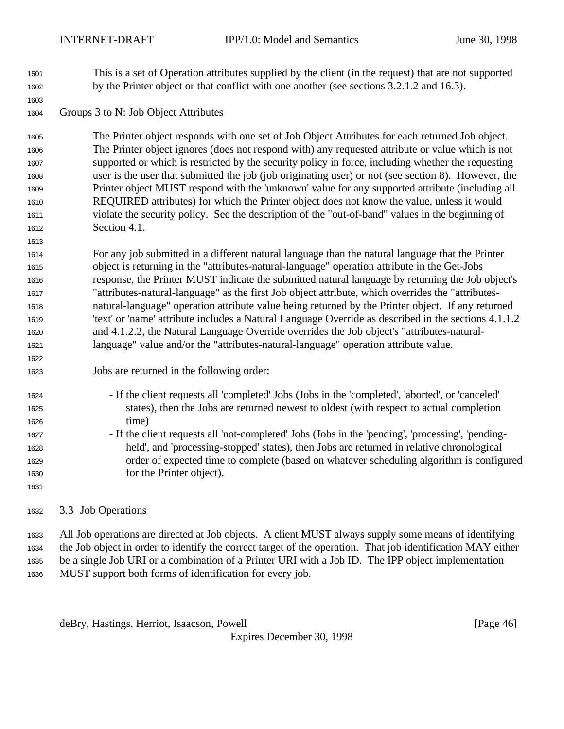This is a set of Operation attributes supplied by the client (in the request) that are not supported by the Printer object or that conflict with one another (see sections 3.2.1.2 and 16.3).

Groups 3 to N: Job Object Attributes

The Printer object responds with one set of Job Object Attributes for each returned Job object. The Printer object ignores (does not respond with) any requested attribute or value which is not supported or which is restricted by the security policy in force, including whether the requesting user is the user that submitted the job (job originating user) or not (see section 8). However, the Printer object MUST respond with the 'unknown' value for any supported attribute (including all REQUIRED attributes) for which the Printer object does not know the value, unless it would violate the security policy. See the description of the "out-of-band" values in the beginning of Section 4.1.

For any job submitted in a different natural language than the natural language that the Printer object is returning in the "attributes-natural-language" operation attribute in the Get-Jobs response, the Printer MUST indicate the submitted natural language by returning the Job object's "attributes-natural-language" as the first Job object attribute, which overrides the "attributes-natural-language" operation attribute value being returned by the Printer object. If any returned 'text' or 'name' attribute includes a Natural Language Override as described in the sections 4.1.1.2 and 4.1.2.2, the Natural Language Override overrides the Job object's "attributes-natural-language" value and/or the "attributes-natural-language" operation attribute value.

Jobs are returned in the following order:

- If the client requests all 'completed' Jobs (Jobs in the 'completed', 'aborted', or 'canceled' states), then the Jobs are returned newest to oldest (with respect to actual completion time)
- If the client requests all 'not-completed' Jobs (Jobs in the 'pending', 'processing', 'pending-held', and 'processing-stopped' states), then Jobs are returned in relative chronological order of expected time to complete (based on whatever scheduling algorithm is configured for the Printer object).

## 3.3 Job Operations

All Job operations are directed at Job objects. A client MUST always supply some means of identifying the Job object in order to identify the correct target of the operation. That job identification MAY either be a single Job URI or a combination of a Printer URI with a Job ID. The IPP object implementation MUST support both forms of identification for every job.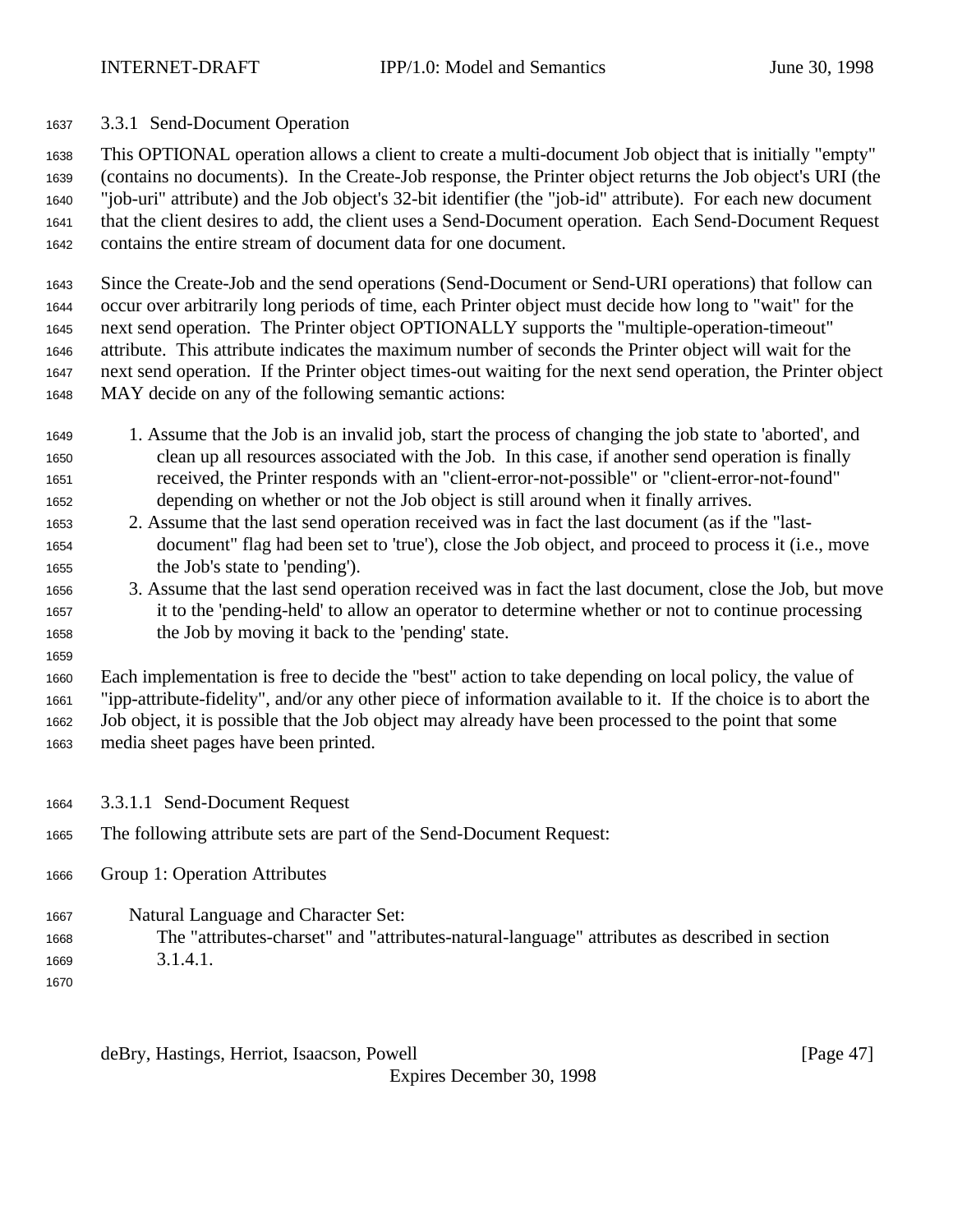### 3.3.1 Send-Document Operation

This OPTIONAL operation allows a client to create a multi-document Job object that is initially "empty" (contains no documents). In the Create-Job response, the Printer object returns the Job object's URI (the "job-uri" attribute) and the Job object's 32-bit identifier (the "job-id" attribute). For each new document that the client desires to add, the client uses a Send-Document operation. Each Send-Document Request contains the entire stream of document data for one document.

Since the Create-Job and the send operations (Send-Document or Send-URI operations) that follow can occur over arbitrarily long periods of time, each Printer object must decide how long to "wait" for the next send operation. The Printer object OPTIONALLY supports the "multiple-operation-timeout" attribute. This attribute indicates the maximum number of seconds the Printer object will wait for the next send operation. If the Printer object times-out waiting for the next send operation, the Printer object MAY decide on any of the following semantic actions:

1. Assume that the Job is an invalid job, start the process of changing the job state to 'aborted', and clean up all resources associated with the Job. In this case, if another send operation is finally received, the Printer responds with an "client-error-not-possible" or "client-error-not-found" depending on whether or not the Job object is still around when it finally arrives.
2. Assume that the last send operation received was in fact the last document (as if the "last-document" flag had been set to 'true'), close the Job object, and proceed to process it (i.e., move the Job's state to 'pending').
3. Assume that the last send operation received was in fact the last document, close the Job, but move it to the 'pending-held' to allow an operator to determine whether or not to continue processing the Job by moving it back to the 'pending' state.

Each implementation is free to decide the "best" action to take depending on local policy, the value of "ipp-attribute-fidelity", and/or any other piece of information available to it. If the choice is to abort the Job object, it is possible that the Job object may already have been processed to the point that some media sheet pages have been printed.

#### 3.3.1.1 Send-Document Request

The following attribute sets are part of the Send-Document Request:

Group 1: Operation Attributes

Natural Language and Character Set:
The "attributes-charset" and "attributes-natural-language" attributes as described in section 3.1.4.1.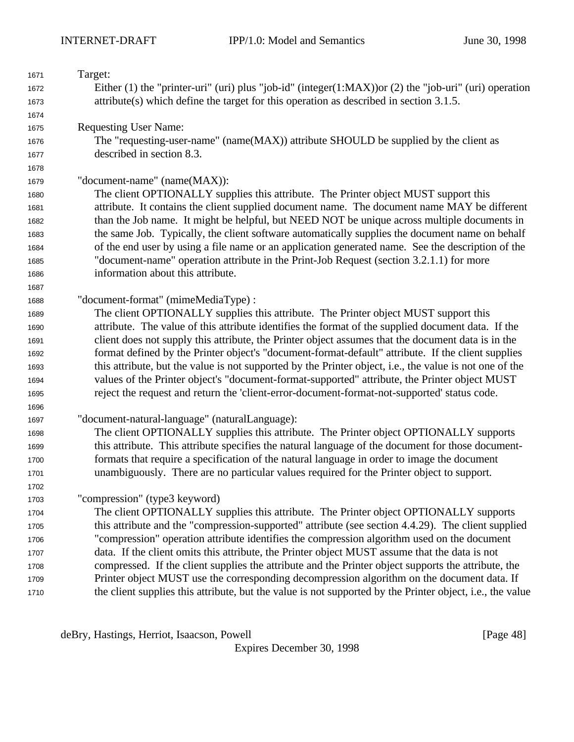Target:

Either (1) the "printer-uri" (uri) plus "job-id" (integer(1:MAX))or (2) the "job-uri" (uri) operation attribute(s) which define the target for this operation as described in section 3.1.5.

Requesting User Name:

The "requesting-user-name" (name(MAX)) attribute SHOULD be supplied by the client as described in section 8.3.

"document-name" (name(MAX)):

The client OPTIONALLY supplies this attribute. The Printer object MUST support this attribute. It contains the client supplied document name. The document name MAY be different than the Job name. It might be helpful, but NEED NOT be unique across multiple documents in the same Job. Typically, the client software automatically supplies the document name on behalf of the end user by using a file name or an application generated name. See the description of the "document-name" operation attribute in the Print-Job Request (section 3.2.1.1) for more information about this attribute.

"document-format" (mimeMediaType) :

The client OPTIONALLY supplies this attribute. The Printer object MUST support this attribute. The value of this attribute identifies the format of the supplied document data. If the client does not supply this attribute, the Printer object assumes that the document data is in the format defined by the Printer object's "document-format-default" attribute. If the client supplies this attribute, but the value is not supported by the Printer object, i.e., the value is not one of the values of the Printer object's "document-format-supported" attribute, the Printer object MUST reject the request and return the 'client-error-document-format-not-supported' status code.

"document-natural-language" (naturalLanguage):

The client OPTIONALLY supplies this attribute. The Printer object OPTIONALLY supports this attribute. This attribute specifies the natural language of the document for those document-formats that require a specification of the natural language in order to image the document unambiguously. There are no particular values required for the Printer object to support.

"compression" (type3 keyword)

The client OPTIONALLY supplies this attribute. The Printer object OPTIONALLY supports this attribute and the "compression-supported" attribute (see section 4.4.29). The client supplied "compression" operation attribute identifies the compression algorithm used on the document data. If the client omits this attribute, the Printer object MUST assume that the data is not compressed. If the client supplies the attribute and the Printer object supports the attribute, the Printer object MUST use the corresponding decompression algorithm on the document data. If the client supplies this attribute, but the value is not supported by the Printer object, i.e., the value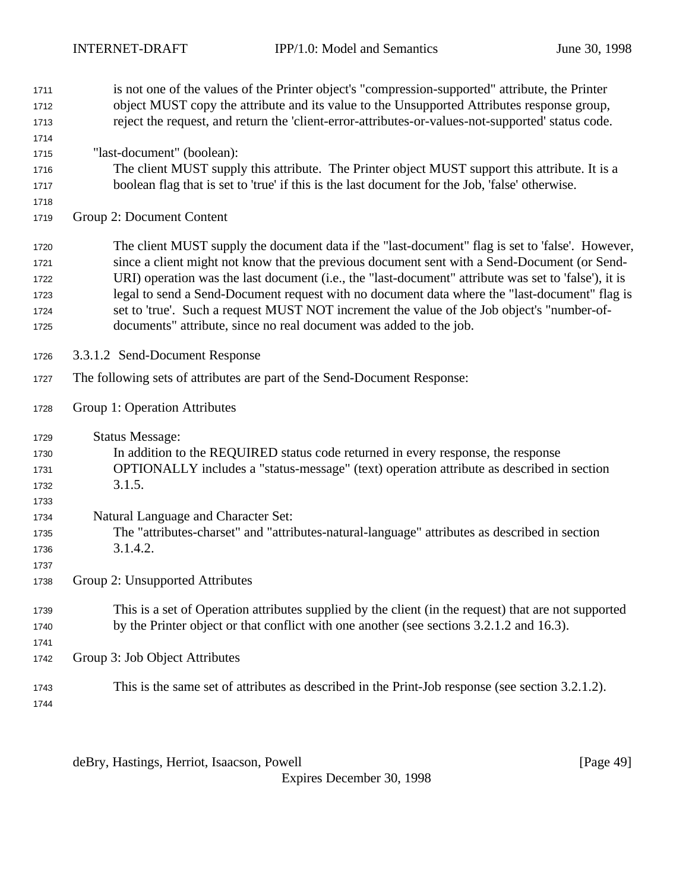is not one of the values of the Printer object's "compression-supported" attribute, the Printer object MUST copy the attribute and its value to the Unsupported Attributes response group, reject the request, and return the 'client-error-attributes-or-values-not-supported' status code.

"last-document" (boolean):
The client MUST supply this attribute. The Printer object MUST support this attribute. It is a boolean flag that is set to 'true' if this is the last document for the Job, 'false' otherwise.

Group 2: Document Content

The client MUST supply the document data if the "last-document" flag is set to 'false'. However, since a client might not know that the previous document sent with a Send-Document (or Send-URI) operation was the last document (i.e., the "last-document" attribute was set to 'false'), it is legal to send a Send-Document request with no document data where the "last-document" flag is set to 'true'. Such a request MUST NOT increment the value of the Job object's "number-of-documents" attribute, since no real document was added to the job.

#### 3.3.1.2 Send-Document Response

The following sets of attributes are part of the Send-Document Response:

Group 1: Operation Attributes

Status Message:
In addition to the REQUIRED status code returned in every response, the response OPTIONALLY includes a "status-message" (text) operation attribute as described in section 3.1.5.

Natural Language and Character Set:
The "attributes-charset" and "attributes-natural-language" attributes as described in section 3.1.4.2.

Group 2: Unsupported Attributes

This is a set of Operation attributes supplied by the client (in the request) that are not supported by the Printer object or that conflict with one another (see sections 3.2.1.2 and 16.3).

Group 3: Job Object Attributes

This is the same set of attributes as described in the Print-Job response (see section 3.2.1.2).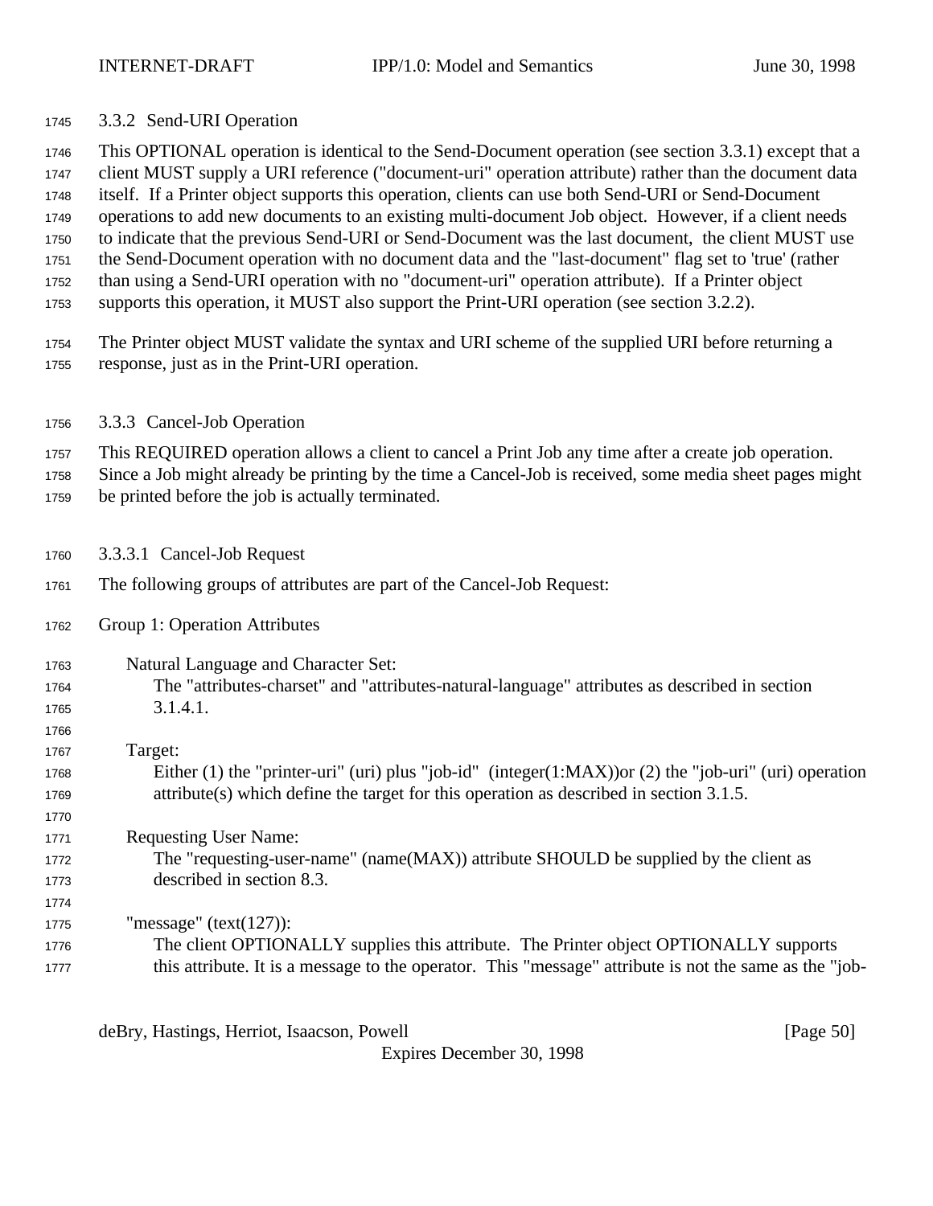### 3.3.2 Send-URI Operation

This OPTIONAL operation is identical to the Send-Document operation (see section 3.3.1) except that a client MUST supply a URI reference ("document-uri" operation attribute) rather than the document data itself. If a Printer object supports this operation, clients can use both Send-URI or Send-Document operations to add new documents to an existing multi-document Job object. However, if a client needs to indicate that the previous Send-URI or Send-Document was the last document, the client MUST use the Send-Document operation with no document data and the "last-document" flag set to 'true' (rather than using a Send-URI operation with no "document-uri" operation attribute). If a Printer object supports this operation, it MUST also support the Print-URI operation (see section 3.2.2).

The Printer object MUST validate the syntax and URI scheme of the supplied URI before returning a response, just as in the Print-URI operation.

### 3.3.3 Cancel-Job Operation

This REQUIRED operation allows a client to cancel a Print Job any time after a create job operation. Since a Job might already be printing by the time a Cancel-Job is received, some media sheet pages might be printed before the job is actually terminated.

#### 3.3.3.1 Cancel-Job Request

The following groups of attributes are part of the Cancel-Job Request:

Group 1: Operation Attributes

Natural Language and Character Set:
The "attributes-charset" and "attributes-natural-language" attributes as described in section 3.1.4.1.

Target:
Either (1) the "printer-uri" (uri) plus "job-id" (integer(1:MAX))or (2) the "job-uri" (uri) operation attribute(s) which define the target for this operation as described in section 3.1.5.

Requesting User Name:
The "requesting-user-name" (name(MAX)) attribute SHOULD be supplied by the client as described in section 8.3.

"message" (text(127)):
The client OPTIONALLY supplies this attribute. The Printer object OPTIONALLY supports this attribute. It is a message to the operator. This "message" attribute is not the same as the "job-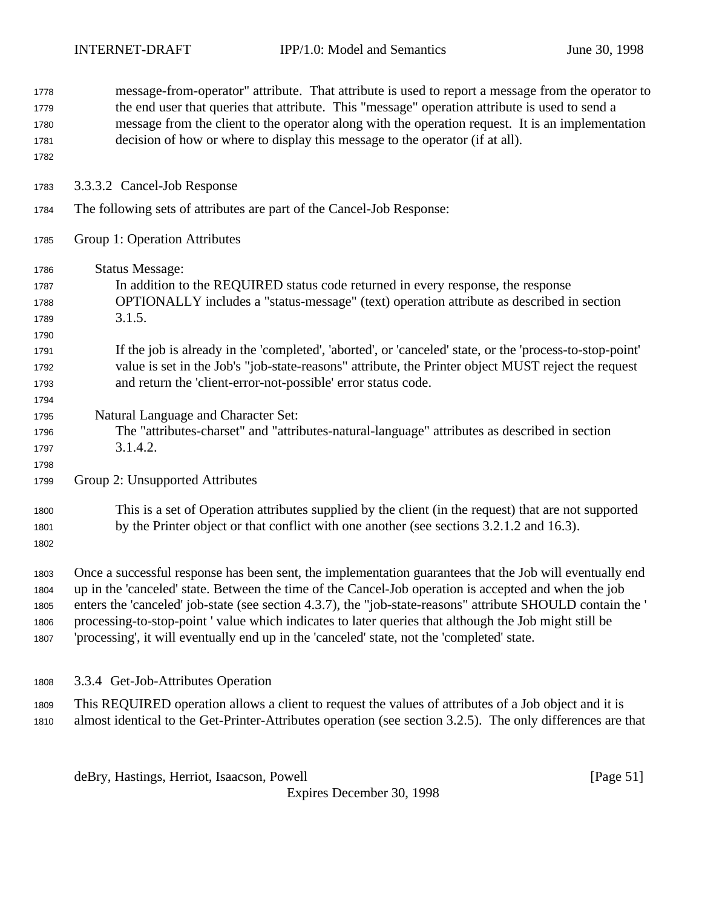message-from-operator" attribute. That attribute is used to report a message from the operator to the end user that queries that attribute. This "message" operation attribute is used to send a message from the client to the operator along with the operation request. It is an implementation decision of how or where to display this message to the operator (if at all).

#### 3.3.3.2 Cancel-Job Response

The following sets of attributes are part of the Cancel-Job Response:

Group 1: Operation Attributes

Status Message:
In addition to the REQUIRED status code returned in every response, the response OPTIONALLY includes a "status-message" (text) operation attribute as described in section 3.1.5.

If the job is already in the 'completed', 'aborted', or 'canceled' state, or the 'process-to-stop-point' value is set in the Job's "job-state-reasons" attribute, the Printer object MUST reject the request and return the 'client-error-not-possible' error status code.

Natural Language and Character Set:
The "attributes-charset" and "attributes-natural-language" attributes as described in section 3.1.4.2.

Group 2: Unsupported Attributes

This is a set of Operation attributes supplied by the client (in the request) that are not supported by the Printer object or that conflict with one another (see sections 3.2.1.2 and 16.3).

Once a successful response has been sent, the implementation guarantees that the Job will eventually end up in the 'canceled' state. Between the time of the Cancel-Job operation is accepted and when the job enters the 'canceled' job-state (see section 4.3.7), the "job-state-reasons" attribute SHOULD contain the ' processing-to-stop-point ' value which indicates to later queries that although the Job might still be 'processing', it will eventually end up in the 'canceled' state, not the 'completed' state.

### 3.3.4 Get-Job-Attributes Operation

This REQUIRED operation allows a client to request the values of attributes of a Job object and it is almost identical to the Get-Printer-Attributes operation (see section 3.2.5). The only differences are that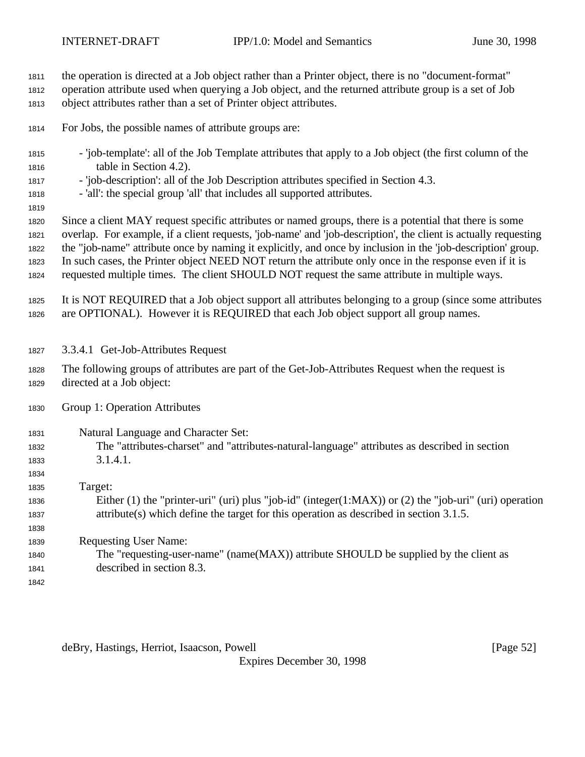the operation is directed at a Job object rather than a Printer object, there is no "document-format" operation attribute used when querying a Job object, and the returned attribute group is a set of Job object attributes rather than a set of Printer object attributes.

For Jobs, the possible names of attribute groups are:

- 'job-template': all of the Job Template attributes that apply to a Job object (the first column of the table in Section 4.2).
- 'job-description': all of the Job Description attributes specified in Section 4.3.
- 'all': the special group 'all' that includes all supported attributes.

Since a client MAY request specific attributes or named groups, there is a potential that there is some overlap. For example, if a client requests, 'job-name' and 'job-description', the client is actually requesting the "job-name" attribute once by naming it explicitly, and once by inclusion in the 'job-description' group. In such cases, the Printer object NEED NOT return the attribute only once in the response even if it is requested multiple times. The client SHOULD NOT request the same attribute in multiple ways.

It is NOT REQUIRED that a Job object support all attributes belonging to a group (since some attributes are OPTIONAL). However it is REQUIRED that each Job object support all group names.

### 3.3.4.1 Get-Job-Attributes Request

The following groups of attributes are part of the Get-Job-Attributes Request when the request is directed at a Job object:

Group 1: Operation Attributes

Natural Language and Character Set:
The "attributes-charset" and "attributes-natural-language" attributes as described in section 3.1.4.1.

Target:
Either (1) the "printer-uri" (uri) plus "job-id" (integer(1:MAX)) or (2) the "job-uri" (uri) operation attribute(s) which define the target for this operation as described in section 3.1.5.

Requesting User Name:
The "requesting-user-name" (name(MAX)) attribute SHOULD be supplied by the client as described in section 8.3.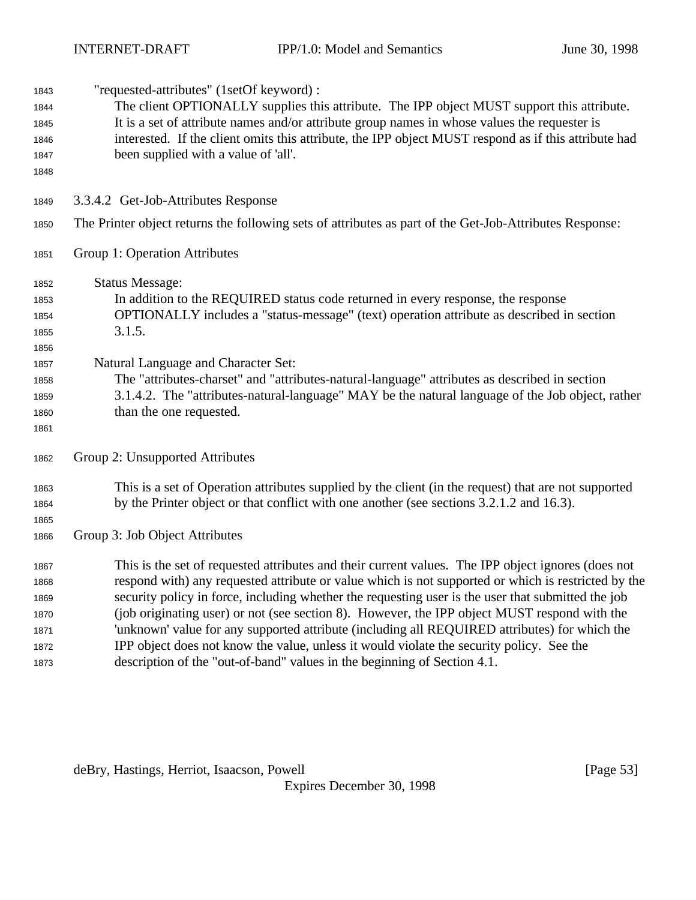"requested-attributes" (1setOf keyword) :

The client OPTIONALLY supplies this attribute. The IPP object MUST support this attribute. It is a set of attribute names and/or attribute group names in whose values the requester is interested. If the client omits this attribute, the IPP object MUST respond as if this attribute had been supplied with a value of 'all'.

#### 3.3.4.2 Get-Job-Attributes Response

The Printer object returns the following sets of attributes as part of the Get-Job-Attributes Response:

Group 1: Operation Attributes

Status Message:

In addition to the REQUIRED status code returned in every response, the response OPTIONALLY includes a "status-message" (text) operation attribute as described in section 3.1.5.

Natural Language and Character Set:

The "attributes-charset" and "attributes-natural-language" attributes as described in section 3.1.4.2. The "attributes-natural-language" MAY be the natural language of the Job object, rather than the one requested.

Group 2: Unsupported Attributes

This is a set of Operation attributes supplied by the client (in the request) that are not supported by the Printer object or that conflict with one another (see sections 3.2.1.2 and 16.3).

Group 3: Job Object Attributes

This is the set of requested attributes and their current values. The IPP object ignores (does not respond with) any requested attribute or value which is not supported or which is restricted by the security policy in force, including whether the requesting user is the user that submitted the job (job originating user) or not (see section 8). However, the IPP object MUST respond with the 'unknown' value for any supported attribute (including all REQUIRED attributes) for which the IPP object does not know the value, unless it would violate the security policy. See the description of the "out-of-band" values in the beginning of Section 4.1.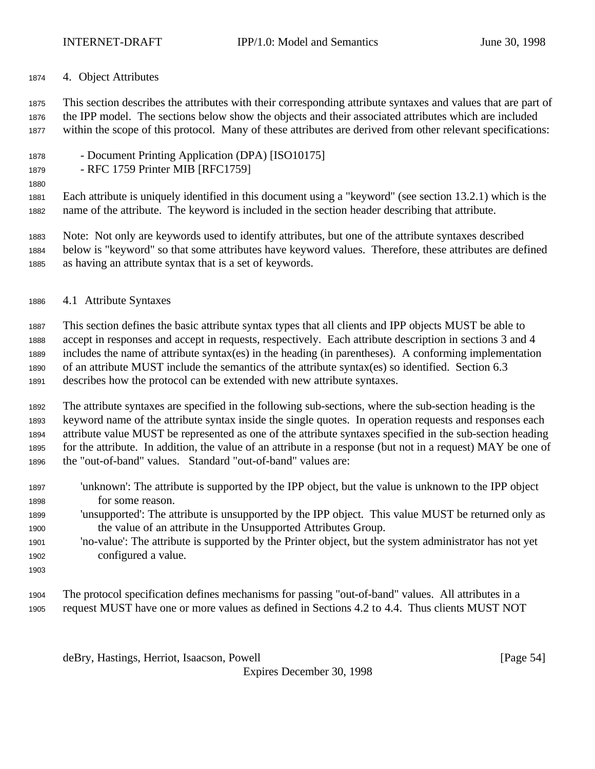# 4. Object Attributes

This section describes the attributes with their corresponding attribute syntaxes and values that are part of the IPP model. The sections below show the objects and their associated attributes which are included within the scope of this protocol. Many of these attributes are derived from other relevant specifications:

- Document Printing Application (DPA) [ISO10175]
- RFC 1759 Printer MIB [RFC1759]

Each attribute is uniquely identified in this document using a "keyword" (see section 13.2.1) which is the name of the attribute. The keyword is included in the section header describing that attribute.

Note: Not only are keywords used to identify attributes, but one of the attribute syntaxes described below is "keyword" so that some attributes have keyword values. Therefore, these attributes are defined as having an attribute syntax that is a set of keywords.

## 4.1 Attribute Syntaxes

This section defines the basic attribute syntax types that all clients and IPP objects MUST be able to accept in responses and accept in requests, respectively. Each attribute description in sections 3 and 4 includes the name of attribute syntax(es) in the heading (in parentheses). A conforming implementation of an attribute MUST include the semantics of the attribute syntax(es) so identified. Section 6.3 describes how the protocol can be extended with new attribute syntaxes.

The attribute syntaxes are specified in the following sub-sections, where the sub-section heading is the keyword name of the attribute syntax inside the single quotes. In operation requests and responses each attribute value MUST be represented as one of the attribute syntaxes specified in the sub-section heading for the attribute. In addition, the value of an attribute in a response (but not in a request) MAY be one of the "out-of-band" values. Standard "out-of-band" values are:

'unknown': The attribute is supported by the IPP object, but the value is unknown to the IPP object for some reason.
'unsupported': The attribute is unsupported by the IPP object. This value MUST be returned only as the value of an attribute in the Unsupported Attributes Group.
'no-value': The attribute is supported by the Printer object, but the system administrator has not yet configured a value.

The protocol specification defines mechanisms for passing "out-of-band" values. All attributes in a request MUST have one or more values as defined in Sections 4.2 to 4.4. Thus clients MUST NOT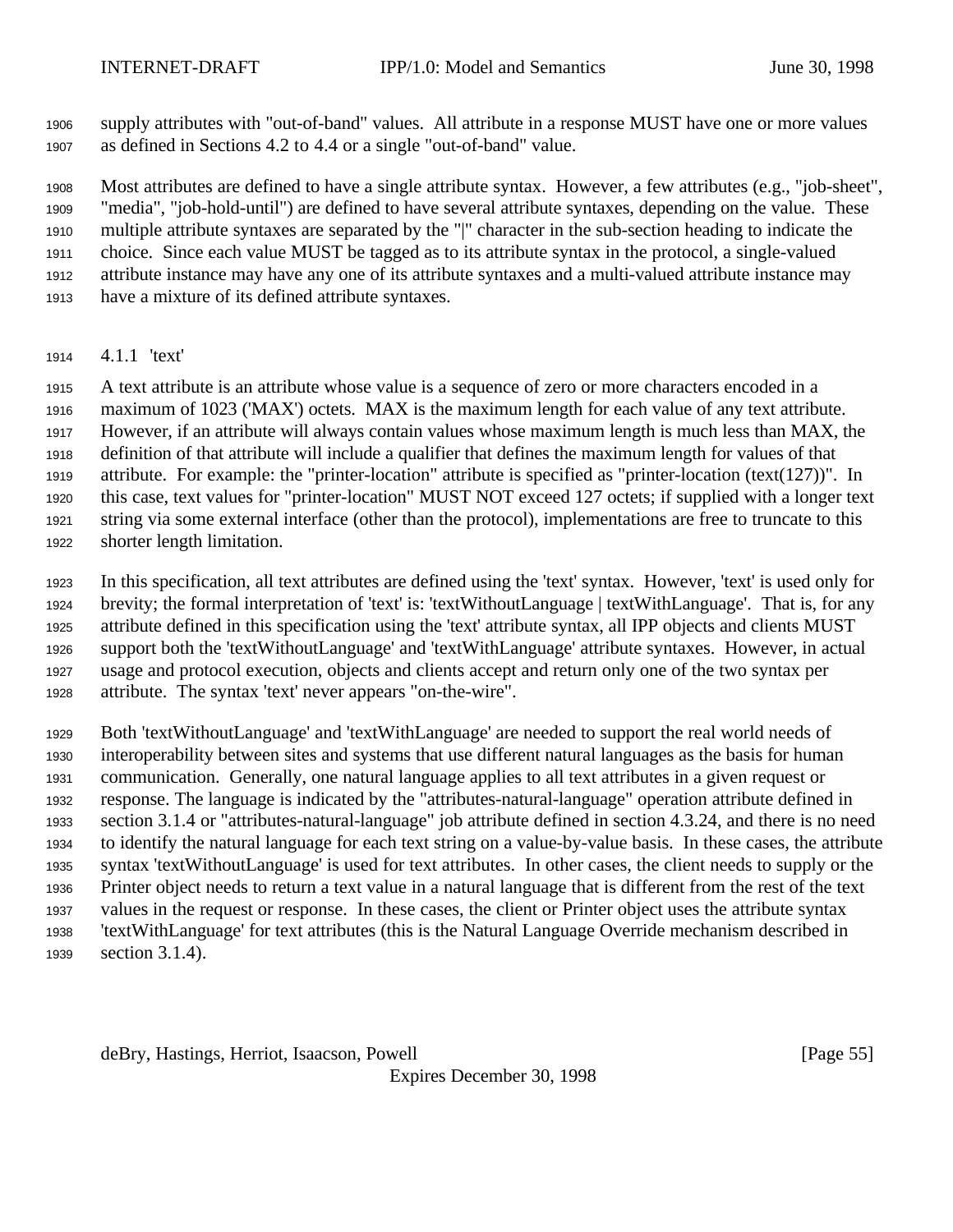supply attributes with "out-of-band" values. All attribute in a response MUST have one or more values as defined in Sections 4.2 to 4.4 or a single "out-of-band" value.

Most attributes are defined to have a single attribute syntax. However, a few attributes (e.g., "job-sheet", "media", "job-hold-until") are defined to have several attribute syntaxes, depending on the value. These multiple attribute syntaxes are separated by the "|" character in the sub-section heading to indicate the choice. Since each value MUST be tagged as to its attribute syntax in the protocol, a single-valued attribute instance may have any one of its attribute syntaxes and a multi-valued attribute instance may have a mixture of its defined attribute syntaxes.

### 4.1.1 'text'

A text attribute is an attribute whose value is a sequence of zero or more characters encoded in a maximum of 1023 ('MAX') octets. MAX is the maximum length for each value of any text attribute. However, if an attribute will always contain values whose maximum length is much less than MAX, the definition of that attribute will include a qualifier that defines the maximum length for values of that attribute. For example: the "printer-location" attribute is specified as "printer-location (text(127))". In this case, text values for "printer-location" MUST NOT exceed 127 octets; if supplied with a longer text string via some external interface (other than the protocol), implementations are free to truncate to this shorter length limitation.

In this specification, all text attributes are defined using the 'text' syntax. However, 'text' is used only for brevity; the formal interpretation of 'text' is: 'textWithoutLanguage | textWithLanguage'. That is, for any attribute defined in this specification using the 'text' attribute syntax, all IPP objects and clients MUST support both the 'textWithoutLanguage' and 'textWithLanguage' attribute syntaxes. However, in actual usage and protocol execution, objects and clients accept and return only one of the two syntax per attribute. The syntax 'text' never appears "on-the-wire".

Both 'textWithoutLanguage' and 'textWithLanguage' are needed to support the real world needs of interoperability between sites and systems that use different natural languages as the basis for human communication. Generally, one natural language applies to all text attributes in a given request or response. The language is indicated by the "attributes-natural-language" operation attribute defined in section 3.1.4 or "attributes-natural-language" job attribute defined in section 4.3.24, and there is no need to identify the natural language for each text string on a value-by-value basis. In these cases, the attribute syntax 'textWithoutLanguage' is used for text attributes. In other cases, the client needs to supply or the Printer object needs to return a text value in a natural language that is different from the rest of the text values in the request or response. In these cases, the client or Printer object uses the attribute syntax 'textWithLanguage' for text attributes (this is the Natural Language Override mechanism described in section 3.1.4).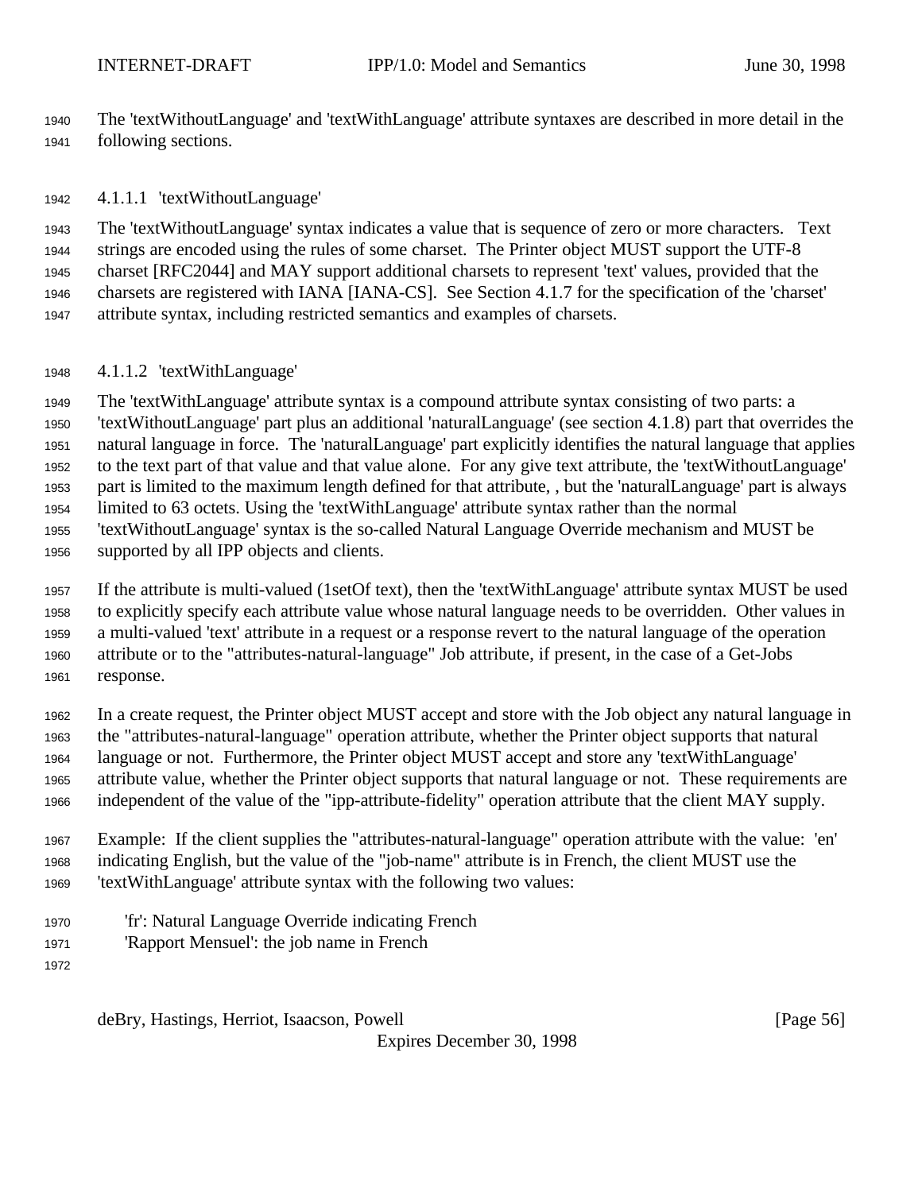The 'textWithoutLanguage' and 'textWithLanguage' attribute syntaxes are described in more detail in the following sections.

#### 4.1.1.1 'textWithoutLanguage'

The 'textWithoutLanguage' syntax indicates a value that is sequence of zero or more characters. Text strings are encoded using the rules of some charset. The Printer object MUST support the UTF-8 charset [RFC2044] and MAY support additional charsets to represent 'text' values, provided that the charsets are registered with IANA [IANA-CS]. See Section 4.1.7 for the specification of the 'charset' attribute syntax, including restricted semantics and examples of charsets.

#### 4.1.1.2 'textWithLanguage'

The 'textWithLanguage' attribute syntax is a compound attribute syntax consisting of two parts: a 'textWithoutLanguage' part plus an additional 'naturalLanguage' (see section 4.1.8) part that overrides the natural language in force. The 'naturalLanguage' part explicitly identifies the natural language that applies to the text part of that value and that value alone. For any give text attribute, the 'textWithoutLanguage' part is limited to the maximum length defined for that attribute, , but the 'naturalLanguage' part is always limited to 63 octets. Using the 'textWithLanguage' attribute syntax rather than the normal 'textWithoutLanguage' syntax is the so-called Natural Language Override mechanism and MUST be supported by all IPP objects and clients.

If the attribute is multi-valued (1setOf text), then the 'textWithLanguage' attribute syntax MUST be used to explicitly specify each attribute value whose natural language needs to be overridden. Other values in a multi-valued 'text' attribute in a request or a response revert to the natural language of the operation attribute or to the "attributes-natural-language" Job attribute, if present, in the case of a Get-Jobs response.

In a create request, the Printer object MUST accept and store with the Job object any natural language in the "attributes-natural-language" operation attribute, whether the Printer object supports that natural language or not. Furthermore, the Printer object MUST accept and store any 'textWithLanguage' attribute value, whether the Printer object supports that natural language or not. These requirements are independent of the value of the "ipp-attribute-fidelity" operation attribute that the client MAY supply.

Example: If the client supplies the "attributes-natural-language" operation attribute with the value: 'en' indicating English, but the value of the "job-name" attribute is in French, the client MUST use the 'textWithLanguage' attribute syntax with the following two values:

    'fr': Natural Language Override indicating French
    'Rapport Mensuel': the job name in French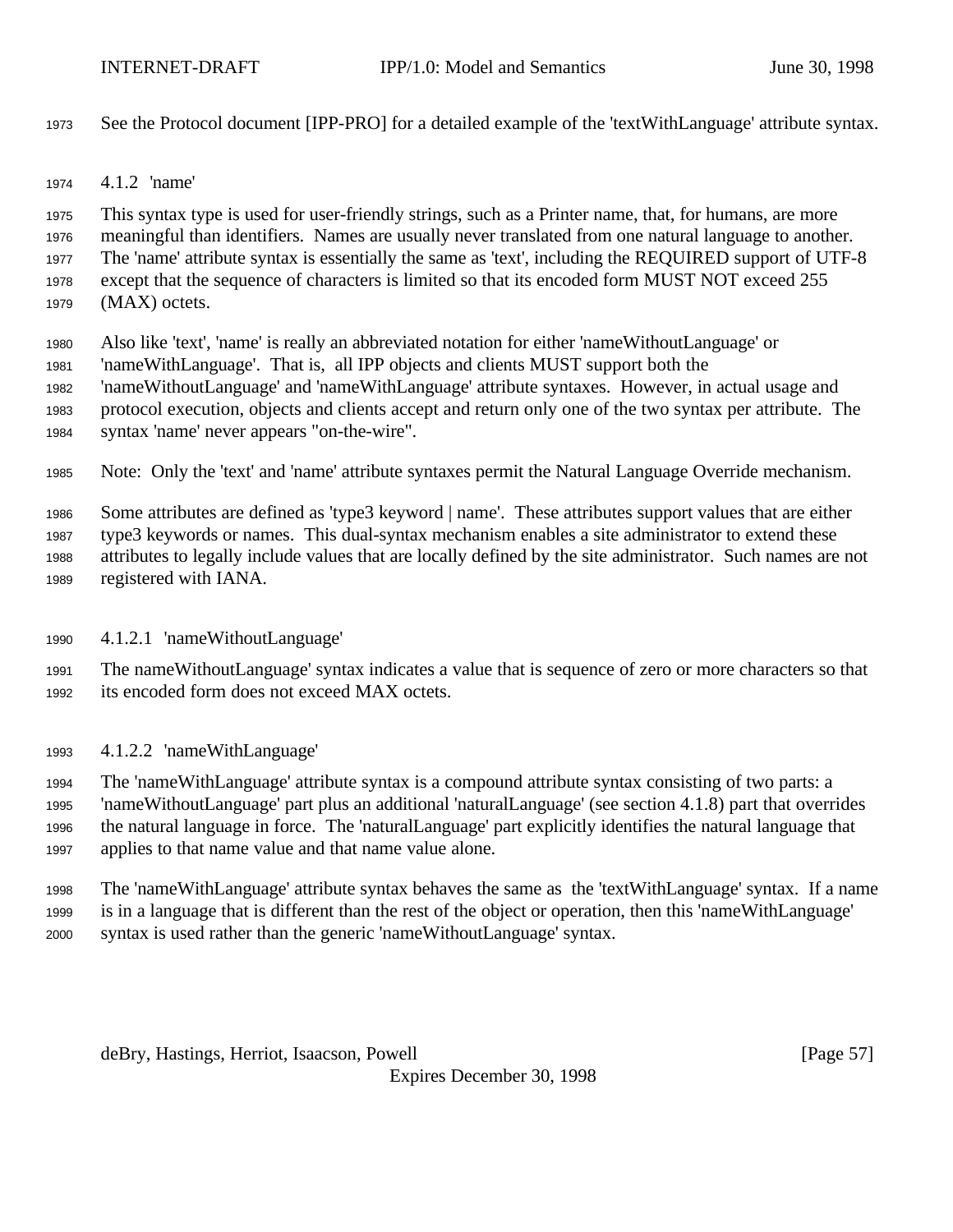See the Protocol document [IPP-PRO] for a detailed example of the 'textWithLanguage' attribute syntax.

#### 4.1.2 'name'

This syntax type is used for user-friendly strings, such as a Printer name, that, for humans, are more meaningful than identifiers. Names are usually never translated from one natural language to another. The 'name' attribute syntax is essentially the same as 'text', including the REQUIRED support of UTF-8 except that the sequence of characters is limited so that its encoded form MUST NOT exceed 255 (MAX) octets.

Also like 'text', 'name' is really an abbreviated notation for either 'nameWithoutLanguage' or 'nameWithLanguage'. That is, all IPP objects and clients MUST support both the 'nameWithoutLanguage' and 'nameWithLanguage' attribute syntaxes. However, in actual usage and protocol execution, objects and clients accept and return only one of the two syntax per attribute. The syntax 'name' never appears "on-the-wire".

Note: Only the 'text' and 'name' attribute syntaxes permit the Natural Language Override mechanism.

Some attributes are defined as 'type3 keyword | name'. These attributes support values that are either type3 keywords or names. This dual-syntax mechanism enables a site administrator to extend these attributes to legally include values that are locally defined by the site administrator. Such names are not registered with IANA.

##### 4.1.2.1 'nameWithoutLanguage'

The nameWithoutLanguage' syntax indicates a value that is sequence of zero or more characters so that its encoded form does not exceed MAX octets.

##### 4.1.2.2 'nameWithLanguage'

The 'nameWithLanguage' attribute syntax is a compound attribute syntax consisting of two parts: a 'nameWithoutLanguage' part plus an additional 'naturalLanguage' (see section 4.1.8) part that overrides the natural language in force. The 'naturalLanguage' part explicitly identifies the natural language that applies to that name value and that name value alone.

The 'nameWithLanguage' attribute syntax behaves the same as the 'textWithLanguage' syntax. If a name is in a language that is different than the rest of the object or operation, then this 'nameWithLanguage' syntax is used rather than the generic 'nameWithoutLanguage' syntax.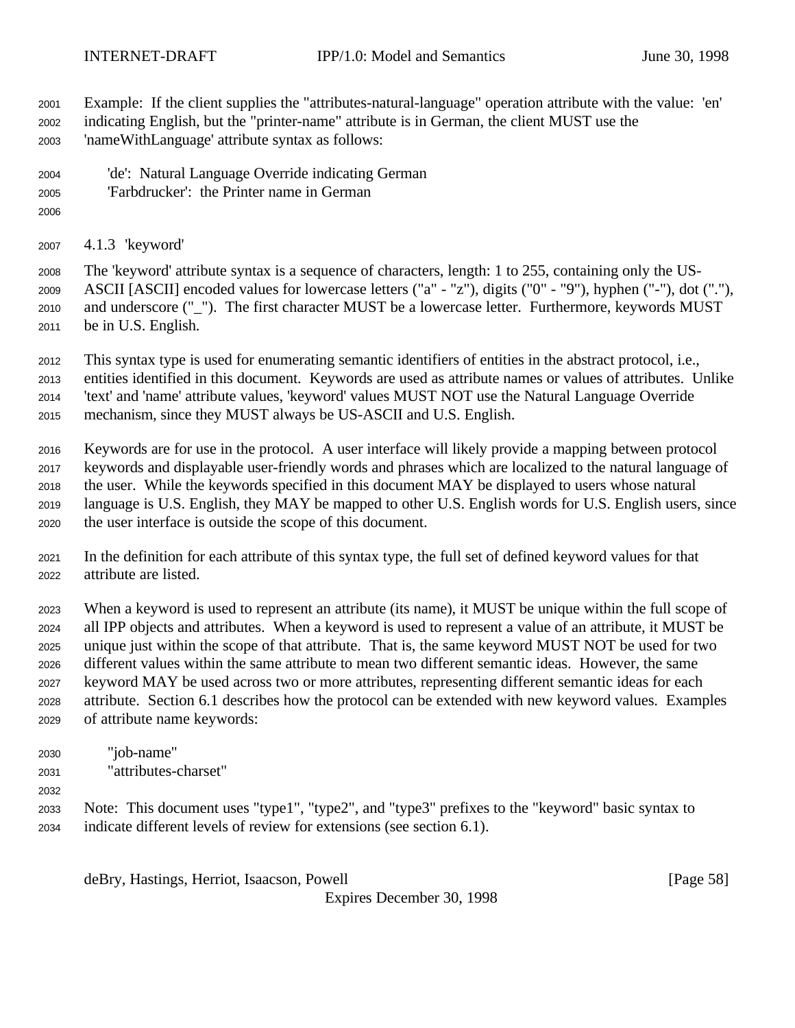Example: If the client supplies the "attributes-natural-language" operation attribute with the value: 'en' indicating English, but the "printer-name" attribute is in German, the client MUST use the 'nameWithLanguage' attribute syntax as follows:

'de': Natural Language Override indicating German
'Farbdrucker': the Printer name in German

### 4.1.3 'keyword'

The 'keyword' attribute syntax is a sequence of characters, length: 1 to 255, containing only the US-ASCII [ASCII] encoded values for lowercase letters ("a" - "z"), digits ("0" - "9"), hyphen ("-"), dot ("."), and underscore ("_"). The first character MUST be a lowercase letter. Furthermore, keywords MUST be in U.S. English.

This syntax type is used for enumerating semantic identifiers of entities in the abstract protocol, i.e., entities identified in this document. Keywords are used as attribute names or values of attributes. Unlike 'text' and 'name' attribute values, 'keyword' values MUST NOT use the Natural Language Override mechanism, since they MUST always be US-ASCII and U.S. English.

Keywords are for use in the protocol. A user interface will likely provide a mapping between protocol keywords and displayable user-friendly words and phrases which are localized to the natural language of the user. While the keywords specified in this document MAY be displayed to users whose natural language is U.S. English, they MAY be mapped to other U.S. English words for U.S. English users, since the user interface is outside the scope of this document.

In the definition for each attribute of this syntax type, the full set of defined keyword values for that attribute are listed.

When a keyword is used to represent an attribute (its name), it MUST be unique within the full scope of all IPP objects and attributes. When a keyword is used to represent a value of an attribute, it MUST be unique just within the scope of that attribute. That is, the same keyword MUST NOT be used for two different values within the same attribute to mean two different semantic ideas. However, the same keyword MAY be used across two or more attributes, representing different semantic ideas for each attribute. Section 6.1 describes how the protocol can be extended with new keyword values. Examples of attribute name keywords:

"job-name"
"attributes-charset"

Note: This document uses "type1", "type2", and "type3" prefixes to the "keyword" basic syntax to indicate different levels of review for extensions (see section 6.1).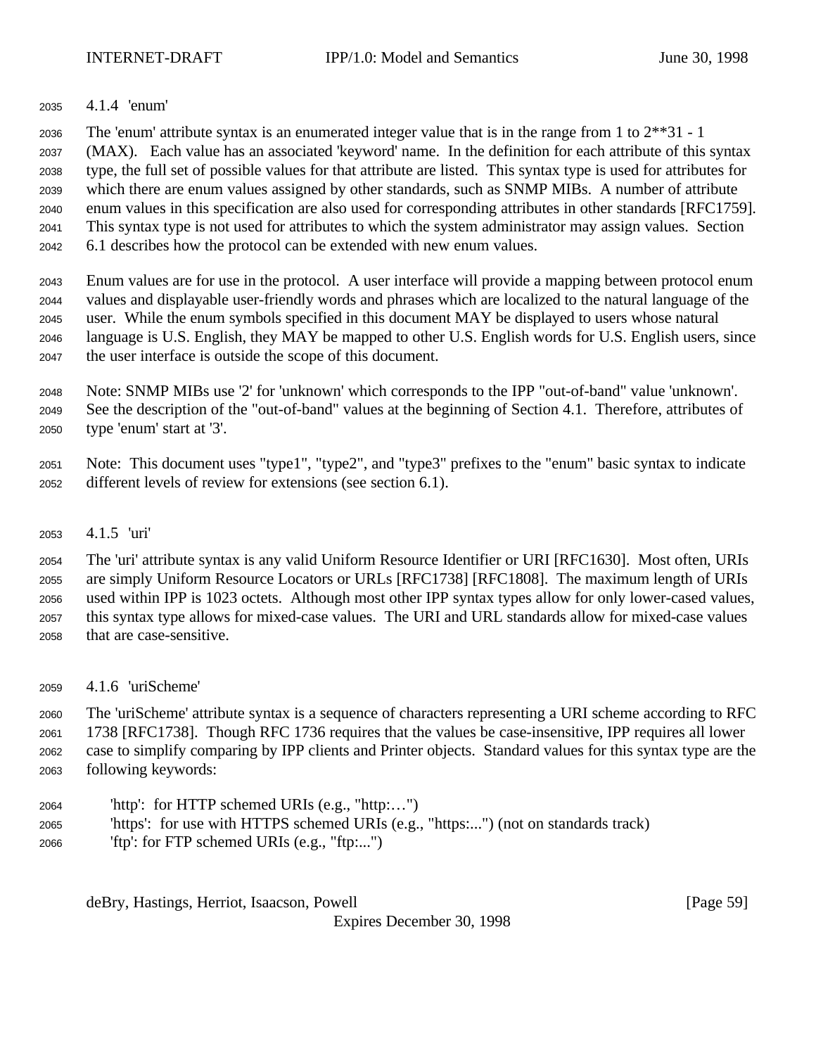#### 4.1.4 'enum'

The 'enum' attribute syntax is an enumerated integer value that is in the range from 1 to 2**31 - 1 (MAX). Each value has an associated 'keyword' name. In the definition for each attribute of this syntax type, the full set of possible values for that attribute are listed. This syntax type is used for attributes for which there are enum values assigned by other standards, such as SNMP MIBs. A number of attribute enum values in this specification are also used for corresponding attributes in other standards [RFC1759]. This syntax type is not used for attributes to which the system administrator may assign values. Section 6.1 describes how the protocol can be extended with new enum values.

Enum values are for use in the protocol. A user interface will provide a mapping between protocol enum values and displayable user-friendly words and phrases which are localized to the natural language of the user. While the enum symbols specified in this document MAY be displayed to users whose natural language is U.S. English, they MAY be mapped to other U.S. English words for U.S. English users, since the user interface is outside the scope of this document.

Note: SNMP MIBs use '2' for 'unknown' which corresponds to the IPP "out-of-band" value 'unknown'. See the description of the "out-of-band" values at the beginning of Section 4.1. Therefore, attributes of type 'enum' start at '3'.

Note: This document uses "type1", "type2", and "type3" prefixes to the "enum" basic syntax to indicate different levels of review for extensions (see section 6.1).

#### 4.1.5 'uri'

The 'uri' attribute syntax is any valid Uniform Resource Identifier or URI [RFC1630]. Most often, URIs are simply Uniform Resource Locators or URLs [RFC1738] [RFC1808]. The maximum length of URIs used within IPP is 1023 octets. Although most other IPP syntax types allow for only lower-cased values, this syntax type allows for mixed-case values. The URI and URL standards allow for mixed-case values that are case-sensitive.

#### 4.1.6 'uriScheme'

The 'uriScheme' attribute syntax is a sequence of characters representing a URI scheme according to RFC 1738 [RFC1738]. Though RFC 1736 requires that the values be case-insensitive, IPP requires all lower case to simplify comparing by IPP clients and Printer objects. Standard values for this syntax type are the following keywords:

- 'http': for HTTP schemed URIs (e.g., "http:…")
- 'https': for use with HTTPS schemed URIs (e.g., "https:...") (not on standards track)
- 'ftp': for FTP schemed URIs (e.g., "ftp:...")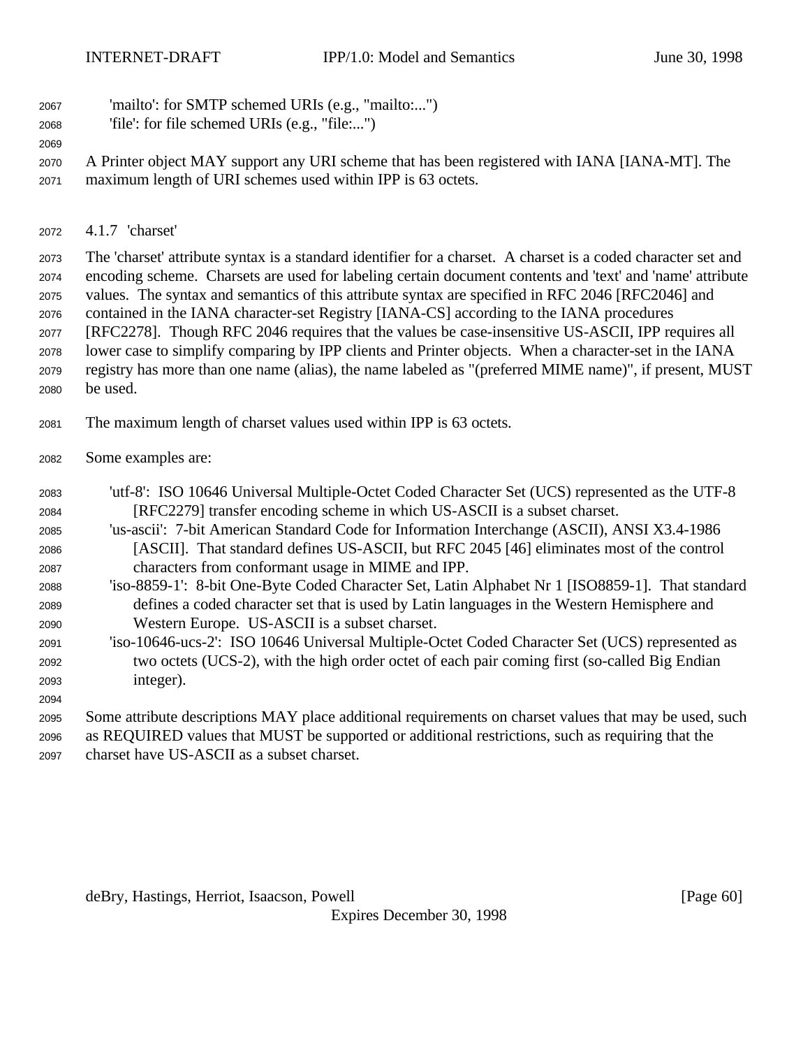'mailto': for SMTP schemed URIs (e.g., "mailto:...")
'file': for file schemed URIs (e.g., "file:...")

A Printer object MAY support any URI scheme that has been registered with IANA [IANA-MT]. The maximum length of URI schemes used within IPP is 63 octets.

### 4.1.7 'charset'

The 'charset' attribute syntax is a standard identifier for a charset. A charset is a coded character set and encoding scheme. Charsets are used for labeling certain document contents and 'text' and 'name' attribute values. The syntax and semantics of this attribute syntax are specified in RFC 2046 [RFC2046] and contained in the IANA character-set Registry [IANA-CS] according to the IANA procedures [RFC2278]. Though RFC 2046 requires that the values be case-insensitive US-ASCII, IPP requires all lower case to simplify comparing by IPP clients and Printer objects. When a character-set in the IANA registry has more than one name (alias), the name labeled as "(preferred MIME name)", if present, MUST be used.

The maximum length of charset values used within IPP is 63 octets.

Some examples are:

'utf-8': ISO 10646 Universal Multiple-Octet Coded Character Set (UCS) represented as the UTF-8 [RFC2279] transfer encoding scheme in which US-ASCII is a subset charset.
'us-ascii': 7-bit American Standard Code for Information Interchange (ASCII), ANSI X3.4-1986 [ASCII]. That standard defines US-ASCII, but RFC 2045 [46] eliminates most of the control characters from conformant usage in MIME and IPP.
'iso-8859-1': 8-bit One-Byte Coded Character Set, Latin Alphabet Nr 1 [ISO8859-1]. That standard defines a coded character set that is used by Latin languages in the Western Hemisphere and Western Europe. US-ASCII is a subset charset.
'iso-10646-ucs-2': ISO 10646 Universal Multiple-Octet Coded Character Set (UCS) represented as two octets (UCS-2), with the high order octet of each pair coming first (so-called Big Endian integer).

Some attribute descriptions MAY place additional requirements on charset values that may be used, such as REQUIRED values that MUST be supported or additional restrictions, such as requiring that the charset have US-ASCII as a subset charset.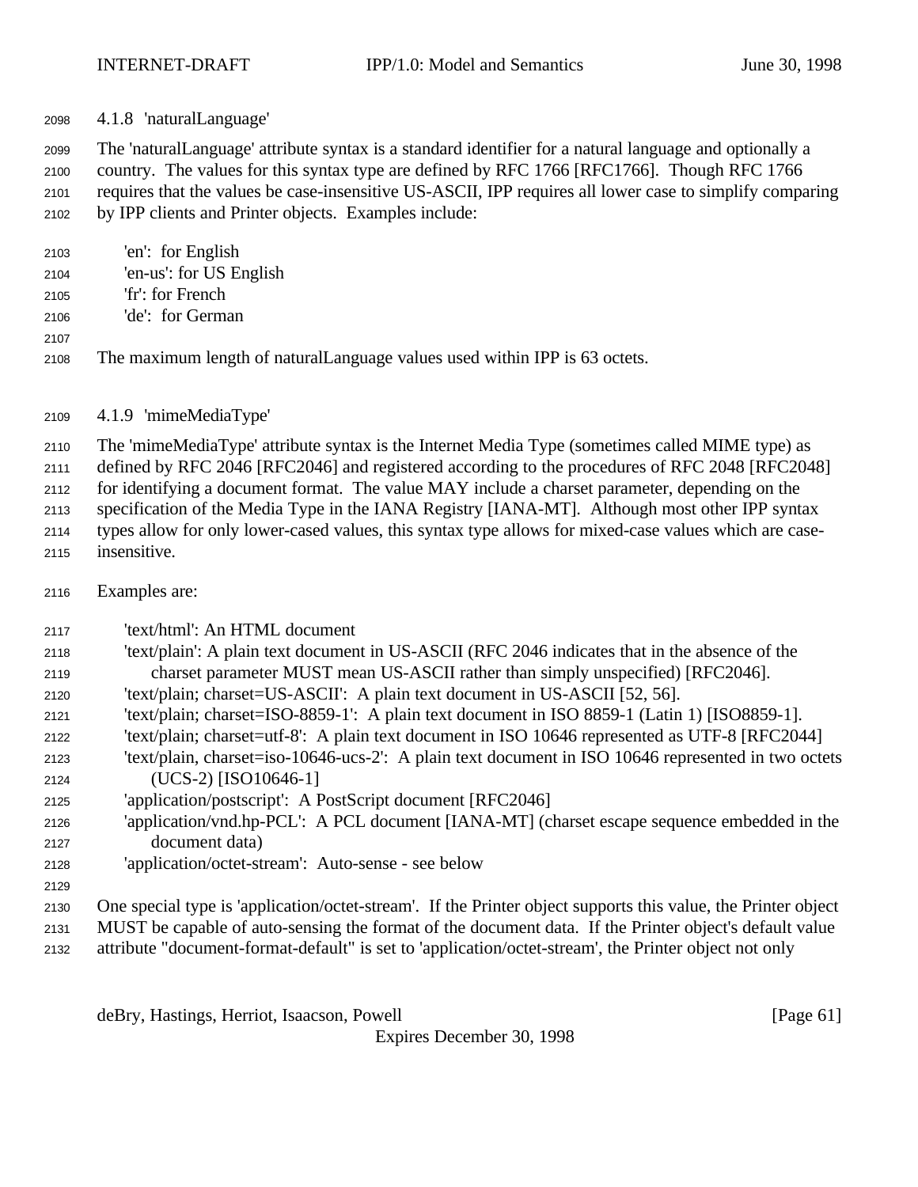#### 4.1.8 'naturalLanguage'

The 'naturalLanguage' attribute syntax is a standard identifier for a natural language and optionally a country. The values for this syntax type are defined by RFC 1766 [RFC1766]. Though RFC 1766 requires that the values be case-insensitive US-ASCII, IPP requires all lower case to simplify comparing by IPP clients and Printer objects. Examples include:

- 'en': for English
- 'en-us': for US English
- 'fr': for French
- 'de': for German

The maximum length of naturalLanguage values used within IPP is 63 octets.

#### 4.1.9 'mimeMediaType'

The 'mimeMediaType' attribute syntax is the Internet Media Type (sometimes called MIME type) as defined by RFC 2046 [RFC2046] and registered according to the procedures of RFC 2048 [RFC2048] for identifying a document format. The value MAY include a charset parameter, depending on the specification of the Media Type in the IANA Registry [IANA-MT]. Although most other IPP syntax types allow for only lower-cased values, this syntax type allows for mixed-case values which are case-insensitive.

Examples are:

- 'text/html': An HTML document
- 'text/plain': A plain text document in US-ASCII (RFC 2046 indicates that in the absence of the charset parameter MUST mean US-ASCII rather than simply unspecified) [RFC2046].
- 'text/plain; charset=US-ASCII': A plain text document in US-ASCII [52, 56].
- 'text/plain; charset=ISO-8859-1': A plain text document in ISO 8859-1 (Latin 1) [ISO8859-1].
- 'text/plain; charset=utf-8': A plain text document in ISO 10646 represented as UTF-8 [RFC2044]
- 'text/plain, charset=iso-10646-ucs-2': A plain text document in ISO 10646 represented in two octets (UCS-2) [ISO10646-1]
- 'application/postscript': A PostScript document [RFC2046]
- 'application/vnd.hp-PCL': A PCL document [IANA-MT] (charset escape sequence embedded in the document data)
- 'application/octet-stream': Auto-sense - see below

One special type is 'application/octet-stream'. If the Printer object supports this value, the Printer object MUST be capable of auto-sensing the format of the document data. If the Printer object's default value attribute "document-format-default" is set to 'application/octet-stream', the Printer object not only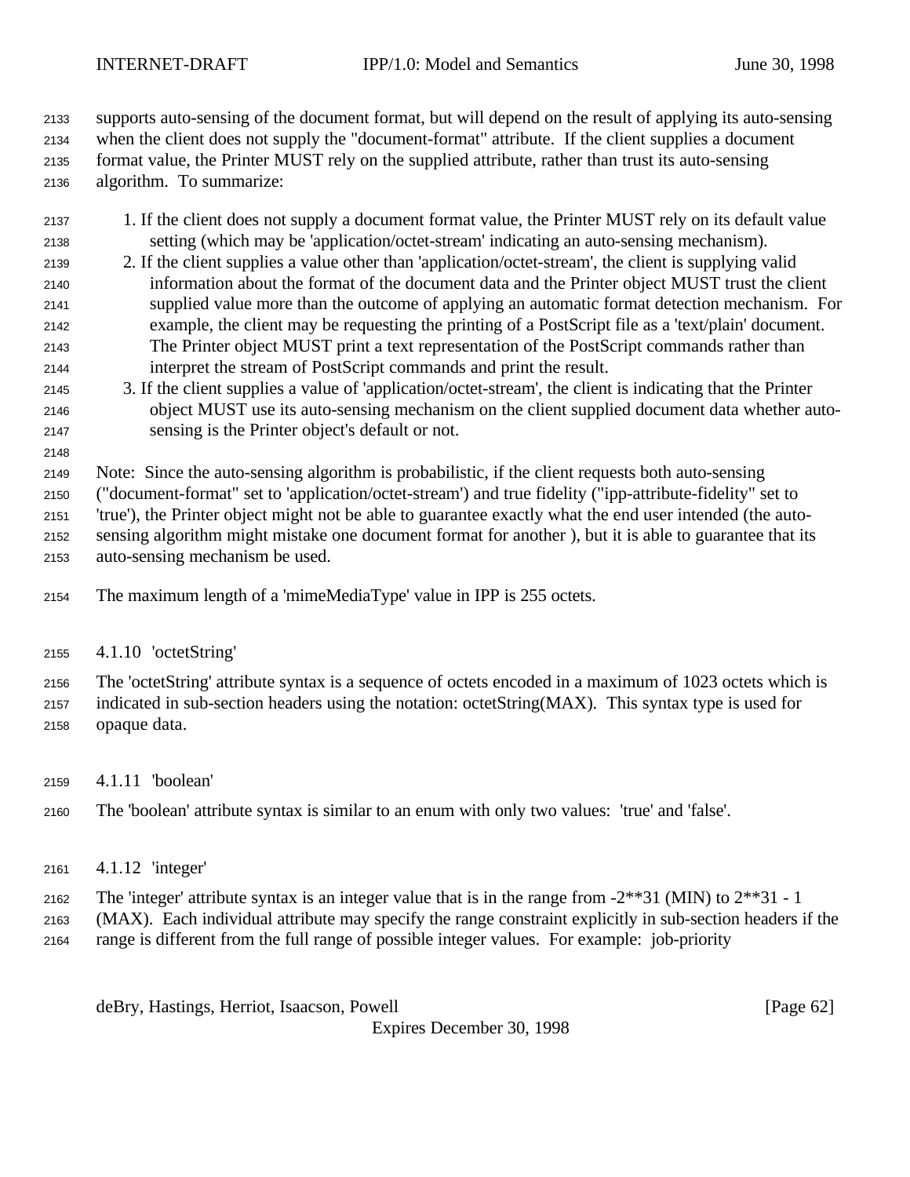supports auto-sensing of the document format, but will depend on the result of applying its auto-sensing when the client does not supply the "document-format" attribute. If the client supplies a document format value, the Printer MUST rely on the supplied attribute, rather than trust its auto-sensing algorithm. To summarize:

1. If the client does not supply a document format value, the Printer MUST rely on its default value setting (which may be 'application/octet-stream' indicating an auto-sensing mechanism).
2. If the client supplies a value other than 'application/octet-stream', the client is supplying valid information about the format of the document data and the Printer object MUST trust the client supplied value more than the outcome of applying an automatic format detection mechanism. For example, the client may be requesting the printing of a PostScript file as a 'text/plain' document. The Printer object MUST print a text representation of the PostScript commands rather than interpret the stream of PostScript commands and print the result.
3. If the client supplies a value of 'application/octet-stream', the client is indicating that the Printer object MUST use its auto-sensing mechanism on the client supplied document data whether auto-sensing is the Printer object's default or not.

Note: Since the auto-sensing algorithm is probabilistic, if the client requests both auto-sensing ("document-format" set to 'application/octet-stream') and true fidelity ("ipp-attribute-fidelity" set to 'true'), the Printer object might not be able to guarantee exactly what the end user intended (the auto-sensing algorithm might mistake one document format for another ), but it is able to guarantee that its auto-sensing mechanism be used.

The maximum length of a 'mimeMediaType' value in IPP is 255 octets.

### 4.1.10 'octetString'

The 'octetString' attribute syntax is a sequence of octets encoded in a maximum of 1023 octets which is indicated in sub-section headers using the notation: octetString(MAX). This syntax type is used for opaque data.

### 4.1.11 'boolean'

The 'boolean' attribute syntax is similar to an enum with only two values: 'true' and 'false'.

### 4.1.12 'integer'

The 'integer' attribute syntax is an integer value that is in the range from -2**31 (MIN) to 2**31 - 1 (MAX). Each individual attribute may specify the range constraint explicitly in sub-section headers if the range is different from the full range of possible integer values. For example: job-priority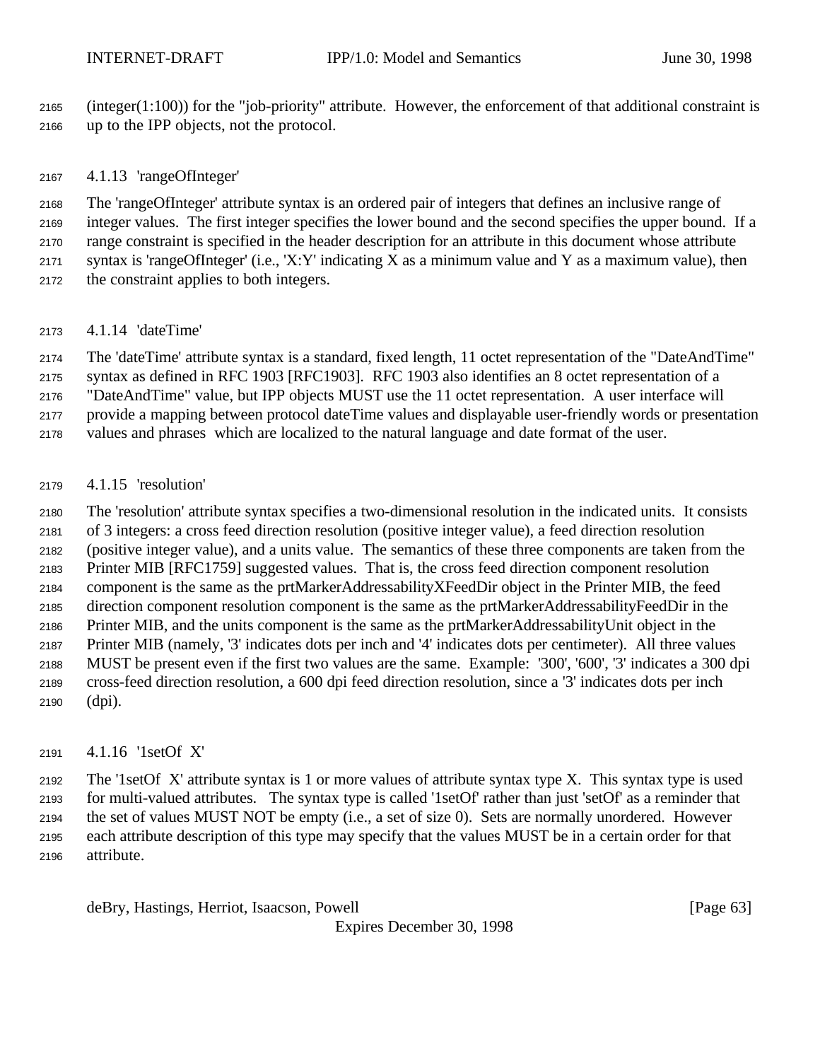(integer(1:100)) for the "job-priority" attribute. However, the enforcement of that additional constraint is up to the IPP objects, not the protocol.

### 4.1.13 'rangeOfInteger'

The 'rangeOfInteger' attribute syntax is an ordered pair of integers that defines an inclusive range of integer values. The first integer specifies the lower bound and the second specifies the upper bound. If a range constraint is specified in the header description for an attribute in this document whose attribute syntax is 'rangeOfInteger' (i.e., 'X:Y' indicating X as a minimum value and Y as a maximum value), then the constraint applies to both integers.

### 4.1.14 'dateTime'

The 'dateTime' attribute syntax is a standard, fixed length, 11 octet representation of the "DateAndTime" syntax as defined in RFC 1903 [RFC1903]. RFC 1903 also identifies an 8 octet representation of a "DateAndTime" value, but IPP objects MUST use the 11 octet representation. A user interface will provide a mapping between protocol dateTime values and displayable user-friendly words or presentation values and phrases which are localized to the natural language and date format of the user.

### 4.1.15 'resolution'

The 'resolution' attribute syntax specifies a two-dimensional resolution in the indicated units. It consists of 3 integers: a cross feed direction resolution (positive integer value), a feed direction resolution (positive integer value), and a units value. The semantics of these three components are taken from the Printer MIB [RFC1759] suggested values. That is, the cross feed direction component resolution component is the same as the prtMarkerAddressabilityXFeedDir object in the Printer MIB, the feed direction component resolution component is the same as the prtMarkerAddressabilityFeedDir in the Printer MIB, and the units component is the same as the prtMarkerAddressabilityUnit object in the Printer MIB (namely, '3' indicates dots per inch and '4' indicates dots per centimeter). All three values MUST be present even if the first two values are the same. Example: '300', '600', '3' indicates a 300 dpi cross-feed direction resolution, a 600 dpi feed direction resolution, since a '3' indicates dots per inch (dpi).

### 4.1.16 '1setOf X'

The '1setOf X' attribute syntax is 1 or more values of attribute syntax type X. This syntax type is used for multi-valued attributes. The syntax type is called '1setOf' rather than just 'setOf' as a reminder that the set of values MUST NOT be empty (i.e., a set of size 0). Sets are normally unordered. However each attribute description of this type may specify that the values MUST be in a certain order for that attribute.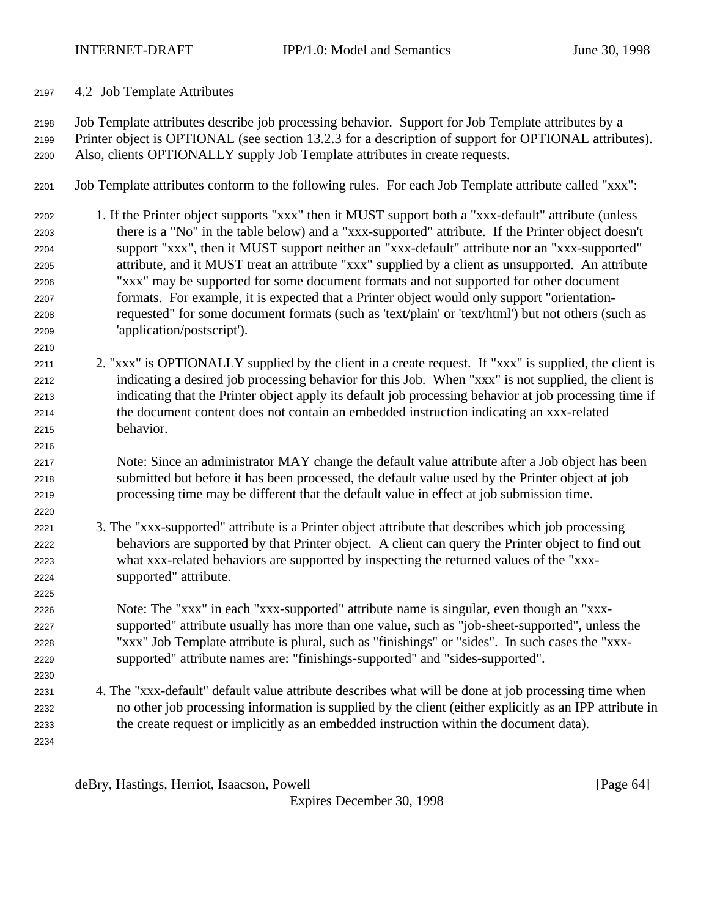## 4.2 Job Template Attributes

Job Template attributes describe job processing behavior. Support for Job Template attributes by a Printer object is OPTIONAL (see section 13.2.3 for a description of support for OPTIONAL attributes). Also, clients OPTIONALLY supply Job Template attributes in create requests.

Job Template attributes conform to the following rules. For each Job Template attribute called "xxx":

1. If the Printer object supports "xxx" then it MUST support both a "xxx-default" attribute (unless there is a "No" in the table below) and a "xxx-supported" attribute. If the Printer object doesn't support "xxx", then it MUST support neither an "xxx-default" attribute nor an "xxx-supported" attribute, and it MUST treat an attribute "xxx" supplied by a client as unsupported. An attribute "xxx" may be supported for some document formats and not supported for other document formats. For example, it is expected that a Printer object would only support "orientation-requested" for some document formats (such as 'text/plain' or 'text/html') but not others (such as 'application/postscript').

2. "xxx" is OPTIONALLY supplied by the client in a create request. If "xxx" is supplied, the client is indicating a desired job processing behavior for this Job. When "xxx" is not supplied, the client is indicating that the Printer object apply its default job processing behavior at job processing time if the document content does not contain an embedded instruction indicating an xxx-related behavior.

   Note: Since an administrator MAY change the default value attribute after a Job object has been submitted but before it has been processed, the default value used by the Printer object at job processing time may be different that the default value in effect at job submission time.

3. The "xxx-supported" attribute is a Printer object attribute that describes which job processing behaviors are supported by that Printer object. A client can query the Printer object to find out what xxx-related behaviors are supported by inspecting the returned values of the "xxx-supported" attribute.

   Note: The "xxx" in each "xxx-supported" attribute name is singular, even though an "xxx-supported" attribute usually has more than one value, such as "job-sheet-supported", unless the "xxx" Job Template attribute is plural, such as "finishings" or "sides". In such cases the "xxx-supported" attribute names are: "finishings-supported" and "sides-supported".

4. The "xxx-default" default value attribute describes what will be done at job processing time when no other job processing information is supplied by the client (either explicitly as an IPP attribute in the create request or implicitly as an embedded instruction within the document data).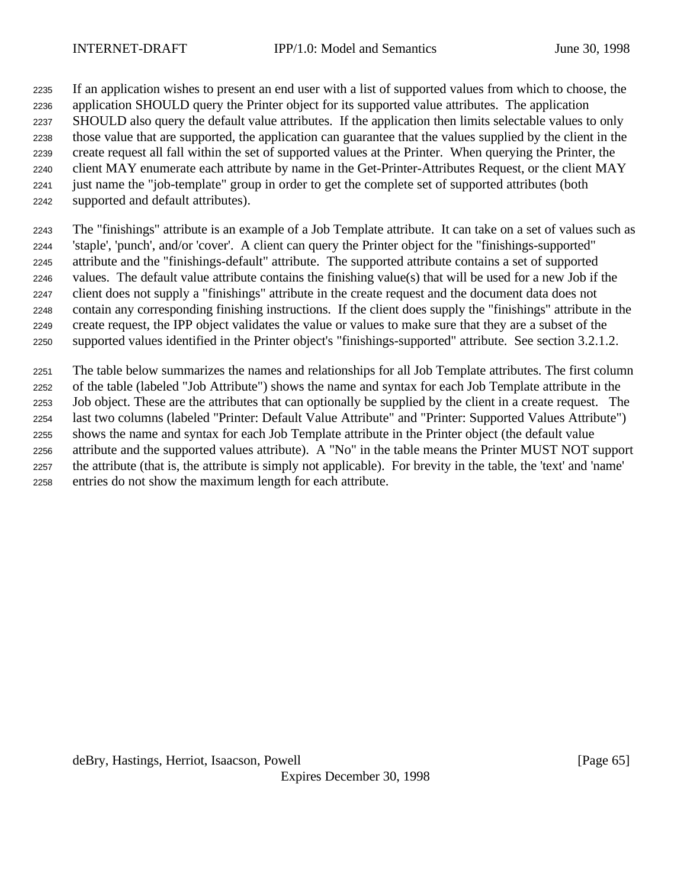If an application wishes to present an end user with a list of supported values from which to choose, the application SHOULD query the Printer object for its supported value attributes. The application SHOULD also query the default value attributes. If the application then limits selectable values to only those value that are supported, the application can guarantee that the values supplied by the client in the create request all fall within the set of supported values at the Printer. When querying the Printer, the client MAY enumerate each attribute by name in the Get-Printer-Attributes Request, or the client MAY just name the "job-template" group in order to get the complete set of supported attributes (both supported and default attributes).

The "finishings" attribute is an example of a Job Template attribute. It can take on a set of values such as 'staple', 'punch', and/or 'cover'. A client can query the Printer object for the "finishings-supported" attribute and the "finishings-default" attribute. The supported attribute contains a set of supported values. The default value attribute contains the finishing value(s) that will be used for a new Job if the client does not supply a "finishings" attribute in the create request and the document data does not contain any corresponding finishing instructions. If the client does supply the "finishings" attribute in the create request, the IPP object validates the value or values to make sure that they are a subset of the supported values identified in the Printer object's "finishings-supported" attribute. See section 3.2.1.2.

The table below summarizes the names and relationships for all Job Template attributes. The first column of the table (labeled "Job Attribute") shows the name and syntax for each Job Template attribute in the Job object. These are the attributes that can optionally be supplied by the client in a create request. The last two columns (labeled "Printer: Default Value Attribute" and "Printer: Supported Values Attribute") shows the name and syntax for each Job Template attribute in the Printer object (the default value attribute and the supported values attribute). A "No" in the table means the Printer MUST NOT support the attribute (that is, the attribute is simply not applicable). For brevity in the table, the 'text' and 'name' entries do not show the maximum length for each attribute.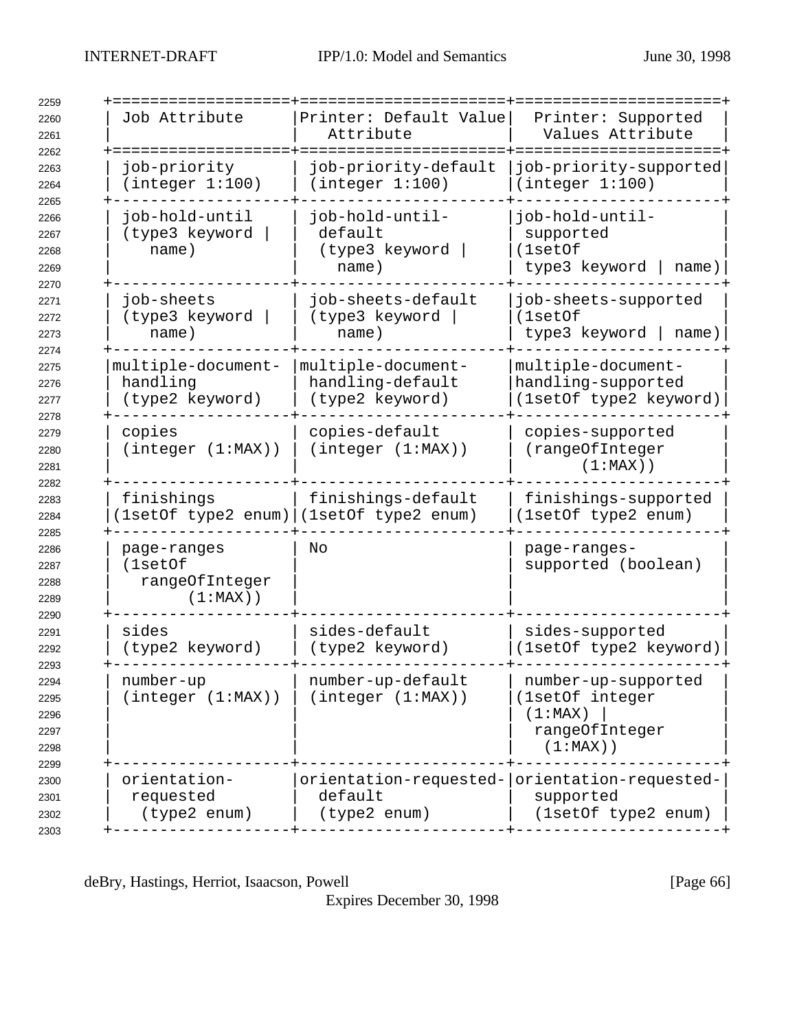| Job Attribute | Printer: Default Value Attribute | Printer: Supported Values Attribute |
|---|---|---|
| job-priority (integer 1:100) | job-priority-default (integer 1:100) | job-priority-supported (integer 1:100) |
| job-hold-until (type3 keyword \| name) | job-hold-until-default (type3 keyword \| name) | job-hold-until-supported (1setOf type3 keyword \| name) |
| job-sheets (type3 keyword \| name) | job-sheets-default (type3 keyword \| name) | job-sheets-supported (1setOf type3 keyword \| name) |
| multiple-document-handling (type2 keyword) | multiple-document-handling-default (type2 keyword) | multiple-document-handling-supported (1setOf type2 keyword) |
| copies (integer (1:MAX)) | copies-default (integer (1:MAX)) | copies-supported (rangeOfInteger (1:MAX)) |
| finishings (1setOf type2 enum) | finishings-default (1setOf type2 enum) | finishings-supported (1setOf type2 enum) |
| page-ranges (1setOf rangeOfInteger (1:MAX)) | No | page-ranges-supported (boolean) |
| sides (type2 keyword) | sides-default (type2 keyword) | sides-supported (1setOf type2 keyword) |
| number-up (integer (1:MAX)) | number-up-default (integer (1:MAX)) | number-up-supported (1setOf integer (1:MAX) \| rangeOfInteger (1:MAX)) |
| orientation-requested (type2 enum) | orientation-requested-default (type2 enum) | orientation-requested-supported (1setOf type2 enum) |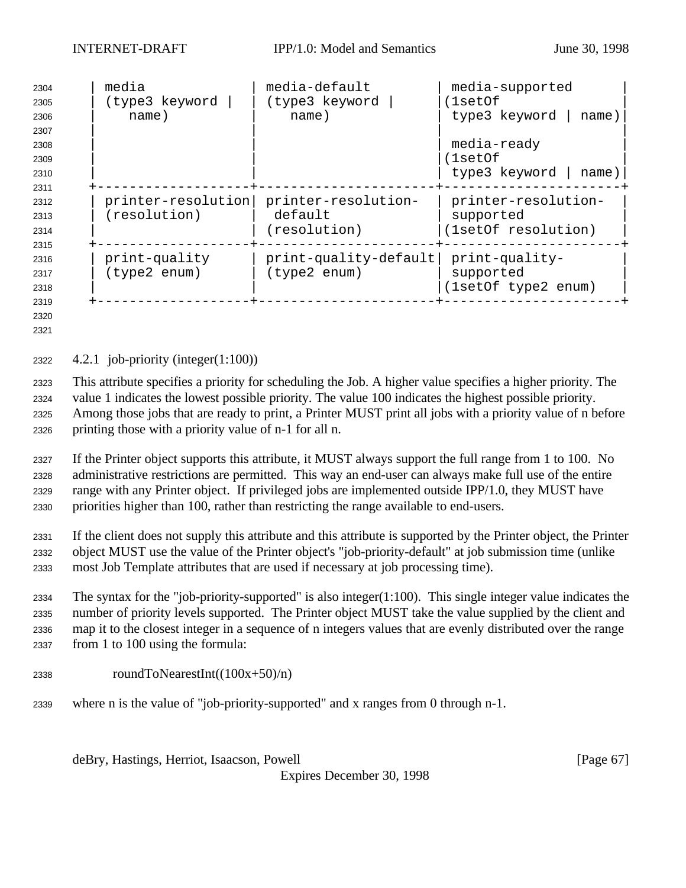| media (type3 keyword \| name) | media-default (type3 keyword \| name) | media-supported (1setOf type3 keyword \| name)<br><br>media-ready (1setOf type3 keyword \| name) |
|---|---|---|
| printer-resolution (resolution) | printer-resolution-default (resolution) | printer-resolution-supported (1setOf resolution) |
| print-quality (type2 enum) | print-quality-default (type2 enum) | print-quality-supported (1setOf type2 enum) |

### 4.2.1 job-priority (integer(1:100))

This attribute specifies a priority for scheduling the Job. A higher value specifies a higher priority. The value 1 indicates the lowest possible priority. The value 100 indicates the highest possible priority. Among those jobs that are ready to print, a Printer MUST print all jobs with a priority value of n before printing those with a priority value of n-1 for all n.

If the Printer object supports this attribute, it MUST always support the full range from 1 to 100. No administrative restrictions are permitted. This way an end-user can always make full use of the entire range with any Printer object. If privileged jobs are implemented outside IPP/1.0, they MUST have priorities higher than 100, rather than restricting the range available to end-users.

If the client does not supply this attribute and this attribute is supported by the Printer object, the Printer object MUST use the value of the Printer object's "job-priority-default" at job submission time (unlike most Job Template attributes that are used if necessary at job processing time).

The syntax for the "job-priority-supported" is also integer(1:100). This single integer value indicates the number of priority levels supported. The Printer object MUST take the value supplied by the client and map it to the closest integer in a sequence of n integers values that are evenly distributed over the range from 1 to 100 using the formula:

roundToNearestInt((100x+50)/n)

where n is the value of "job-priority-supported" and x ranges from 0 through n-1.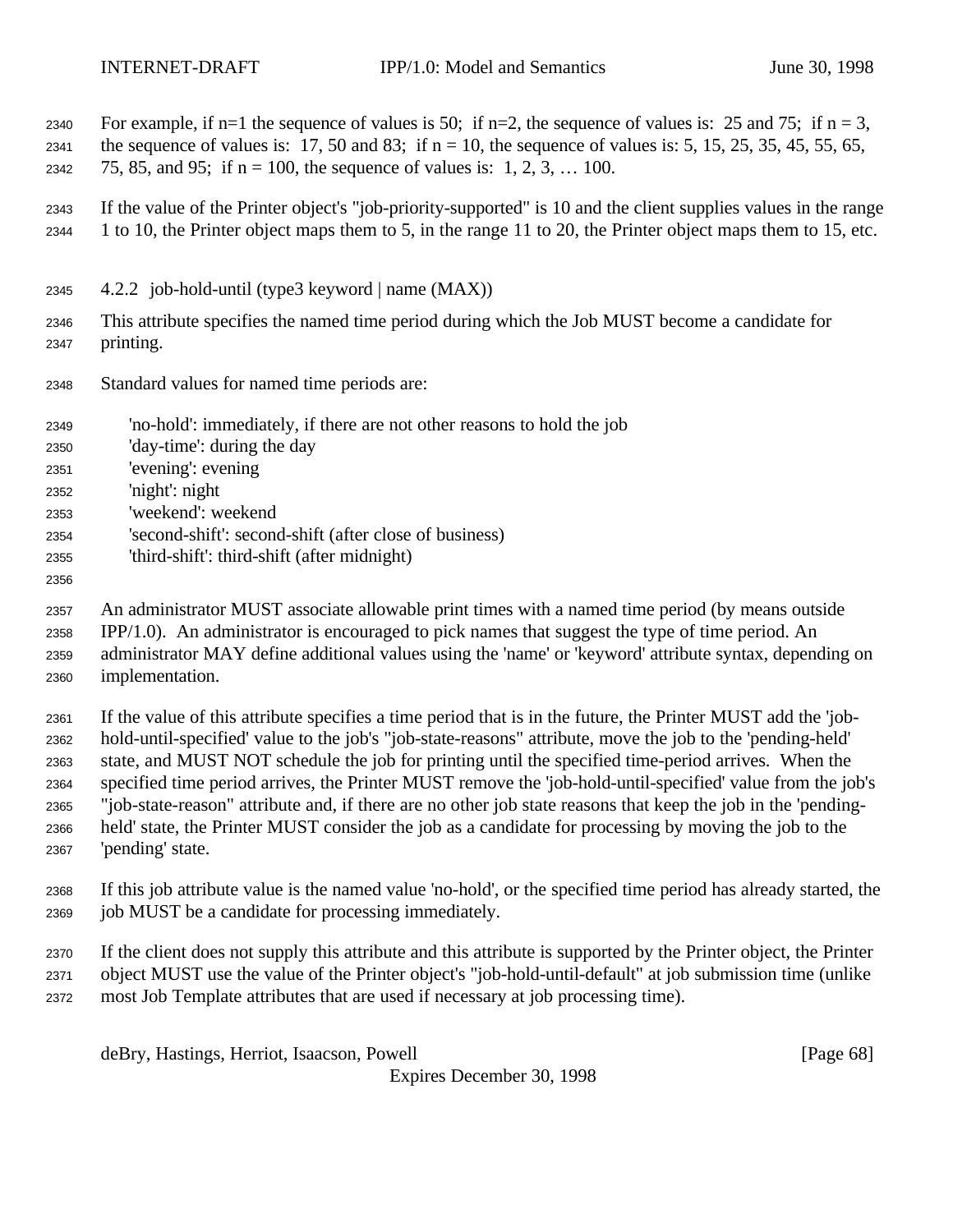For example, if n=1 the sequence of values is 50; if n=2, the sequence of values is: 25 and 75; if n = 3, the sequence of values is: 17, 50 and 83; if n = 10, the sequence of values is: 5, 15, 25, 35, 45, 55, 65, 75, 85, and 95; if n = 100, the sequence of values is: 1, 2, 3, … 100.

If the value of the Printer object's "job-priority-supported" is 10 and the client supplies values in the range 1 to 10, the Printer object maps them to 5, in the range 11 to 20, the Printer object maps them to 15, etc.

### 4.2.2 job-hold-until (type3 keyword | name (MAX))

This attribute specifies the named time period during which the Job MUST become a candidate for printing.

Standard values for named time periods are:

- 'no-hold': immediately, if there are not other reasons to hold the job
- 'day-time': during the day
- 'evening': evening
- 'night': night
- 'weekend': weekend
- 'second-shift': second-shift (after close of business)
- 'third-shift': third-shift (after midnight)

An administrator MUST associate allowable print times with a named time period (by means outside IPP/1.0). An administrator is encouraged to pick names that suggest the type of time period. An administrator MAY define additional values using the 'name' or 'keyword' attribute syntax, depending on implementation.

If the value of this attribute specifies a time period that is in the future, the Printer MUST add the 'job-hold-until-specified' value to the job's "job-state-reasons" attribute, move the job to the 'pending-held' state, and MUST NOT schedule the job for printing until the specified time-period arrives. When the specified time period arrives, the Printer MUST remove the 'job-hold-until-specified' value from the job's "job-state-reason" attribute and, if there are no other job state reasons that keep the job in the 'pending-held' state, the Printer MUST consider the job as a candidate for processing by moving the job to the 'pending' state.

If this job attribute value is the named value 'no-hold', or the specified time period has already started, the job MUST be a candidate for processing immediately.

If the client does not supply this attribute and this attribute is supported by the Printer object, the Printer object MUST use the value of the Printer object's "job-hold-until-default" at job submission time (unlike most Job Template attributes that are used if necessary at job processing time).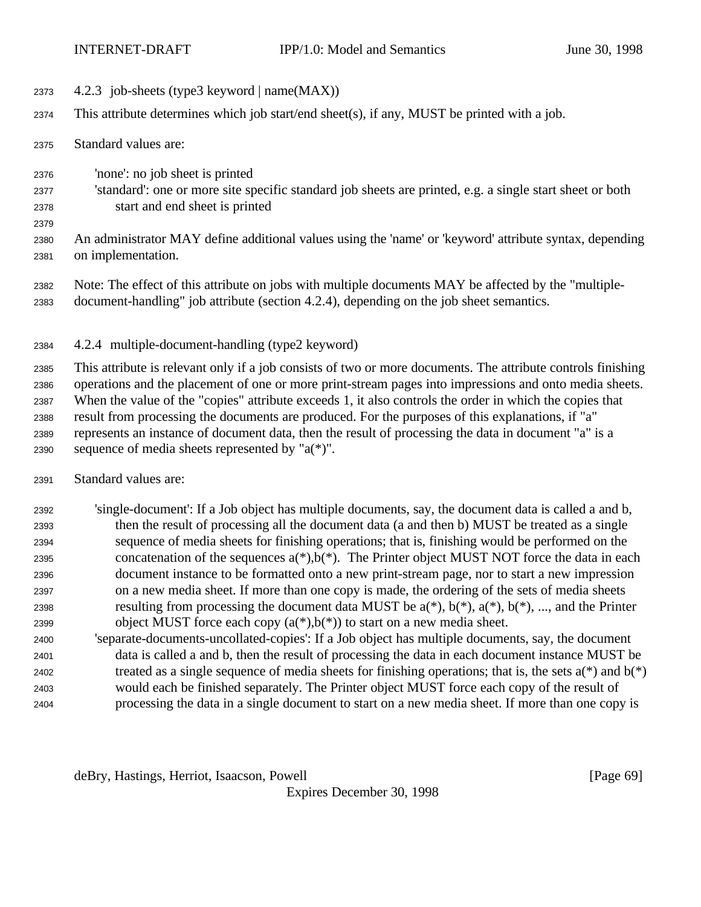### 4.2.3 job-sheets (type3 keyword | name(MAX))

This attribute determines which job start/end sheet(s), if any, MUST be printed with a job.

Standard values are:

- 'none': no job sheet is printed
- 'standard': one or more site specific standard job sheets are printed, e.g. a single start sheet or both start and end sheet is printed

An administrator MAY define additional values using the 'name' or 'keyword' attribute syntax, depending on implementation.

Note: The effect of this attribute on jobs with multiple documents MAY be affected by the "multiple-document-handling" job attribute (section 4.2.4), depending on the job sheet semantics.

### 4.2.4 multiple-document-handling (type2 keyword)

This attribute is relevant only if a job consists of two or more documents. The attribute controls finishing operations and the placement of one or more print-stream pages into impressions and onto media sheets. When the value of the "copies" attribute exceeds 1, it also controls the order in which the copies that result from processing the documents are produced. For the purposes of this explanations, if "a" represents an instance of document data, then the result of processing the data in document "a" is a sequence of media sheets represented by "a(*)".

Standard values are:

- 'single-document': If a Job object has multiple documents, say, the document data is called a and b, then the result of processing all the document data (a and then b) MUST be treated as a single sequence of media sheets for finishing operations; that is, finishing would be performed on the concatenation of the sequences a(*),b(*). The Printer object MUST NOT force the data in each document instance to be formatted onto a new print-stream page, nor to start a new impression on a new media sheet. If more than one copy is made, the ordering of the sets of media sheets resulting from processing the document data MUST be a(*), b(*), a(*), b(*), ..., and the Printer object MUST force each copy (a(*),b(*)) to start on a new media sheet.
- 'separate-documents-uncollated-copies': If a Job object has multiple documents, say, the document data is called a and b, then the result of processing the data in each document instance MUST be treated as a single sequence of media sheets for finishing operations; that is, the sets a(*) and b(*) would each be finished separately. The Printer object MUST force each copy of the result of processing the data in a single document to start on a new media sheet. If more than one copy is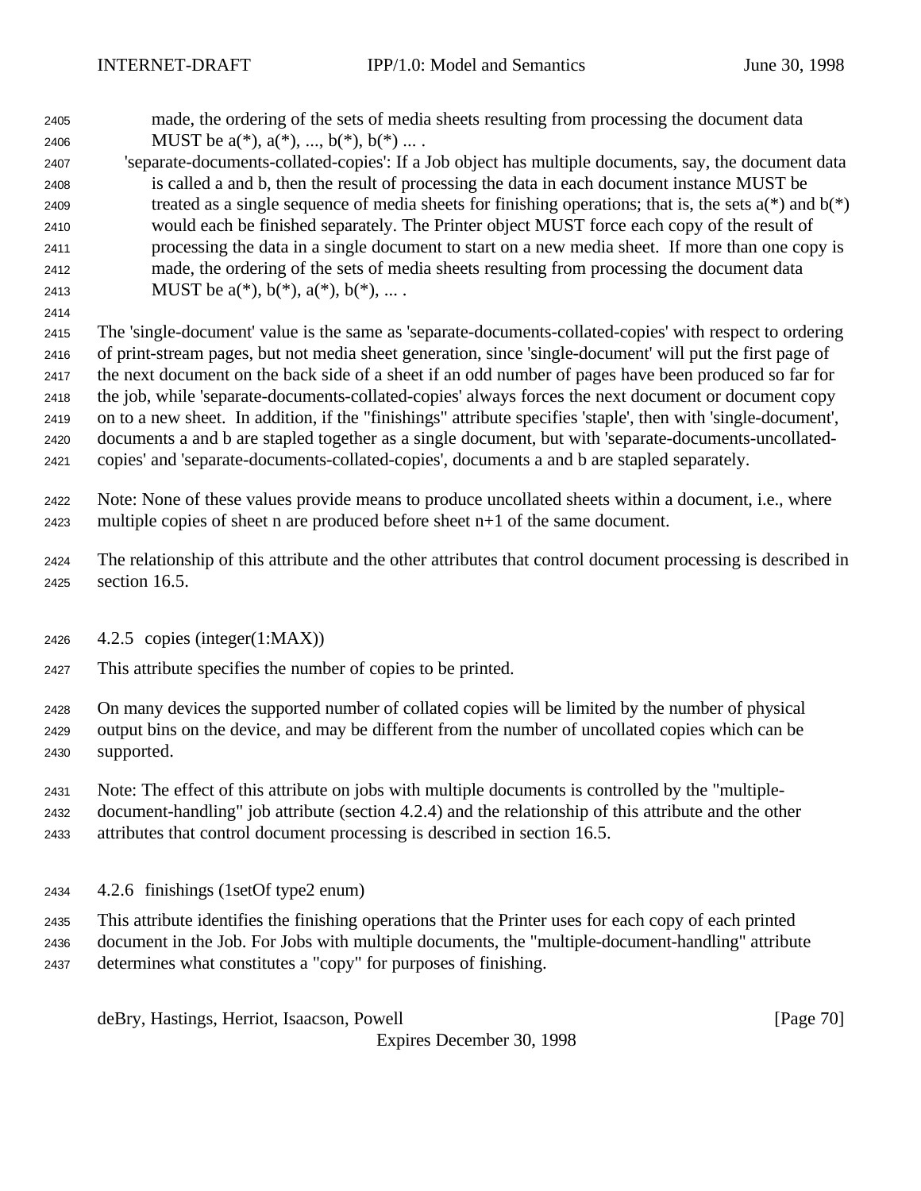made, the ordering of the sets of media sheets resulting from processing the document data MUST be a(*), a(*), ..., b(*), b(*) ... .

'separate-documents-collated-copies': If a Job object has multiple documents, say, the document data is called a and b, then the result of processing the data in each document instance MUST be treated as a single sequence of media sheets for finishing operations; that is, the sets a(*) and b(*) would each be finished separately. The Printer object MUST force each copy of the result of processing the data in a single document to start on a new media sheet. If more than one copy is made, the ordering of the sets of media sheets resulting from processing the document data MUST be a(*), b(*), a(*), b(*), ... .

The 'single-document' value is the same as 'separate-documents-collated-copies' with respect to ordering of print-stream pages, but not media sheet generation, since 'single-document' will put the first page of the next document on the back side of a sheet if an odd number of pages have been produced so far for the job, while 'separate-documents-collated-copies' always forces the next document or document copy on to a new sheet. In addition, if the "finishings" attribute specifies 'staple', then with 'single-document', documents a and b are stapled together as a single document, but with 'separate-documents-uncollated-copies' and 'separate-documents-collated-copies', documents a and b are stapled separately.

Note: None of these values provide means to produce uncollated sheets within a document, i.e., where multiple copies of sheet n are produced before sheet n+1 of the same document.

The relationship of this attribute and the other attributes that control document processing is described in section 16.5.

### 4.2.5 copies (integer(1:MAX))

This attribute specifies the number of copies to be printed.

On many devices the supported number of collated copies will be limited by the number of physical output bins on the device, and may be different from the number of uncollated copies which can be supported.

Note: The effect of this attribute on jobs with multiple documents is controlled by the "multiple-document-handling" job attribute (section 4.2.4) and the relationship of this attribute and the other attributes that control document processing is described in section 16.5.

### 4.2.6 finishings (1setOf type2 enum)

This attribute identifies the finishing operations that the Printer uses for each copy of each printed document in the Job. For Jobs with multiple documents, the "multiple-document-handling" attribute determines what constitutes a "copy" for purposes of finishing.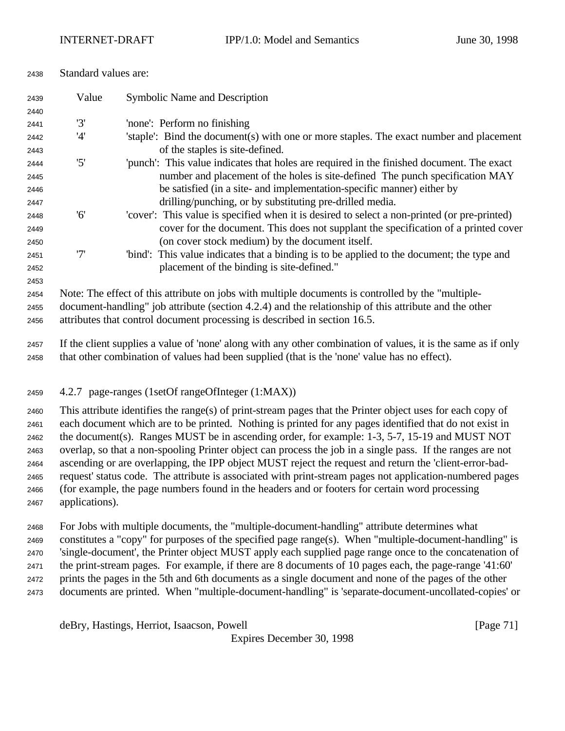Standard values are:

| Value | Symbolic Name and Description |
|---|---|
| '3' | 'none': Perform no finishing |
| '4' | 'staple': Bind the document(s) with one or more staples. The exact number and placement of the staples is site-defined. |
| '5' | 'punch': This value indicates that holes are required in the finished document. The exact number and placement of the holes is site-defined The punch specification MAY be satisfied (in a site- and implementation-specific manner) either by drilling/punching, or by substituting pre-drilled media. |
| '6' | 'cover': This value is specified when it is desired to select a non-printed (or pre-printed) cover for the document. This does not supplant the specification of a printed cover (on cover stock medium) by the document itself. |
| '7' | 'bind': This value indicates that a binding is to be applied to the document; the type and placement of the binding is site-defined." |

Note: The effect of this attribute on jobs with multiple documents is controlled by the "multiple-document-handling" job attribute (section 4.2.4) and the relationship of this attribute and the other attributes that control document processing is described in section 16.5.

If the client supplies a value of 'none' along with any other combination of values, it is the same as if only that other combination of values had been supplied (that is the 'none' value has no effect).

### 4.2.7 page-ranges (1setOf rangeOfInteger (1:MAX))

This attribute identifies the range(s) of print-stream pages that the Printer object uses for each copy of each document which are to be printed. Nothing is printed for any pages identified that do not exist in the document(s). Ranges MUST be in ascending order, for example: 1-3, 5-7, 15-19 and MUST NOT overlap, so that a non-spooling Printer object can process the job in a single pass. If the ranges are not ascending or are overlapping, the IPP object MUST reject the request and return the 'client-error-bad-request' status code. The attribute is associated with print-stream pages not application-numbered pages (for example, the page numbers found in the headers and or footers for certain word processing applications).

For Jobs with multiple documents, the "multiple-document-handling" attribute determines what constitutes a "copy" for purposes of the specified page range(s). When "multiple-document-handling" is 'single-document', the Printer object MUST apply each supplied page range once to the concatenation of the print-stream pages. For example, if there are 8 documents of 10 pages each, the page-range '41:60' prints the pages in the 5th and 6th documents as a single document and none of the pages of the other documents are printed. When "multiple-document-handling" is 'separate-document-uncollated-copies' or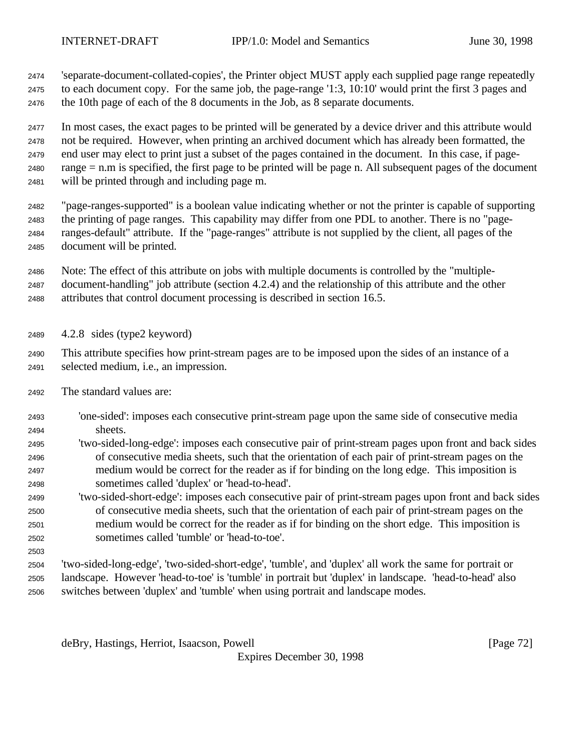'separate-document-collated-copies', the Printer object MUST apply each supplied page range repeatedly to each document copy. For the same job, the page-range '1:3, 10:10' would print the first 3 pages and the 10th page of each of the 8 documents in the Job, as 8 separate documents.

In most cases, the exact pages to be printed will be generated by a device driver and this attribute would not be required. However, when printing an archived document which has already been formatted, the end user may elect to print just a subset of the pages contained in the document. In this case, if page-range = n.m is specified, the first page to be printed will be page n. All subsequent pages of the document will be printed through and including page m.

"page-ranges-supported" is a boolean value indicating whether or not the printer is capable of supporting the printing of page ranges. This capability may differ from one PDL to another. There is no "page-ranges-default" attribute. If the "page-ranges" attribute is not supplied by the client, all pages of the document will be printed.

Note: The effect of this attribute on jobs with multiple documents is controlled by the "multiple-document-handling" job attribute (section 4.2.4) and the relationship of this attribute and the other attributes that control document processing is described in section 16.5.

### 4.2.8 sides (type2 keyword)

This attribute specifies how print-stream pages are to be imposed upon the sides of an instance of a selected medium, i.e., an impression.

The standard values are:

- 'one-sided': imposes each consecutive print-stream page upon the same side of consecutive media sheets.
- 'two-sided-long-edge': imposes each consecutive pair of print-stream pages upon front and back sides of consecutive media sheets, such that the orientation of each pair of print-stream pages on the medium would be correct for the reader as if for binding on the long edge. This imposition is sometimes called 'duplex' or 'head-to-head'.
- 'two-sided-short-edge': imposes each consecutive pair of print-stream pages upon front and back sides of consecutive media sheets, such that the orientation of each pair of print-stream pages on the medium would be correct for the reader as if for binding on the short edge. This imposition is sometimes called 'tumble' or 'head-to-toe'.

'two-sided-long-edge', 'two-sided-short-edge', 'tumble', and 'duplex' all work the same for portrait or landscape. However 'head-to-toe' is 'tumble' in portrait but 'duplex' in landscape. 'head-to-head' also switches between 'duplex' and 'tumble' when using portrait and landscape modes.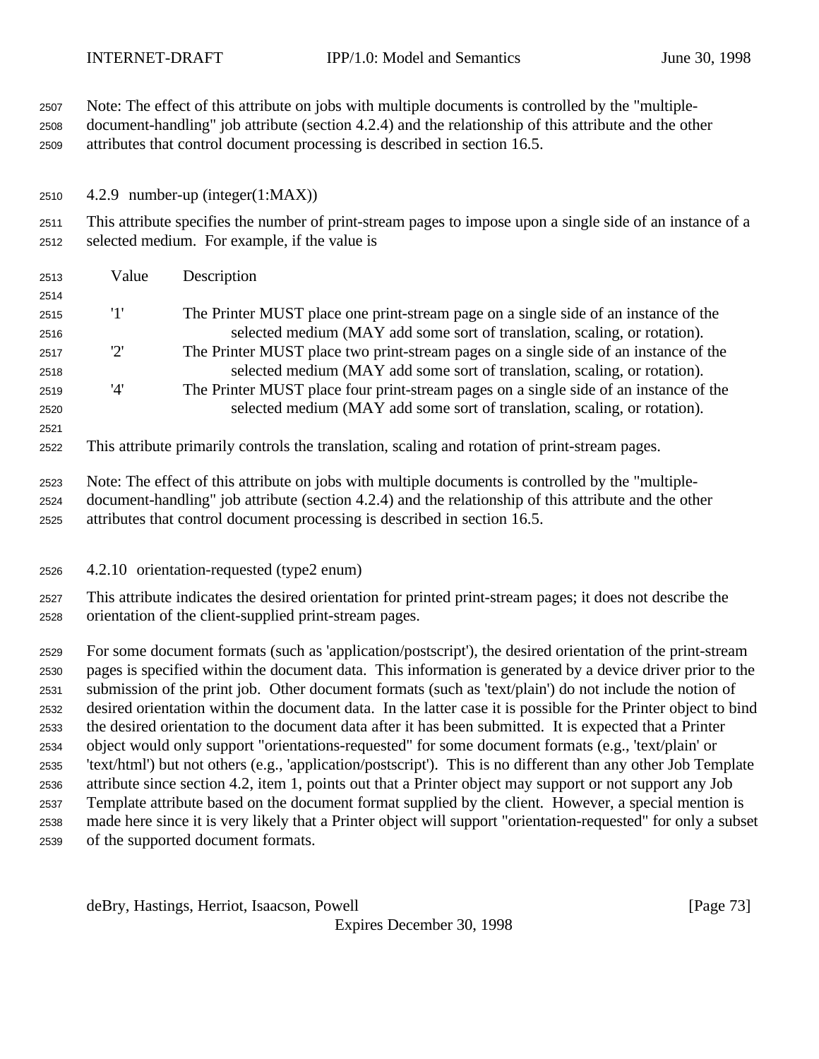Note: The effect of this attribute on jobs with multiple documents is controlled by the "multiple-document-handling" job attribute (section 4.2.4) and the relationship of this attribute and the other attributes that control document processing is described in section 16.5.

### 4.2.9 number-up (integer(1:MAX))

This attribute specifies the number of print-stream pages to impose upon a single side of an instance of a selected medium. For example, if the value is

| Value | Description |
|---|---|
| '1' | The Printer MUST place one print-stream page on a single side of an instance of the selected medium (MAY add some sort of translation, scaling, or rotation). |
| '2' | The Printer MUST place two print-stream pages on a single side of an instance of the selected medium (MAY add some sort of translation, scaling, or rotation). |
| '4' | The Printer MUST place four print-stream pages on a single side of an instance of the selected medium (MAY add some sort of translation, scaling, or rotation). |

This attribute primarily controls the translation, scaling and rotation of print-stream pages.

Note: The effect of this attribute on jobs with multiple documents is controlled by the "multiple-document-handling" job attribute (section 4.2.4) and the relationship of this attribute and the other attributes that control document processing is described in section 16.5.

### 4.2.10 orientation-requested (type2 enum)

This attribute indicates the desired orientation for printed print-stream pages; it does not describe the orientation of the client-supplied print-stream pages.

For some document formats (such as 'application/postscript'), the desired orientation of the print-stream pages is specified within the document data. This information is generated by a device driver prior to the submission of the print job. Other document formats (such as 'text/plain') do not include the notion of desired orientation within the document data. In the latter case it is possible for the Printer object to bind the desired orientation to the document data after it has been submitted. It is expected that a Printer object would only support "orientations-requested" for some document formats (e.g., 'text/plain' or 'text/html') but not others (e.g., 'application/postscript'). This is no different than any other Job Template attribute since section 4.2, item 1, points out that a Printer object may support or not support any Job Template attribute based on the document format supplied by the client. However, a special mention is made here since it is very likely that a Printer object will support "orientation-requested" for only a subset of the supported document formats.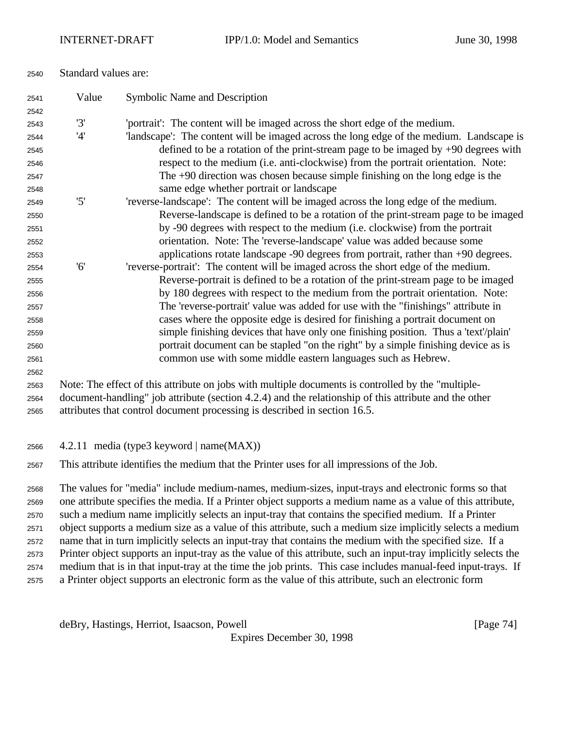Standard values are:

| Value | Symbolic Name and Description |
|---|---|
| '3' | 'portrait': The content will be imaged across the short edge of the medium. |
| '4' | 'landscape': The content will be imaged across the long edge of the medium. Landscape is defined to be a rotation of the print-stream page to be imaged by +90 degrees with respect to the medium (i.e. anti-clockwise) from the portrait orientation. Note: The +90 direction was chosen because simple finishing on the long edge is the same edge whether portrait or landscape |
| '5' | 'reverse-landscape': The content will be imaged across the long edge of the medium. Reverse-landscape is defined to be a rotation of the print-stream page to be imaged by -90 degrees with respect to the medium (i.e. clockwise) from the portrait orientation. Note: The 'reverse-landscape' value was added because some applications rotate landscape -90 degrees from portrait, rather than +90 degrees. |
| '6' | 'reverse-portrait': The content will be imaged across the short edge of the medium. Reverse-portrait is defined to be a rotation of the print-stream page to be imaged by 180 degrees with respect to the medium from the portrait orientation. Note: The 'reverse-portrait' value was added for use with the "finishings" attribute in cases where the opposite edge is desired for finishing a portrait document on simple finishing devices that have only one finishing position. Thus a 'text'/plain' portrait document can be stapled "on the right" by a simple finishing device as is common use with some middle eastern languages such as Hebrew. |

Note: The effect of this attribute on jobs with multiple documents is controlled by the "multiple-document-handling" job attribute (section 4.2.4) and the relationship of this attribute and the other attributes that control document processing is described in section 16.5.

### 4.2.11 media (type3 keyword | name(MAX))

This attribute identifies the medium that the Printer uses for all impressions of the Job.

The values for "media" include medium-names, medium-sizes, input-trays and electronic forms so that one attribute specifies the media. If a Printer object supports a medium name as a value of this attribute, such a medium name implicitly selects an input-tray that contains the specified medium. If a Printer object supports a medium size as a value of this attribute, such a medium size implicitly selects a medium name that in turn implicitly selects an input-tray that contains the medium with the specified size. If a Printer object supports an input-tray as the value of this attribute, such an input-tray implicitly selects the medium that is in that input-tray at the time the job prints. This case includes manual-feed input-trays. If a Printer object supports an electronic form as the value of this attribute, such an electronic form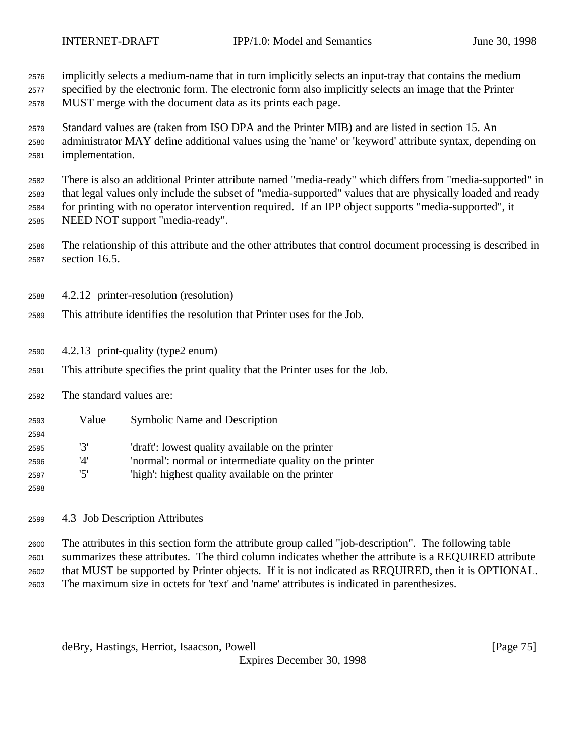implicitly selects a medium-name that in turn implicitly selects an input-tray that contains the medium specified by the electronic form. The electronic form also implicitly selects an image that the Printer MUST merge with the document data as its prints each page.

Standard values are (taken from ISO DPA and the Printer MIB) and are listed in section 15. An administrator MAY define additional values using the 'name' or 'keyword' attribute syntax, depending on implementation.

There is also an additional Printer attribute named "media-ready" which differs from "media-supported" in that legal values only include the subset of "media-supported" values that are physically loaded and ready for printing with no operator intervention required. If an IPP object supports "media-supported", it NEED NOT support "media-ready".

The relationship of this attribute and the other attributes that control document processing is described in section 16.5.

### 4.2.12 printer-resolution (resolution)

This attribute identifies the resolution that Printer uses for the Job.

### 4.2.13 print-quality (type2 enum)

This attribute specifies the print quality that the Printer uses for the Job.

The standard values are:

| Value | Symbolic Name and Description |
|---|---|
| '3' | 'draft': lowest quality available on the printer |
| '4' | 'normal': normal or intermediate quality on the printer |
| '5' | 'high': highest quality available on the printer |

## 4.3 Job Description Attributes

The attributes in this section form the attribute group called "job-description". The following table summarizes these attributes. The third column indicates whether the attribute is a REQUIRED attribute that MUST be supported by Printer objects. If it is not indicated as REQUIRED, then it is OPTIONAL. The maximum size in octets for 'text' and 'name' attributes is indicated in parenthesizes.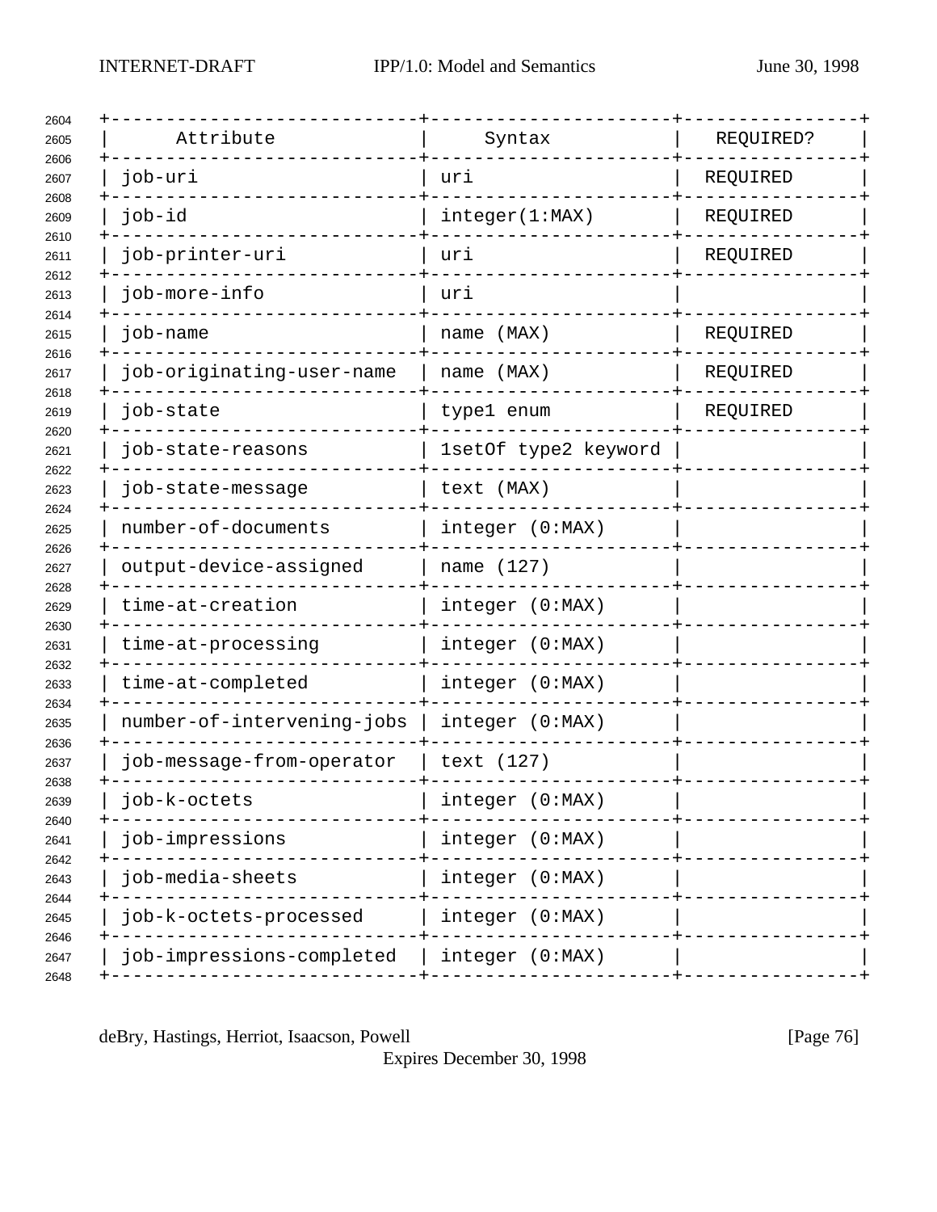| Attribute | Syntax | REQUIRED? |
|---|---|---|
| job-uri | uri | REQUIRED |
| job-id | integer(1:MAX) | REQUIRED |
| job-printer-uri | uri | REQUIRED |
| job-more-info | uri | |
| job-name | name (MAX) | REQUIRED |
| job-originating-user-name | name (MAX) | REQUIRED |
| job-state | type1 enum | REQUIRED |
| job-state-reasons | 1setOf type2 keyword | |
| job-state-message | text (MAX) | |
| number-of-documents | integer (0:MAX) | |
| output-device-assigned | name (127) | |
| time-at-creation | integer (0:MAX) | |
| time-at-processing | integer (0:MAX) | |
| time-at-completed | integer (0:MAX) | |
| number-of-intervening-jobs | integer (0:MAX) | |
| job-message-from-operator | text (127) | |
| job-k-octets | integer (0:MAX) | |
| job-impressions | integer (0:MAX) | |
| job-media-sheets | integer (0:MAX) | |
| job-k-octets-processed | integer (0:MAX) | |
| job-impressions-completed | integer (0:MAX) | |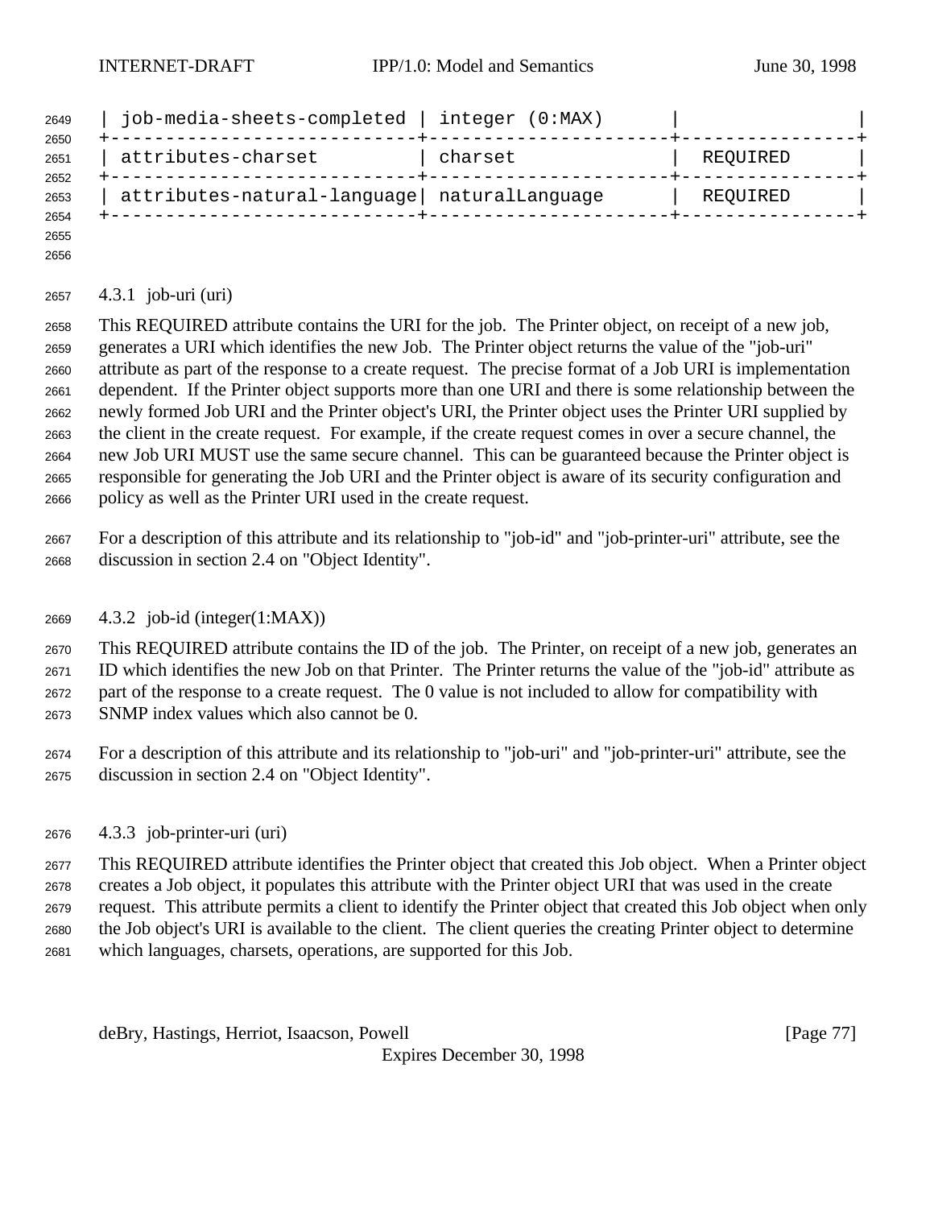| job-media-sheets-completed | integer (0:MAX) | |
| --- | --- | --- |
| attributes-charset | charset | REQUIRED |
| attributes-natural-language | naturalLanguage | REQUIRED |

### 4.3.1 job-uri (uri)

This REQUIRED attribute contains the URI for the job. The Printer object, on receipt of a new job, generates a URI which identifies the new Job. The Printer object returns the value of the "job-uri" attribute as part of the response to a create request. The precise format of a Job URI is implementation dependent. If the Printer object supports more than one URI and there is some relationship between the newly formed Job URI and the Printer object's URI, the Printer object uses the Printer URI supplied by the client in the create request. For example, if the create request comes in over a secure channel, the new Job URI MUST use the same secure channel. This can be guaranteed because the Printer object is responsible for generating the Job URI and the Printer object is aware of its security configuration and policy as well as the Printer URI used in the create request.

For a description of this attribute and its relationship to "job-id" and "job-printer-uri" attribute, see the discussion in section 2.4 on "Object Identity".

### 4.3.2 job-id (integer(1:MAX))

This REQUIRED attribute contains the ID of the job. The Printer, on receipt of a new job, generates an ID which identifies the new Job on that Printer. The Printer returns the value of the "job-id" attribute as part of the response to a create request. The 0 value is not included to allow for compatibility with SNMP index values which also cannot be 0.

For a description of this attribute and its relationship to "job-uri" and "job-printer-uri" attribute, see the discussion in section 2.4 on "Object Identity".

### 4.3.3 job-printer-uri (uri)

This REQUIRED attribute identifies the Printer object that created this Job object. When a Printer object creates a Job object, it populates this attribute with the Printer object URI that was used in the create request. This attribute permits a client to identify the Printer object that created this Job object when only the Job object's URI is available to the client. The client queries the creating Printer object to determine which languages, charsets, operations, are supported for this Job.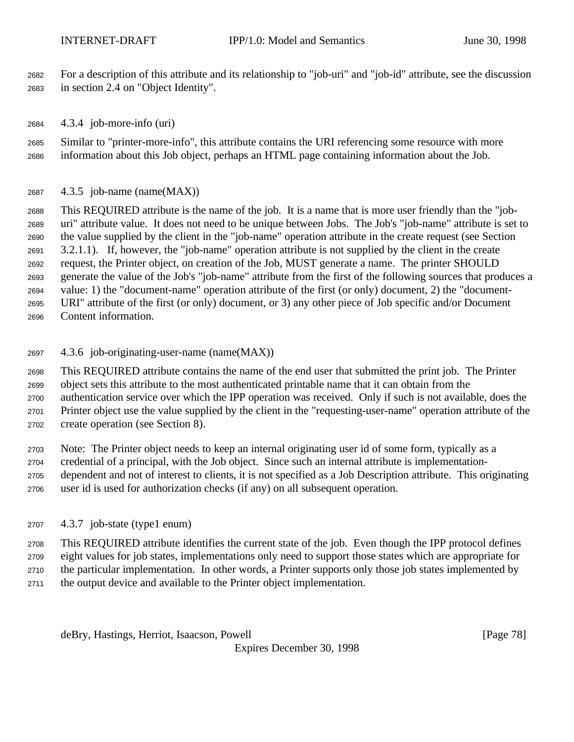For a description of this attribute and its relationship to "job-uri" and "job-id" attribute, see the discussion in section 2.4 on "Object Identity".

### 4.3.4 job-more-info (uri)

Similar to "printer-more-info", this attribute contains the URI referencing some resource with more information about this Job object, perhaps an HTML page containing information about the Job.

### 4.3.5 job-name (name(MAX))

This REQUIRED attribute is the name of the job. It is a name that is more user friendly than the "job-uri" attribute value. It does not need to be unique between Jobs. The Job's "job-name" attribute is set to the value supplied by the client in the "job-name" operation attribute in the create request (see Section 3.2.1.1). If, however, the "job-name" operation attribute is not supplied by the client in the create request, the Printer object, on creation of the Job, MUST generate a name. The printer SHOULD generate the value of the Job's "job-name" attribute from the first of the following sources that produces a value: 1) the "document-name" operation attribute of the first (or only) document, 2) the "document-URI" attribute of the first (or only) document, or 3) any other piece of Job specific and/or Document Content information.

### 4.3.6 job-originating-user-name (name(MAX))

This REQUIRED attribute contains the name of the end user that submitted the print job. The Printer object sets this attribute to the most authenticated printable name that it can obtain from the authentication service over which the IPP operation was received. Only if such is not available, does the Printer object use the value supplied by the client in the "requesting-user-name" operation attribute of the create operation (see Section 8).

Note: The Printer object needs to keep an internal originating user id of some form, typically as a credential of a principal, with the Job object. Since such an internal attribute is implementation-dependent and not of interest to clients, it is not specified as a Job Description attribute. This originating user id is used for authorization checks (if any) on all subsequent operation.

### 4.3.7 job-state (type1 enum)

This REQUIRED attribute identifies the current state of the job. Even though the IPP protocol defines eight values for job states, implementations only need to support those states which are appropriate for the particular implementation. In other words, a Printer supports only those job states implemented by the output device and available to the Printer object implementation.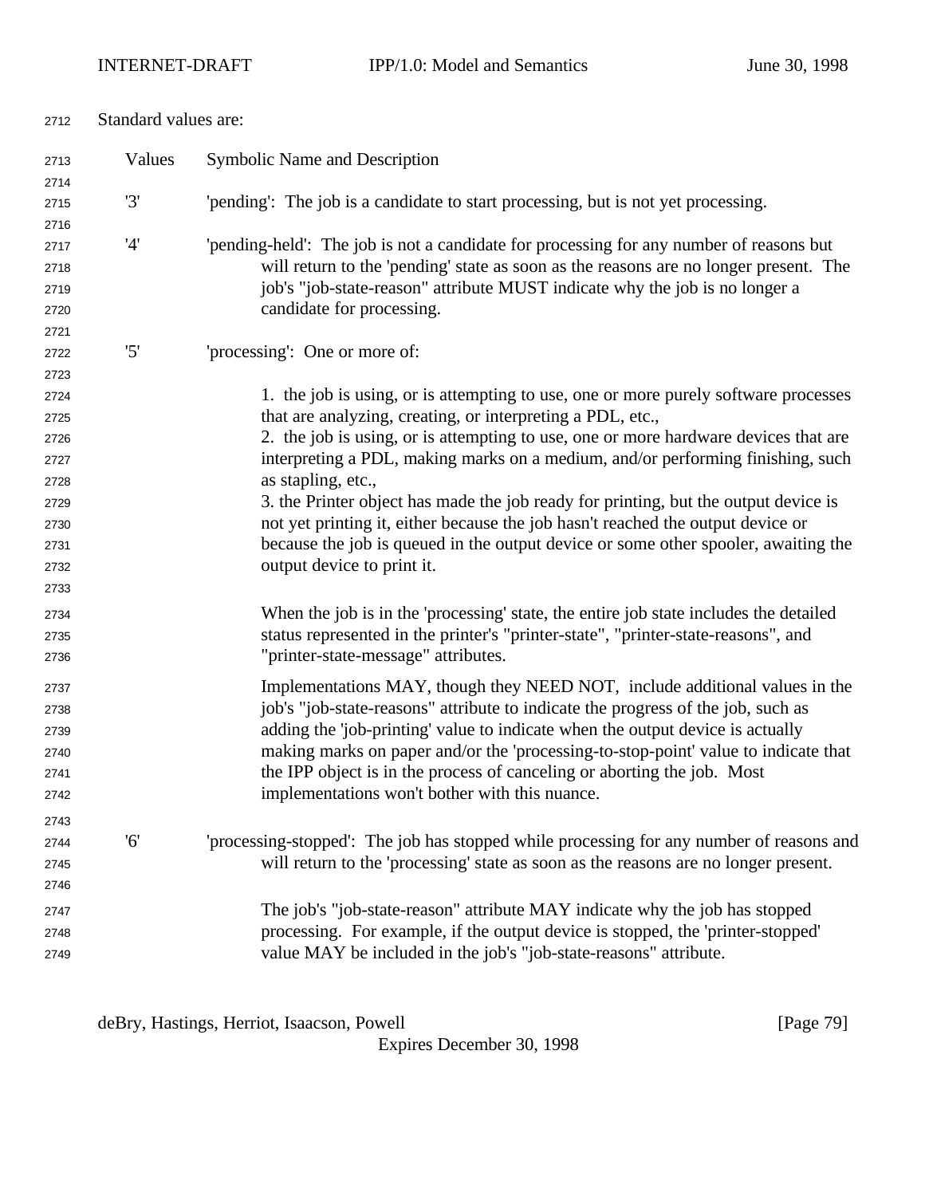Standard values are:

| Values | Symbolic Name and Description |
|---|---|
| '3' | 'pending': The job is a candidate to start processing, but is not yet processing. |
| '4' | 'pending-held': The job is not a candidate for processing for any number of reasons but will return to the 'pending' state as soon as the reasons are no longer present. The job's "job-state-reason" attribute MUST indicate why the job is no longer a candidate for processing. |
| '5' | 'processing': One or more of: |

1. the job is using, or is attempting to use, one or more purely software processes that are analyzing, creating, or interpreting a PDL, etc.,
2. the job is using, or is attempting to use, one or more hardware devices that are interpreting a PDL, making marks on a medium, and/or performing finishing, such as stapling, etc.,
3. the Printer object has made the job ready for printing, but the output device is not yet printing it, either because the job hasn't reached the output device or because the job is queued in the output device or some other spooler, awaiting the output device to print it.

When the job is in the 'processing' state, the entire job state includes the detailed status represented in the printer's "printer-state", "printer-state-reasons", and "printer-state-message" attributes.

Implementations MAY, though they NEED NOT, include additional values in the job's "job-state-reasons" attribute to indicate the progress of the job, such as adding the 'job-printing' value to indicate when the output device is actually making marks on paper and/or the 'processing-to-stop-point' value to indicate that the IPP object is in the process of canceling or aborting the job. Most implementations won't bother with this nuance.

| Values | Symbolic Name and Description |
|---|---|
| '6' | 'processing-stopped': The job has stopped while processing for any number of reasons and will return to the 'processing' state as soon as the reasons are no longer present. |

The job's "job-state-reason" attribute MAY indicate why the job has stopped processing. For example, if the output device is stopped, the 'printer-stopped' value MAY be included in the job's "job-state-reasons" attribute.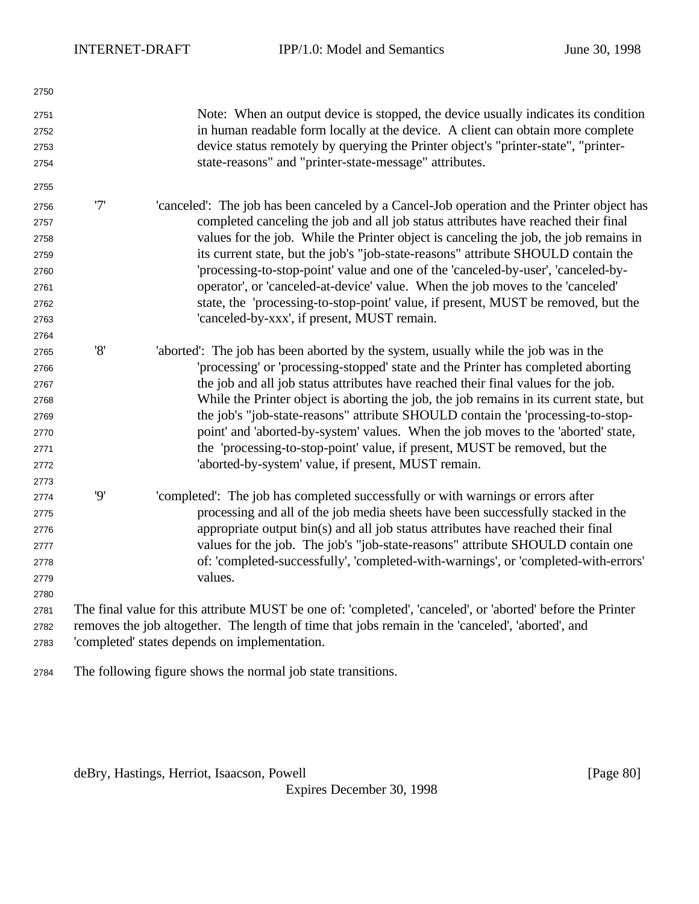Note: When an output device is stopped, the device usually indicates its condition in human readable form locally at the device. A client can obtain more complete device status remotely by querying the Printer object's "printer-state", "printer-state-reasons" and "printer-state-message" attributes.

'7' 'canceled': The job has been canceled by a Cancel-Job operation and the Printer object has completed canceling the job and all job status attributes have reached their final values for the job. While the Printer object is canceling the job, the job remains in its current state, but the job's "job-state-reasons" attribute SHOULD contain the 'processing-to-stop-point' value and one of the 'canceled-by-user', 'canceled-by-operator', or 'canceled-at-device' value. When the job moves to the 'canceled' state, the 'processing-to-stop-point' value, if present, MUST be removed, but the 'canceled-by-xxx', if present, MUST remain.

'8' 'aborted': The job has been aborted by the system, usually while the job was in the 'processing' or 'processing-stopped' state and the Printer has completed aborting the job and all job status attributes have reached their final values for the job. While the Printer object is aborting the job, the job remains in its current state, but the job's "job-state-reasons" attribute SHOULD contain the 'processing-to-stop-point' and 'aborted-by-system' values. When the job moves to the 'aborted' state, the 'processing-to-stop-point' value, if present, MUST be removed, but the 'aborted-by-system' value, if present, MUST remain.

'9' 'completed': The job has completed successfully or with warnings or errors after processing and all of the job media sheets have been successfully stacked in the appropriate output bin(s) and all job status attributes have reached their final values for the job. The job's "job-state-reasons" attribute SHOULD contain one of: 'completed-successfully', 'completed-with-warnings', or 'completed-with-errors' values.

The final value for this attribute MUST be one of: 'completed', 'canceled', or 'aborted' before the Printer removes the job altogether. The length of time that jobs remain in the 'canceled', 'aborted', and 'completed' states depends on implementation.

The following figure shows the normal job state transitions.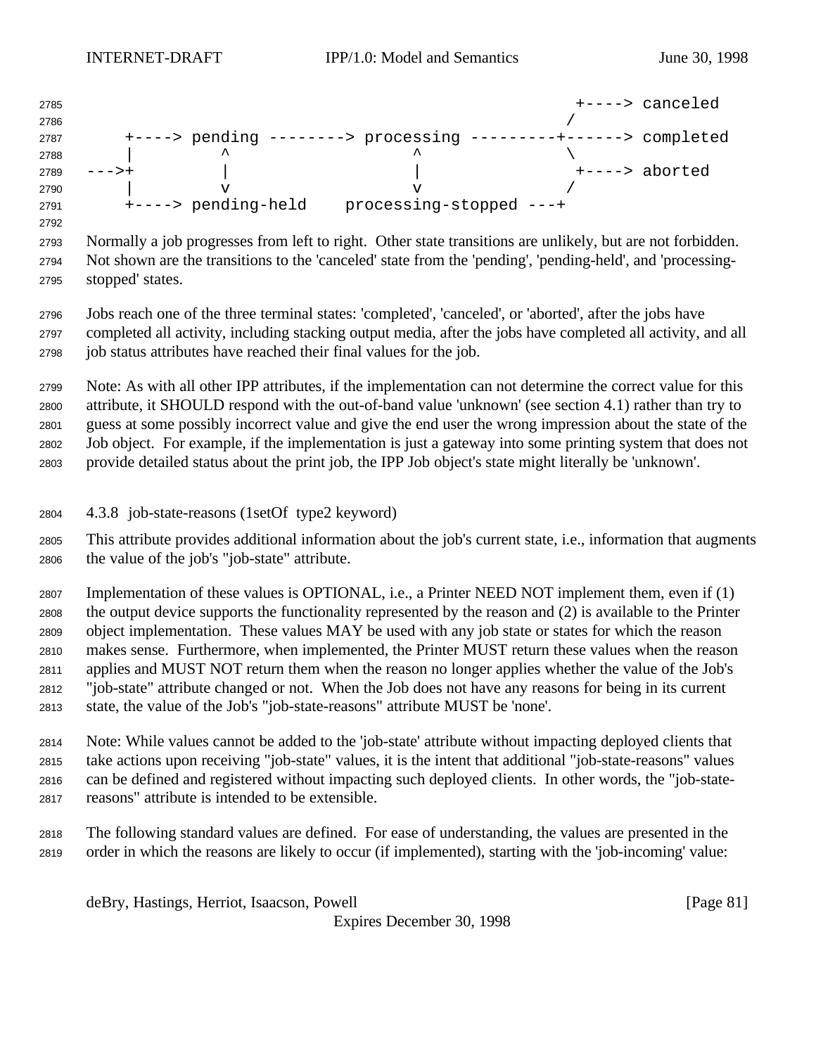```
                                                            +----> canceled
                                                           /
    +----> pending --------> processing ---------+------> completed
    |         ^                   ^               \
--->+         |                   |                +----> aborted
    |         v                   v               /
    +----> pending-held    processing-stopped ---+
```

Normally a job progresses from left to right. Other state transitions are unlikely, but are not forbidden. Not shown are the transitions to the 'canceled' state from the 'pending', 'pending-held', and 'processing-stopped' states.

Jobs reach one of the three terminal states: 'completed', 'canceled', or 'aborted', after the jobs have completed all activity, including stacking output media, after the jobs have completed all activity, and all job status attributes have reached their final values for the job.

Note: As with all other IPP attributes, if the implementation can not determine the correct value for this attribute, it SHOULD respond with the out-of-band value 'unknown' (see section 4.1) rather than try to guess at some possibly incorrect value and give the end user the wrong impression about the state of the Job object. For example, if the implementation is just a gateway into some printing system that does not provide detailed status about the print job, the IPP Job object's state might literally be 'unknown'.

### 4.3.8 job-state-reasons (1setOf type2 keyword)

This attribute provides additional information about the job's current state, i.e., information that augments the value of the job's "job-state" attribute.

Implementation of these values is OPTIONAL, i.e., a Printer NEED NOT implement them, even if (1) the output device supports the functionality represented by the reason and (2) is available to the Printer object implementation. These values MAY be used with any job state or states for which the reason makes sense. Furthermore, when implemented, the Printer MUST return these values when the reason applies and MUST NOT return them when the reason no longer applies whether the value of the Job's "job-state" attribute changed or not. When the Job does not have any reasons for being in its current state, the value of the Job's "job-state-reasons" attribute MUST be 'none'.

Note: While values cannot be added to the 'job-state' attribute without impacting deployed clients that take actions upon receiving "job-state" values, it is the intent that additional "job-state-reasons" values can be defined and registered without impacting such deployed clients. In other words, the "job-state-reasons" attribute is intended to be extensible.

The following standard values are defined. For ease of understanding, the values are presented in the order in which the reasons are likely to occur (if implemented), starting with the 'job-incoming' value: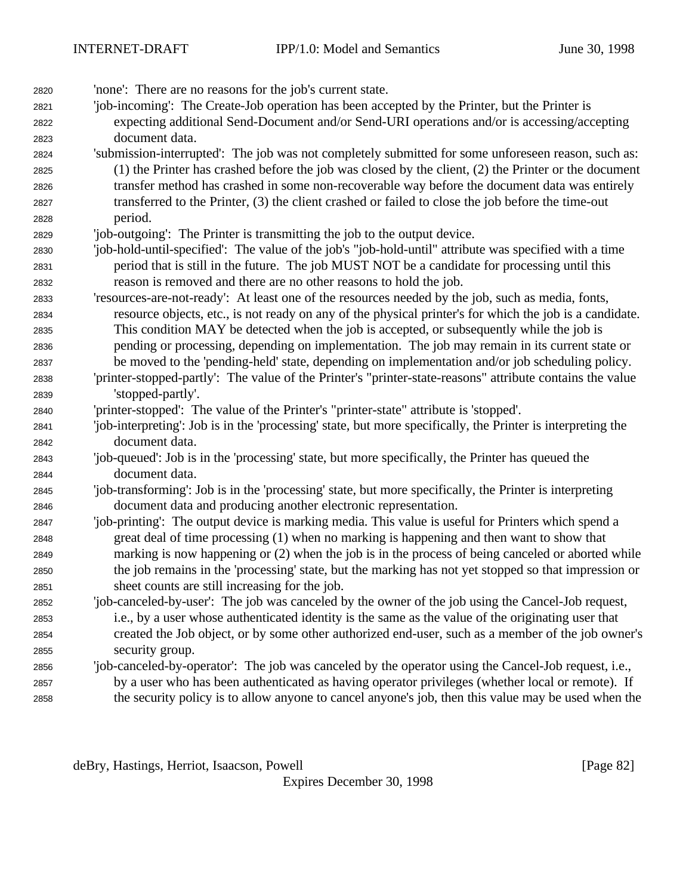'none': There are no reasons for the job's current state.

'job-incoming': The Create-Job operation has been accepted by the Printer, but the Printer is expecting additional Send-Document and/or Send-URI operations and/or is accessing/accepting document data.

'submission-interrupted': The job was not completely submitted for some unforeseen reason, such as: (1) the Printer has crashed before the job was closed by the client, (2) the Printer or the document transfer method has crashed in some non-recoverable way before the document data was entirely transferred to the Printer, (3) the client crashed or failed to close the job before the time-out period.

'job-outgoing': The Printer is transmitting the job to the output device.

'job-hold-until-specified': The value of the job's "job-hold-until" attribute was specified with a time period that is still in the future. The job MUST NOT be a candidate for processing until this reason is removed and there are no other reasons to hold the job.

'resources-are-not-ready': At least one of the resources needed by the job, such as media, fonts, resource objects, etc., is not ready on any of the physical printer's for which the job is a candidate. This condition MAY be detected when the job is accepted, or subsequently while the job is pending or processing, depending on implementation. The job may remain in its current state or be moved to the 'pending-held' state, depending on implementation and/or job scheduling policy.

'printer-stopped-partly': The value of the Printer's "printer-state-reasons" attribute contains the value 'stopped-partly'.

'printer-stopped': The value of the Printer's "printer-state" attribute is 'stopped'.

'job-interpreting': Job is in the 'processing' state, but more specifically, the Printer is interpreting the document data.

'job-queued': Job is in the 'processing' state, but more specifically, the Printer has queued the document data.

'job-transforming': Job is in the 'processing' state, but more specifically, the Printer is interpreting document data and producing another electronic representation.

'job-printing': The output device is marking media. This value is useful for Printers which spend a great deal of time processing (1) when no marking is happening and then want to show that marking is now happening or (2) when the job is in the process of being canceled or aborted while the job remains in the 'processing' state, but the marking has not yet stopped so that impression or sheet counts are still increasing for the job.

'job-canceled-by-user': The job was canceled by the owner of the job using the Cancel-Job request, i.e., by a user whose authenticated identity is the same as the value of the originating user that created the Job object, or by some other authorized end-user, such as a member of the job owner's security group.

'job-canceled-by-operator': The job was canceled by the operator using the Cancel-Job request, i.e., by a user who has been authenticated as having operator privileges (whether local or remote). If the security policy is to allow anyone to cancel anyone's job, then this value may be used when the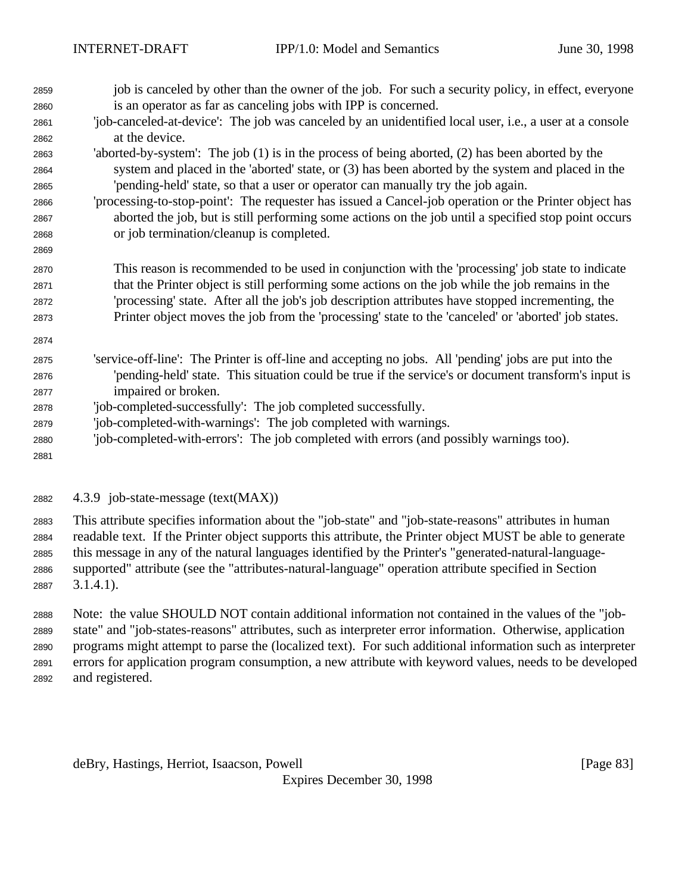job is canceled by other than the owner of the job. For such a security policy, in effect, everyone is an operator as far as canceling jobs with IPP is concerned.

'job-canceled-at-device': The job was canceled by an unidentified local user, i.e., a user at a console at the device.

'aborted-by-system': The job (1) is in the process of being aborted, (2) has been aborted by the system and placed in the 'aborted' state, or (3) has been aborted by the system and placed in the 'pending-held' state, so that a user or operator can manually try the job again.

'processing-to-stop-point': The requester has issued a Cancel-job operation or the Printer object has aborted the job, but is still performing some actions on the job until a specified stop point occurs or job termination/cleanup is completed.

This reason is recommended to be used in conjunction with the 'processing' job state to indicate that the Printer object is still performing some actions on the job while the job remains in the 'processing' state. After all the job's job description attributes have stopped incrementing, the Printer object moves the job from the 'processing' state to the 'canceled' or 'aborted' job states.

'service-off-line': The Printer is off-line and accepting no jobs. All 'pending' jobs are put into the 'pending-held' state. This situation could be true if the service's or document transform's input is impaired or broken.

'job-completed-successfully': The job completed successfully.

'job-completed-with-warnings': The job completed with warnings.

'job-completed-with-errors': The job completed with errors (and possibly warnings too).

### 4.3.9 job-state-message (text(MAX))

This attribute specifies information about the "job-state" and "job-state-reasons" attributes in human readable text. If the Printer object supports this attribute, the Printer object MUST be able to generate this message in any of the natural languages identified by the Printer's "generated-natural-language-supported" attribute (see the "attributes-natural-language" operation attribute specified in Section 3.1.4.1).

Note: the value SHOULD NOT contain additional information not contained in the values of the "job-state" and "job-states-reasons" attributes, such as interpreter error information. Otherwise, application programs might attempt to parse the (localized text). For such additional information such as interpreter errors for application program consumption, a new attribute with keyword values, needs to be developed and registered.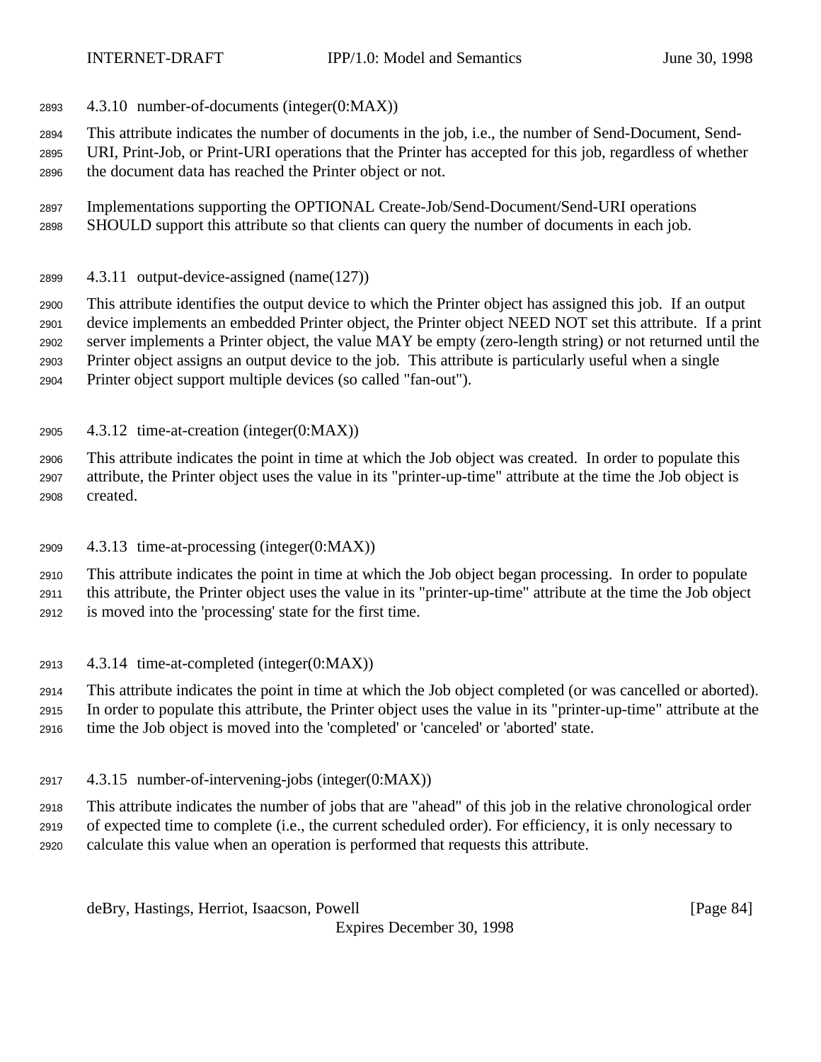### 4.3.10 number-of-documents (integer(0:MAX))

This attribute indicates the number of documents in the job, i.e., the number of Send-Document, Send-URI, Print-Job, or Print-URI operations that the Printer has accepted for this job, regardless of whether the document data has reached the Printer object or not.

Implementations supporting the OPTIONAL Create-Job/Send-Document/Send-URI operations SHOULD support this attribute so that clients can query the number of documents in each job.

### 4.3.11 output-device-assigned (name(127))

This attribute identifies the output device to which the Printer object has assigned this job. If an output device implements an embedded Printer object, the Printer object NEED NOT set this attribute. If a print server implements a Printer object, the value MAY be empty (zero-length string) or not returned until the Printer object assigns an output device to the job. This attribute is particularly useful when a single Printer object support multiple devices (so called "fan-out").

### 4.3.12 time-at-creation (integer(0:MAX))

This attribute indicates the point in time at which the Job object was created. In order to populate this attribute, the Printer object uses the value in its "printer-up-time" attribute at the time the Job object is created.

### 4.3.13 time-at-processing (integer(0:MAX))

This attribute indicates the point in time at which the Job object began processing. In order to populate this attribute, the Printer object uses the value in its "printer-up-time" attribute at the time the Job object is moved into the 'processing' state for the first time.

### 4.3.14 time-at-completed (integer(0:MAX))

This attribute indicates the point in time at which the Job object completed (or was cancelled or aborted). In order to populate this attribute, the Printer object uses the value in its "printer-up-time" attribute at the time the Job object is moved into the 'completed' or 'canceled' or 'aborted' state.

### 4.3.15 number-of-intervening-jobs (integer(0:MAX))

This attribute indicates the number of jobs that are "ahead" of this job in the relative chronological order of expected time to complete (i.e., the current scheduled order). For efficiency, it is only necessary to calculate this value when an operation is performed that requests this attribute.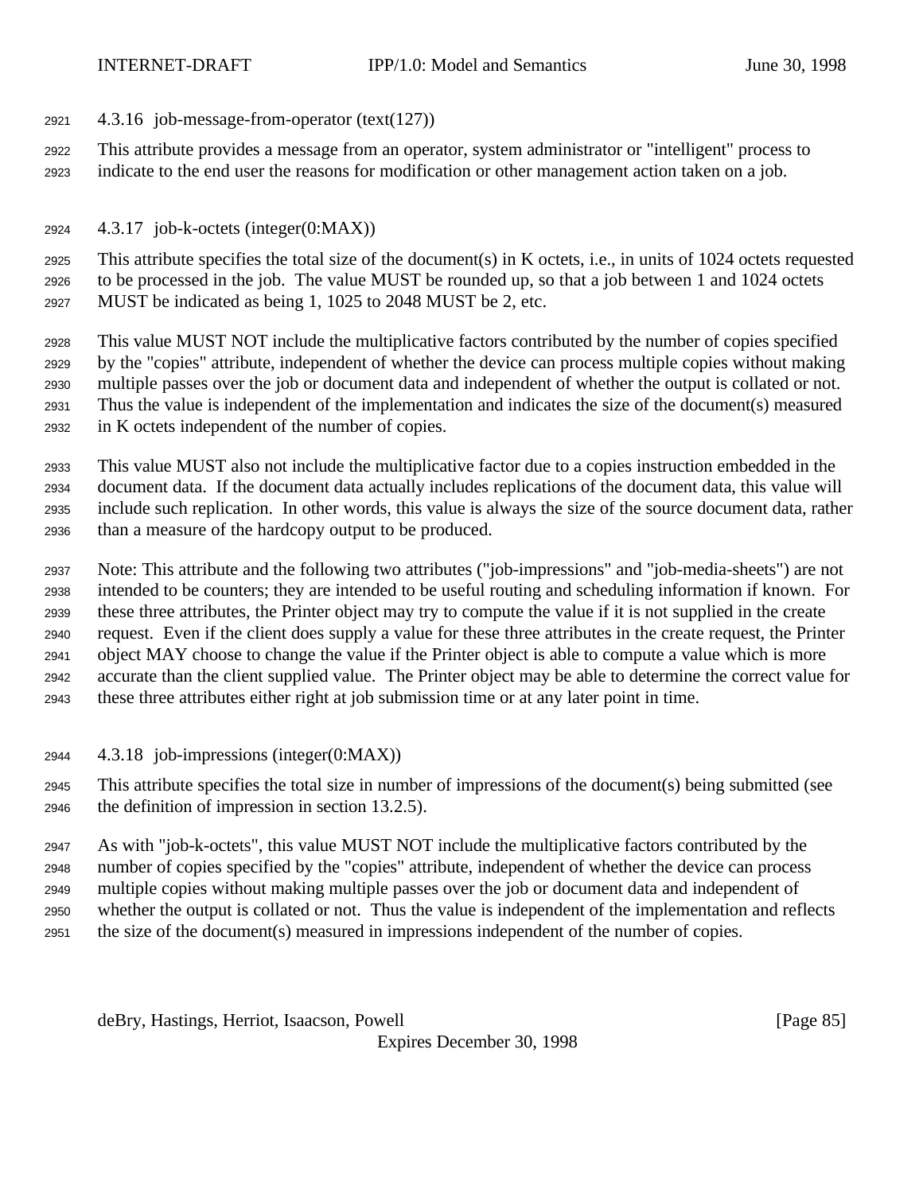### 4.3.16 job-message-from-operator (text(127))

This attribute provides a message from an operator, system administrator or "intelligent" process to indicate to the end user the reasons for modification or other management action taken on a job.

### 4.3.17 job-k-octets (integer(0:MAX))

This attribute specifies the total size of the document(s) in K octets, i.e., in units of 1024 octets requested to be processed in the job. The value MUST be rounded up, so that a job between 1 and 1024 octets MUST be indicated as being 1, 1025 to 2048 MUST be 2, etc.

This value MUST NOT include the multiplicative factors contributed by the number of copies specified by the "copies" attribute, independent of whether the device can process multiple copies without making multiple passes over the job or document data and independent of whether the output is collated or not. Thus the value is independent of the implementation and indicates the size of the document(s) measured in K octets independent of the number of copies.

This value MUST also not include the multiplicative factor due to a copies instruction embedded in the document data. If the document data actually includes replications of the document data, this value will include such replication. In other words, this value is always the size of the source document data, rather than a measure of the hardcopy output to be produced.

Note: This attribute and the following two attributes ("job-impressions" and "job-media-sheets") are not intended to be counters; they are intended to be useful routing and scheduling information if known. For these three attributes, the Printer object may try to compute the value if it is not supplied in the create request. Even if the client does supply a value for these three attributes in the create request, the Printer object MAY choose to change the value if the Printer object is able to compute a value which is more accurate than the client supplied value. The Printer object may be able to determine the correct value for these three attributes either right at job submission time or at any later point in time.

### 4.3.18 job-impressions (integer(0:MAX))

This attribute specifies the total size in number of impressions of the document(s) being submitted (see the definition of impression in section 13.2.5).

As with "job-k-octets", this value MUST NOT include the multiplicative factors contributed by the number of copies specified by the "copies" attribute, independent of whether the device can process multiple copies without making multiple passes over the job or document data and independent of whether the output is collated or not. Thus the value is independent of the implementation and reflects the size of the document(s) measured in impressions independent of the number of copies.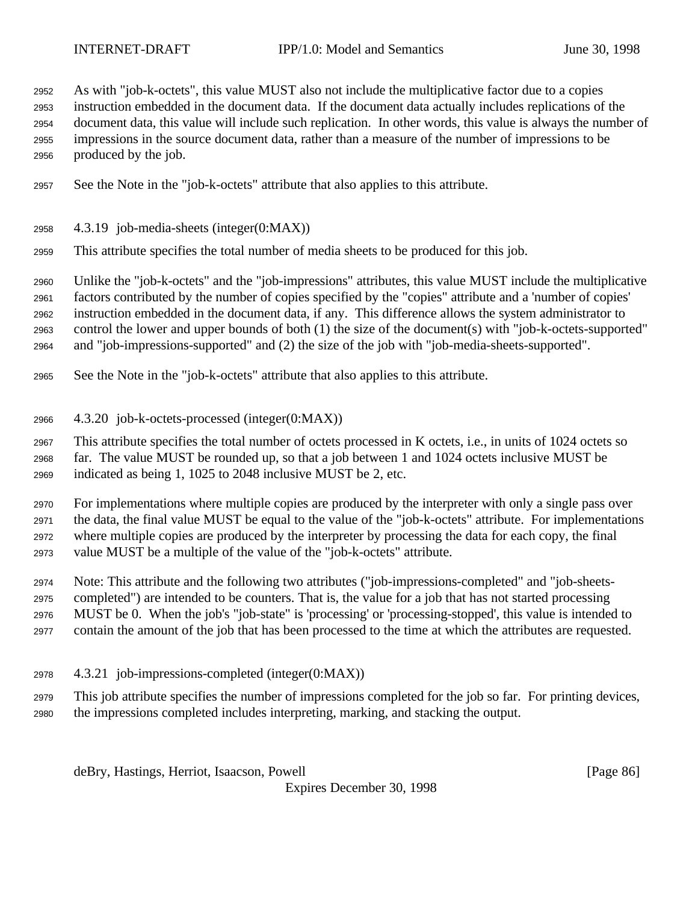As with "job-k-octets", this value MUST also not include the multiplicative factor due to a copies instruction embedded in the document data. If the document data actually includes replications of the document data, this value will include such replication. In other words, this value is always the number of impressions in the source document data, rather than a measure of the number of impressions to be produced by the job.

See the Note in the "job-k-octets" attribute that also applies to this attribute.

#### 4.3.19 job-media-sheets (integer(0:MAX))

This attribute specifies the total number of media sheets to be produced for this job.

Unlike the "job-k-octets" and the "job-impressions" attributes, this value MUST include the multiplicative factors contributed by the number of copies specified by the "copies" attribute and a 'number of copies' instruction embedded in the document data, if any. This difference allows the system administrator to control the lower and upper bounds of both (1) the size of the document(s) with "job-k-octets-supported" and "job-impressions-supported" and (2) the size of the job with "job-media-sheets-supported".

See the Note in the "job-k-octets" attribute that also applies to this attribute.

#### 4.3.20 job-k-octets-processed (integer(0:MAX))

This attribute specifies the total number of octets processed in K octets, i.e., in units of 1024 octets so far. The value MUST be rounded up, so that a job between 1 and 1024 octets inclusive MUST be indicated as being 1, 1025 to 2048 inclusive MUST be 2, etc.

For implementations where multiple copies are produced by the interpreter with only a single pass over the data, the final value MUST be equal to the value of the "job-k-octets" attribute. For implementations where multiple copies are produced by the interpreter by processing the data for each copy, the final value MUST be a multiple of the value of the "job-k-octets" attribute.

Note: This attribute and the following two attributes ("job-impressions-completed" and "job-sheets-completed") are intended to be counters. That is, the value for a job that has not started processing MUST be 0. When the job's "job-state" is 'processing' or 'processing-stopped', this value is intended to contain the amount of the job that has been processed to the time at which the attributes are requested.

#### 4.3.21 job-impressions-completed (integer(0:MAX))

This job attribute specifies the number of impressions completed for the job so far. For printing devices, the impressions completed includes interpreting, marking, and stacking the output.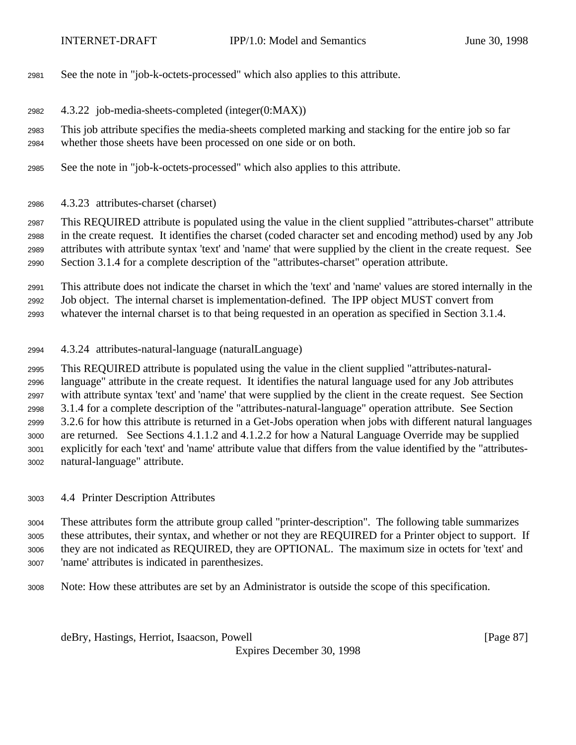See the note in "job-k-octets-processed" which also applies to this attribute.

#### 4.3.22 job-media-sheets-completed (integer(0:MAX))

This job attribute specifies the media-sheets completed marking and stacking for the entire job so far whether those sheets have been processed on one side or on both.

See the note in "job-k-octets-processed" which also applies to this attribute.

#### 4.3.23 attributes-charset (charset)

This REQUIRED attribute is populated using the value in the client supplied "attributes-charset" attribute in the create request. It identifies the charset (coded character set and encoding method) used by any Job attributes with attribute syntax 'text' and 'name' that were supplied by the client in the create request. See Section 3.1.4 for a complete description of the "attributes-charset" operation attribute.

This attribute does not indicate the charset in which the 'text' and 'name' values are stored internally in the Job object. The internal charset is implementation-defined. The IPP object MUST convert from whatever the internal charset is to that being requested in an operation as specified in Section 3.1.4.

#### 4.3.24 attributes-natural-language (naturalLanguage)

This REQUIRED attribute is populated using the value in the client supplied "attributes-natural-language" attribute in the create request. It identifies the natural language used for any Job attributes with attribute syntax 'text' and 'name' that were supplied by the client in the create request. See Section 3.1.4 for a complete description of the "attributes-natural-language" operation attribute. See Section 3.2.6 for how this attribute is returned in a Get-Jobs operation when jobs with different natural languages are returned. See Sections 4.1.1.2 and 4.1.2.2 for how a Natural Language Override may be supplied explicitly for each 'text' and 'name' attribute value that differs from the value identified by the "attributes-natural-language" attribute.

### 4.4 Printer Description Attributes

These attributes form the attribute group called "printer-description". The following table summarizes these attributes, their syntax, and whether or not they are REQUIRED for a Printer object to support. If they are not indicated as REQUIRED, they are OPTIONAL. The maximum size in octets for 'text' and 'name' attributes is indicated in parenthesizes.

Note: How these attributes are set by an Administrator is outside the scope of this specification.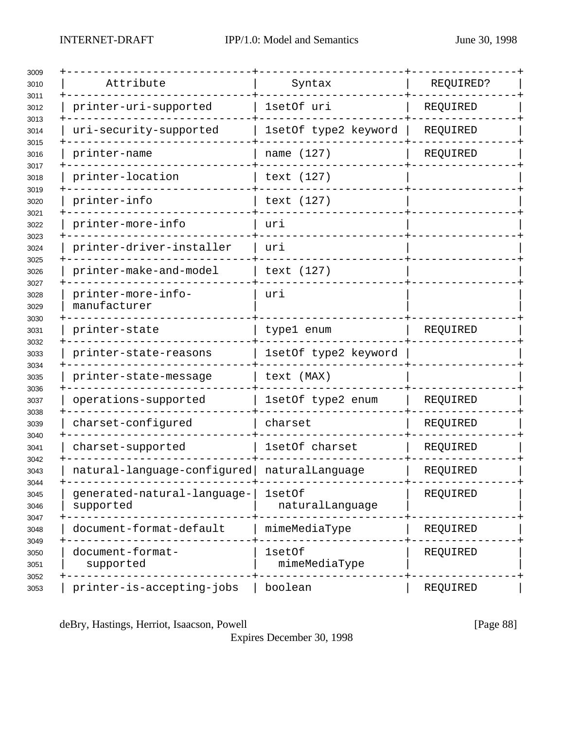| Attribute | Syntax | REQUIRED? |
|---|---|---|
| printer-uri-supported | 1setOf uri | REQUIRED |
| uri-security-supported | 1setOf type2 keyword | REQUIRED |
| printer-name | name (127) | REQUIRED |
| printer-location | text (127) | |
| printer-info | text (127) | |
| printer-more-info | uri | |
| printer-driver-installer | uri | |
| printer-make-and-model | text (127) | |
| printer-more-info-manufacturer | uri | |
| printer-state | type1 enum | REQUIRED |
| printer-state-reasons | 1setOf type2 keyword | |
| printer-state-message | text (MAX) | |
| operations-supported | 1setOf type2 enum | REQUIRED |
| charset-configured | charset | REQUIRED |
| charset-supported | 1setOf charset | REQUIRED |
| natural-language-configured | naturalLanguage | REQUIRED |
| generated-natural-language-supported | 1setOf naturalLanguage | REQUIRED |
| document-format-default | mimeMediaType | REQUIRED |
| document-format-supported | 1setOf mimeMediaType | REQUIRED |
| printer-is-accepting-jobs | boolean | REQUIRED |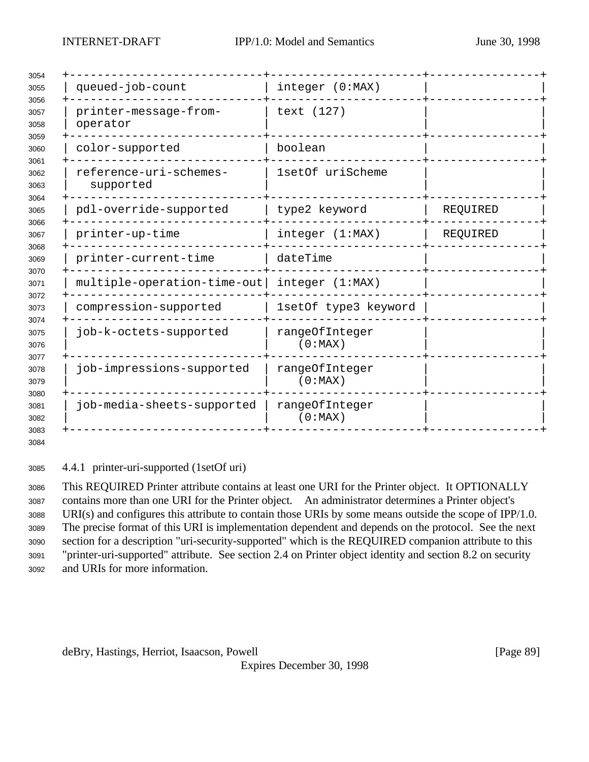| | | |
|---|---|---|
| queued-job-count | integer (0:MAX) | |
| printer-message-from-operator | text (127) | |
| color-supported | boolean | |
| reference-uri-schemes-supported | 1setOf uriScheme | |
| pdl-override-supported | type2 keyword | REQUIRED |
| printer-up-time | integer (1:MAX) | REQUIRED |
| printer-current-time | dateTime | |
| multiple-operation-time-out | integer (1:MAX) | |
| compression-supported | 1setOf type3 keyword | |
| job-k-octets-supported | rangeOfInteger (0:MAX) | |
| job-impressions-supported | rangeOfInteger (0:MAX) | |
| job-media-sheets-supported | rangeOfInteger (0:MAX) | |

### 4.4.1 printer-uri-supported (1setOf uri)

This REQUIRED Printer attribute contains at least one URI for the Printer object. It OPTIONALLY contains more than one URI for the Printer object. An administrator determines a Printer object's URI(s) and configures this attribute to contain those URIs by some means outside the scope of IPP/1.0. The precise format of this URI is implementation dependent and depends on the protocol. See the next section for a description "uri-security-supported" which is the REQUIRED companion attribute to this "printer-uri-supported" attribute. See section 2.4 on Printer object identity and section 8.2 on security and URIs for more information.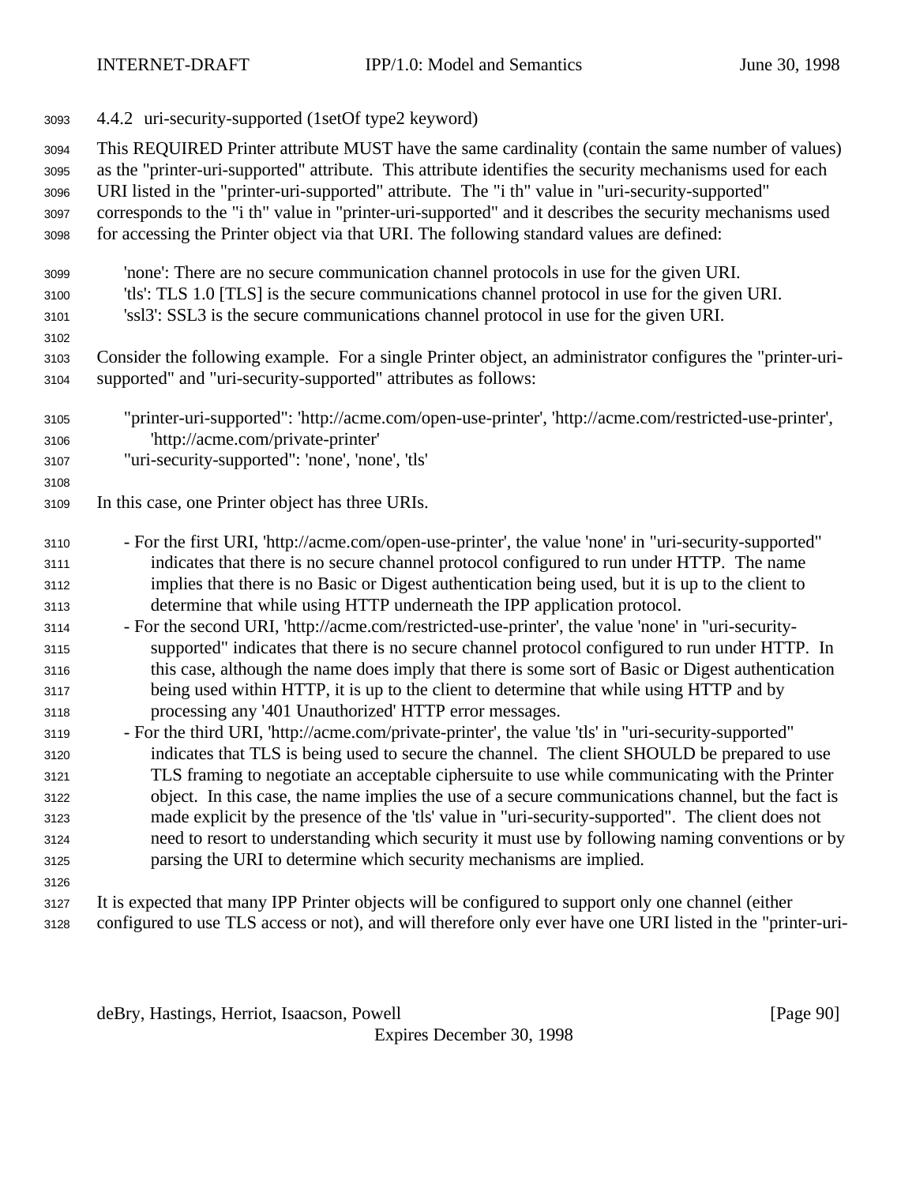#### 4.4.2 uri-security-supported (1setOf type2 keyword)

This REQUIRED Printer attribute MUST have the same cardinality (contain the same number of values) as the "printer-uri-supported" attribute. This attribute identifies the security mechanisms used for each URI listed in the "printer-uri-supported" attribute. The "i th" value in "uri-security-supported" corresponds to the "i th" value in "printer-uri-supported" and it describes the security mechanisms used for accessing the Printer object via that URI. The following standard values are defined:

'none': There are no secure communication channel protocols in use for the given URI.
'tls': TLS 1.0 [TLS] is the secure communications channel protocol in use for the given URI.
'ssl3': SSL3 is the secure communications channel protocol in use for the given URI.

Consider the following example. For a single Printer object, an administrator configures the "printer-uri-supported" and "uri-security-supported" attributes as follows:

"printer-uri-supported": 'http://acme.com/open-use-printer', 'http://acme.com/restricted-use-printer', 'http://acme.com/private-printer'
"uri-security-supported": 'none', 'none', 'tls'

In this case, one Printer object has three URIs.

- For the first URI, 'http://acme.com/open-use-printer', the value 'none' in "uri-security-supported" indicates that there is no secure channel protocol configured to run under HTTP. The name implies that there is no Basic or Digest authentication being used, but it is up to the client to determine that while using HTTP underneath the IPP application protocol.
- For the second URI, 'http://acme.com/restricted-use-printer', the value 'none' in "uri-security-supported" indicates that there is no secure channel protocol configured to run under HTTP. In this case, although the name does imply that there is some sort of Basic or Digest authentication being used within HTTP, it is up to the client to determine that while using HTTP and by processing any '401 Unauthorized' HTTP error messages.
- For the third URI, 'http://acme.com/private-printer', the value 'tls' in "uri-security-supported" indicates that TLS is being used to secure the channel. The client SHOULD be prepared to use TLS framing to negotiate an acceptable ciphersuite to use while communicating with the Printer object. In this case, the name implies the use of a secure communications channel, but the fact is made explicit by the presence of the 'tls' value in "uri-security-supported". The client does not need to resort to understanding which security it must use by following naming conventions or by parsing the URI to determine which security mechanisms are implied.

It is expected that many IPP Printer objects will be configured to support only one channel (either configured to use TLS access or not), and will therefore only ever have one URI listed in the "printer-uri-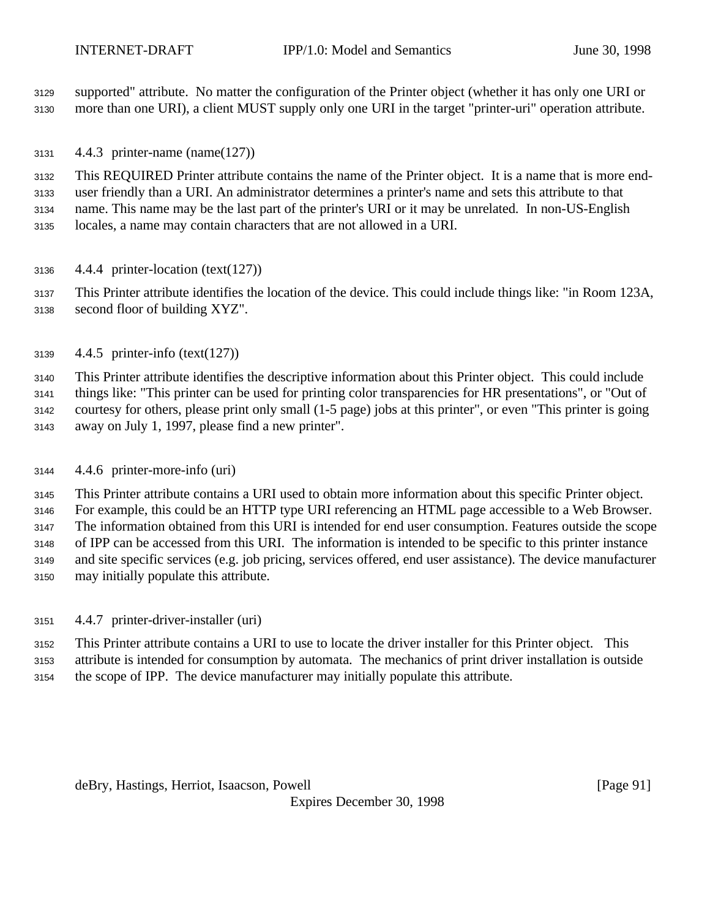supported" attribute. No matter the configuration of the Printer object (whether it has only one URI or more than one URI), a client MUST supply only one URI in the target "printer-uri" operation attribute.

### 4.4.3 printer-name (name(127))

This REQUIRED Printer attribute contains the name of the Printer object. It is a name that is more end-user friendly than a URI. An administrator determines a printer's name and sets this attribute to that name. This name may be the last part of the printer's URI or it may be unrelated. In non-US-English locales, a name may contain characters that are not allowed in a URI.

### 4.4.4 printer-location (text(127))

This Printer attribute identifies the location of the device. This could include things like: "in Room 123A, second floor of building XYZ".

### 4.4.5 printer-info (text(127))

This Printer attribute identifies the descriptive information about this Printer object. This could include things like: "This printer can be used for printing color transparencies for HR presentations", or "Out of courtesy for others, please print only small (1-5 page) jobs at this printer", or even "This printer is going away on July 1, 1997, please find a new printer".

### 4.4.6 printer-more-info (uri)

This Printer attribute contains a URI used to obtain more information about this specific Printer object. For example, this could be an HTTP type URI referencing an HTML page accessible to a Web Browser. The information obtained from this URI is intended for end user consumption. Features outside the scope of IPP can be accessed from this URI. The information is intended to be specific to this printer instance and site specific services (e.g. job pricing, services offered, end user assistance). The device manufacturer may initially populate this attribute.

### 4.4.7 printer-driver-installer (uri)

This Printer attribute contains a URI to use to locate the driver installer for this Printer object. This attribute is intended for consumption by automata. The mechanics of print driver installation is outside the scope of IPP. The device manufacturer may initially populate this attribute.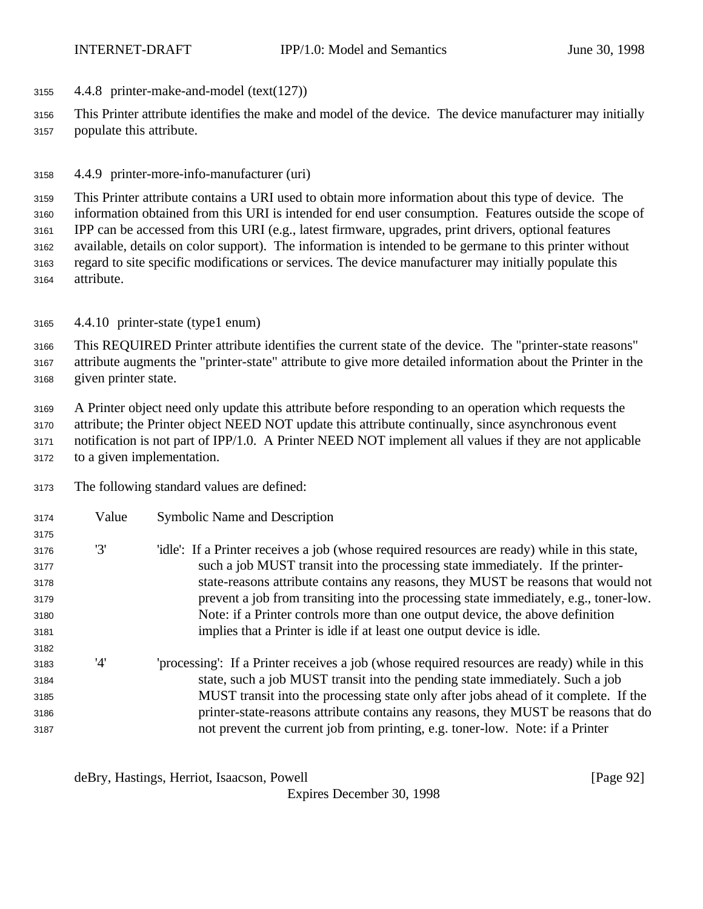#### 4.4.8 printer-make-and-model (text(127))

This Printer attribute identifies the make and model of the device. The device manufacturer may initially populate this attribute.

#### 4.4.9 printer-more-info-manufacturer (uri)

This Printer attribute contains a URI used to obtain more information about this type of device. The information obtained from this URI is intended for end user consumption. Features outside the scope of IPP can be accessed from this URI (e.g., latest firmware, upgrades, print drivers, optional features available, details on color support). The information is intended to be germane to this printer without regard to site specific modifications or services. The device manufacturer may initially populate this attribute.

#### 4.4.10 printer-state (type1 enum)

This REQUIRED Printer attribute identifies the current state of the device. The "printer-state reasons" attribute augments the "printer-state" attribute to give more detailed information about the Printer in the given printer state.

A Printer object need only update this attribute before responding to an operation which requests the attribute; the Printer object NEED NOT update this attribute continually, since asynchronous event notification is not part of IPP/1.0. A Printer NEED NOT implement all values if they are not applicable to a given implementation.

The following standard values are defined:

| Value | Symbolic Name and Description |
|---|---|
| '3' | 'idle': If a Printer receives a job (whose required resources are ready) while in this state, such a job MUST transit into the processing state immediately. If the printer-state-reasons attribute contains any reasons, they MUST be reasons that would not prevent a job from transiting into the processing state immediately, e.g., toner-low. Note: if a Printer controls more than one output device, the above definition implies that a Printer is idle if at least one output device is idle. |
| '4' | 'processing': If a Printer receives a job (whose required resources are ready) while in this state, such a job MUST transit into the pending state immediately. Such a job MUST transit into the processing state only after jobs ahead of it complete. If the printer-state-reasons attribute contains any reasons, they MUST be reasons that do not prevent the current job from printing, e.g. toner-low. Note: if a Printer |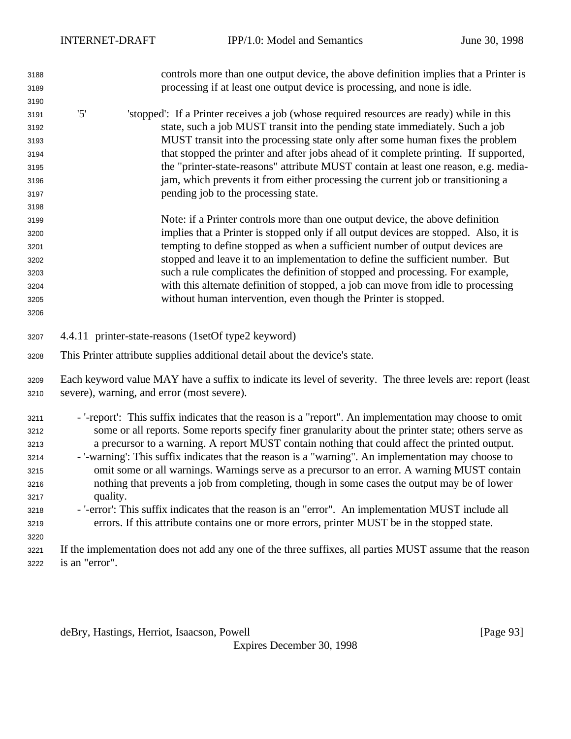controls more than one output device, the above definition implies that a Printer is processing if at least one output device is processing, and none is idle.

'5' 'stopped': If a Printer receives a job (whose required resources are ready) while in this state, such a job MUST transit into the pending state immediately. Such a job MUST transit into the processing state only after some human fixes the problem that stopped the printer and after jobs ahead of it complete printing. If supported, the "printer-state-reasons" attribute MUST contain at least one reason, e.g. media-jam, which prevents it from either processing the current job or transitioning a pending job to the processing state.

Note: if a Printer controls more than one output device, the above definition implies that a Printer is stopped only if all output devices are stopped. Also, it is tempting to define stopped as when a sufficient number of output devices are stopped and leave it to an implementation to define the sufficient number. But such a rule complicates the definition of stopped and processing. For example, with this alternate definition of stopped, a job can move from idle to processing without human intervention, even though the Printer is stopped.

### 4.4.11 printer-state-reasons (1setOf type2 keyword)

This Printer attribute supplies additional detail about the device's state.

Each keyword value MAY have a suffix to indicate its level of severity. The three levels are: report (least severe), warning, and error (most severe).

- '-report': This suffix indicates that the reason is a "report". An implementation may choose to omit some or all reports. Some reports specify finer granularity about the printer state; others serve as a precursor to a warning. A report MUST contain nothing that could affect the printed output.
- '-warning': This suffix indicates that the reason is a "warning". An implementation may choose to omit some or all warnings. Warnings serve as a precursor to an error. A warning MUST contain nothing that prevents a job from completing, though in some cases the output may be of lower quality.
- '-error': This suffix indicates that the reason is an "error". An implementation MUST include all errors. If this attribute contains one or more errors, printer MUST be in the stopped state.

If the implementation does not add any one of the three suffixes, all parties MUST assume that the reason is an "error".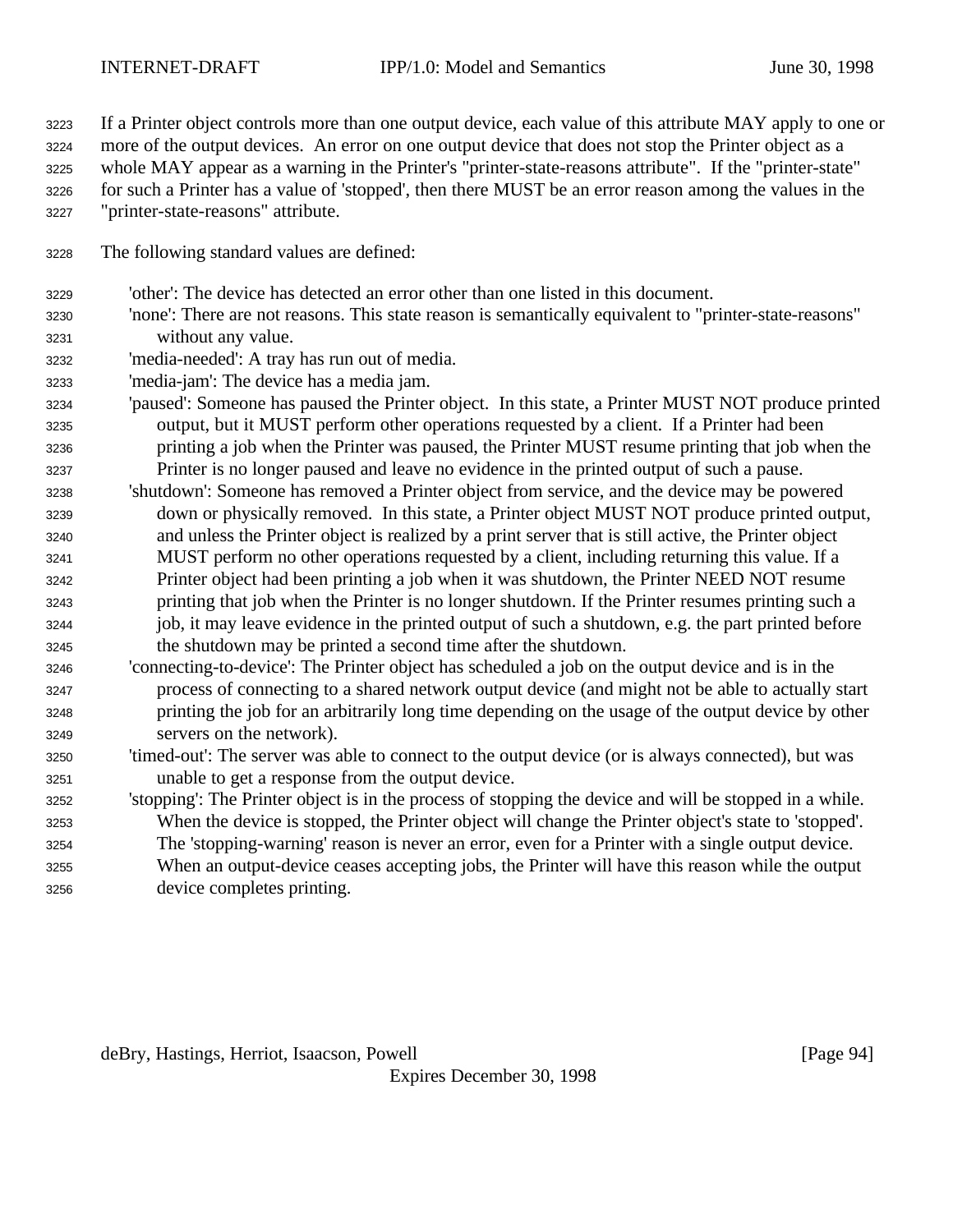If a Printer object controls more than one output device, each value of this attribute MAY apply to one or more of the output devices. An error on one output device that does not stop the Printer object as a whole MAY appear as a warning in the Printer's "printer-state-reasons attribute". If the "printer-state" for such a Printer has a value of 'stopped', then there MUST be an error reason among the values in the "printer-state-reasons" attribute.

The following standard values are defined:

'other': The device has detected an error other than one listed in this document.

'none': There are not reasons. This state reason is semantically equivalent to "printer-state-reasons" without any value.

'media-needed': A tray has run out of media.

'media-jam': The device has a media jam.

'paused': Someone has paused the Printer object. In this state, a Printer MUST NOT produce printed output, but it MUST perform other operations requested by a client. If a Printer had been printing a job when the Printer was paused, the Printer MUST resume printing that job when the Printer is no longer paused and leave no evidence in the printed output of such a pause.

'shutdown': Someone has removed a Printer object from service, and the device may be powered down or physically removed. In this state, a Printer object MUST NOT produce printed output, and unless the Printer object is realized by a print server that is still active, the Printer object MUST perform no other operations requested by a client, including returning this value. If a Printer object had been printing a job when it was shutdown, the Printer NEED NOT resume printing that job when the Printer is no longer shutdown. If the Printer resumes printing such a job, it may leave evidence in the printed output of such a shutdown, e.g. the part printed before the shutdown may be printed a second time after the shutdown.

'connecting-to-device': The Printer object has scheduled a job on the output device and is in the process of connecting to a shared network output device (and might not be able to actually start printing the job for an arbitrarily long time depending on the usage of the output device by other servers on the network).

'timed-out': The server was able to connect to the output device (or is always connected), but was unable to get a response from the output device.

'stopping': The Printer object is in the process of stopping the device and will be stopped in a while. When the device is stopped, the Printer object will change the Printer object's state to 'stopped'. The 'stopping-warning' reason is never an error, even for a Printer with a single output device. When an output-device ceases accepting jobs, the Printer will have this reason while the output device completes printing.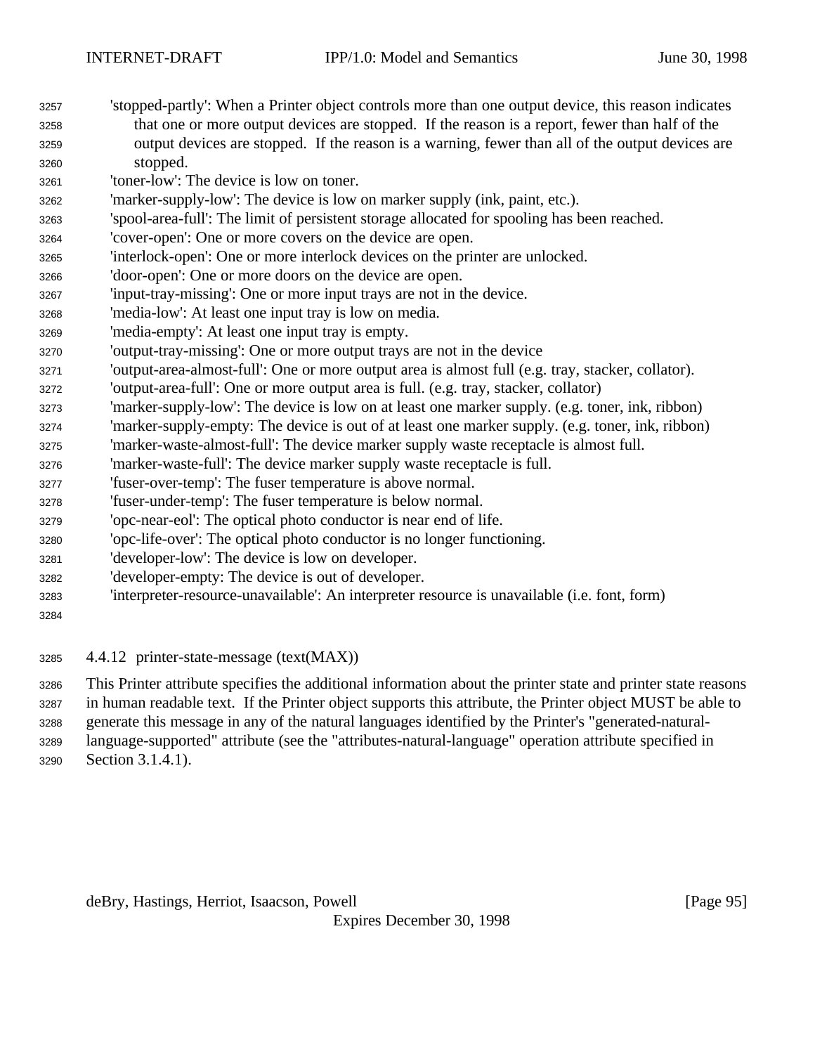'stopped-partly': When a Printer object controls more than one output device, this reason indicates that one or more output devices are stopped. If the reason is a report, fewer than half of the output devices are stopped. If the reason is a warning, fewer than all of the output devices are stopped.

'toner-low': The device is low on toner.

'marker-supply-low': The device is low on marker supply (ink, paint, etc.).

'spool-area-full': The limit of persistent storage allocated for spooling has been reached.

'cover-open': One or more covers on the device are open.

'interlock-open': One or more interlock devices on the printer are unlocked.

'door-open': One or more doors on the device are open.

'input-tray-missing': One or more input trays are not in the device.

'media-low': At least one input tray is low on media.

'media-empty': At least one input tray is empty.

'output-tray-missing': One or more output trays are not in the device

'output-area-almost-full': One or more output area is almost full (e.g. tray, stacker, collator).

'output-area-full': One or more output area is full. (e.g. tray, stacker, collator)

'marker-supply-low': The device is low on at least one marker supply. (e.g. toner, ink, ribbon)

'marker-supply-empty: The device is out of at least one marker supply. (e.g. toner, ink, ribbon)

'marker-waste-almost-full': The device marker supply waste receptacle is almost full.

'marker-waste-full': The device marker supply waste receptacle is full.

'fuser-over-temp': The fuser temperature is above normal.

'fuser-under-temp': The fuser temperature is below normal.

'opc-near-eol': The optical photo conductor is near end of life.

'opc-life-over': The optical photo conductor is no longer functioning.

'developer-low': The device is low on developer.

'developer-empty: The device is out of developer.

'interpreter-resource-unavailable': An interpreter resource is unavailable (i.e. font, form)

### 4.4.12 printer-state-message (text(MAX))

This Printer attribute specifies the additional information about the printer state and printer state reasons in human readable text. If the Printer object supports this attribute, the Printer object MUST be able to generate this message in any of the natural languages identified by the Printer's "generated-natural-language-supported" attribute (see the "attributes-natural-language" operation attribute specified in Section 3.1.4.1).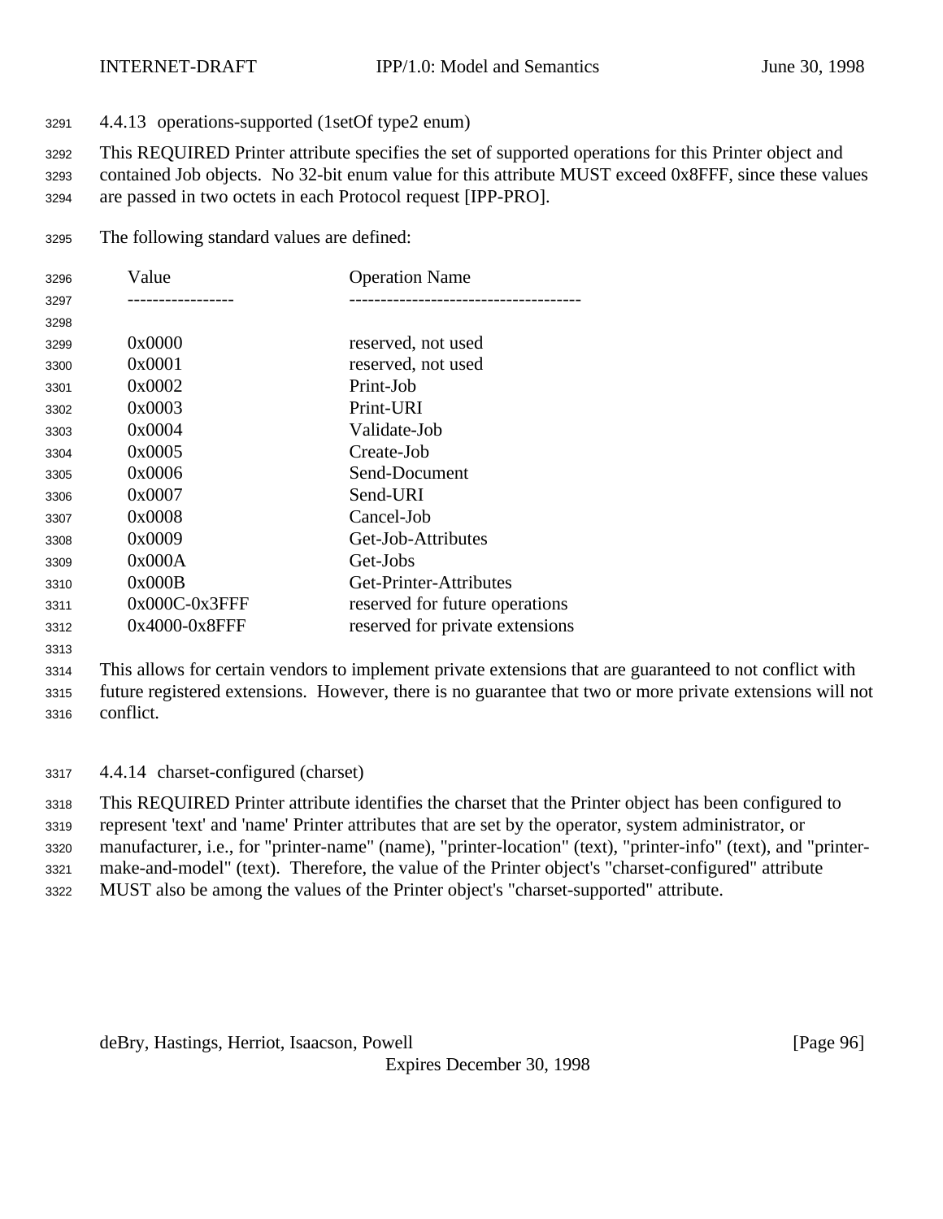#### 4.4.13 operations-supported (1setOf type2 enum)

This REQUIRED Printer attribute specifies the set of supported operations for this Printer object and contained Job objects. No 32-bit enum value for this attribute MUST exceed 0x8FFF, since these values are passed in two octets in each Protocol request [IPP-PRO].

The following standard values are defined:

| Value | Operation Name |
|---|---|
| 0x0000 | reserved, not used |
| 0x0001 | reserved, not used |
| 0x0002 | Print-Job |
| 0x0003 | Print-URI |
| 0x0004 | Validate-Job |
| 0x0005 | Create-Job |
| 0x0006 | Send-Document |
| 0x0007 | Send-URI |
| 0x0008 | Cancel-Job |
| 0x0009 | Get-Job-Attributes |
| 0x000A | Get-Jobs |
| 0x000B | Get-Printer-Attributes |
| 0x000C-0x3FFF | reserved for future operations |
| 0x4000-0x8FFF | reserved for private extensions |

This allows for certain vendors to implement private extensions that are guaranteed to not conflict with future registered extensions. However, there is no guarantee that two or more private extensions will not conflict.

#### 4.4.14 charset-configured (charset)

This REQUIRED Printer attribute identifies the charset that the Printer object has been configured to represent 'text' and 'name' Printer attributes that are set by the operator, system administrator, or manufacturer, i.e., for "printer-name" (name), "printer-location" (text), "printer-info" (text), and "printer-make-and-model" (text). Therefore, the value of the Printer object's "charset-configured" attribute MUST also be among the values of the Printer object's "charset-supported" attribute.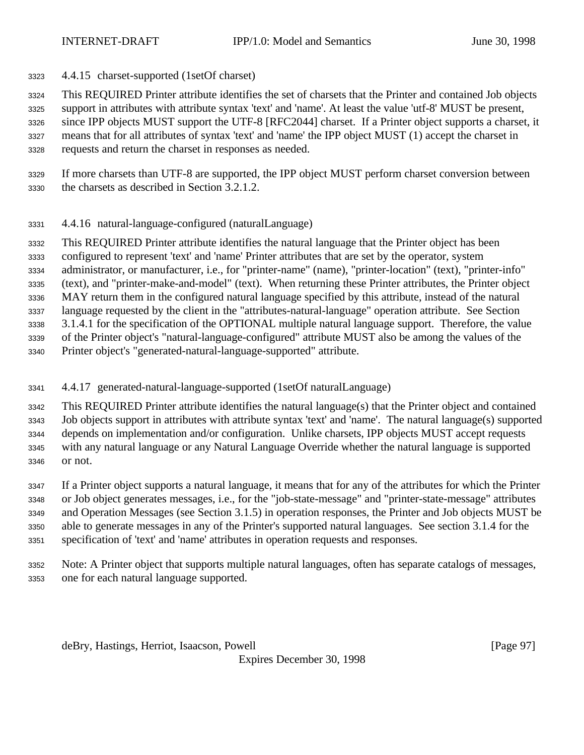#### 4.4.15 charset-supported (1setOf charset)

This REQUIRED Printer attribute identifies the set of charsets that the Printer and contained Job objects support in attributes with attribute syntax 'text' and 'name'. At least the value 'utf-8' MUST be present, since IPP objects MUST support the UTF-8 [RFC2044] charset. If a Printer object supports a charset, it means that for all attributes of syntax 'text' and 'name' the IPP object MUST (1) accept the charset in requests and return the charset in responses as needed.

If more charsets than UTF-8 are supported, the IPP object MUST perform charset conversion between the charsets as described in Section 3.2.1.2.

#### 4.4.16 natural-language-configured (naturalLanguage)

This REQUIRED Printer attribute identifies the natural language that the Printer object has been configured to represent 'text' and 'name' Printer attributes that are set by the operator, system administrator, or manufacturer, i.e., for "printer-name" (name), "printer-location" (text), "printer-info" (text), and "printer-make-and-model" (text). When returning these Printer attributes, the Printer object MAY return them in the configured natural language specified by this attribute, instead of the natural language requested by the client in the "attributes-natural-language" operation attribute. See Section 3.1.4.1 for the specification of the OPTIONAL multiple natural language support. Therefore, the value of the Printer object's "natural-language-configured" attribute MUST also be among the values of the Printer object's "generated-natural-language-supported" attribute.

#### 4.4.17 generated-natural-language-supported (1setOf naturalLanguage)

This REQUIRED Printer attribute identifies the natural language(s) that the Printer object and contained Job objects support in attributes with attribute syntax 'text' and 'name'. The natural language(s) supported depends on implementation and/or configuration. Unlike charsets, IPP objects MUST accept requests with any natural language or any Natural Language Override whether the natural language is supported or not.

If a Printer object supports a natural language, it means that for any of the attributes for which the Printer or Job object generates messages, i.e., for the "job-state-message" and "printer-state-message" attributes and Operation Messages (see Section 3.1.5) in operation responses, the Printer and Job objects MUST be able to generate messages in any of the Printer's supported natural languages. See section 3.1.4 for the specification of 'text' and 'name' attributes in operation requests and responses.

Note: A Printer object that supports multiple natural languages, often has separate catalogs of messages, one for each natural language supported.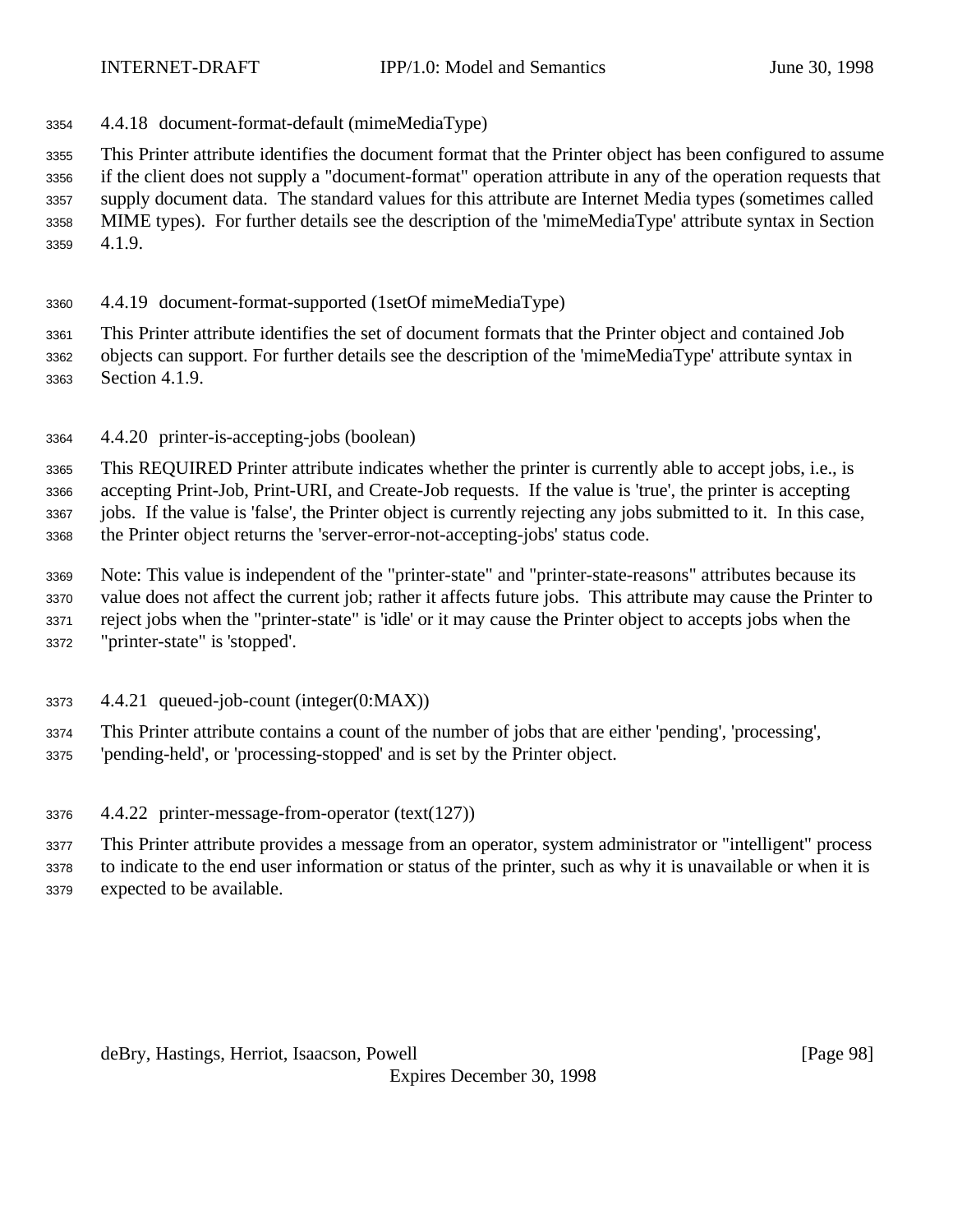### 4.4.18 document-format-default (mimeMediaType)

This Printer attribute identifies the document format that the Printer object has been configured to assume if the client does not supply a "document-format" operation attribute in any of the operation requests that supply document data. The standard values for this attribute are Internet Media types (sometimes called MIME types). For further details see the description of the 'mimeMediaType' attribute syntax in Section 4.1.9.

### 4.4.19 document-format-supported (1setOf mimeMediaType)

This Printer attribute identifies the set of document formats that the Printer object and contained Job objects can support. For further details see the description of the 'mimeMediaType' attribute syntax in Section 4.1.9.

### 4.4.20 printer-is-accepting-jobs (boolean)

This REQUIRED Printer attribute indicates whether the printer is currently able to accept jobs, i.e., is accepting Print-Job, Print-URI, and Create-Job requests. If the value is 'true', the printer is accepting jobs. If the value is 'false', the Printer object is currently rejecting any jobs submitted to it. In this case, the Printer object returns the 'server-error-not-accepting-jobs' status code.

Note: This value is independent of the "printer-state" and "printer-state-reasons" attributes because its value does not affect the current job; rather it affects future jobs. This attribute may cause the Printer to reject jobs when the "printer-state" is 'idle' or it may cause the Printer object to accepts jobs when the "printer-state" is 'stopped'.

### 4.4.21 queued-job-count (integer(0:MAX))

This Printer attribute contains a count of the number of jobs that are either 'pending', 'processing', 'pending-held', or 'processing-stopped' and is set by the Printer object.

### 4.4.22 printer-message-from-operator (text(127))

This Printer attribute provides a message from an operator, system administrator or "intelligent" process to indicate to the end user information or status of the printer, such as why it is unavailable or when it is expected to be available.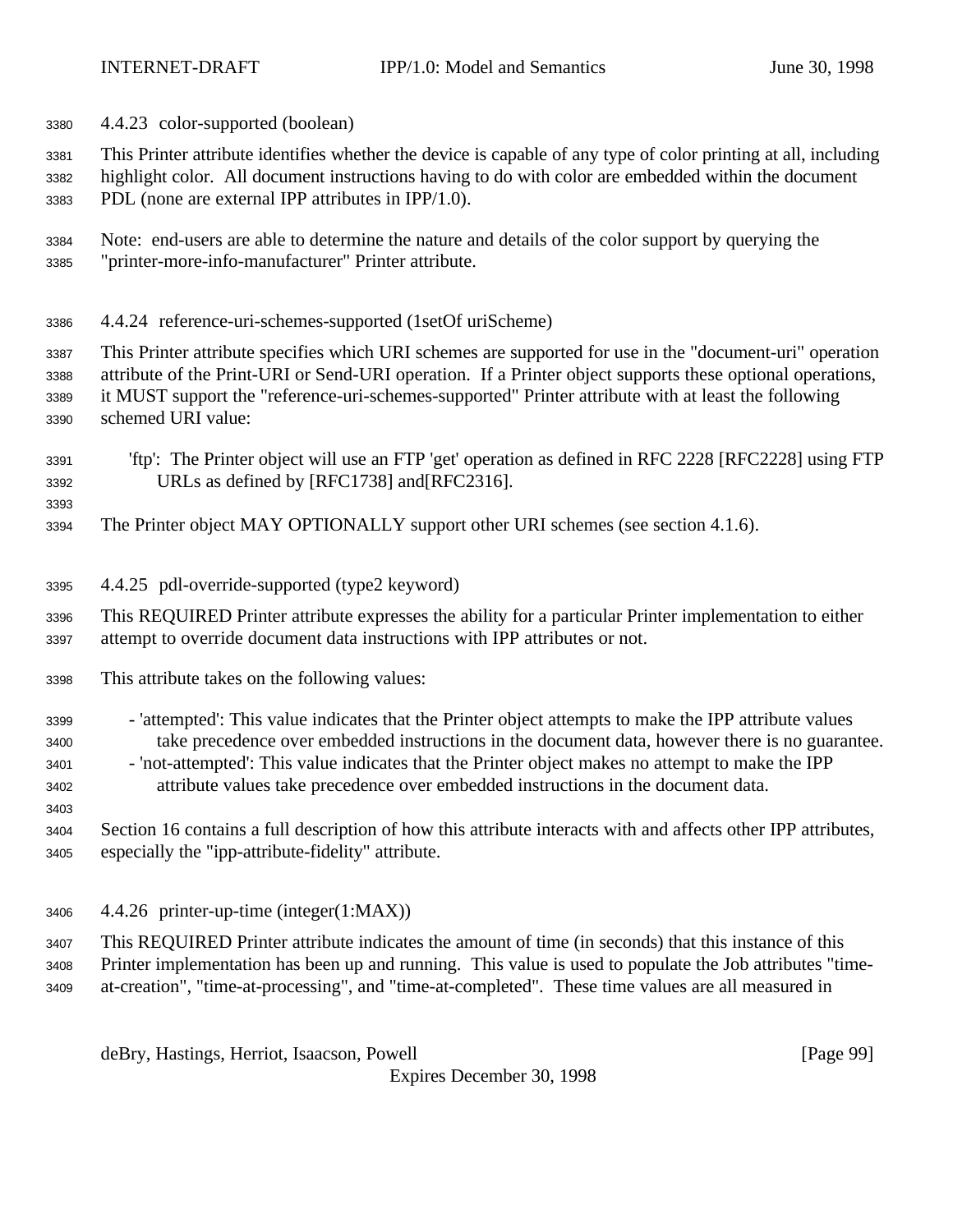### 4.4.23 color-supported (boolean)

This Printer attribute identifies whether the device is capable of any type of color printing at all, including highlight color. All document instructions having to do with color are embedded within the document PDL (none are external IPP attributes in IPP/1.0).

Note: end-users are able to determine the nature and details of the color support by querying the "printer-more-info-manufacturer" Printer attribute.

### 4.4.24 reference-uri-schemes-supported (1setOf uriScheme)

This Printer attribute specifies which URI schemes are supported for use in the "document-uri" operation attribute of the Print-URI or Send-URI operation. If a Printer object supports these optional operations, it MUST support the "reference-uri-schemes-supported" Printer attribute with at least the following schemed URI value:

'ftp': The Printer object will use an FTP 'get' operation as defined in RFC 2228 [RFC2228] using FTP URLs as defined by [RFC1738] and[RFC2316].

The Printer object MAY OPTIONALLY support other URI schemes (see section 4.1.6).

### 4.4.25 pdl-override-supported (type2 keyword)

This REQUIRED Printer attribute expresses the ability for a particular Printer implementation to either attempt to override document data instructions with IPP attributes or not.

This attribute takes on the following values:

- 'attempted': This value indicates that the Printer object attempts to make the IPP attribute values take precedence over embedded instructions in the document data, however there is no guarantee.
- 'not-attempted': This value indicates that the Printer object makes no attempt to make the IPP attribute values take precedence over embedded instructions in the document data.

Section 16 contains a full description of how this attribute interacts with and affects other IPP attributes, especially the "ipp-attribute-fidelity" attribute.

### 4.4.26 printer-up-time (integer(1:MAX))

This REQUIRED Printer attribute indicates the amount of time (in seconds) that this instance of this Printer implementation has been up and running. This value is used to populate the Job attributes "time-at-creation", "time-at-processing", and "time-at-completed". These time values are all measured in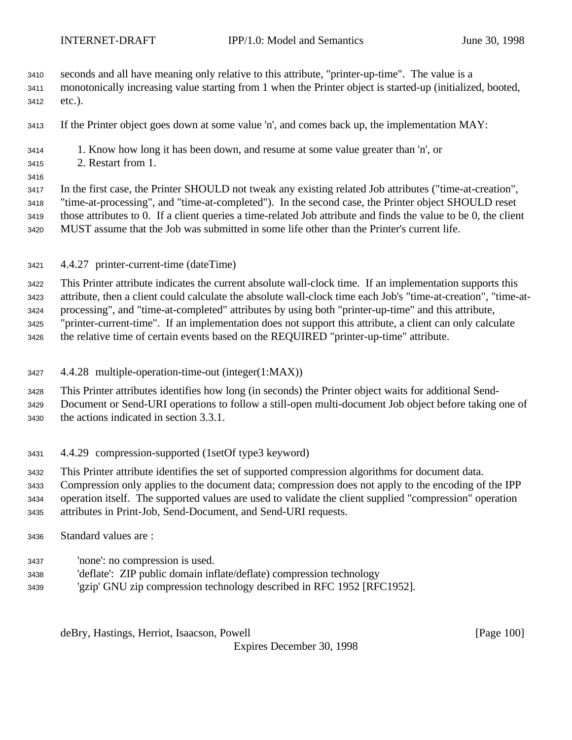seconds and all have meaning only relative to this attribute, "printer-up-time". The value is a monotonically increasing value starting from 1 when the Printer object is started-up (initialized, booted, etc.).

If the Printer object goes down at some value 'n', and comes back up, the implementation MAY:

1. Know how long it has been down, and resume at some value greater than 'n', or
2. Restart from 1.

In the first case, the Printer SHOULD not tweak any existing related Job attributes ("time-at-creation", "time-at-processing", and "time-at-completed"). In the second case, the Printer object SHOULD reset those attributes to 0. If a client queries a time-related Job attribute and finds the value to be 0, the client MUST assume that the Job was submitted in some life other than the Printer's current life.

### 4.4.27 printer-current-time (dateTime)

This Printer attribute indicates the current absolute wall-clock time. If an implementation supports this attribute, then a client could calculate the absolute wall-clock time each Job's "time-at-creation", "time-at-processing", and "time-at-completed" attributes by using both "printer-up-time" and this attribute, "printer-current-time". If an implementation does not support this attribute, a client can only calculate the relative time of certain events based on the REQUIRED "printer-up-time" attribute.

### 4.4.28 multiple-operation-time-out (integer(1:MAX))

This Printer attributes identifies how long (in seconds) the Printer object waits for additional Send-Document or Send-URI operations to follow a still-open multi-document Job object before taking one of the actions indicated in section 3.3.1.

### 4.4.29 compression-supported (1setOf type3 keyword)

This Printer attribute identifies the set of supported compression algorithms for document data. Compression only applies to the document data; compression does not apply to the encoding of the IPP operation itself. The supported values are used to validate the client supplied "compression" operation attributes in Print-Job, Send-Document, and Send-URI requests.

Standard values are :

'none': no compression is used.
'deflate': ZIP public domain inflate/deflate) compression technology
'gzip' GNU zip compression technology described in RFC 1952 [RFC1952].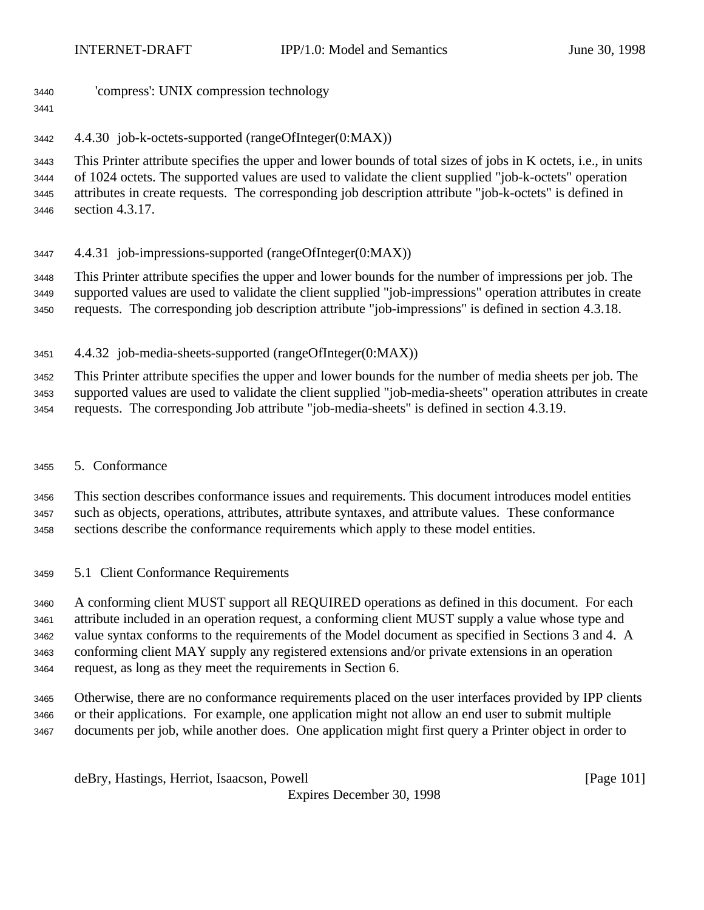'compress': UNIX compression technology

#### 4.4.30 job-k-octets-supported (rangeOfInteger(0:MAX))

This Printer attribute specifies the upper and lower bounds of total sizes of jobs in K octets, i.e., in units of 1024 octets. The supported values are used to validate the client supplied "job-k-octets" operation attributes in create requests. The corresponding job description attribute "job-k-octets" is defined in section 4.3.17.

#### 4.4.31 job-impressions-supported (rangeOfInteger(0:MAX))

This Printer attribute specifies the upper and lower bounds for the number of impressions per job. The supported values are used to validate the client supplied "job-impressions" operation attributes in create requests. The corresponding job description attribute "job-impressions" is defined in section 4.3.18.

#### 4.4.32 job-media-sheets-supported (rangeOfInteger(0:MAX))

This Printer attribute specifies the upper and lower bounds for the number of media sheets per job. The supported values are used to validate the client supplied "job-media-sheets" operation attributes in create requests. The corresponding Job attribute "job-media-sheets" is defined in section 4.3.19.

## 5. Conformance

This section describes conformance issues and requirements. This document introduces model entities such as objects, operations, attributes, attribute syntaxes, and attribute values. These conformance sections describe the conformance requirements which apply to these model entities.

### 5.1 Client Conformance Requirements

A conforming client MUST support all REQUIRED operations as defined in this document. For each attribute included in an operation request, a conforming client MUST supply a value whose type and value syntax conforms to the requirements of the Model document as specified in Sections 3 and 4. A conforming client MAY supply any registered extensions and/or private extensions in an operation request, as long as they meet the requirements in Section 6.

Otherwise, there are no conformance requirements placed on the user interfaces provided by IPP clients or their applications. For example, one application might not allow an end user to submit multiple documents per job, while another does. One application might first query a Printer object in order to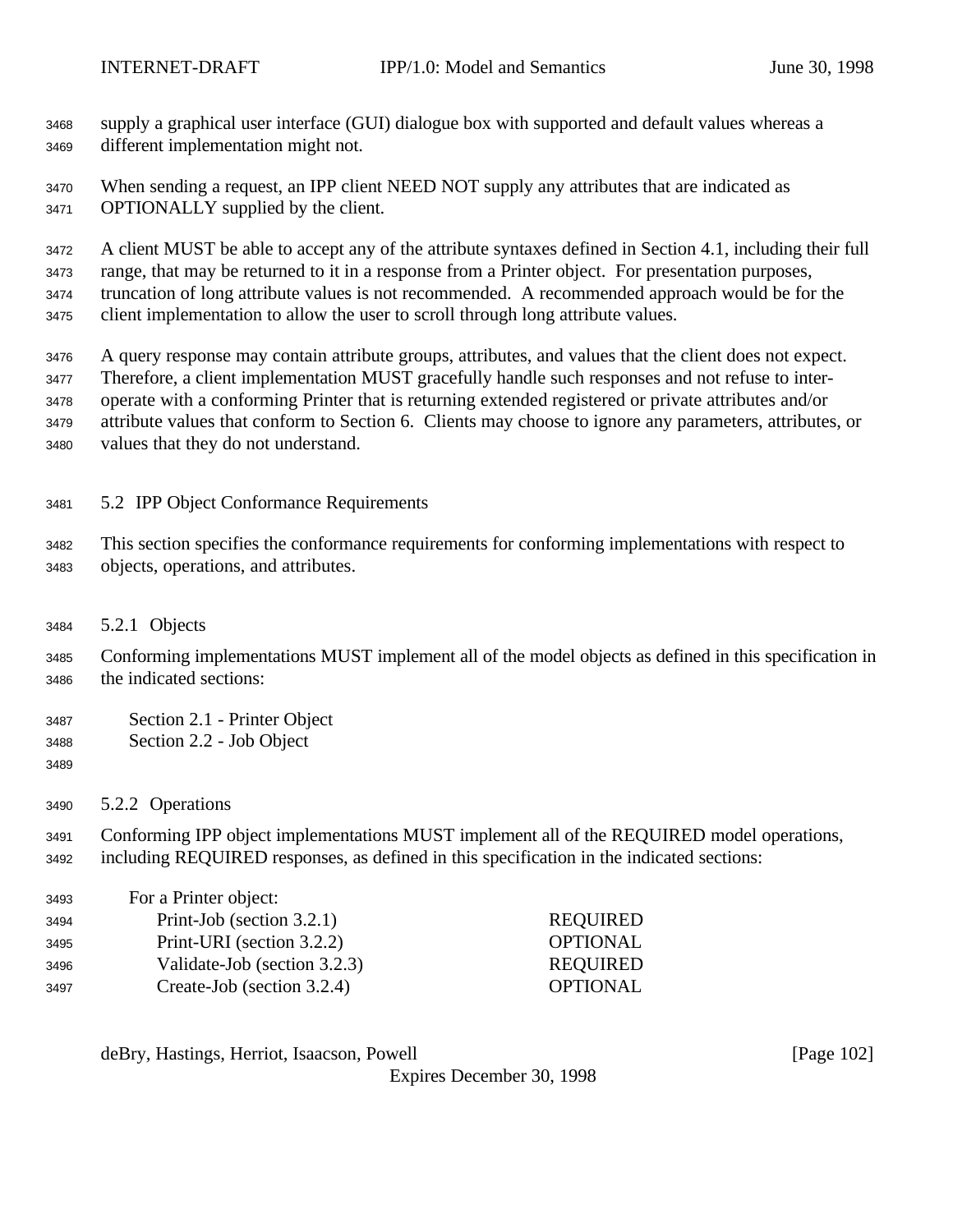supply a graphical user interface (GUI) dialogue box with supported and default values whereas a different implementation might not.

When sending a request, an IPP client NEED NOT supply any attributes that are indicated as OPTIONALLY supplied by the client.

A client MUST be able to accept any of the attribute syntaxes defined in Section 4.1, including their full range, that may be returned to it in a response from a Printer object. For presentation purposes, truncation of long attribute values is not recommended. A recommended approach would be for the client implementation to allow the user to scroll through long attribute values.

A query response may contain attribute groups, attributes, and values that the client does not expect. Therefore, a client implementation MUST gracefully handle such responses and not refuse to inter-operate with a conforming Printer that is returning extended registered or private attributes and/or attribute values that conform to Section 6. Clients may choose to ignore any parameters, attributes, or values that they do not understand.

## 5.2 IPP Object Conformance Requirements

This section specifies the conformance requirements for conforming implementations with respect to objects, operations, and attributes.

### 5.2.1 Objects

Conforming implementations MUST implement all of the model objects as defined in this specification in the indicated sections:

- Section 2.1 - Printer Object
- Section 2.2 - Job Object

### 5.2.2 Operations

Conforming IPP object implementations MUST implement all of the REQUIRED model operations, including REQUIRED responses, as defined in this specification in the indicated sections:

For a Printer object:

| Operation | Conformance |
|---|---|
| Print-Job (section 3.2.1) | REQUIRED |
| Print-URI (section 3.2.2) | OPTIONAL |
| Validate-Job (section 3.2.3) | REQUIRED |
| Create-Job (section 3.2.4) | OPTIONAL |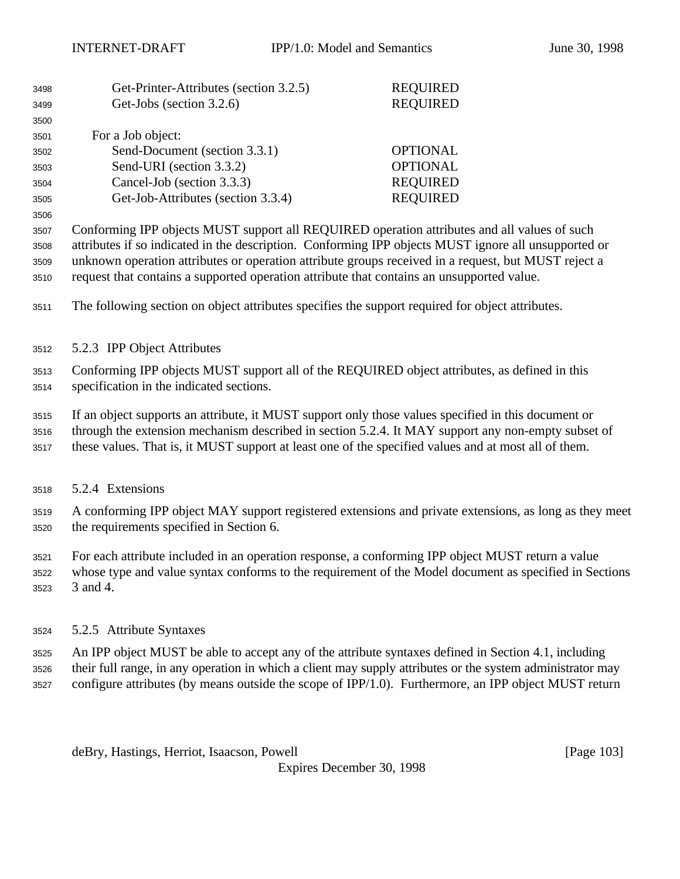| | |
|---|---|
| Get-Printer-Attributes (section 3.2.5) | REQUIRED |
| Get-Jobs (section 3.2.6) | REQUIRED |

For a Job object:

| | |
|---|---|
| Send-Document (section 3.3.1) | OPTIONAL |
| Send-URI (section 3.3.2) | OPTIONAL |
| Cancel-Job (section 3.3.3) | REQUIRED |
| Get-Job-Attributes (section 3.3.4) | REQUIRED |

Conforming IPP objects MUST support all REQUIRED operation attributes and all values of such attributes if so indicated in the description. Conforming IPP objects MUST ignore all unsupported or unknown operation attributes or operation attribute groups received in a request, but MUST reject a request that contains a supported operation attribute that contains an unsupported value.

The following section on object attributes specifies the support required for object attributes.

### 5.2.3 IPP Object Attributes

Conforming IPP objects MUST support all of the REQUIRED object attributes, as defined in this specification in the indicated sections.

If an object supports an attribute, it MUST support only those values specified in this document or through the extension mechanism described in section 5.2.4. It MAY support any non-empty subset of these values. That is, it MUST support at least one of the specified values and at most all of them.

### 5.2.4 Extensions

A conforming IPP object MAY support registered extensions and private extensions, as long as they meet the requirements specified in Section 6.

For each attribute included in an operation response, a conforming IPP object MUST return a value whose type and value syntax conforms to the requirement of the Model document as specified in Sections 3 and 4.

### 5.2.5 Attribute Syntaxes

An IPP object MUST be able to accept any of the attribute syntaxes defined in Section 4.1, including their full range, in any operation in which a client may supply attributes or the system administrator may configure attributes (by means outside the scope of IPP/1.0). Furthermore, an IPP object MUST return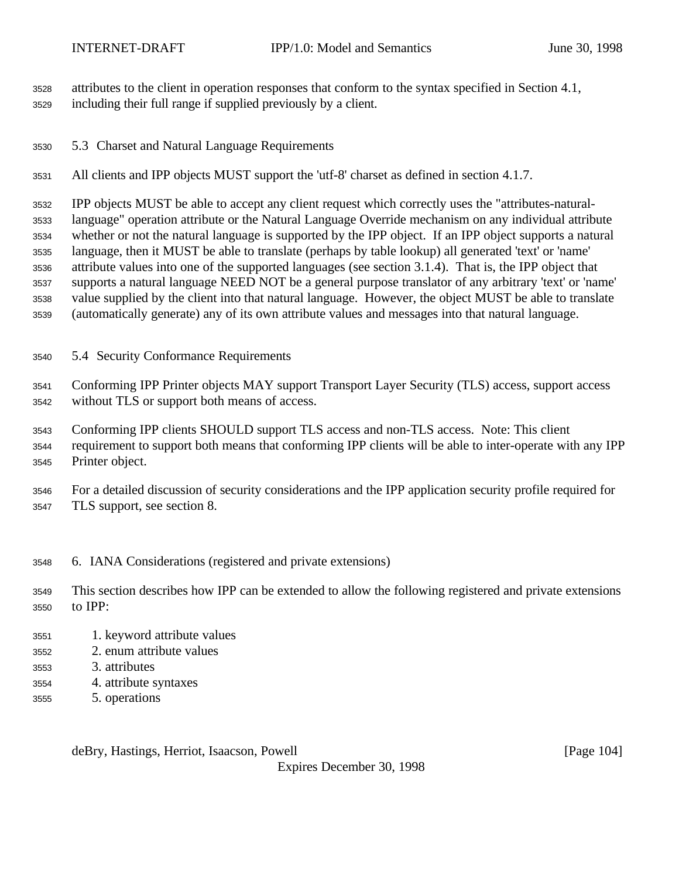attributes to the client in operation responses that conform to the syntax specified in Section 4.1, including their full range if supplied previously by a client.

## 5.3 Charset and Natural Language Requirements

All clients and IPP objects MUST support the 'utf-8' charset as defined in section 4.1.7.

IPP objects MUST be able to accept any client request which correctly uses the "attributes-natural-language" operation attribute or the Natural Language Override mechanism on any individual attribute whether or not the natural language is supported by the IPP object. If an IPP object supports a natural language, then it MUST be able to translate (perhaps by table lookup) all generated 'text' or 'name' attribute values into one of the supported languages (see section 3.1.4). That is, the IPP object that supports a natural language NEED NOT be a general purpose translator of any arbitrary 'text' or 'name' value supplied by the client into that natural language. However, the object MUST be able to translate (automatically generate) any of its own attribute values and messages into that natural language.

## 5.4 Security Conformance Requirements

Conforming IPP Printer objects MAY support Transport Layer Security (TLS) access, support access without TLS or support both means of access.

Conforming IPP clients SHOULD support TLS access and non-TLS access. Note: This client requirement to support both means that conforming IPP clients will be able to inter-operate with any IPP Printer object.

For a detailed discussion of security considerations and the IPP application security profile required for TLS support, see section 8.

# 6. IANA Considerations (registered and private extensions)

This section describes how IPP can be extended to allow the following registered and private extensions to IPP:

1. keyword attribute values
2. enum attribute values
3. attributes
4. attribute syntaxes
5. operations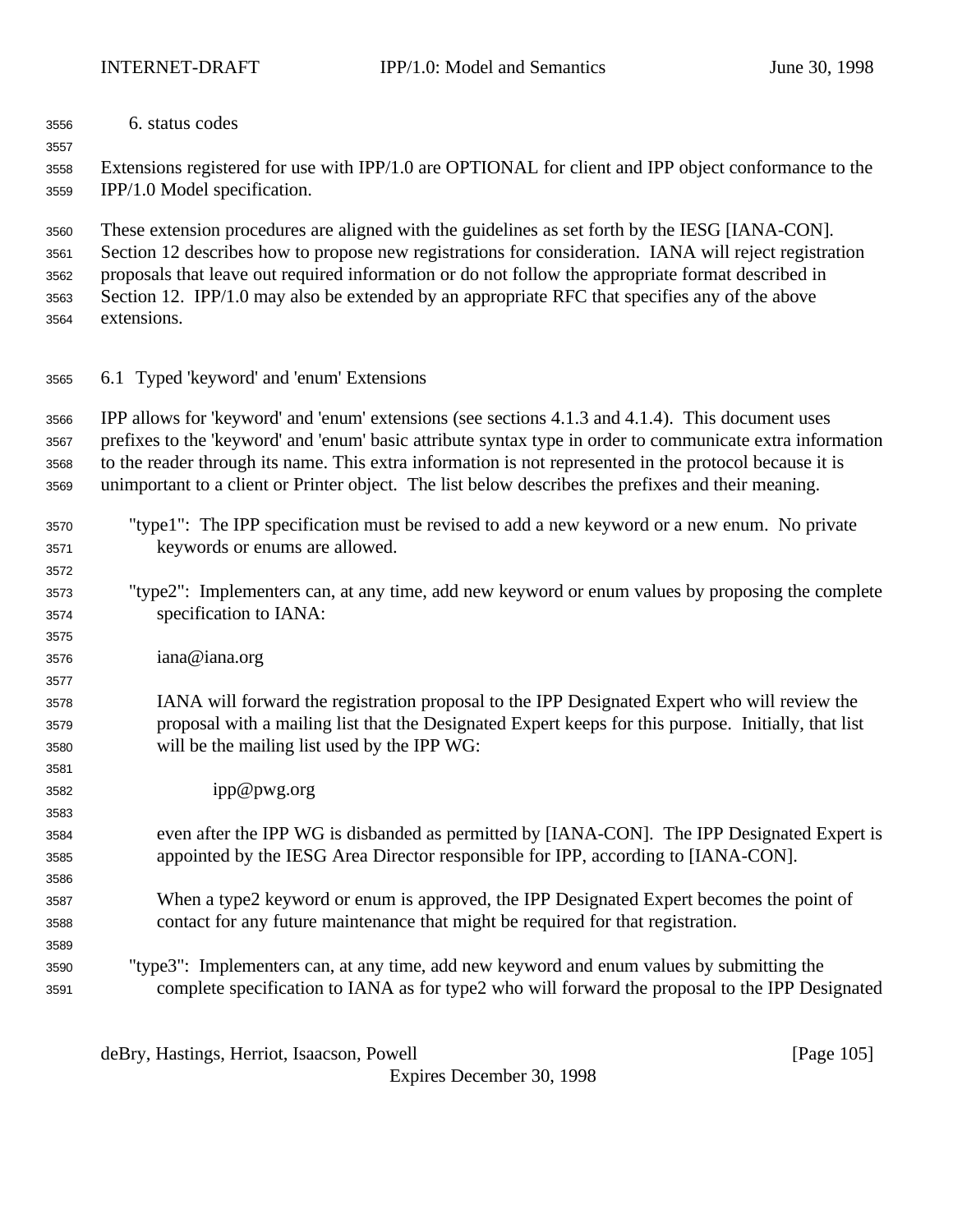6. status codes

Extensions registered for use with IPP/1.0 are OPTIONAL for client and IPP object conformance to the IPP/1.0 Model specification.

These extension procedures are aligned with the guidelines as set forth by the IESG [IANA-CON]. Section 12 describes how to propose new registrations for consideration. IANA will reject registration proposals that leave out required information or do not follow the appropriate format described in Section 12. IPP/1.0 may also be extended by an appropriate RFC that specifies any of the above extensions.

## 6.1 Typed 'keyword' and 'enum' Extensions

IPP allows for 'keyword' and 'enum' extensions (see sections 4.1.3 and 4.1.4). This document uses prefixes to the 'keyword' and 'enum' basic attribute syntax type in order to communicate extra information to the reader through its name. This extra information is not represented in the protocol because it is unimportant to a client or Printer object. The list below describes the prefixes and their meaning.

"type1": The IPP specification must be revised to add a new keyword or a new enum. No private keywords or enums are allowed.

"type2": Implementers can, at any time, add new keyword or enum values by proposing the complete specification to IANA:

iana@iana.org

IANA will forward the registration proposal to the IPP Designated Expert who will review the proposal with a mailing list that the Designated Expert keeps for this purpose. Initially, that list will be the mailing list used by the IPP WG:

ipp@pwg.org

even after the IPP WG is disbanded as permitted by [IANA-CON]. The IPP Designated Expert is appointed by the IESG Area Director responsible for IPP, according to [IANA-CON].

When a type2 keyword or enum is approved, the IPP Designated Expert becomes the point of contact for any future maintenance that might be required for that registration.

"type3": Implementers can, at any time, add new keyword and enum values by submitting the complete specification to IANA as for type2 who will forward the proposal to the IPP Designated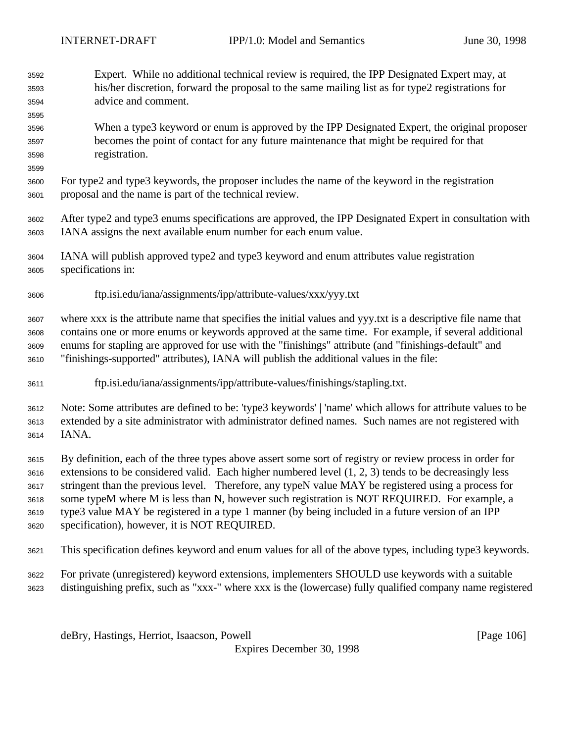Expert. While no additional technical review is required, the IPP Designated Expert may, at his/her discretion, forward the proposal to the same mailing list as for type2 registrations for advice and comment.

When a type3 keyword or enum is approved by the IPP Designated Expert, the original proposer becomes the point of contact for any future maintenance that might be required for that registration.

For type2 and type3 keywords, the proposer includes the name of the keyword in the registration proposal and the name is part of the technical review.

After type2 and type3 enums specifications are approved, the IPP Designated Expert in consultation with IANA assigns the next available enum number for each enum value.

IANA will publish approved type2 and type3 keyword and enum attributes value registration specifications in:

ftp.isi.edu/iana/assignments/ipp/attribute-values/xxx/yyy.txt

where xxx is the attribute name that specifies the initial values and yyy.txt is a descriptive file name that contains one or more enums or keywords approved at the same time. For example, if several additional enums for stapling are approved for use with the "finishings" attribute (and "finishings-default" and "finishings-supported" attributes), IANA will publish the additional values in the file:

ftp.isi.edu/iana/assignments/ipp/attribute-values/finishings/stapling.txt.

Note: Some attributes are defined to be: 'type3 keywords' | 'name' which allows for attribute values to be extended by a site administrator with administrator defined names. Such names are not registered with IANA.

By definition, each of the three types above assert some sort of registry or review process in order for extensions to be considered valid. Each higher numbered level (1, 2, 3) tends to be decreasingly less stringent than the previous level. Therefore, any typeN value MAY be registered using a process for some typeM where M is less than N, however such registration is NOT REQUIRED. For example, a type3 value MAY be registered in a type 1 manner (by being included in a future version of an IPP specification), however, it is NOT REQUIRED.

This specification defines keyword and enum values for all of the above types, including type3 keywords.

For private (unregistered) keyword extensions, implementers SHOULD use keywords with a suitable distinguishing prefix, such as "xxx-" where xxx is the (lowercase) fully qualified company name registered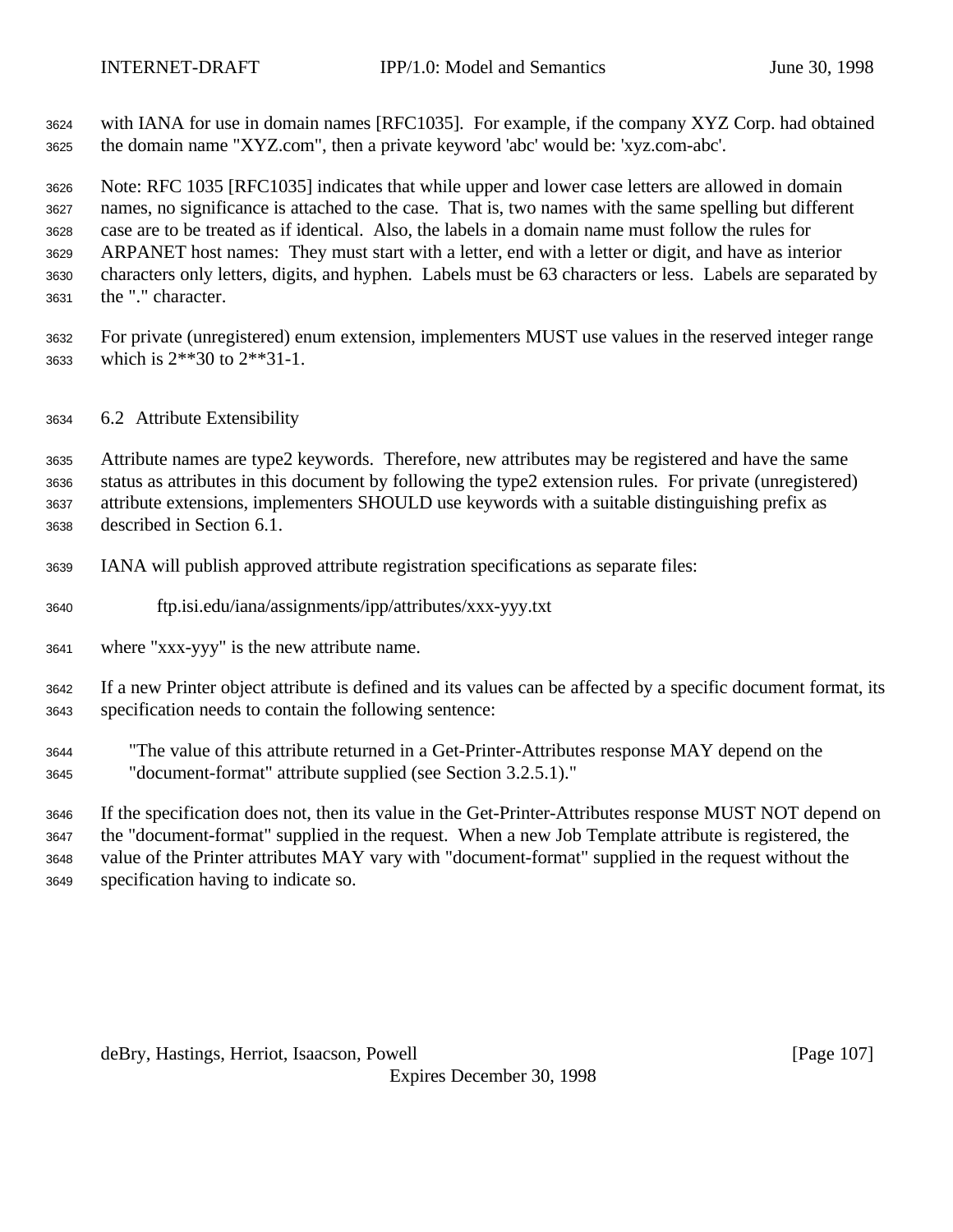with IANA for use in domain names [RFC1035]. For example, if the company XYZ Corp. had obtained the domain name "XYZ.com", then a private keyword 'abc' would be: 'xyz.com-abc'.

Note: RFC 1035 [RFC1035] indicates that while upper and lower case letters are allowed in domain names, no significance is attached to the case. That is, two names with the same spelling but different case are to be treated as if identical. Also, the labels in a domain name must follow the rules for ARPANET host names: They must start with a letter, end with a letter or digit, and have as interior characters only letters, digits, and hyphen. Labels must be 63 characters or less. Labels are separated by the "." character.

For private (unregistered) enum extension, implementers MUST use values in the reserved integer range which is 2**30 to 2**31-1.

## 6.2 Attribute Extensibility

Attribute names are type2 keywords. Therefore, new attributes may be registered and have the same status as attributes in this document by following the type2 extension rules. For private (unregistered) attribute extensions, implementers SHOULD use keywords with a suitable distinguishing prefix as described in Section 6.1.

IANA will publish approved attribute registration specifications as separate files:

    ftp.isi.edu/iana/assignments/ipp/attributes/xxx-yyy.txt

where "xxx-yyy" is the new attribute name.

If a new Printer object attribute is defined and its values can be affected by a specific document format, its specification needs to contain the following sentence:

> "The value of this attribute returned in a Get-Printer-Attributes response MAY depend on the "document-format" attribute supplied (see Section 3.2.5.1)."

If the specification does not, then its value in the Get-Printer-Attributes response MUST NOT depend on the "document-format" supplied in the request. When a new Job Template attribute is registered, the value of the Printer attributes MAY vary with "document-format" supplied in the request without the specification having to indicate so.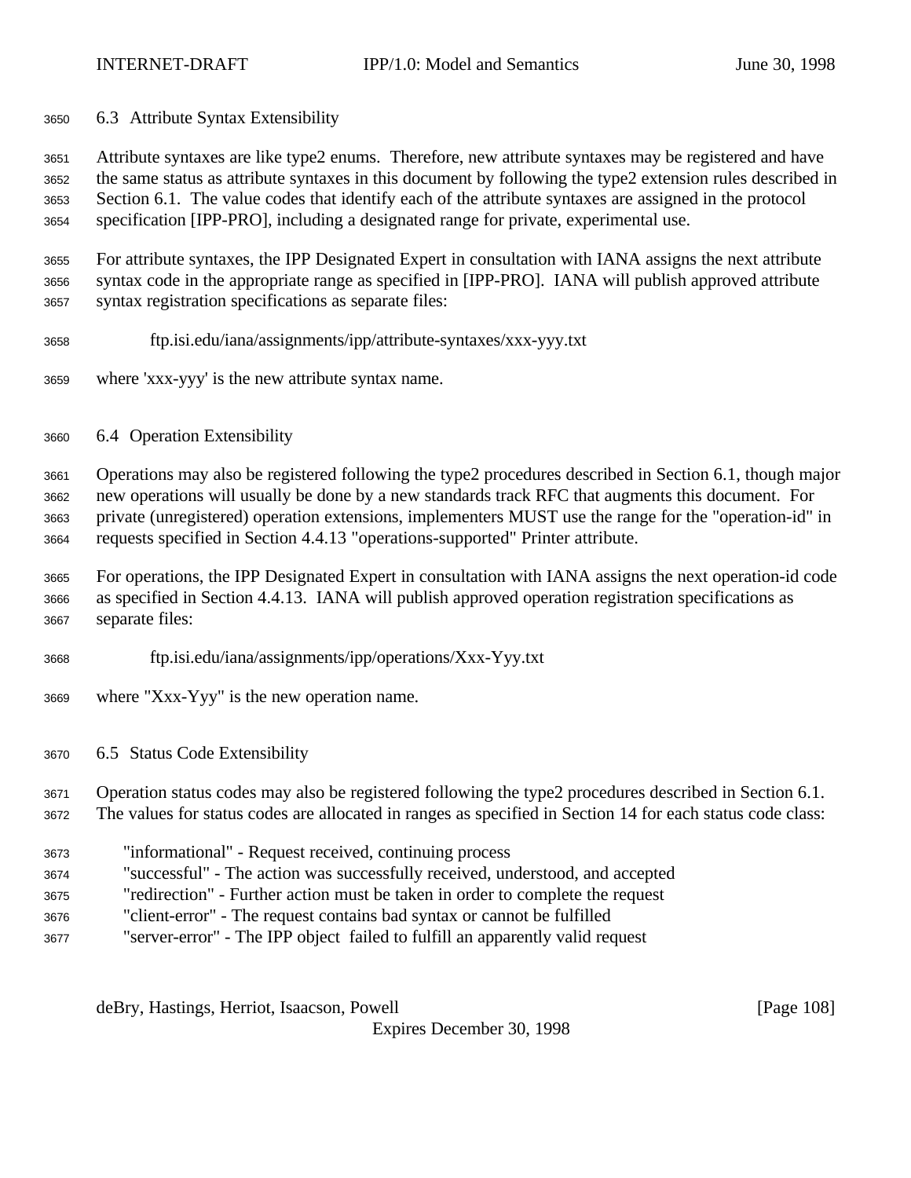## 6.3 Attribute Syntax Extensibility

Attribute syntaxes are like type2 enums. Therefore, new attribute syntaxes may be registered and have the same status as attribute syntaxes in this document by following the type2 extension rules described in Section 6.1. The value codes that identify each of the attribute syntaxes are assigned in the protocol specification [IPP-PRO], including a designated range for private, experimental use.

For attribute syntaxes, the IPP Designated Expert in consultation with IANA assigns the next attribute syntax code in the appropriate range as specified in [IPP-PRO]. IANA will publish approved attribute syntax registration specifications as separate files:

```
ftp.isi.edu/iana/assignments/ipp/attribute-syntaxes/xxx-yyy.txt
```

where 'xxx-yyy' is the new attribute syntax name.

## 6.4 Operation Extensibility

Operations may also be registered following the type2 procedures described in Section 6.1, though major new operations will usually be done by a new standards track RFC that augments this document. For private (unregistered) operation extensions, implementers MUST use the range for the "operation-id" in requests specified in Section 4.4.13 "operations-supported" Printer attribute.

For operations, the IPP Designated Expert in consultation with IANA assigns the next operation-id code as specified in Section 4.4.13. IANA will publish approved operation registration specifications as separate files:

```
ftp.isi.edu/iana/assignments/ipp/operations/Xxx-Yyy.txt
```

where "Xxx-Yyy" is the new operation name.

## 6.5 Status Code Extensibility

Operation status codes may also be registered following the type2 procedures described in Section 6.1. The values for status codes are allocated in ranges as specified in Section 14 for each status code class:

- "informational" - Request received, continuing process
- "successful" - The action was successfully received, understood, and accepted
- "redirection" - Further action must be taken in order to complete the request
- "client-error" - The request contains bad syntax or cannot be fulfilled
- "server-error" - The IPP object failed to fulfill an apparently valid request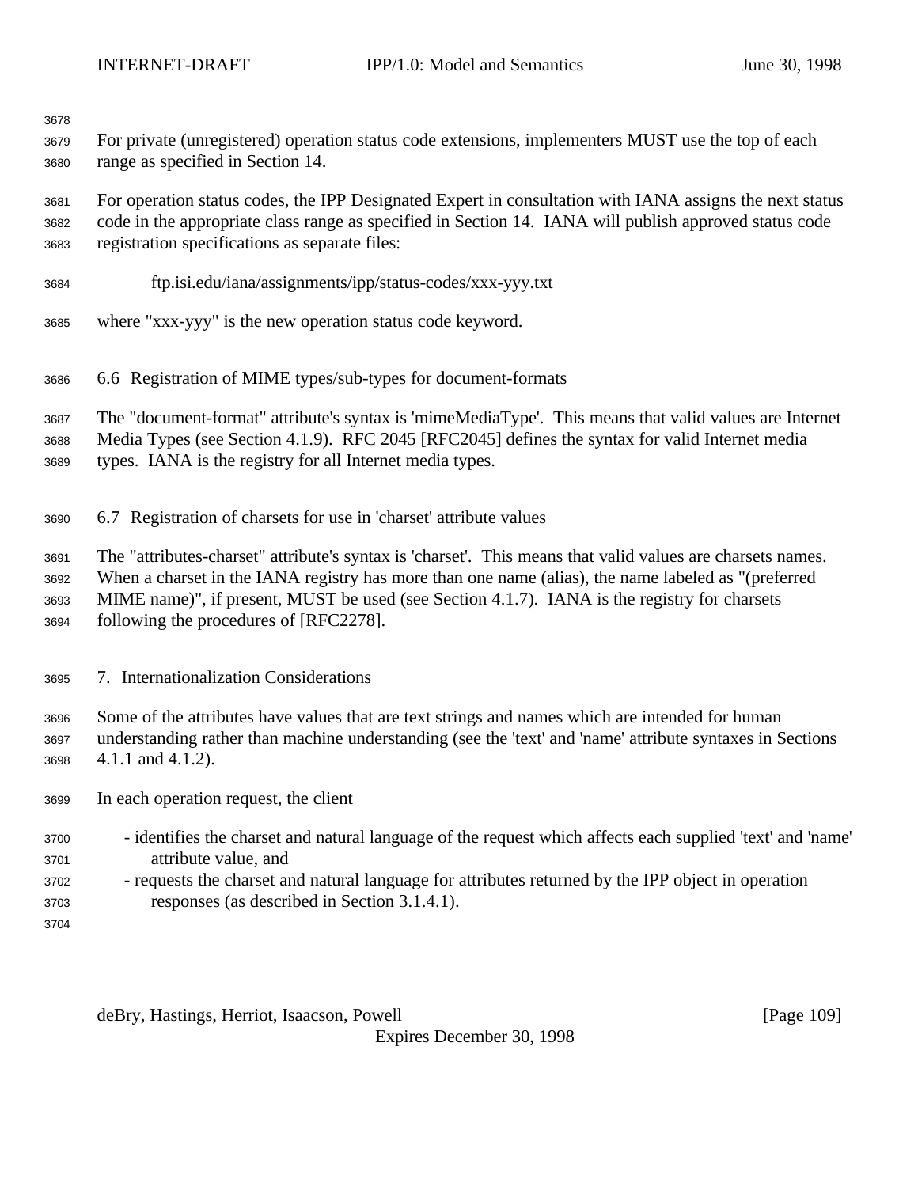For private (unregistered) operation status code extensions, implementers MUST use the top of each range as specified in Section 14.

For operation status codes, the IPP Designated Expert in consultation with IANA assigns the next status code in the appropriate class range as specified in Section 14. IANA will publish approved status code registration specifications as separate files:

    ftp.isi.edu/iana/assignments/ipp/status-codes/xxx-yyy.txt

where "xxx-yyy" is the new operation status code keyword.

### 6.6 Registration of MIME types/sub-types for document-formats

The "document-format" attribute's syntax is 'mimeMediaType'. This means that valid values are Internet Media Types (see Section 4.1.9). RFC 2045 [RFC2045] defines the syntax for valid Internet media types. IANA is the registry for all Internet media types.

### 6.7 Registration of charsets for use in 'charset' attribute values

The "attributes-charset" attribute's syntax is 'charset'. This means that valid values are charsets names. When a charset in the IANA registry has more than one name (alias), the name labeled as "(preferred MIME name)", if present, MUST be used (see Section 4.1.7). IANA is the registry for charsets following the procedures of [RFC2278].

## 7. Internationalization Considerations

Some of the attributes have values that are text strings and names which are intended for human understanding rather than machine understanding (see the 'text' and 'name' attribute syntaxes in Sections 4.1.1 and 4.1.2).

In each operation request, the client

- identifies the charset and natural language of the request which affects each supplied 'text' and 'name' attribute value, and
- requests the charset and natural language for attributes returned by the IPP object in operation responses (as described in Section 3.1.4.1).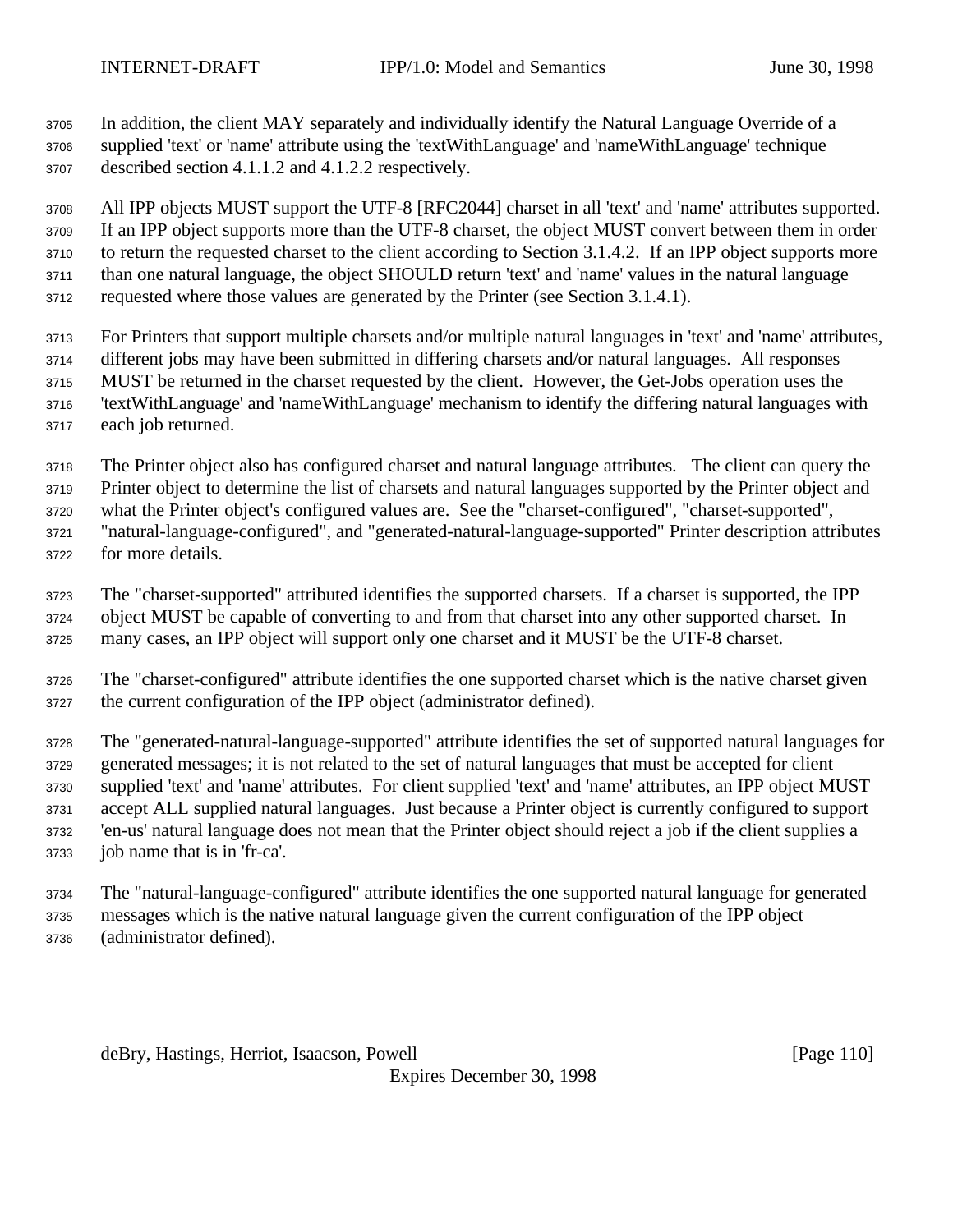In addition, the client MAY separately and individually identify the Natural Language Override of a supplied 'text' or 'name' attribute using the 'textWithLanguage' and 'nameWithLanguage' technique described section 4.1.1.2 and 4.1.2.2 respectively.

All IPP objects MUST support the UTF-8 [RFC2044] charset in all 'text' and 'name' attributes supported. If an IPP object supports more than the UTF-8 charset, the object MUST convert between them in order to return the requested charset to the client according to Section 3.1.4.2. If an IPP object supports more than one natural language, the object SHOULD return 'text' and 'name' values in the natural language requested where those values are generated by the Printer (see Section 3.1.4.1).

For Printers that support multiple charsets and/or multiple natural languages in 'text' and 'name' attributes, different jobs may have been submitted in differing charsets and/or natural languages. All responses MUST be returned in the charset requested by the client. However, the Get-Jobs operation uses the 'textWithLanguage' and 'nameWithLanguage' mechanism to identify the differing natural languages with each job returned.

The Printer object also has configured charset and natural language attributes. The client can query the Printer object to determine the list of charsets and natural languages supported by the Printer object and what the Printer object's configured values are. See the "charset-configured", "charset-supported", "natural-language-configured", and "generated-natural-language-supported" Printer description attributes for more details.

The "charset-supported" attributed identifies the supported charsets. If a charset is supported, the IPP object MUST be capable of converting to and from that charset into any other supported charset. In many cases, an IPP object will support only one charset and it MUST be the UTF-8 charset.

The "charset-configured" attribute identifies the one supported charset which is the native charset given the current configuration of the IPP object (administrator defined).

The "generated-natural-language-supported" attribute identifies the set of supported natural languages for generated messages; it is not related to the set of natural languages that must be accepted for client supplied 'text' and 'name' attributes. For client supplied 'text' and 'name' attributes, an IPP object MUST accept ALL supplied natural languages. Just because a Printer object is currently configured to support 'en-us' natural language does not mean that the Printer object should reject a job if the client supplies a job name that is in 'fr-ca'.

The "natural-language-configured" attribute identifies the one supported natural language for generated messages which is the native natural language given the current configuration of the IPP object (administrator defined).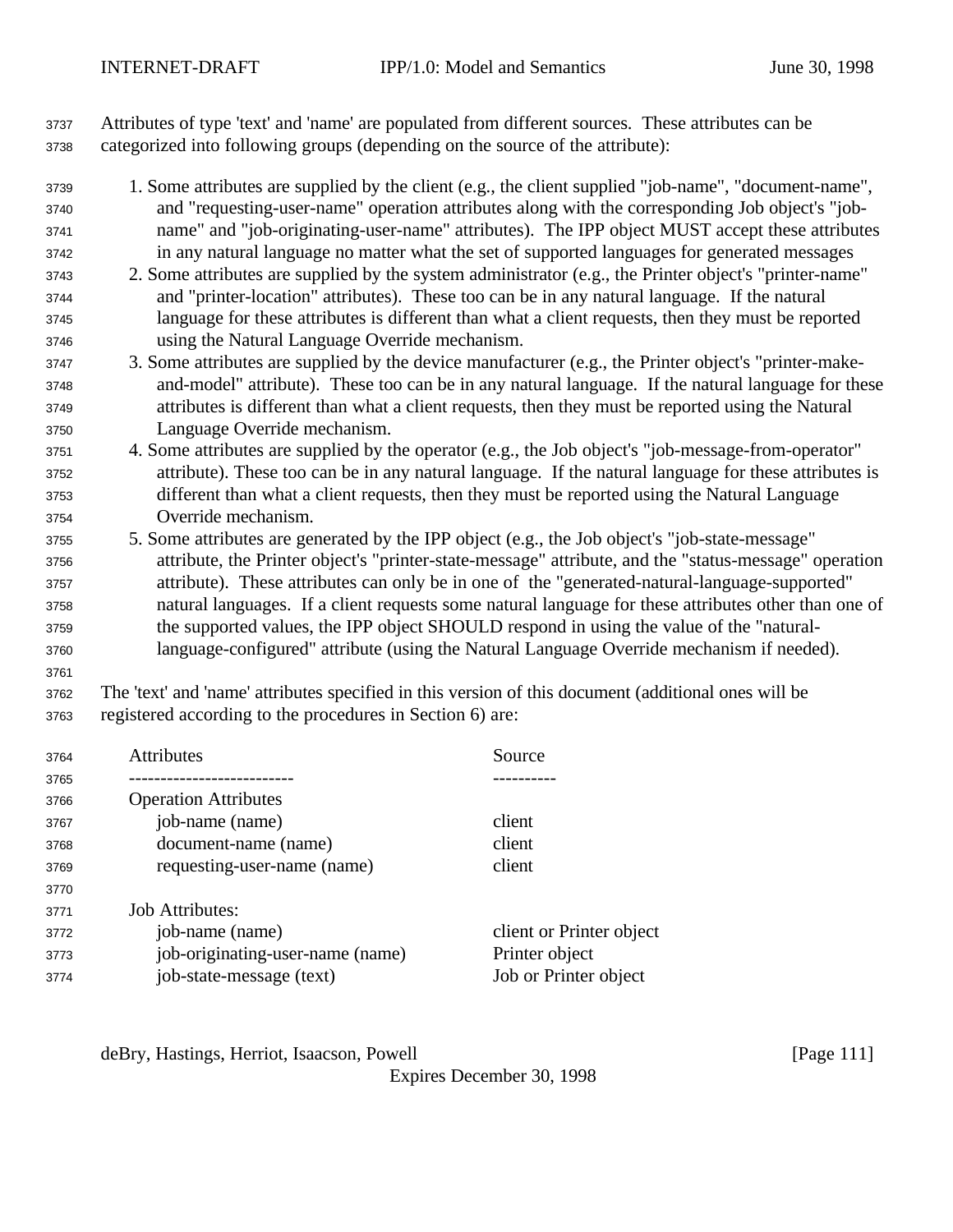Attributes of type 'text' and 'name' are populated from different sources. These attributes can be categorized into following groups (depending on the source of the attribute):

1. Some attributes are supplied by the client (e.g., the client supplied "job-name", "document-name", and "requesting-user-name" operation attributes along with the corresponding Job object's "job-name" and "job-originating-user-name" attributes). The IPP object MUST accept these attributes in any natural language no matter what the set of supported languages for generated messages
2. Some attributes are supplied by the system administrator (e.g., the Printer object's "printer-name" and "printer-location" attributes). These too can be in any natural language. If the natural language for these attributes is different than what a client requests, then they must be reported using the Natural Language Override mechanism.
3. Some attributes are supplied by the device manufacturer (e.g., the Printer object's "printer-make-and-model" attribute). These too can be in any natural language. If the natural language for these attributes is different than what a client requests, then they must be reported using the Natural Language Override mechanism.
4. Some attributes are supplied by the operator (e.g., the Job object's "job-message-from-operator" attribute). These too can be in any natural language. If the natural language for these attributes is different than what a client requests, then they must be reported using the Natural Language Override mechanism.
5. Some attributes are generated by the IPP object (e.g., the Job object's "job-state-message" attribute, the Printer object's "printer-state-message" attribute, and the "status-message" operation attribute). These attributes can only be in one of the "generated-natural-language-supported" natural languages. If a client requests some natural language for these attributes other than one of the supported values, the IPP object SHOULD respond in using the value of the "natural-language-configured" attribute (using the Natural Language Override mechanism if needed).

The 'text' and 'name' attributes specified in this version of this document (additional ones will be registered according to the procedures in Section 6) are:

| Attributes | Source |
|---|---|
| **Operation Attributes** | |
| job-name (name) | client |
| document-name (name) | client |
| requesting-user-name (name) | client |
| | |
| **Job Attributes:** | |
| job-name (name) | client or Printer object |
| job-originating-user-name (name) | Printer object |
| job-state-message (text) | Job or Printer object |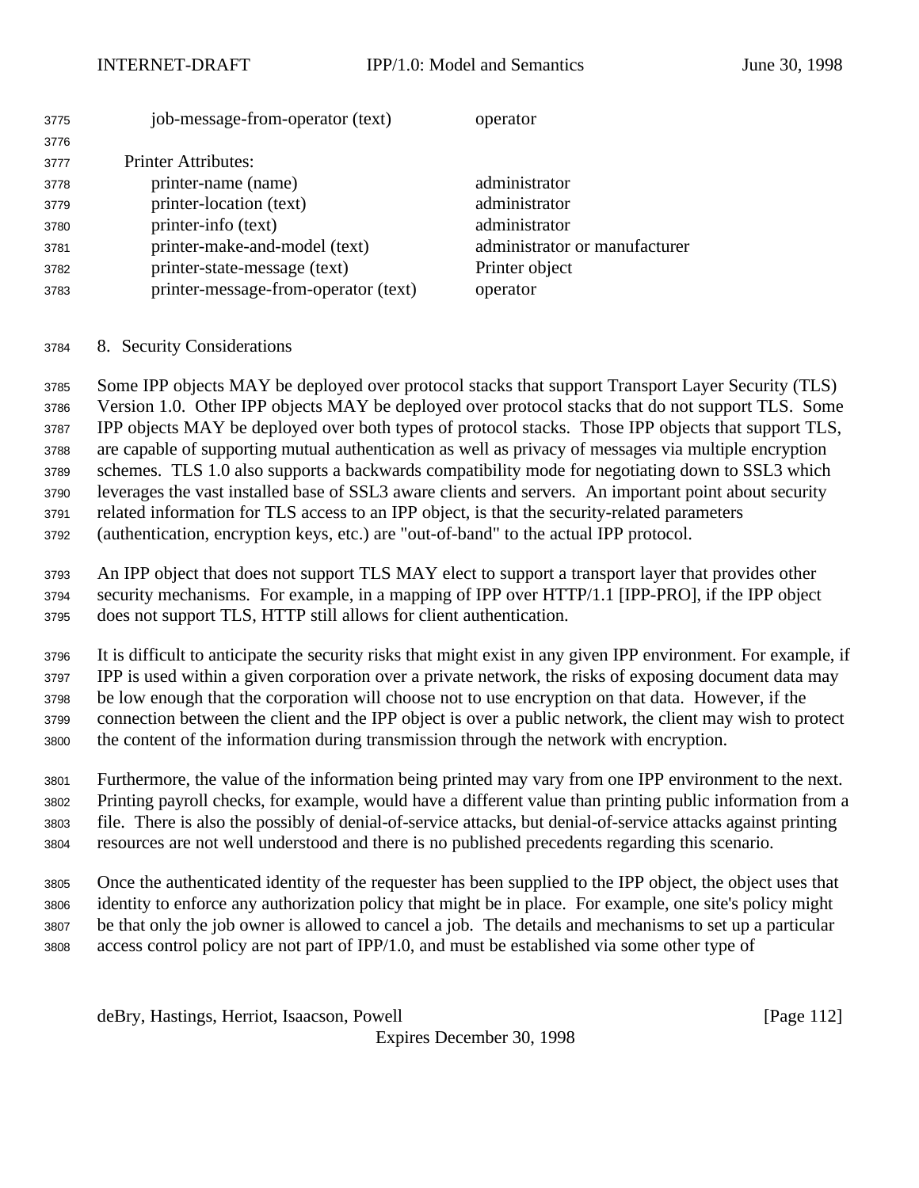| | |
|---|---|
| job-message-from-operator (text) | operator |

Printer Attributes:

| | |
|---|---|
| printer-name (name) | administrator |
| printer-location (text) | administrator |
| printer-info (text) | administrator |
| printer-make-and-model (text) | administrator or manufacturer |
| printer-state-message (text) | Printer object |
| printer-message-from-operator (text) | operator |

## 8. Security Considerations

Some IPP objects MAY be deployed over protocol stacks that support Transport Layer Security (TLS) Version 1.0. Other IPP objects MAY be deployed over protocol stacks that do not support TLS. Some IPP objects MAY be deployed over both types of protocol stacks. Those IPP objects that support TLS, are capable of supporting mutual authentication as well as privacy of messages via multiple encryption schemes. TLS 1.0 also supports a backwards compatibility mode for negotiating down to SSL3 which leverages the vast installed base of SSL3 aware clients and servers. An important point about security related information for TLS access to an IPP object, is that the security-related parameters (authentication, encryption keys, etc.) are "out-of-band" to the actual IPP protocol.

An IPP object that does not support TLS MAY elect to support a transport layer that provides other security mechanisms. For example, in a mapping of IPP over HTTP/1.1 [IPP-PRO], if the IPP object does not support TLS, HTTP still allows for client authentication.

It is difficult to anticipate the security risks that might exist in any given IPP environment. For example, if IPP is used within a given corporation over a private network, the risks of exposing document data may be low enough that the corporation will choose not to use encryption on that data. However, if the connection between the client and the IPP object is over a public network, the client may wish to protect the content of the information during transmission through the network with encryption.

Furthermore, the value of the information being printed may vary from one IPP environment to the next. Printing payroll checks, for example, would have a different value than printing public information from a file. There is also the possibly of denial-of-service attacks, but denial-of-service attacks against printing resources are not well understood and there is no published precedents regarding this scenario.

Once the authenticated identity of the requester has been supplied to the IPP object, the object uses that identity to enforce any authorization policy that might be in place. For example, one site's policy might be that only the job owner is allowed to cancel a job. The details and mechanisms to set up a particular access control policy are not part of IPP/1.0, and must be established via some other type of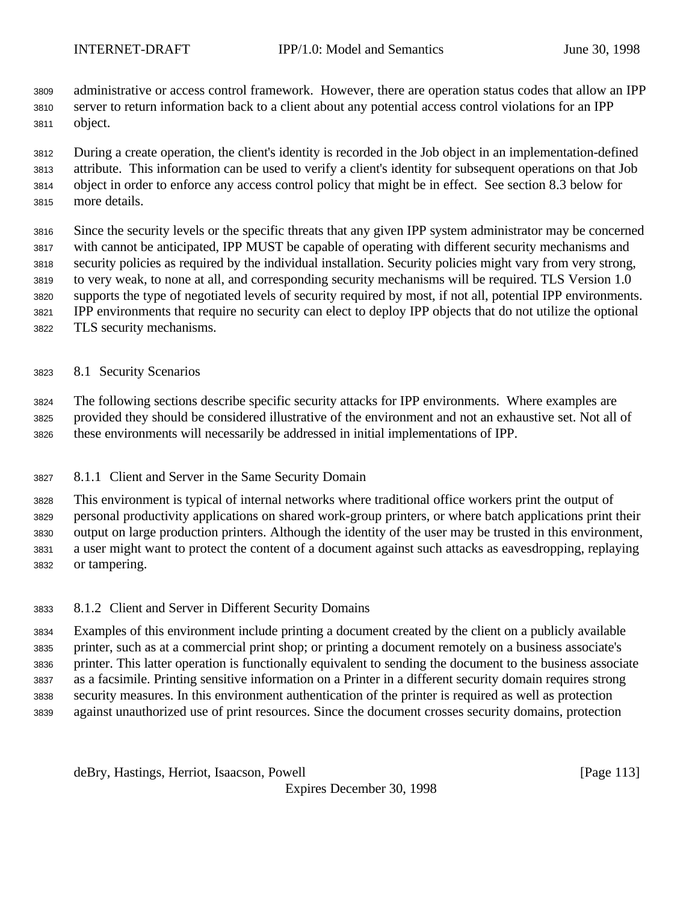administrative or access control framework. However, there are operation status codes that allow an IPP server to return information back to a client about any potential access control violations for an IPP object.

During a create operation, the client's identity is recorded in the Job object in an implementation-defined attribute. This information can be used to verify a client's identity for subsequent operations on that Job object in order to enforce any access control policy that might be in effect. See section 8.3 below for more details.

Since the security levels or the specific threats that any given IPP system administrator may be concerned with cannot be anticipated, IPP MUST be capable of operating with different security mechanisms and security policies as required by the individual installation. Security policies might vary from very strong, to very weak, to none at all, and corresponding security mechanisms will be required. TLS Version 1.0 supports the type of negotiated levels of security required by most, if not all, potential IPP environments. IPP environments that require no security can elect to deploy IPP objects that do not utilize the optional TLS security mechanisms.

## 8.1 Security Scenarios

The following sections describe specific security attacks for IPP environments. Where examples are provided they should be considered illustrative of the environment and not an exhaustive set. Not all of these environments will necessarily be addressed in initial implementations of IPP.

### 8.1.1 Client and Server in the Same Security Domain

This environment is typical of internal networks where traditional office workers print the output of personal productivity applications on shared work-group printers, or where batch applications print their output on large production printers. Although the identity of the user may be trusted in this environment, a user might want to protect the content of a document against such attacks as eavesdropping, replaying or tampering.

### 8.1.2 Client and Server in Different Security Domains

Examples of this environment include printing a document created by the client on a publicly available printer, such as at a commercial print shop; or printing a document remotely on a business associate's printer. This latter operation is functionally equivalent to sending the document to the business associate as a facsimile. Printing sensitive information on a Printer in a different security domain requires strong security measures. In this environment authentication of the printer is required as well as protection against unauthorized use of print resources. Since the document crosses security domains, protection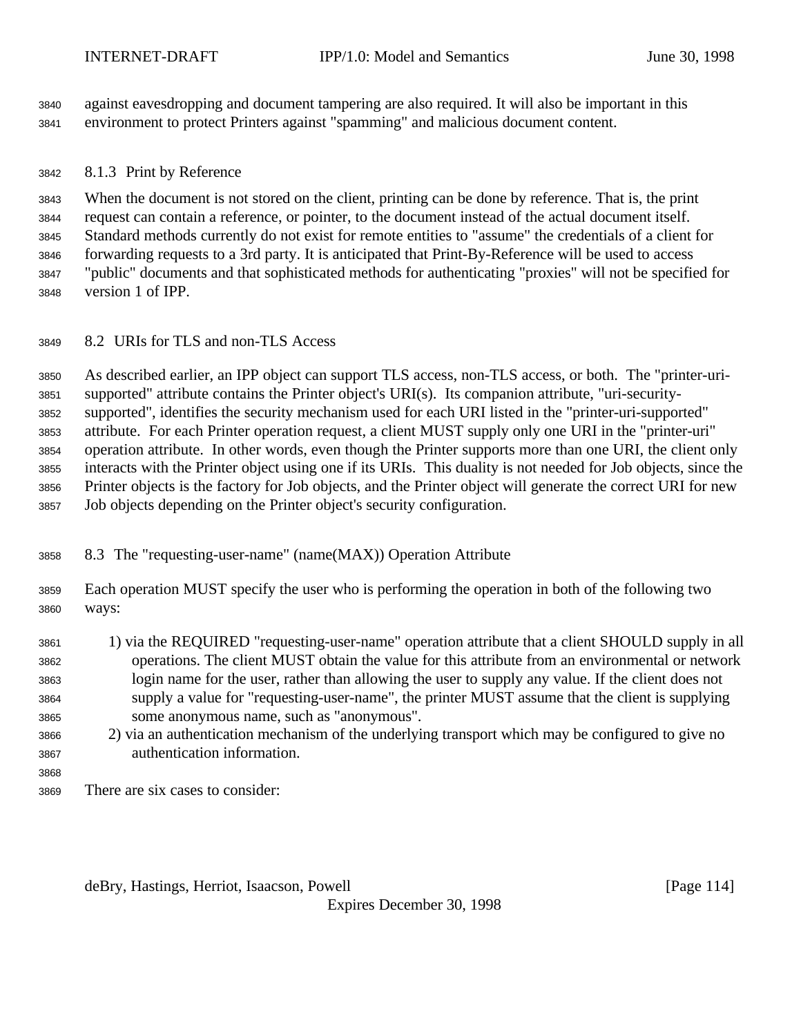against eavesdropping and document tampering are also required. It will also be important in this environment to protect Printers against "spamming" and malicious document content.

### 8.1.3 Print by Reference

When the document is not stored on the client, printing can be done by reference. That is, the print request can contain a reference, or pointer, to the document instead of the actual document itself. Standard methods currently do not exist for remote entities to "assume" the credentials of a client for forwarding requests to a 3rd party. It is anticipated that Print-By-Reference will be used to access "public" documents and that sophisticated methods for authenticating "proxies" will not be specified for version 1 of IPP.

## 8.2 URIs for TLS and non-TLS Access

As described earlier, an IPP object can support TLS access, non-TLS access, or both. The "printer-uri-supported" attribute contains the Printer object's URI(s). Its companion attribute, "uri-security-supported", identifies the security mechanism used for each URI listed in the "printer-uri-supported" attribute. For each Printer operation request, a client MUST supply only one URI in the "printer-uri" operation attribute. In other words, even though the Printer supports more than one URI, the client only interacts with the Printer object using one if its URIs. This duality is not needed for Job objects, since the Printer objects is the factory for Job objects, and the Printer object will generate the correct URI for new Job objects depending on the Printer object's security configuration.

## 8.3 The "requesting-user-name" (name(MAX)) Operation Attribute

Each operation MUST specify the user who is performing the operation in both of the following two ways:

1) via the REQUIRED "requesting-user-name" operation attribute that a client SHOULD supply in all operations. The client MUST obtain the value for this attribute from an environmental or network login name for the user, rather than allowing the user to supply any value. If the client does not supply a value for "requesting-user-name", the printer MUST assume that the client is supplying some anonymous name, such as "anonymous".
2) via an authentication mechanism of the underlying transport which may be configured to give no authentication information.

There are six cases to consider: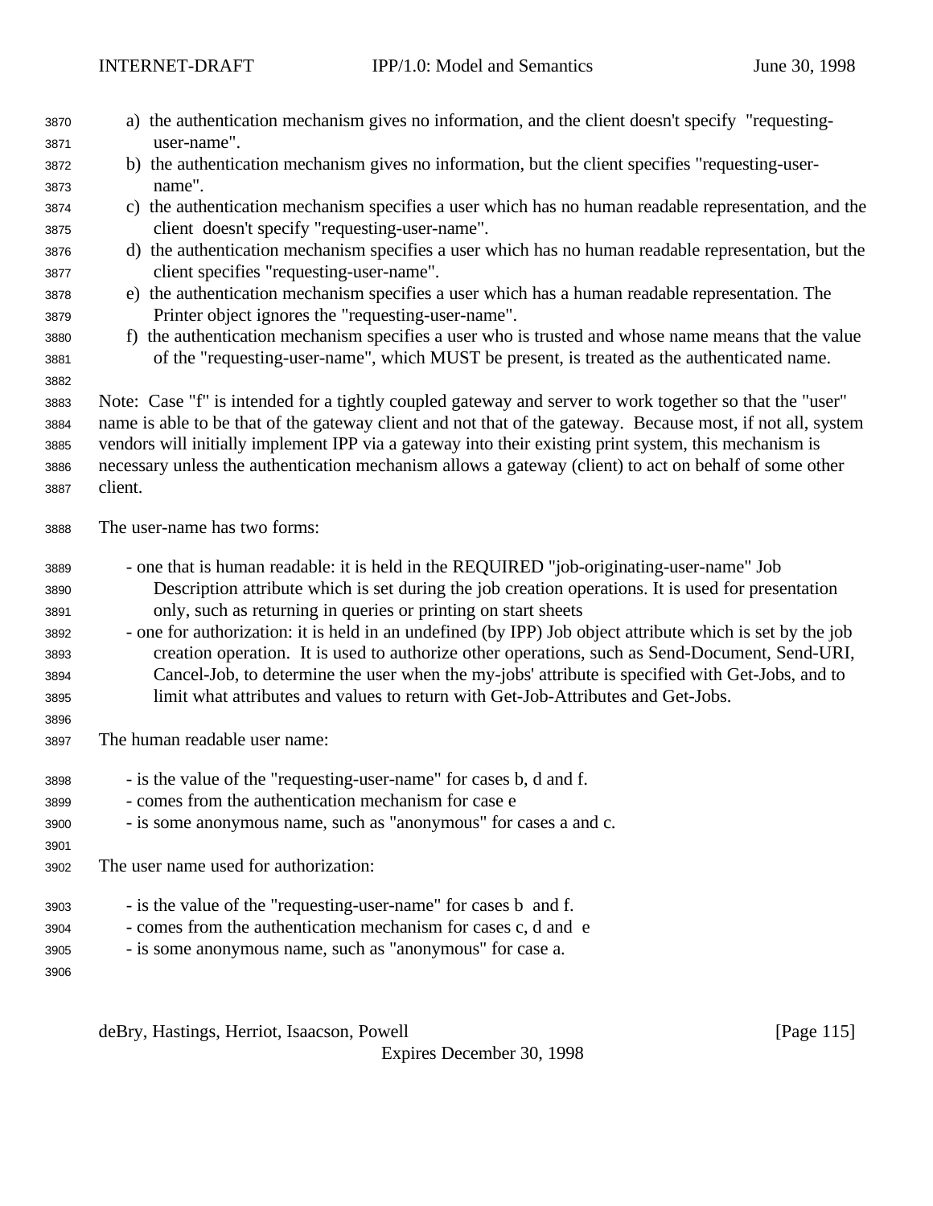a) the authentication mechanism gives no information, and the client doesn't specify "requesting-user-name".

b) the authentication mechanism gives no information, but the client specifies "requesting-user-name".

c) the authentication mechanism specifies a user which has no human readable representation, and the client doesn't specify "requesting-user-name".

d) the authentication mechanism specifies a user which has no human readable representation, but the client specifies "requesting-user-name".

e) the authentication mechanism specifies a user which has a human readable representation. The Printer object ignores the "requesting-user-name".

f) the authentication mechanism specifies a user who is trusted and whose name means that the value of the "requesting-user-name", which MUST be present, is treated as the authenticated name.

Note: Case "f" is intended for a tightly coupled gateway and server to work together so that the "user" name is able to be that of the gateway client and not that of the gateway. Because most, if not all, system vendors will initially implement IPP via a gateway into their existing print system, this mechanism is necessary unless the authentication mechanism allows a gateway (client) to act on behalf of some other client.

The user-name has two forms:

- one that is human readable: it is held in the REQUIRED "job-originating-user-name" Job Description attribute which is set during the job creation operations. It is used for presentation only, such as returning in queries or printing on start sheets
- one for authorization: it is held in an undefined (by IPP) Job object attribute which is set by the job creation operation. It is used to authorize other operations, such as Send-Document, Send-URI, Cancel-Job, to determine the user when the my-jobs' attribute is specified with Get-Jobs, and to limit what attributes and values to return with Get-Job-Attributes and Get-Jobs.

The human readable user name:

- is the value of the "requesting-user-name" for cases b, d and f.
- comes from the authentication mechanism for case e
- is some anonymous name, such as "anonymous" for cases a and c.

The user name used for authorization:

- is the value of the "requesting-user-name" for cases b and f.
- comes from the authentication mechanism for cases c, d and e
- is some anonymous name, such as "anonymous" for case a.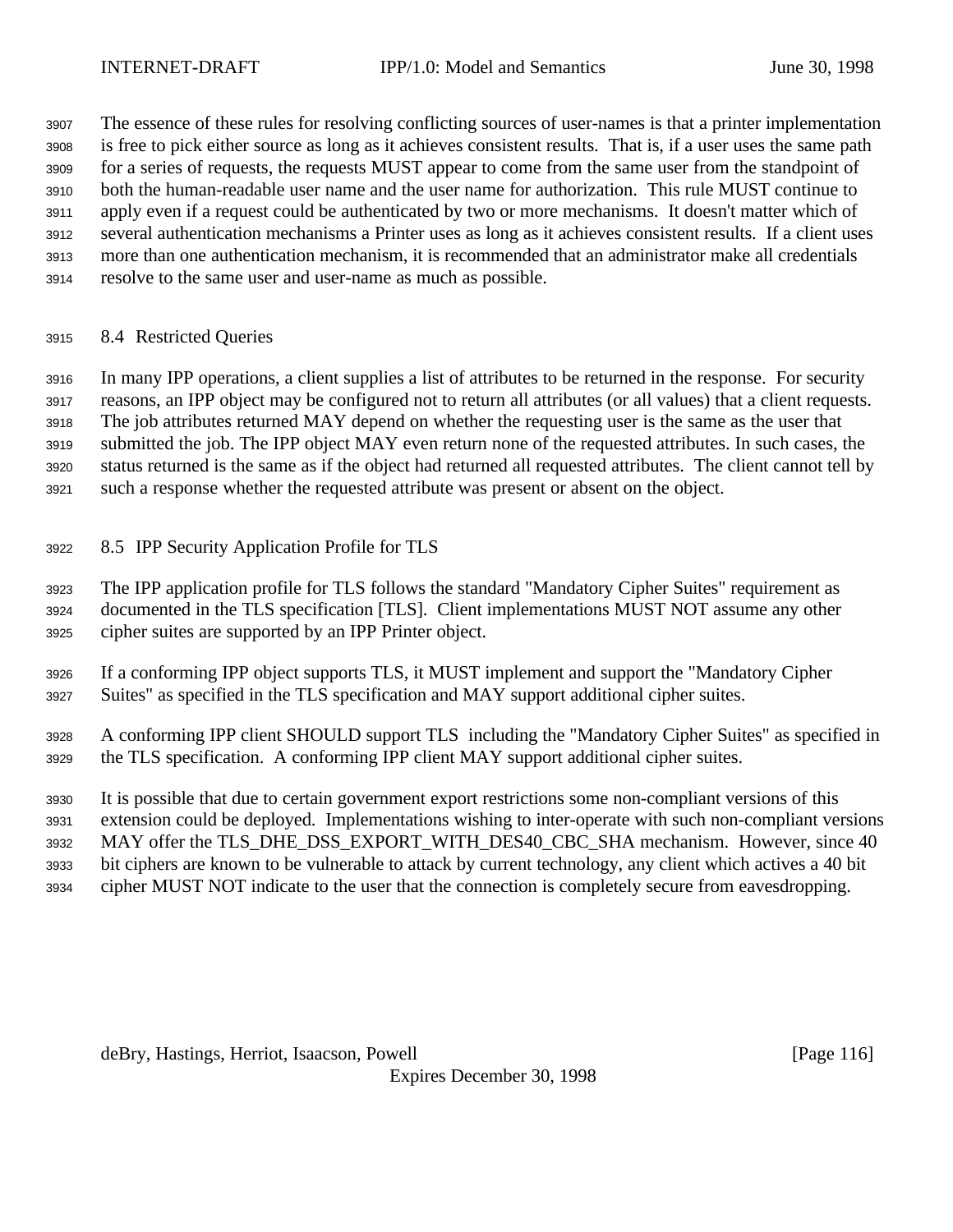The essence of these rules for resolving conflicting sources of user-names is that a printer implementation is free to pick either source as long as it achieves consistent results. That is, if a user uses the same path for a series of requests, the requests MUST appear to come from the same user from the standpoint of both the human-readable user name and the user name for authorization. This rule MUST continue to apply even if a request could be authenticated by two or more mechanisms. It doesn't matter which of several authentication mechanisms a Printer uses as long as it achieves consistent results. If a client uses more than one authentication mechanism, it is recommended that an administrator make all credentials resolve to the same user and user-name as much as possible.

## 8.4 Restricted Queries

In many IPP operations, a client supplies a list of attributes to be returned in the response. For security reasons, an IPP object may be configured not to return all attributes (or all values) that a client requests. The job attributes returned MAY depend on whether the requesting user is the same as the user that submitted the job. The IPP object MAY even return none of the requested attributes. In such cases, the status returned is the same as if the object had returned all requested attributes. The client cannot tell by such a response whether the requested attribute was present or absent on the object.

## 8.5 IPP Security Application Profile for TLS

The IPP application profile for TLS follows the standard "Mandatory Cipher Suites" requirement as documented in the TLS specification [TLS]. Client implementations MUST NOT assume any other cipher suites are supported by an IPP Printer object.

If a conforming IPP object supports TLS, it MUST implement and support the "Mandatory Cipher Suites" as specified in the TLS specification and MAY support additional cipher suites.

A conforming IPP client SHOULD support TLS including the "Mandatory Cipher Suites" as specified in the TLS specification. A conforming IPP client MAY support additional cipher suites.

It is possible that due to certain government export restrictions some non-compliant versions of this extension could be deployed. Implementations wishing to inter-operate with such non-compliant versions MAY offer the TLS_DHE_DSS_EXPORT_WITH_DES40_CBC_SHA mechanism. However, since 40 bit ciphers are known to be vulnerable to attack by current technology, any client which actives a 40 bit cipher MUST NOT indicate to the user that the connection is completely secure from eavesdropping.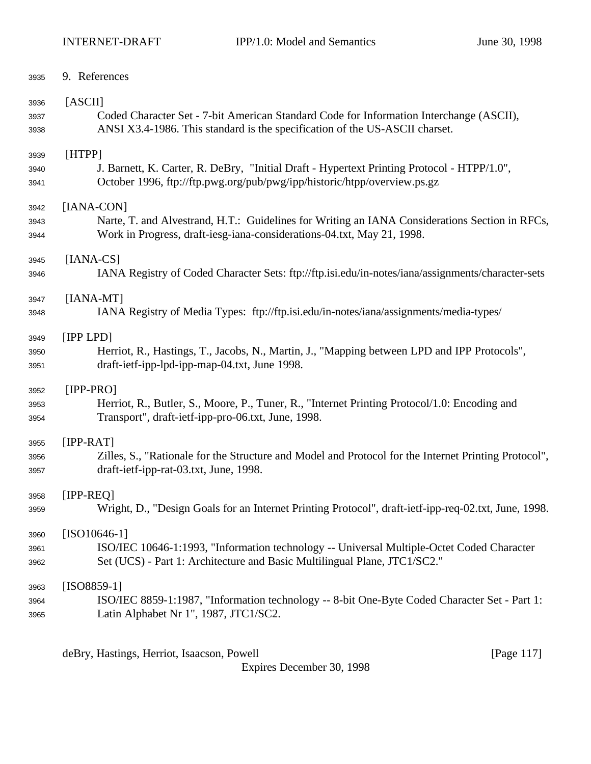## 9. References

[ASCII]
Coded Character Set - 7-bit American Standard Code for Information Interchange (ASCII), ANSI X3.4-1986. This standard is the specification of the US-ASCII charset.

[HTPP]
J. Barnett, K. Carter, R. DeBry, "Initial Draft - Hypertext Printing Protocol - HTPP/1.0", October 1996, ftp://ftp.pwg.org/pub/pwg/ipp/historic/htpp/overview.ps.gz

[IANA-CON]
Narte, T. and Alvestrand, H.T.: Guidelines for Writing an IANA Considerations Section in RFCs, Work in Progress, draft-iesg-iana-considerations-04.txt, May 21, 1998.

[IANA-CS]
IANA Registry of Coded Character Sets: ftp://ftp.isi.edu/in-notes/iana/assignments/character-sets

[IANA-MT]
IANA Registry of Media Types: ftp://ftp.isi.edu/in-notes/iana/assignments/media-types/

[IPP LPD]
Herriot, R., Hastings, T., Jacobs, N., Martin, J., "Mapping between LPD and IPP Protocols", draft-ietf-ipp-lpd-ipp-map-04.txt, June 1998.

[IPP-PRO]
Herriot, R., Butler, S., Moore, P., Tuner, R., "Internet Printing Protocol/1.0: Encoding and Transport", draft-ietf-ipp-pro-06.txt, June, 1998.

[IPP-RAT]
Zilles, S., "Rationale for the Structure and Model and Protocol for the Internet Printing Protocol", draft-ietf-ipp-rat-03.txt, June, 1998.

[IPP-REQ]
Wright, D., "Design Goals for an Internet Printing Protocol", draft-ietf-ipp-req-02.txt, June, 1998.

[ISO10646-1]
ISO/IEC 10646-1:1993, "Information technology -- Universal Multiple-Octet Coded Character Set (UCS) - Part 1: Architecture and Basic Multilingual Plane, JTC1/SC2."

[ISO8859-1]
ISO/IEC 8859-1:1987, "Information technology -- 8-bit One-Byte Coded Character Set - Part 1: Latin Alphabet Nr 1", 1987, JTC1/SC2.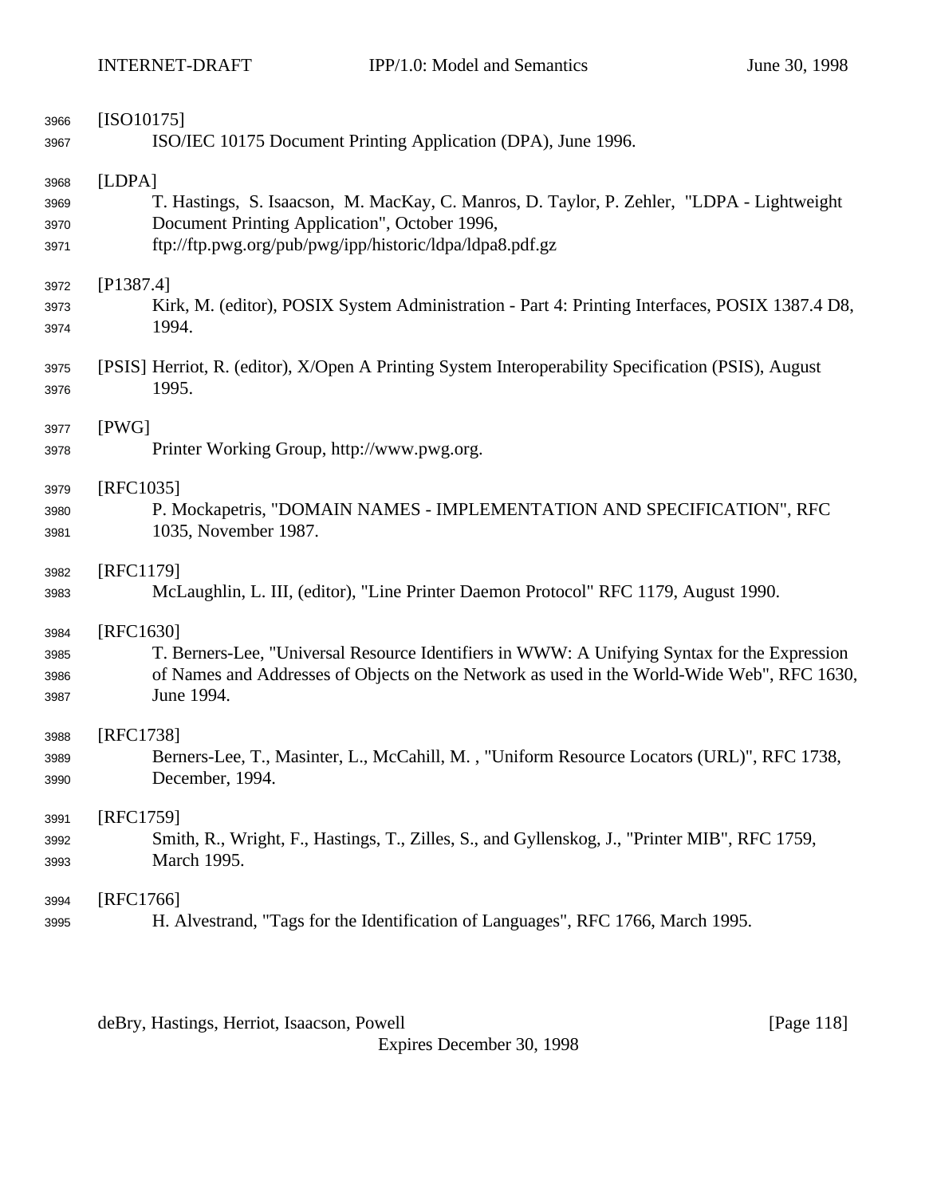[ISO10175]
ISO/IEC 10175 Document Printing Application (DPA), June 1996.

[LDPA]
T. Hastings, S. Isaacson, M. MacKay, C. Manros, D. Taylor, P. Zehler, "LDPA - Lightweight Document Printing Application", October 1996, ftp://ftp.pwg.org/pub/pwg/ipp/historic/ldpa/ldpa8.pdf.gz

[P1387.4]
Kirk, M. (editor), POSIX System Administration - Part 4: Printing Interfaces, POSIX 1387.4 D8, 1994.

[PSIS] Herriot, R. (editor), X/Open A Printing System Interoperability Specification (PSIS), August 1995.

[PWG]
Printer Working Group, http://www.pwg.org.

[RFC1035]
P. Mockapetris, "DOMAIN NAMES - IMPLEMENTATION AND SPECIFICATION", RFC 1035, November 1987.

[RFC1179]
McLaughlin, L. III, (editor), "Line Printer Daemon Protocol" RFC 1179, August 1990.

[RFC1630]
T. Berners-Lee, "Universal Resource Identifiers in WWW: A Unifying Syntax for the Expression of Names and Addresses of Objects on the Network as used in the World-Wide Web", RFC 1630, June 1994.

[RFC1738]
Berners-Lee, T., Masinter, L., McCahill, M. , "Uniform Resource Locators (URL)", RFC 1738, December, 1994.

[RFC1759]
Smith, R., Wright, F., Hastings, T., Zilles, S., and Gyllenskog, J., "Printer MIB", RFC 1759, March 1995.

[RFC1766]
H. Alvestrand, "Tags for the Identification of Languages", RFC 1766, March 1995.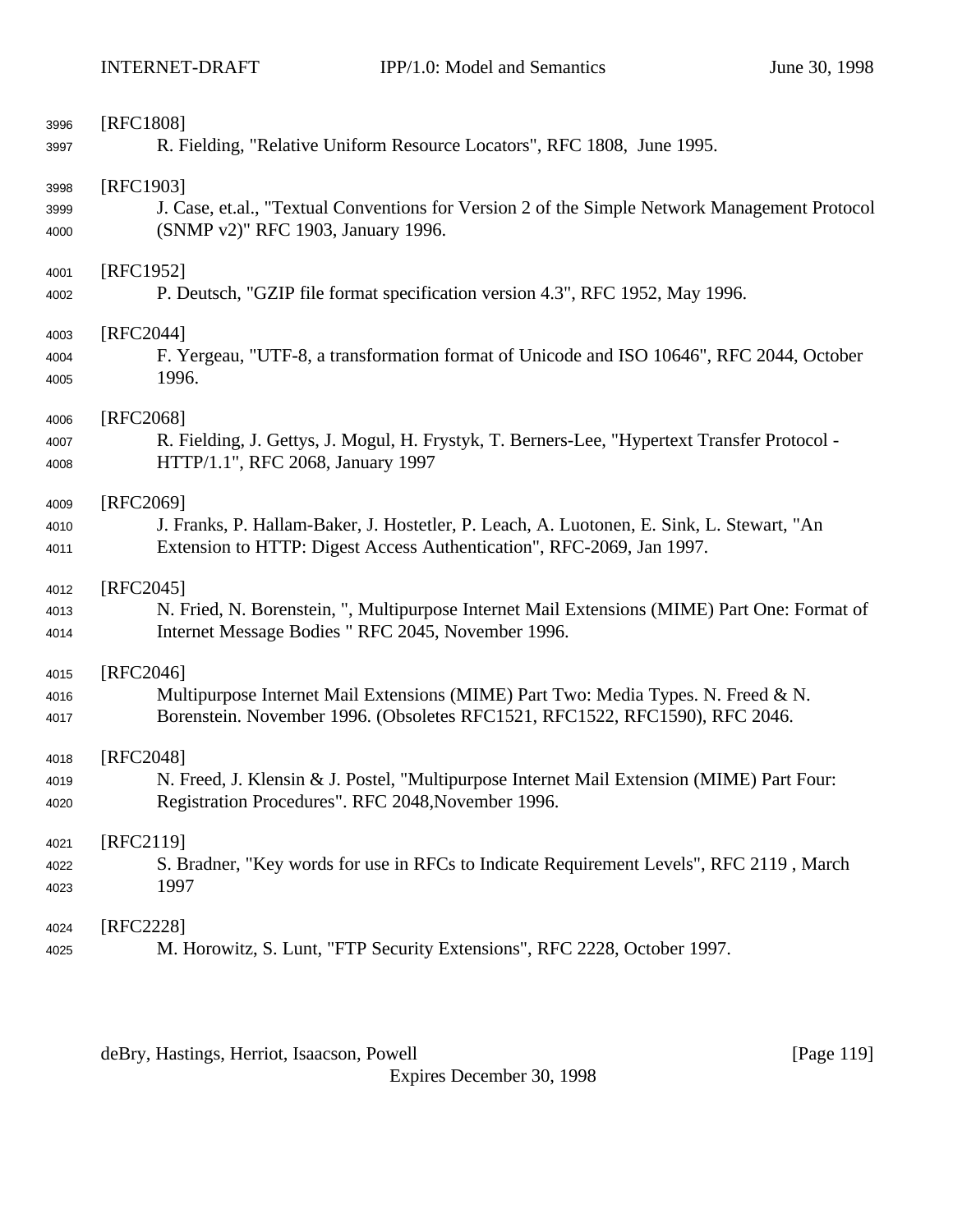[RFC1808]
R. Fielding, "Relative Uniform Resource Locators", RFC 1808, June 1995.

[RFC1903]
J. Case, et.al., "Textual Conventions for Version 2 of the Simple Network Management Protocol (SNMP v2)" RFC 1903, January 1996.

[RFC1952]
P. Deutsch, "GZIP file format specification version 4.3", RFC 1952, May 1996.

[RFC2044]
F. Yergeau, "UTF-8, a transformation format of Unicode and ISO 10646", RFC 2044, October 1996.

[RFC2068]
R. Fielding, J. Gettys, J. Mogul, H. Frystyk, T. Berners-Lee, "Hypertext Transfer Protocol - HTTP/1.1", RFC 2068, January 1997

[RFC2069]
J. Franks, P. Hallam-Baker, J. Hostetler, P. Leach, A. Luotonen, E. Sink, L. Stewart, "An Extension to HTTP: Digest Access Authentication", RFC-2069, Jan 1997.

[RFC2045]
N. Fried, N. Borenstein, ", Multipurpose Internet Mail Extensions (MIME) Part One: Format of Internet Message Bodies " RFC 2045, November 1996.

[RFC2046]
Multipurpose Internet Mail Extensions (MIME) Part Two: Media Types. N. Freed & N. Borenstein. November 1996. (Obsoletes RFC1521, RFC1522, RFC1590), RFC 2046.

[RFC2048]
N. Freed, J. Klensin & J. Postel, "Multipurpose Internet Mail Extension (MIME) Part Four: Registration Procedures". RFC 2048,November 1996.

[RFC2119]
S. Bradner, "Key words for use in RFCs to Indicate Requirement Levels", RFC 2119 , March 1997

[RFC2228]
M. Horowitz, S. Lunt, "FTP Security Extensions", RFC 2228, October 1997.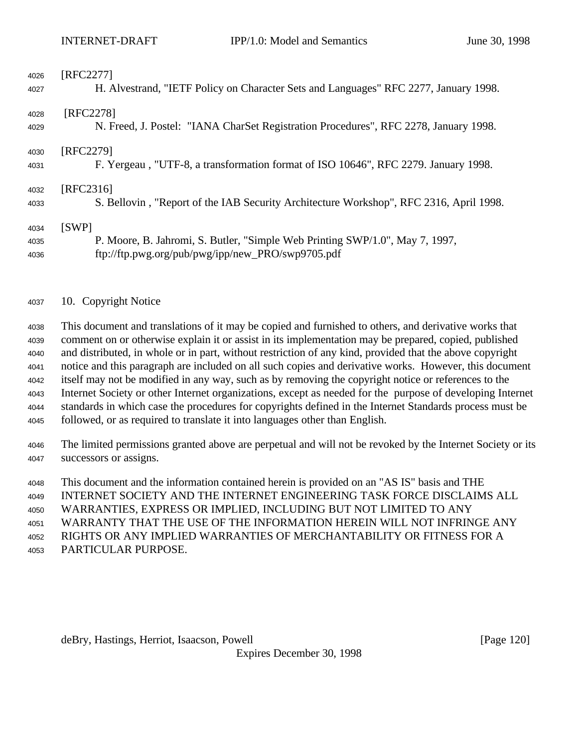[RFC2277]

H. Alvestrand, "IETF Policy on Character Sets and Languages" RFC 2277, January 1998.

[RFC2278]

N. Freed, J. Postel: "IANA CharSet Registration Procedures", RFC 2278, January 1998.

[RFC2279]

F. Yergeau , "UTF-8, a transformation format of ISO 10646", RFC 2279. January 1998.

[RFC2316]

S. Bellovin , "Report of the IAB Security Architecture Workshop", RFC 2316, April 1998.

[SWP]

P. Moore, B. Jahromi, S. Butler, "Simple Web Printing SWP/1.0", May 7, 1997, ftp://ftp.pwg.org/pub/pwg/ipp/new_PRO/swp9705.pdf

## 10. Copyright Notice

This document and translations of it may be copied and furnished to others, and derivative works that comment on or otherwise explain it or assist in its implementation may be prepared, copied, published and distributed, in whole or in part, without restriction of any kind, provided that the above copyright notice and this paragraph are included on all such copies and derivative works. However, this document itself may not be modified in any way, such as by removing the copyright notice or references to the Internet Society or other Internet organizations, except as needed for the purpose of developing Internet standards in which case the procedures for copyrights defined in the Internet Standards process must be followed, or as required to translate it into languages other than English.

The limited permissions granted above are perpetual and will not be revoked by the Internet Society or its successors or assigns.

This document and the information contained herein is provided on an "AS IS" basis and THE INTERNET SOCIETY AND THE INTERNET ENGINEERING TASK FORCE DISCLAIMS ALL WARRANTIES, EXPRESS OR IMPLIED, INCLUDING BUT NOT LIMITED TO ANY WARRANTY THAT THE USE OF THE INFORMATION HEREIN WILL NOT INFRINGE ANY RIGHTS OR ANY IMPLIED WARRANTIES OF MERCHANTABILITY OR FITNESS FOR A PARTICULAR PURPOSE.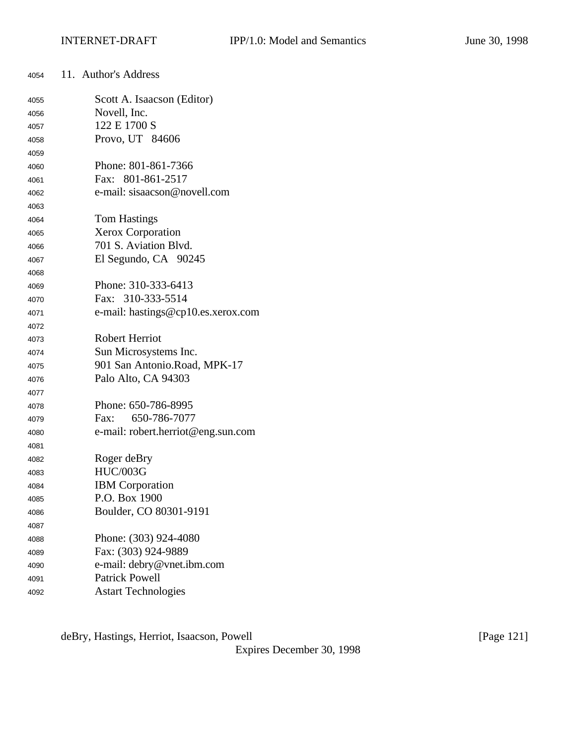## 11. Author's Address

Scott A. Isaacson (Editor)
Novell, Inc.
122 E 1700 S
Provo, UT 84606

Phone: 801-861-7366
Fax: 801-861-2517
e-mail: sisaacson@novell.com

Tom Hastings
Xerox Corporation
701 S. Aviation Blvd.
El Segundo, CA 90245

Phone: 310-333-6413
Fax: 310-333-5514
e-mail: hastings@cp10.es.xerox.com

Robert Herriot
Sun Microsystems Inc.
901 San Antonio.Road, MPK-17
Palo Alto, CA 94303

Phone: 650-786-8995
Fax: 650-786-7077
e-mail: robert.herriot@eng.sun.com

Roger deBry
HUC/003G
IBM Corporation
P.O. Box 1900
Boulder, CO 80301-9191

Phone: (303) 924-4080
Fax: (303) 924-9889
e-mail: debry@vnet.ibm.com
Patrick Powell
Astart Technologies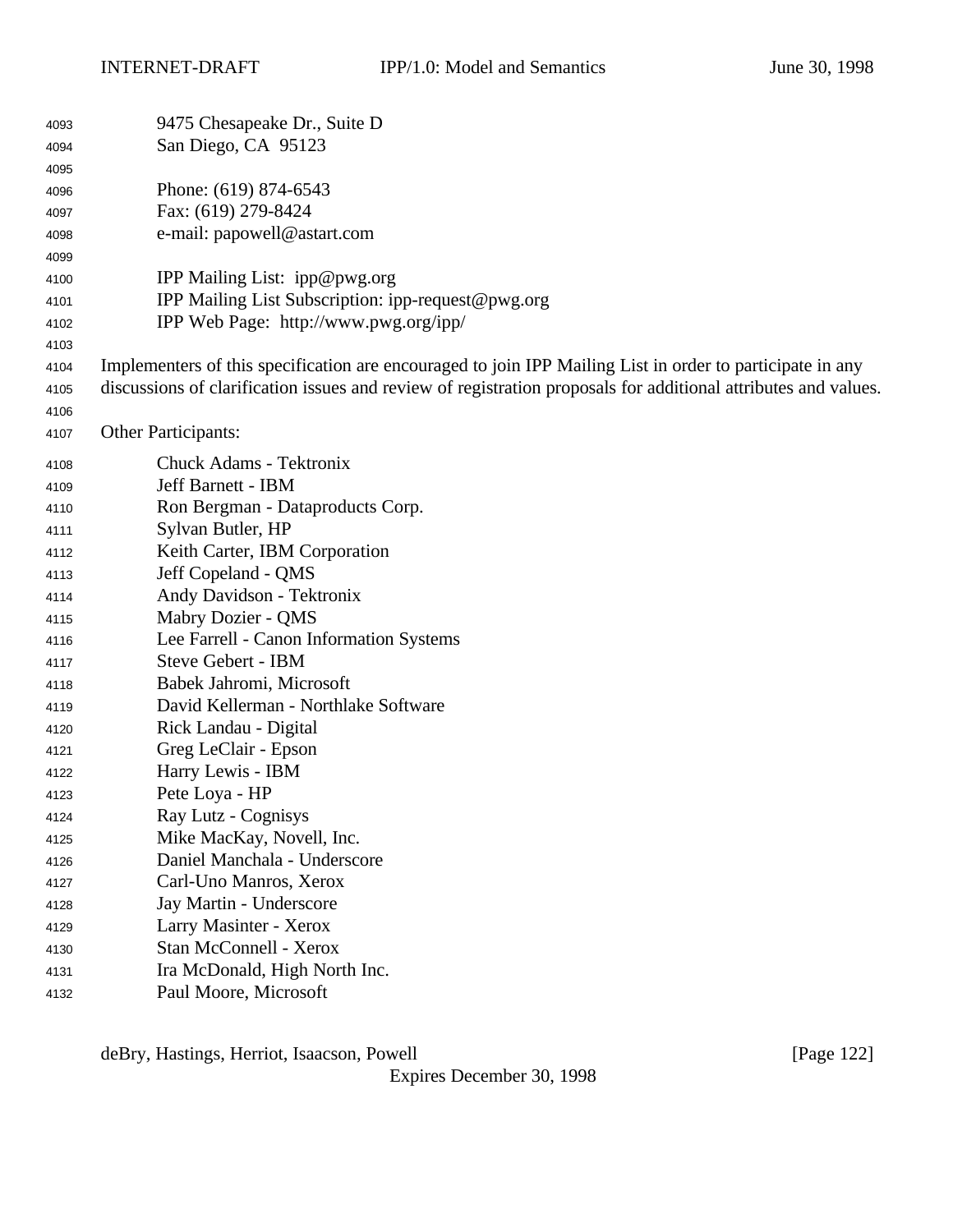9475 Chesapeake Dr., Suite D
San Diego, CA 95123

Phone: (619) 874-6543
Fax: (619) 279-8424
e-mail: papowell@astart.com

IPP Mailing List: ipp@pwg.org
IPP Mailing List Subscription: ipp-request@pwg.org
IPP Web Page: http://www.pwg.org/ipp/

Implementers of this specification are encouraged to join IPP Mailing List in order to participate in any discussions of clarification issues and review of registration proposals for additional attributes and values.

Other Participants:

Chuck Adams - Tektronix
Jeff Barnett - IBM
Ron Bergman - Dataproducts Corp.
Sylvan Butler, HP
Keith Carter, IBM Corporation
Jeff Copeland - QMS
Andy Davidson - Tektronix
Mabry Dozier - QMS
Lee Farrell - Canon Information Systems
Steve Gebert - IBM
Babek Jahromi, Microsoft
David Kellerman - Northlake Software
Rick Landau - Digital
Greg LeClair - Epson
Harry Lewis - IBM
Pete Loya - HP
Ray Lutz - Cognisys
Mike MacKay, Novell, Inc.
Daniel Manchala - Underscore
Carl-Uno Manros, Xerox
Jay Martin - Underscore
Larry Masinter - Xerox
Stan McConnell - Xerox
Ira McDonald, High North Inc.
Paul Moore, Microsoft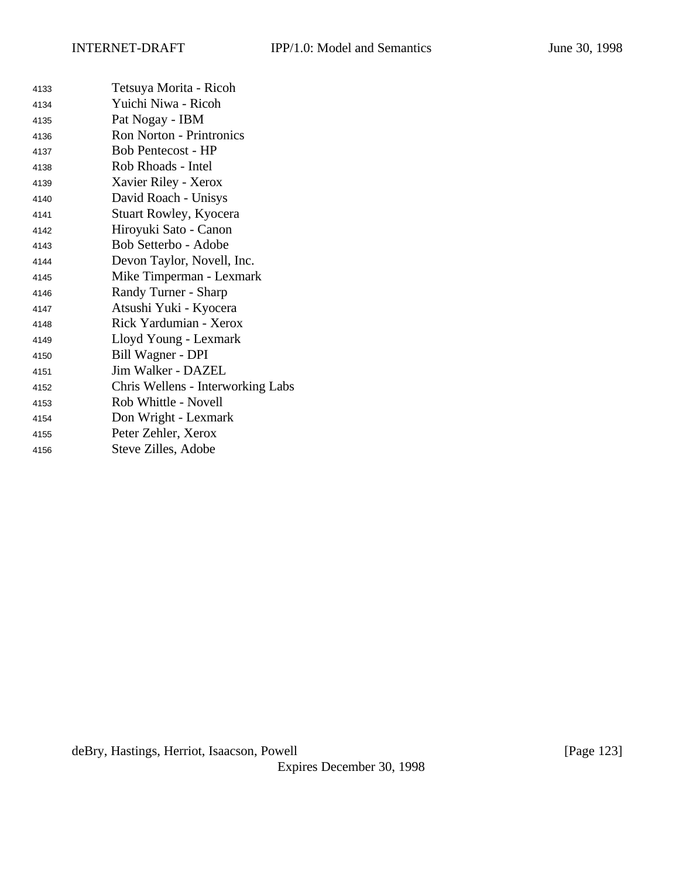Tetsuya Morita - Ricoh
Yuichi Niwa - Ricoh
Pat Nogay - IBM
Ron Norton - Printronics
Bob Pentecost - HP
Rob Rhoads - Intel
Xavier Riley - Xerox
David Roach - Unisys
Stuart Rowley, Kyocera
Hiroyuki Sato - Canon
Bob Setterbo - Adobe
Devon Taylor, Novell, Inc.
Mike Timperman - Lexmark
Randy Turner - Sharp
Atsushi Yuki - Kyocera
Rick Yardumian - Xerox
Lloyd Young - Lexmark
Bill Wagner - DPI
Jim Walker - DAZEL
Chris Wellens - Interworking Labs
Rob Whittle - Novell
Don Wright - Lexmark
Peter Zehler, Xerox
Steve Zilles, Adobe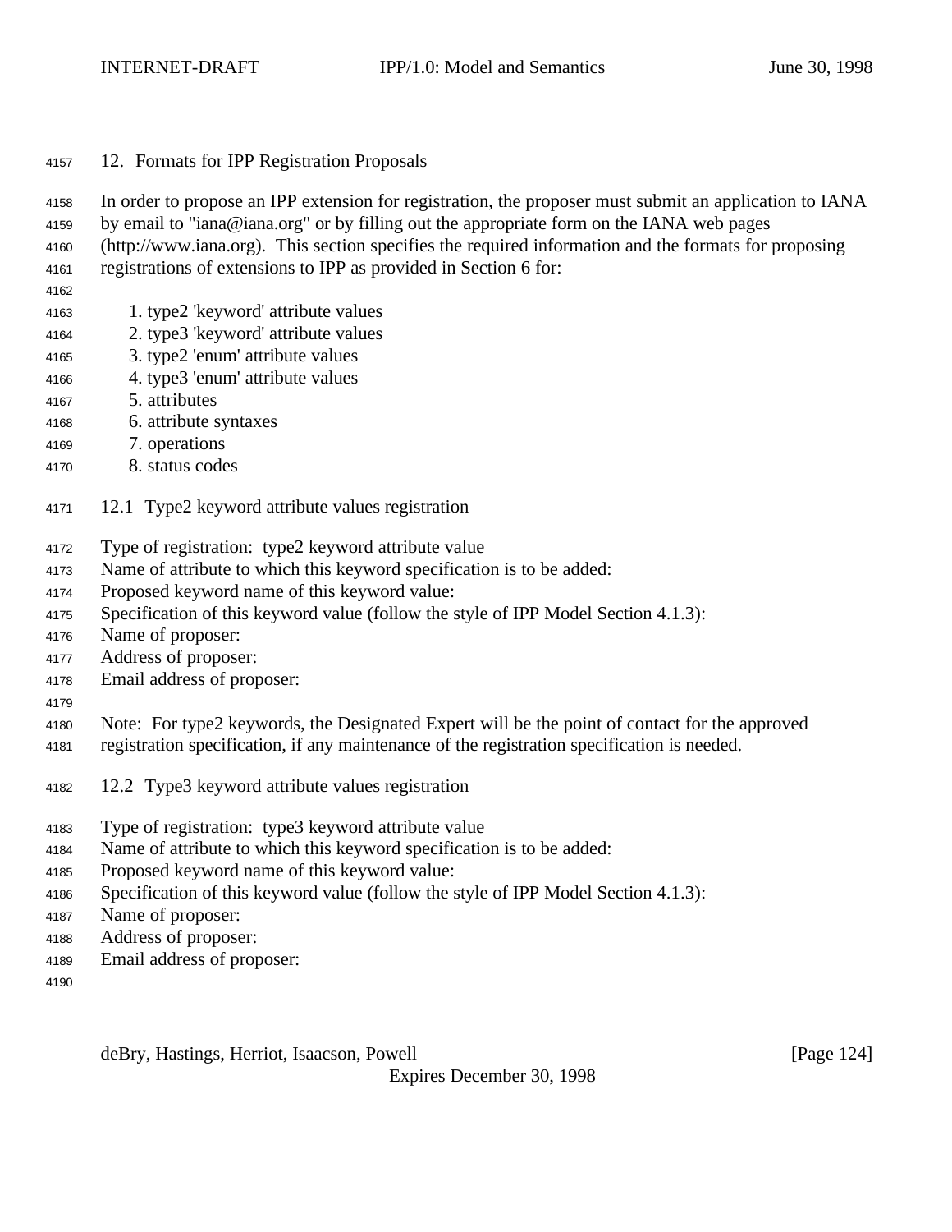## 12. Formats for IPP Registration Proposals

In order to propose an IPP extension for registration, the proposer must submit an application to IANA by email to "iana@iana.org" or by filling out the appropriate form on the IANA web pages (http://www.iana.org). This section specifies the required information and the formats for proposing registrations of extensions to IPP as provided in Section 6 for:

1. type2 'keyword' attribute values
2. type3 'keyword' attribute values
3. type2 'enum' attribute values
4. type3 'enum' attribute values
5. attributes
6. attribute syntaxes
7. operations
8. status codes

### 12.1 Type2 keyword attribute values registration

Type of registration: type2 keyword attribute value
Name of attribute to which this keyword specification is to be added:
Proposed keyword name of this keyword value:
Specification of this keyword value (follow the style of IPP Model Section 4.1.3):
Name of proposer:
Address of proposer:
Email address of proposer:

Note: For type2 keywords, the Designated Expert will be the point of contact for the approved registration specification, if any maintenance of the registration specification is needed.

### 12.2 Type3 keyword attribute values registration

Type of registration: type3 keyword attribute value
Name of attribute to which this keyword specification is to be added:
Proposed keyword name of this keyword value:
Specification of this keyword value (follow the style of IPP Model Section 4.1.3):
Name of proposer:
Address of proposer:
Email address of proposer: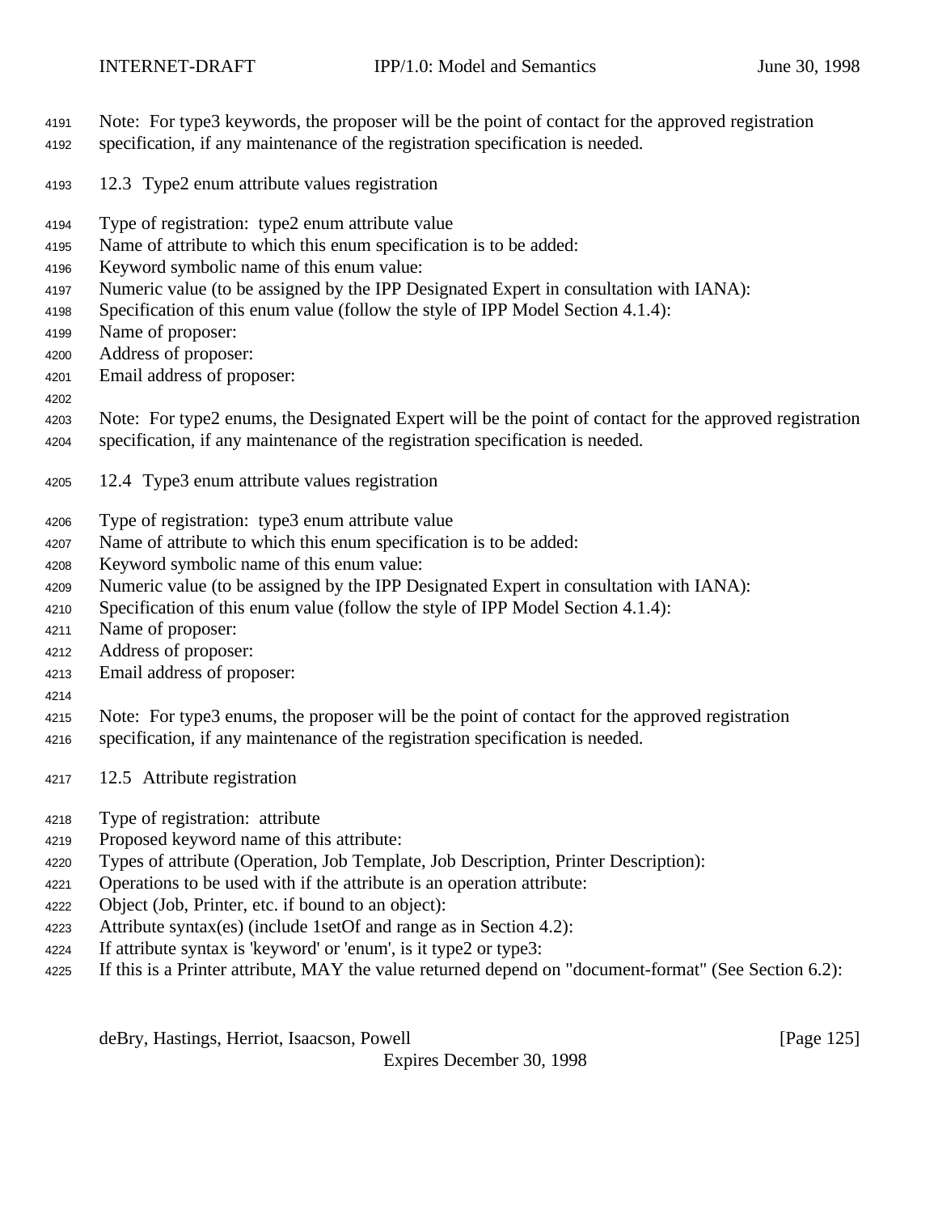Note: For type3 keywords, the proposer will be the point of contact for the approved registration specification, if any maintenance of the registration specification is needed.

## 12.3 Type2 enum attribute values registration

Type of registration: type2 enum attribute value
Name of attribute to which this enum specification is to be added:
Keyword symbolic name of this enum value:
Numeric value (to be assigned by the IPP Designated Expert in consultation with IANA):
Specification of this enum value (follow the style of IPP Model Section 4.1.4):
Name of proposer:
Address of proposer:
Email address of proposer:

Note: For type2 enums, the Designated Expert will be the point of contact for the approved registration specification, if any maintenance of the registration specification is needed.

## 12.4 Type3 enum attribute values registration

Type of registration: type3 enum attribute value
Name of attribute to which this enum specification is to be added:
Keyword symbolic name of this enum value:
Numeric value (to be assigned by the IPP Designated Expert in consultation with IANA):
Specification of this enum value (follow the style of IPP Model Section 4.1.4):
Name of proposer:
Address of proposer:
Email address of proposer:

Note: For type3 enums, the proposer will be the point of contact for the approved registration specification, if any maintenance of the registration specification is needed.

## 12.5 Attribute registration

Type of registration: attribute
Proposed keyword name of this attribute:
Types of attribute (Operation, Job Template, Job Description, Printer Description):
Operations to be used with if the attribute is an operation attribute:
Object (Job, Printer, etc. if bound to an object):
Attribute syntax(es) (include 1setOf and range as in Section 4.2):
If attribute syntax is 'keyword' or 'enum', is it type2 or type3:
If this is a Printer attribute, MAY the value returned depend on "document-format" (See Section 6.2):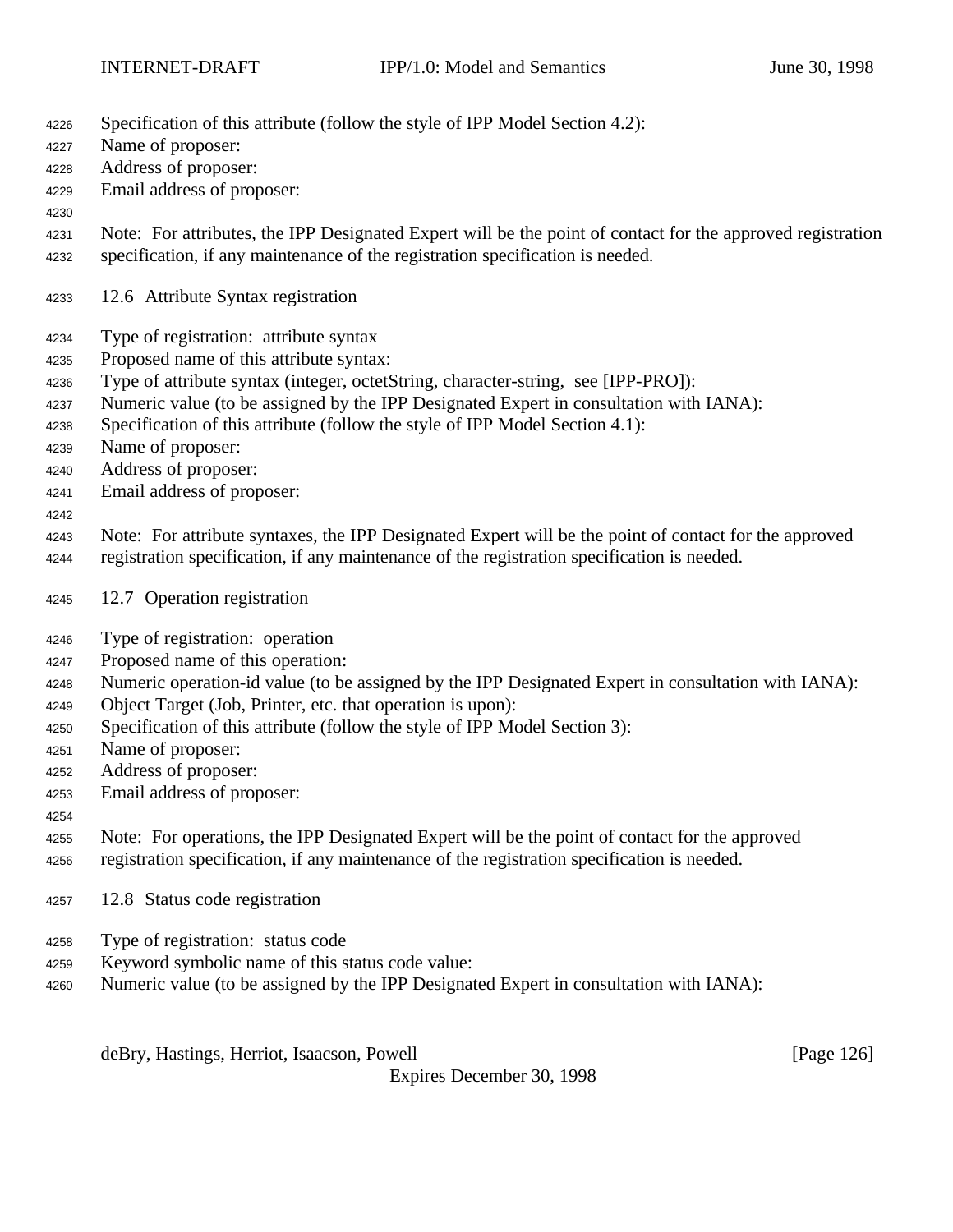Specification of this attribute (follow the style of IPP Model Section 4.2):
Name of proposer:
Address of proposer:
Email address of proposer:

Note: For attributes, the IPP Designated Expert will be the point of contact for the approved registration specification, if any maintenance of the registration specification is needed.

## 12.6 Attribute Syntax registration

Type of registration: attribute syntax
Proposed name of this attribute syntax:
Type of attribute syntax (integer, octetString, character-string, see [IPP-PRO]):
Numeric value (to be assigned by the IPP Designated Expert in consultation with IANA):
Specification of this attribute (follow the style of IPP Model Section 4.1):
Name of proposer:
Address of proposer:
Email address of proposer:

Note: For attribute syntaxes, the IPP Designated Expert will be the point of contact for the approved registration specification, if any maintenance of the registration specification is needed.

## 12.7 Operation registration

Type of registration: operation
Proposed name of this operation:
Numeric operation-id value (to be assigned by the IPP Designated Expert in consultation with IANA):
Object Target (Job, Printer, etc. that operation is upon):
Specification of this attribute (follow the style of IPP Model Section 3):
Name of proposer:
Address of proposer:
Email address of proposer:

Note: For operations, the IPP Designated Expert will be the point of contact for the approved registration specification, if any maintenance of the registration specification is needed.

## 12.8 Status code registration

Type of registration: status code
Keyword symbolic name of this status code value:
Numeric value (to be assigned by the IPP Designated Expert in consultation with IANA):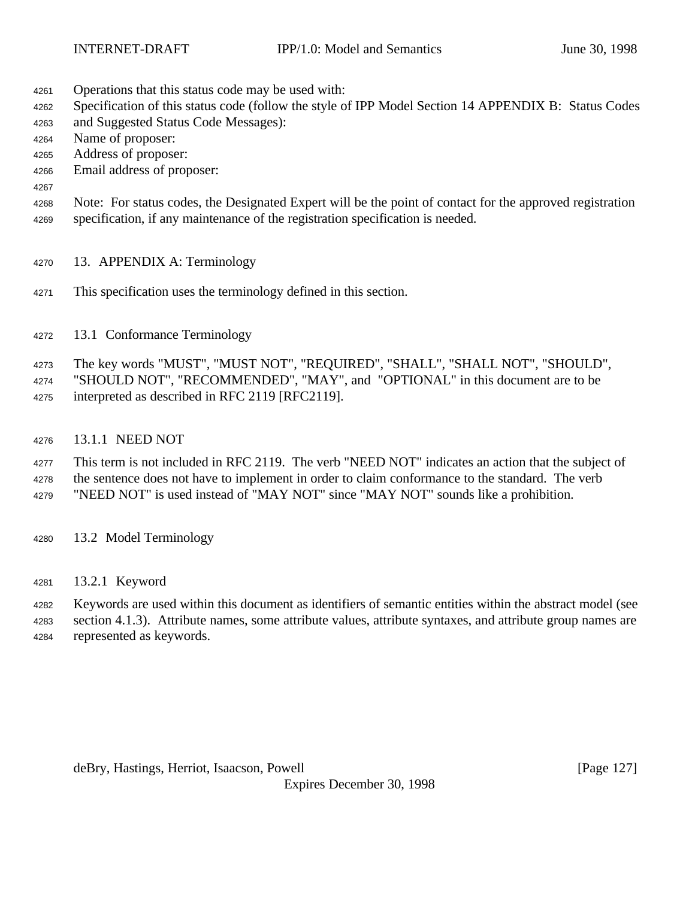Operations that this status code may be used with:
Specification of this status code (follow the style of IPP Model Section 14 APPENDIX B: Status Codes and Suggested Status Code Messages):
Name of proposer:
Address of proposer:
Email address of proposer:

Note: For status codes, the Designated Expert will be the point of contact for the approved registration specification, if any maintenance of the registration specification is needed.

# 13. APPENDIX A: Terminology

This specification uses the terminology defined in this section.

## 13.1 Conformance Terminology

The key words "MUST", "MUST NOT", "REQUIRED", "SHALL", "SHALL NOT", "SHOULD", "SHOULD NOT", "RECOMMENDED", "MAY", and "OPTIONAL" in this document are to be interpreted as described in RFC 2119 [RFC2119].

### 13.1.1 NEED NOT

This term is not included in RFC 2119. The verb "NEED NOT" indicates an action that the subject of the sentence does not have to implement in order to claim conformance to the standard. The verb "NEED NOT" is used instead of "MAY NOT" since "MAY NOT" sounds like a prohibition.

## 13.2 Model Terminology

### 13.2.1 Keyword

Keywords are used within this document as identifiers of semantic entities within the abstract model (see section 4.1.3). Attribute names, some attribute values, attribute syntaxes, and attribute group names are represented as keywords.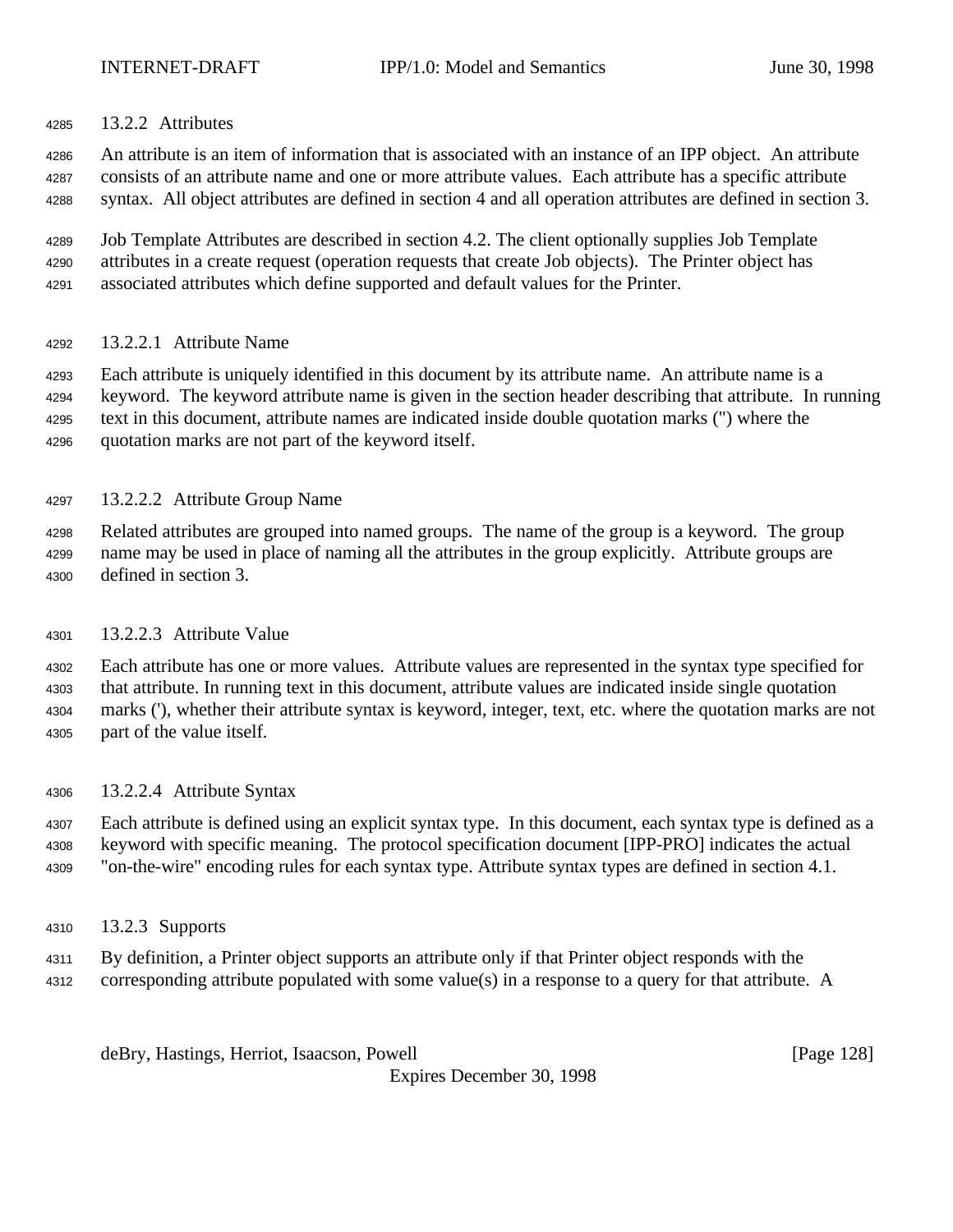### 13.2.2 Attributes

An attribute is an item of information that is associated with an instance of an IPP object. An attribute consists of an attribute name and one or more attribute values. Each attribute has a specific attribute syntax. All object attributes are defined in section 4 and all operation attributes are defined in section 3.

Job Template Attributes are described in section 4.2. The client optionally supplies Job Template attributes in a create request (operation requests that create Job objects). The Printer object has associated attributes which define supported and default values for the Printer.

#### 13.2.2.1 Attribute Name

Each attribute is uniquely identified in this document by its attribute name. An attribute name is a keyword. The keyword attribute name is given in the section header describing that attribute. In running text in this document, attribute names are indicated inside double quotation marks (") where the quotation marks are not part of the keyword itself.

#### 13.2.2.2 Attribute Group Name

Related attributes are grouped into named groups. The name of the group is a keyword. The group name may be used in place of naming all the attributes in the group explicitly. Attribute groups are defined in section 3.

#### 13.2.2.3 Attribute Value

Each attribute has one or more values. Attribute values are represented in the syntax type specified for that attribute. In running text in this document, attribute values are indicated inside single quotation marks ('), whether their attribute syntax is keyword, integer, text, etc. where the quotation marks are not part of the value itself.

#### 13.2.2.4 Attribute Syntax

Each attribute is defined using an explicit syntax type. In this document, each syntax type is defined as a keyword with specific meaning. The protocol specification document [IPP-PRO] indicates the actual "on-the-wire" encoding rules for each syntax type. Attribute syntax types are defined in section 4.1.

### 13.2.3 Supports

By definition, a Printer object supports an attribute only if that Printer object responds with the corresponding attribute populated with some value(s) in a response to a query for that attribute. A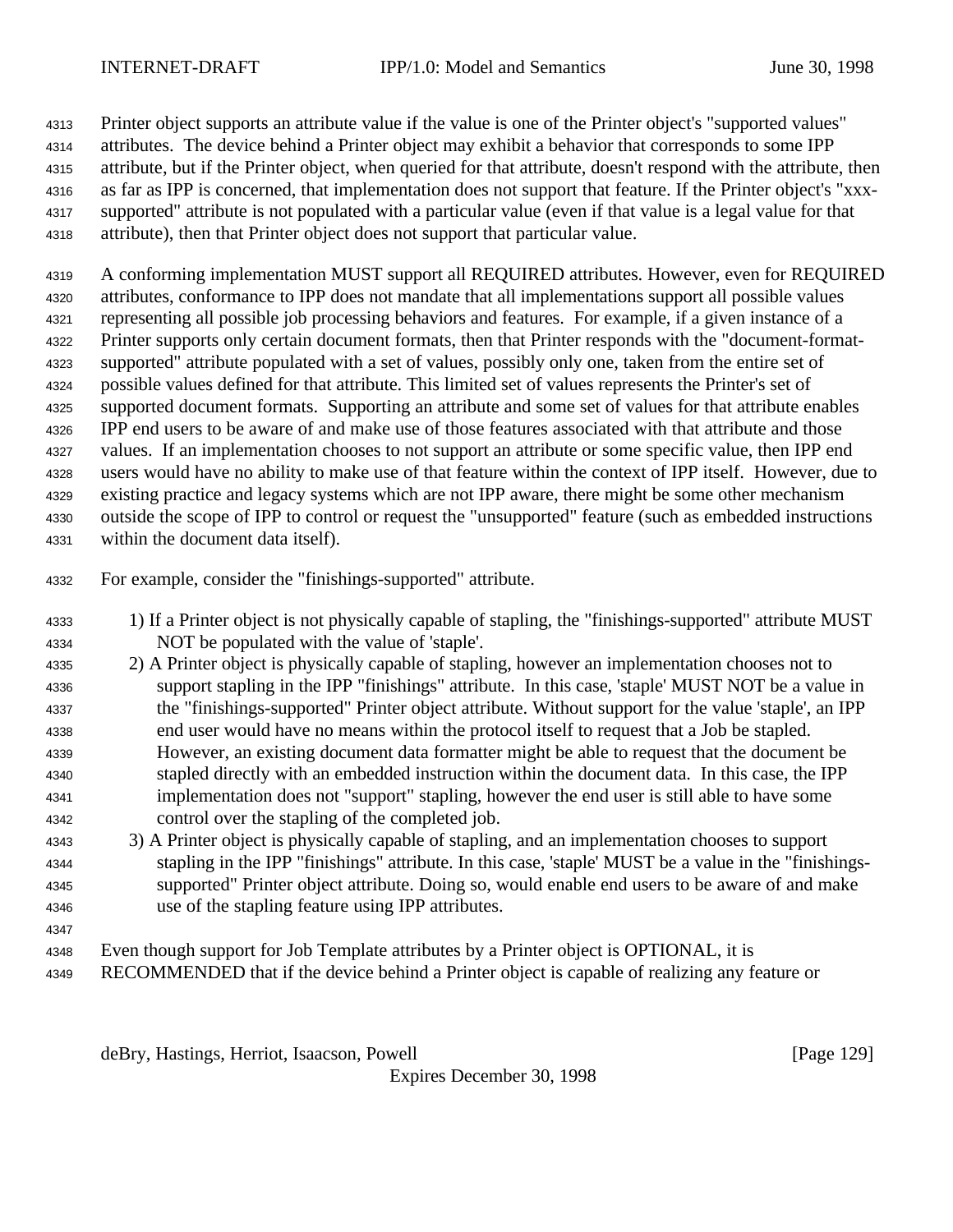Printer object supports an attribute value if the value is one of the Printer object's "supported values" attributes. The device behind a Printer object may exhibit a behavior that corresponds to some IPP attribute, but if the Printer object, when queried for that attribute, doesn't respond with the attribute, then as far as IPP is concerned, that implementation does not support that feature. If the Printer object's "xxx-supported" attribute is not populated with a particular value (even if that value is a legal value for that attribute), then that Printer object does not support that particular value.

A conforming implementation MUST support all REQUIRED attributes. However, even for REQUIRED attributes, conformance to IPP does not mandate that all implementations support all possible values representing all possible job processing behaviors and features. For example, if a given instance of a Printer supports only certain document formats, then that Printer responds with the "document-format-supported" attribute populated with a set of values, possibly only one, taken from the entire set of possible values defined for that attribute. This limited set of values represents the Printer's set of supported document formats. Supporting an attribute and some set of values for that attribute enables IPP end users to be aware of and make use of those features associated with that attribute and those values. If an implementation chooses to not support an attribute or some specific value, then IPP end users would have no ability to make use of that feature within the context of IPP itself. However, due to existing practice and legacy systems which are not IPP aware, there might be some other mechanism outside the scope of IPP to control or request the "unsupported" feature (such as embedded instructions within the document data itself).

For example, consider the "finishings-supported" attribute.

1) If a Printer object is not physically capable of stapling, the "finishings-supported" attribute MUST NOT be populated with the value of 'staple'.
2) A Printer object is physically capable of stapling, however an implementation chooses not to support stapling in the IPP "finishings" attribute. In this case, 'staple' MUST NOT be a value in the "finishings-supported" Printer object attribute. Without support for the value 'staple', an IPP end user would have no means within the protocol itself to request that a Job be stapled. However, an existing document data formatter might be able to request that the document be stapled directly with an embedded instruction within the document data. In this case, the IPP implementation does not "support" stapling, however the end user is still able to have some control over the stapling of the completed job.
3) A Printer object is physically capable of stapling, and an implementation chooses to support stapling in the IPP "finishings" attribute. In this case, 'staple' MUST be a value in the "finishings-supported" Printer object attribute. Doing so, would enable end users to be aware of and make use of the stapling feature using IPP attributes.

Even though support for Job Template attributes by a Printer object is OPTIONAL, it is RECOMMENDED that if the device behind a Printer object is capable of realizing any feature or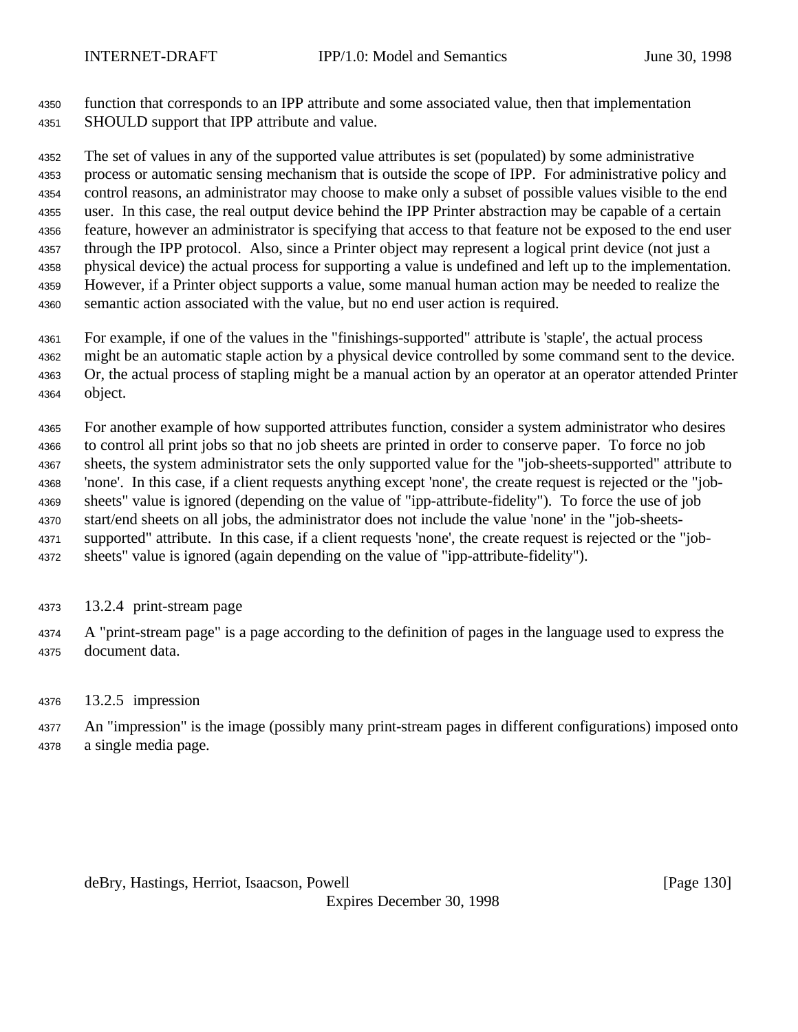function that corresponds to an IPP attribute and some associated value, then that implementation SHOULD support that IPP attribute and value.

The set of values in any of the supported value attributes is set (populated) by some administrative process or automatic sensing mechanism that is outside the scope of IPP. For administrative policy and control reasons, an administrator may choose to make only a subset of possible values visible to the end user. In this case, the real output device behind the IPP Printer abstraction may be capable of a certain feature, however an administrator is specifying that access to that feature not be exposed to the end user through the IPP protocol. Also, since a Printer object may represent a logical print device (not just a physical device) the actual process for supporting a value is undefined and left up to the implementation. However, if a Printer object supports a value, some manual human action may be needed to realize the semantic action associated with the value, but no end user action is required.

For example, if one of the values in the "finishings-supported" attribute is 'staple', the actual process might be an automatic staple action by a physical device controlled by some command sent to the device. Or, the actual process of stapling might be a manual action by an operator at an operator attended Printer object.

For another example of how supported attributes function, consider a system administrator who desires to control all print jobs so that no job sheets are printed in order to conserve paper. To force no job sheets, the system administrator sets the only supported value for the "job-sheets-supported" attribute to 'none'. In this case, if a client requests anything except 'none', the create request is rejected or the "job-sheets" value is ignored (depending on the value of "ipp-attribute-fidelity"). To force the use of job start/end sheets on all jobs, the administrator does not include the value 'none' in the "job-sheets-supported" attribute. In this case, if a client requests 'none', the create request is rejected or the "job-sheets" value is ignored (again depending on the value of "ipp-attribute-fidelity").

### 13.2.4 print-stream page

A "print-stream page" is a page according to the definition of pages in the language used to express the document data.

### 13.2.5 impression

An "impression" is the image (possibly many print-stream pages in different configurations) imposed onto a single media page.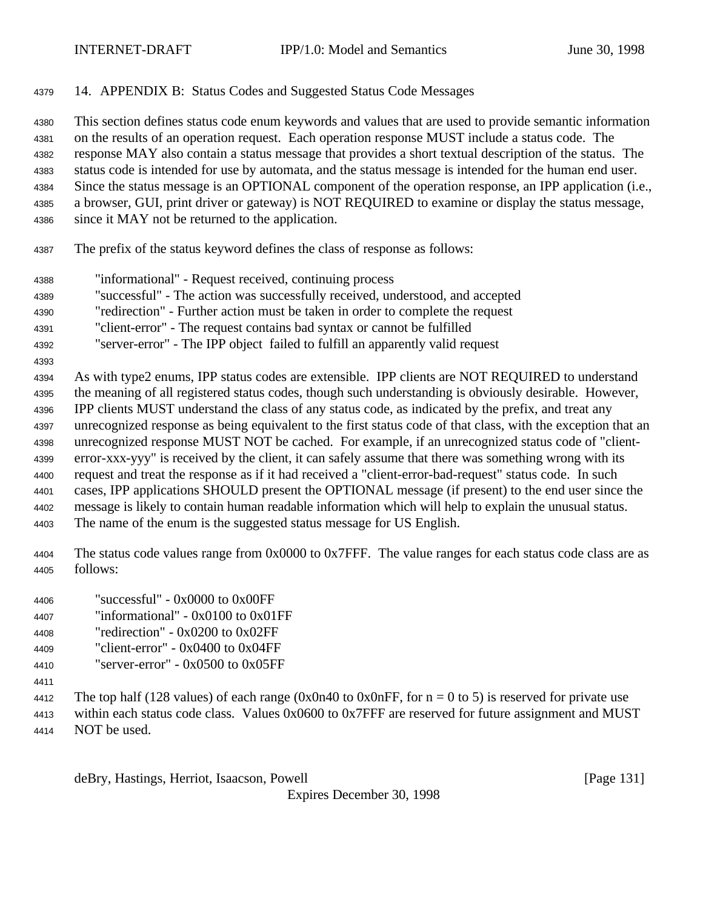## 14. APPENDIX B: Status Codes and Suggested Status Code Messages

This section defines status code enum keywords and values that are used to provide semantic information on the results of an operation request. Each operation response MUST include a status code. The response MAY also contain a status message that provides a short textual description of the status. The status code is intended for use by automata, and the status message is intended for the human end user. Since the status message is an OPTIONAL component of the operation response, an IPP application (i.e., a browser, GUI, print driver or gateway) is NOT REQUIRED to examine or display the status message, since it MAY not be returned to the application.

The prefix of the status keyword defines the class of response as follows:

- "informational" - Request received, continuing process
- "successful" - The action was successfully received, understood, and accepted
- "redirection" - Further action must be taken in order to complete the request
- "client-error" - The request contains bad syntax or cannot be fulfilled
- "server-error" - The IPP object failed to fulfill an apparently valid request

As with type2 enums, IPP status codes are extensible. IPP clients are NOT REQUIRED to understand the meaning of all registered status codes, though such understanding is obviously desirable. However, IPP clients MUST understand the class of any status code, as indicated by the prefix, and treat any unrecognized response as being equivalent to the first status code of that class, with the exception that an unrecognized response MUST NOT be cached. For example, if an unrecognized status code of "client-error-xxx-yyy" is received by the client, it can safely assume that there was something wrong with its request and treat the response as if it had received a "client-error-bad-request" status code. In such cases, IPP applications SHOULD present the OPTIONAL message (if present) to the end user since the message is likely to contain human readable information which will help to explain the unusual status. The name of the enum is the suggested status message for US English.

The status code values range from 0x0000 to 0x7FFF. The value ranges for each status code class are as follows:

- "successful" - 0x0000 to 0x00FF
- "informational" - 0x0100 to 0x01FF
- "redirection" - 0x0200 to 0x02FF
- "client-error" - 0x0400 to 0x04FF
- "server-error" - 0x0500 to 0x05FF

The top half (128 values) of each range (0x0n40 to 0x0nFF, for n = 0 to 5) is reserved for private use within each status code class. Values 0x0600 to 0x7FFF are reserved for future assignment and MUST NOT be used.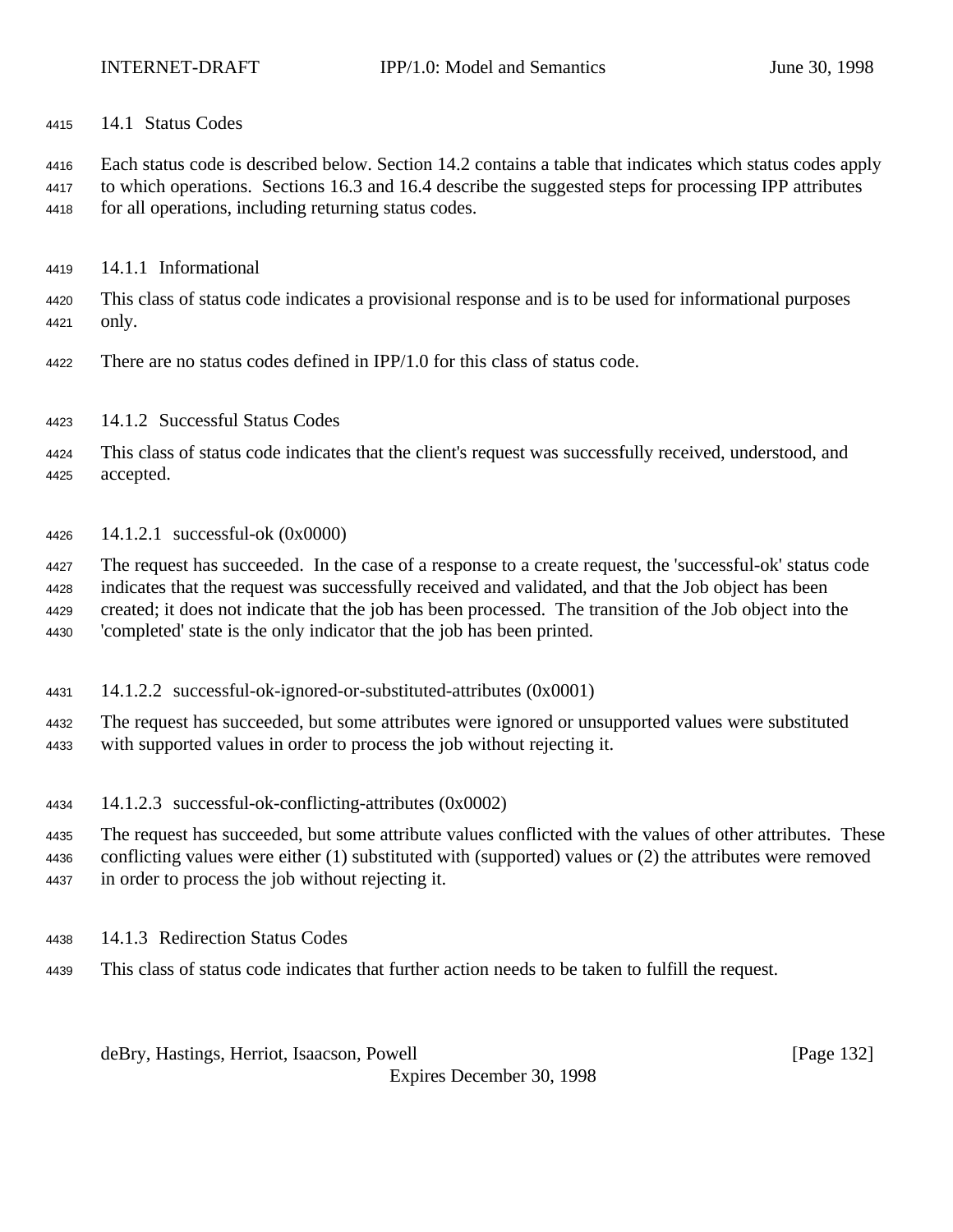## 14.1 Status Codes

Each status code is described below. Section 14.2 contains a table that indicates which status codes apply to which operations. Sections 16.3 and 16.4 describe the suggested steps for processing IPP attributes for all operations, including returning status codes.

### 14.1.1 Informational

This class of status code indicates a provisional response and is to be used for informational purposes only.

There are no status codes defined in IPP/1.0 for this class of status code.

### 14.1.2 Successful Status Codes

This class of status code indicates that the client's request was successfully received, understood, and accepted.

#### 14.1.2.1 successful-ok (0x0000)

The request has succeeded. In the case of a response to a create request, the 'successful-ok' status code indicates that the request was successfully received and validated, and that the Job object has been created; it does not indicate that the job has been processed. The transition of the Job object into the 'completed' state is the only indicator that the job has been printed.

#### 14.1.2.2 successful-ok-ignored-or-substituted-attributes (0x0001)

The request has succeeded, but some attributes were ignored or unsupported values were substituted with supported values in order to process the job without rejecting it.

#### 14.1.2.3 successful-ok-conflicting-attributes (0x0002)

The request has succeeded, but some attribute values conflicted with the values of other attributes. These conflicting values were either (1) substituted with (supported) values or (2) the attributes were removed in order to process the job without rejecting it.

### 14.1.3 Redirection Status Codes

This class of status code indicates that further action needs to be taken to fulfill the request.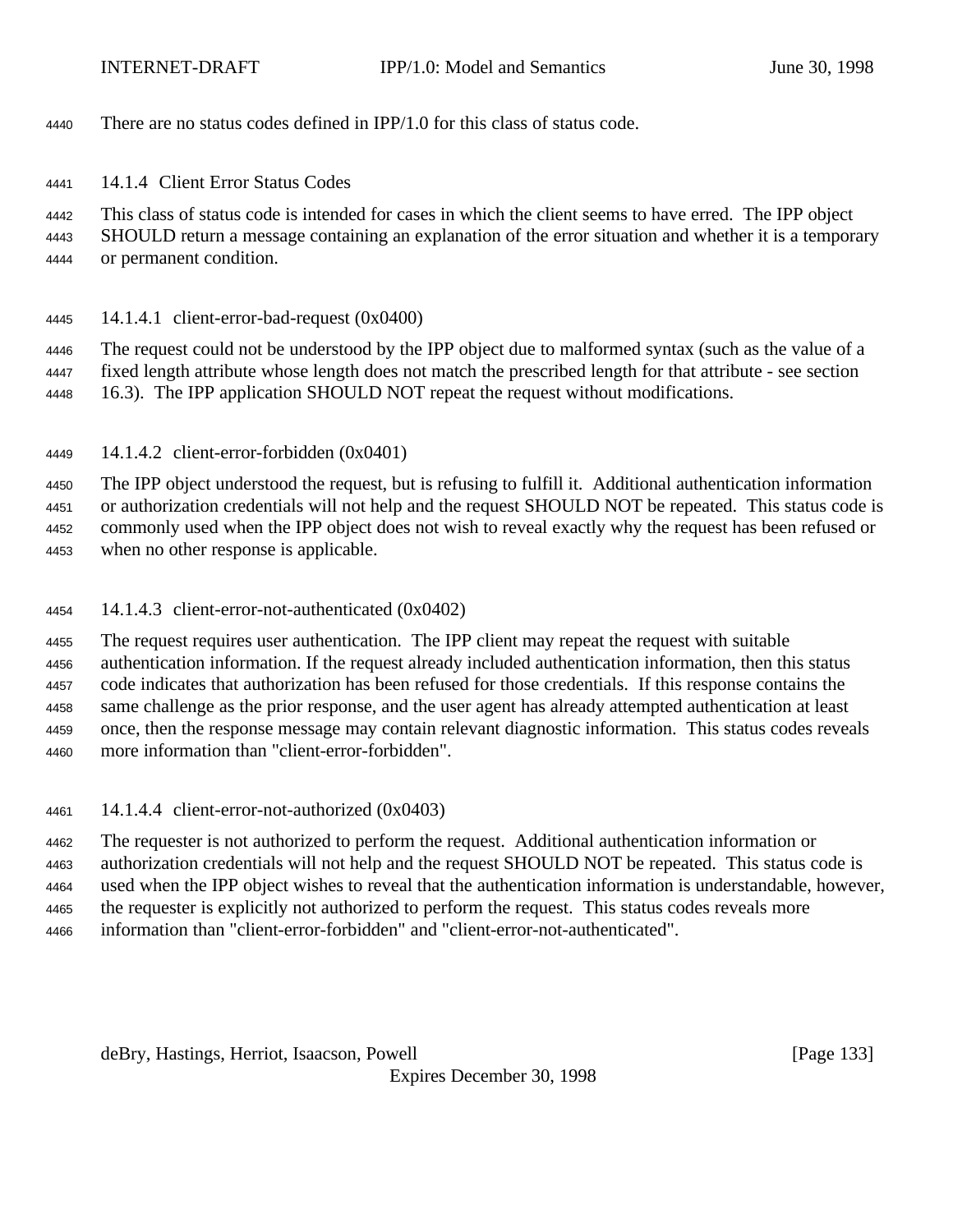There are no status codes defined in IPP/1.0 for this class of status code.

### 14.1.4 Client Error Status Codes

This class of status code is intended for cases in which the client seems to have erred. The IPP object SHOULD return a message containing an explanation of the error situation and whether it is a temporary or permanent condition.

#### 14.1.4.1 client-error-bad-request (0x0400)

The request could not be understood by the IPP object due to malformed syntax (such as the value of a fixed length attribute whose length does not match the prescribed length for that attribute - see section 16.3). The IPP application SHOULD NOT repeat the request without modifications.

#### 14.1.4.2 client-error-forbidden (0x0401)

The IPP object understood the request, but is refusing to fulfill it. Additional authentication information or authorization credentials will not help and the request SHOULD NOT be repeated. This status code is commonly used when the IPP object does not wish to reveal exactly why the request has been refused or when no other response is applicable.

#### 14.1.4.3 client-error-not-authenticated (0x0402)

The request requires user authentication. The IPP client may repeat the request with suitable authentication information. If the request already included authentication information, then this status code indicates that authorization has been refused for those credentials. If this response contains the same challenge as the prior response, and the user agent has already attempted authentication at least once, then the response message may contain relevant diagnostic information. This status codes reveals more information than "client-error-forbidden".

#### 14.1.4.4 client-error-not-authorized (0x0403)

The requester is not authorized to perform the request. Additional authentication information or authorization credentials will not help and the request SHOULD NOT be repeated. This status code is used when the IPP object wishes to reveal that the authentication information is understandable, however, the requester is explicitly not authorized to perform the request. This status codes reveals more information than "client-error-forbidden" and "client-error-not-authenticated".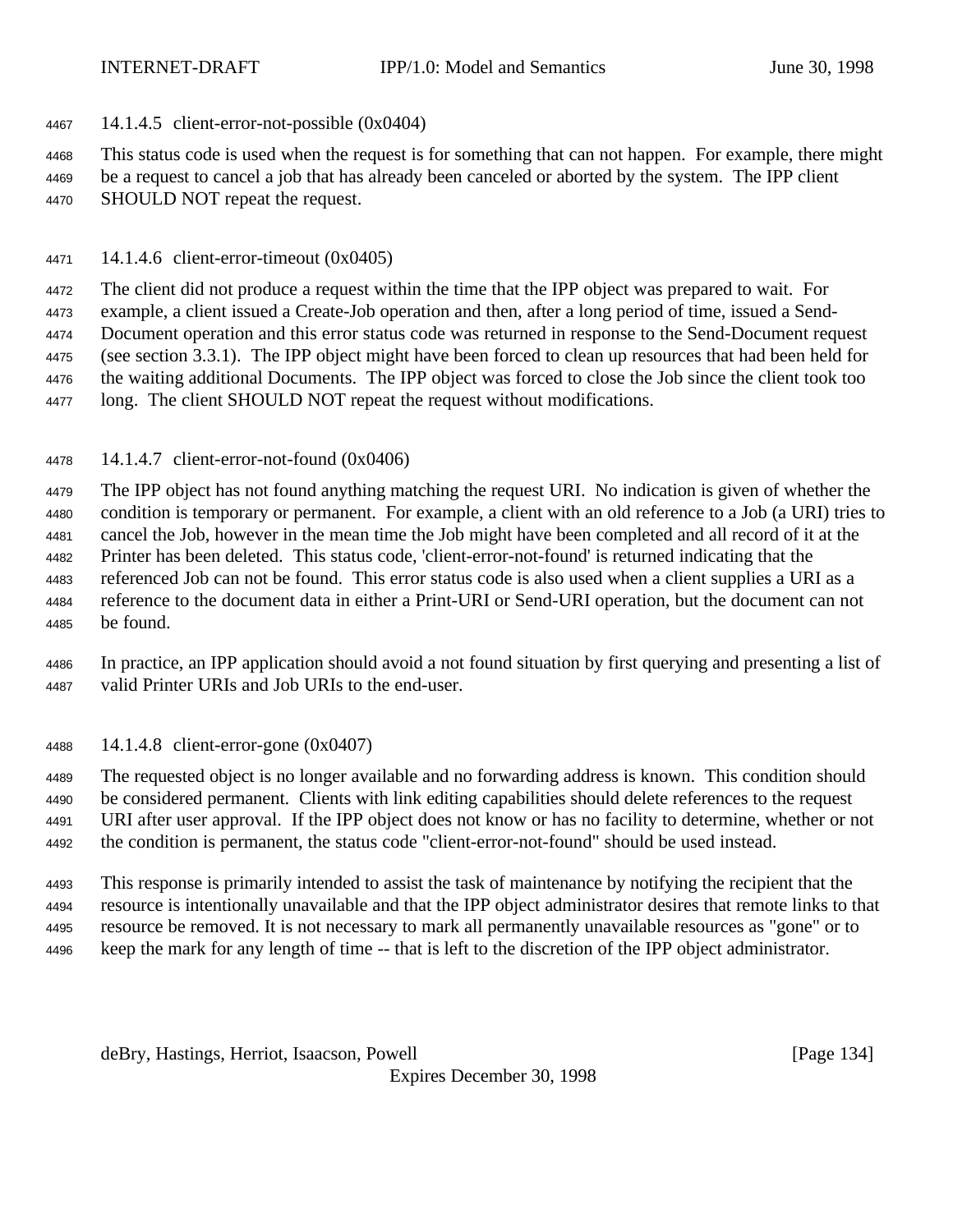#### 14.1.4.5 client-error-not-possible (0x0404)

This status code is used when the request is for something that can not happen. For example, there might be a request to cancel a job that has already been canceled or aborted by the system. The IPP client SHOULD NOT repeat the request.

#### 14.1.4.6 client-error-timeout (0x0405)

The client did not produce a request within the time that the IPP object was prepared to wait. For example, a client issued a Create-Job operation and then, after a long period of time, issued a Send-Document operation and this error status code was returned in response to the Send-Document request (see section 3.3.1). The IPP object might have been forced to clean up resources that had been held for the waiting additional Documents. The IPP object was forced to close the Job since the client took too long. The client SHOULD NOT repeat the request without modifications.

#### 14.1.4.7 client-error-not-found (0x0406)

The IPP object has not found anything matching the request URI. No indication is given of whether the condition is temporary or permanent. For example, a client with an old reference to a Job (a URI) tries to cancel the Job, however in the mean time the Job might have been completed and all record of it at the Printer has been deleted. This status code, 'client-error-not-found' is returned indicating that the referenced Job can not be found. This error status code is also used when a client supplies a URI as a reference to the document data in either a Print-URI or Send-URI operation, but the document can not be found.

In practice, an IPP application should avoid a not found situation by first querying and presenting a list of valid Printer URIs and Job URIs to the end-user.

#### 14.1.4.8 client-error-gone (0x0407)

The requested object is no longer available and no forwarding address is known. This condition should be considered permanent. Clients with link editing capabilities should delete references to the request URI after user approval. If the IPP object does not know or has no facility to determine, whether or not the condition is permanent, the status code "client-error-not-found" should be used instead.

This response is primarily intended to assist the task of maintenance by notifying the recipient that the resource is intentionally unavailable and that the IPP object administrator desires that remote links to that resource be removed. It is not necessary to mark all permanently unavailable resources as "gone" or to keep the mark for any length of time -- that is left to the discretion of the IPP object administrator.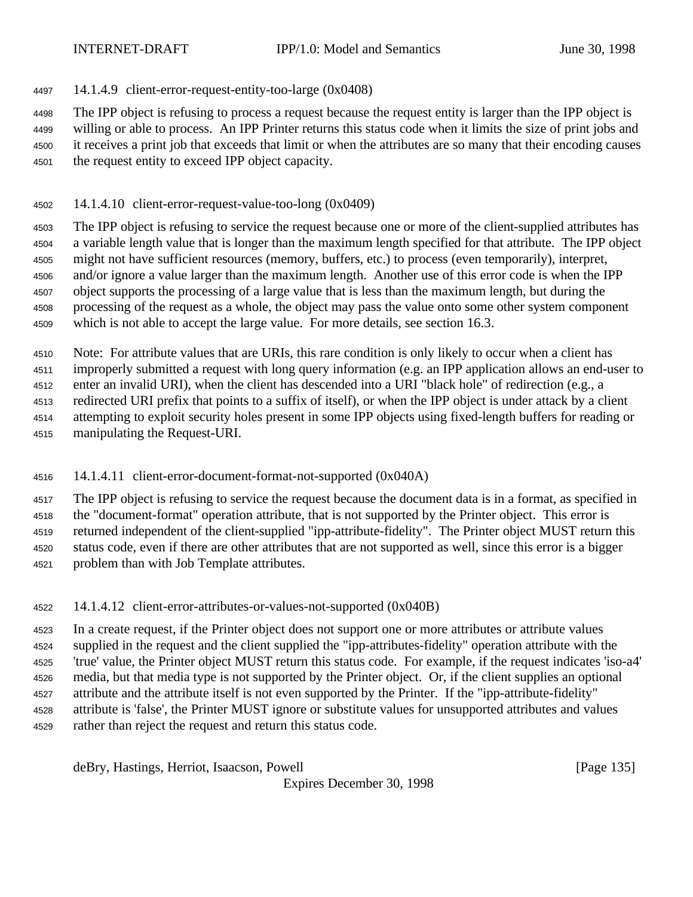#### 14.1.4.9 client-error-request-entity-too-large (0x0408)

The IPP object is refusing to process a request because the request entity is larger than the IPP object is willing or able to process. An IPP Printer returns this status code when it limits the size of print jobs and it receives a print job that exceeds that limit or when the attributes are so many that their encoding causes the request entity to exceed IPP object capacity.

#### 14.1.4.10 client-error-request-value-too-long (0x0409)

The IPP object is refusing to service the request because one or more of the client-supplied attributes has a variable length value that is longer than the maximum length specified for that attribute. The IPP object might not have sufficient resources (memory, buffers, etc.) to process (even temporarily), interpret, and/or ignore a value larger than the maximum length. Another use of this error code is when the IPP object supports the processing of a large value that is less than the maximum length, but during the processing of the request as a whole, the object may pass the value onto some other system component which is not able to accept the large value. For more details, see section 16.3.

Note: For attribute values that are URIs, this rare condition is only likely to occur when a client has improperly submitted a request with long query information (e.g. an IPP application allows an end-user to enter an invalid URI), when the client has descended into a URI "black hole" of redirection (e.g., a redirected URI prefix that points to a suffix of itself), or when the IPP object is under attack by a client attempting to exploit security holes present in some IPP objects using fixed-length buffers for reading or manipulating the Request-URI.

#### 14.1.4.11 client-error-document-format-not-supported (0x040A)

The IPP object is refusing to service the request because the document data is in a format, as specified in the "document-format" operation attribute, that is not supported by the Printer object. This error is returned independent of the client-supplied "ipp-attribute-fidelity". The Printer object MUST return this status code, even if there are other attributes that are not supported as well, since this error is a bigger problem than with Job Template attributes.

#### 14.1.4.12 client-error-attributes-or-values-not-supported (0x040B)

In a create request, if the Printer object does not support one or more attributes or attribute values supplied in the request and the client supplied the "ipp-attributes-fidelity" operation attribute with the 'true' value, the Printer object MUST return this status code. For example, if the request indicates 'iso-a4' media, but that media type is not supported by the Printer object. Or, if the client supplies an optional attribute and the attribute itself is not even supported by the Printer. If the "ipp-attribute-fidelity" attribute is 'false', the Printer MUST ignore or substitute values for unsupported attributes and values rather than reject the request and return this status code.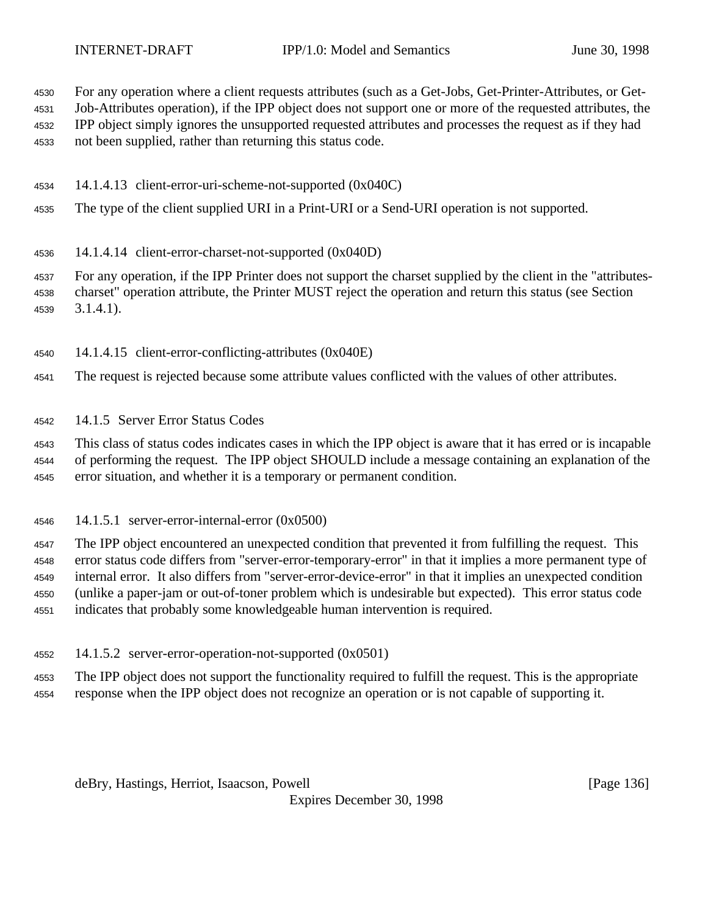For any operation where a client requests attributes (such as a Get-Jobs, Get-Printer-Attributes, or Get-Job-Attributes operation), if the IPP object does not support one or more of the requested attributes, the IPP object simply ignores the unsupported requested attributes and processes the request as if they had not been supplied, rather than returning this status code.

#### 14.1.4.13 client-error-uri-scheme-not-supported (0x040C)

The type of the client supplied URI in a Print-URI or a Send-URI operation is not supported.

#### 14.1.4.14 client-error-charset-not-supported (0x040D)

For any operation, if the IPP Printer does not support the charset supplied by the client in the "attributes-charset" operation attribute, the Printer MUST reject the operation and return this status (see Section 3.1.4.1).

#### 14.1.4.15 client-error-conflicting-attributes (0x040E)

The request is rejected because some attribute values conflicted with the values of other attributes.

### 14.1.5 Server Error Status Codes

This class of status codes indicates cases in which the IPP object is aware that it has erred or is incapable of performing the request. The IPP object SHOULD include a message containing an explanation of the error situation, and whether it is a temporary or permanent condition.

#### 14.1.5.1 server-error-internal-error (0x0500)

The IPP object encountered an unexpected condition that prevented it from fulfilling the request. This error status code differs from "server-error-temporary-error" in that it implies a more permanent type of internal error. It also differs from "server-error-device-error" in that it implies an unexpected condition (unlike a paper-jam or out-of-toner problem which is undesirable but expected). This error status code indicates that probably some knowledgeable human intervention is required.

#### 14.1.5.2 server-error-operation-not-supported (0x0501)

The IPP object does not support the functionality required to fulfill the request. This is the appropriate response when the IPP object does not recognize an operation or is not capable of supporting it.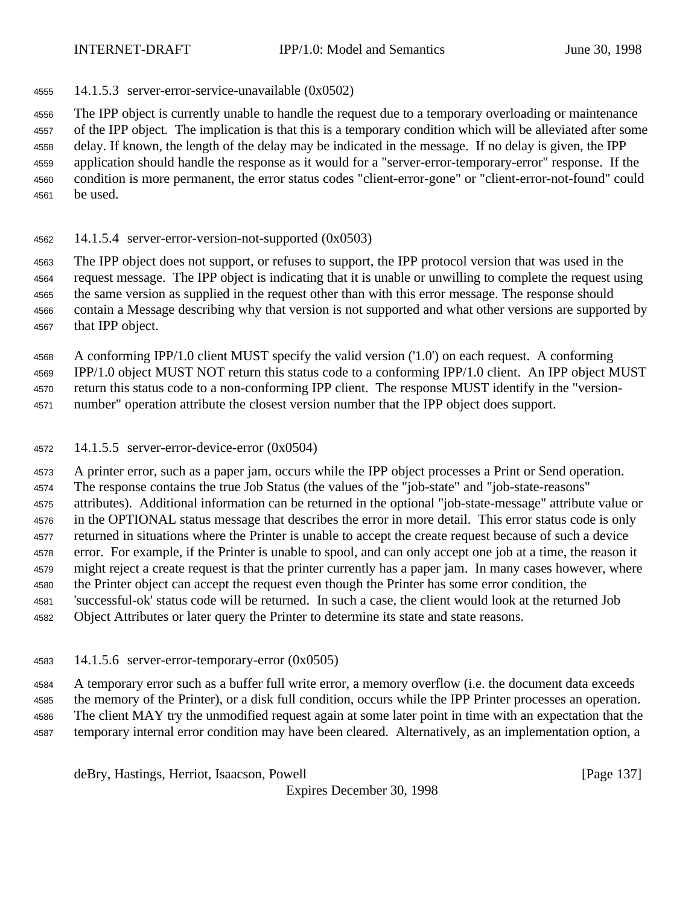#### 14.1.5.3 server-error-service-unavailable (0x0502)

The IPP object is currently unable to handle the request due to a temporary overloading or maintenance of the IPP object. The implication is that this is a temporary condition which will be alleviated after some delay. If known, the length of the delay may be indicated in the message. If no delay is given, the IPP application should handle the response as it would for a "server-error-temporary-error" response. If the condition is more permanent, the error status codes "client-error-gone" or "client-error-not-found" could be used.

#### 14.1.5.4 server-error-version-not-supported (0x0503)

The IPP object does not support, or refuses to support, the IPP protocol version that was used in the request message. The IPP object is indicating that it is unable or unwilling to complete the request using the same version as supplied in the request other than with this error message. The response should contain a Message describing why that version is not supported and what other versions are supported by that IPP object.

A conforming IPP/1.0 client MUST specify the valid version ('1.0') on each request. A conforming IPP/1.0 object MUST NOT return this status code to a conforming IPP/1.0 client. An IPP object MUST return this status code to a non-conforming IPP client. The response MUST identify in the "version-number" operation attribute the closest version number that the IPP object does support.

#### 14.1.5.5 server-error-device-error (0x0504)

A printer error, such as a paper jam, occurs while the IPP object processes a Print or Send operation. The response contains the true Job Status (the values of the "job-state" and "job-state-reasons" attributes). Additional information can be returned in the optional "job-state-message" attribute value or in the OPTIONAL status message that describes the error in more detail. This error status code is only returned in situations where the Printer is unable to accept the create request because of such a device error. For example, if the Printer is unable to spool, and can only accept one job at a time, the reason it might reject a create request is that the printer currently has a paper jam. In many cases however, where the Printer object can accept the request even though the Printer has some error condition, the 'successful-ok' status code will be returned. In such a case, the client would look at the returned Job Object Attributes or later query the Printer to determine its state and state reasons.

#### 14.1.5.6 server-error-temporary-error (0x0505)

A temporary error such as a buffer full write error, a memory overflow (i.e. the document data exceeds the memory of the Printer), or a disk full condition, occurs while the IPP Printer processes an operation. The client MAY try the unmodified request again at some later point in time with an expectation that the temporary internal error condition may have been cleared. Alternatively, as an implementation option, a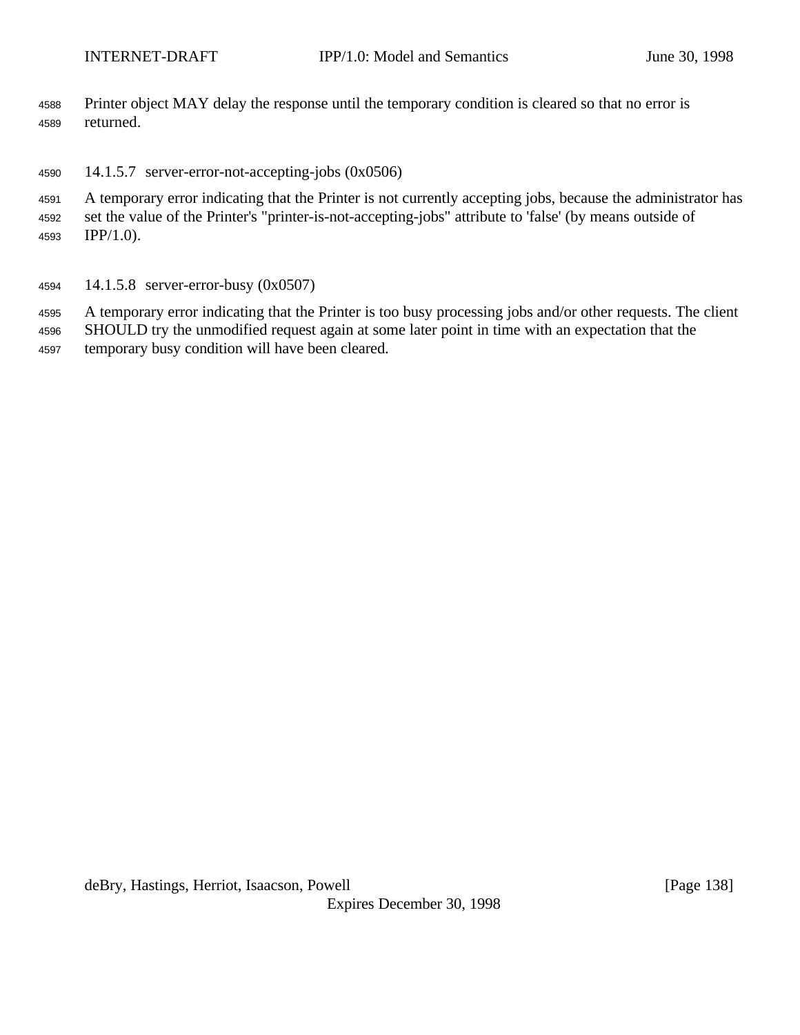Printer object MAY delay the response until the temporary condition is cleared so that no error is returned.

#### 14.1.5.7 server-error-not-accepting-jobs (0x0506)

A temporary error indicating that the Printer is not currently accepting jobs, because the administrator has set the value of the Printer's "printer-is-not-accepting-jobs" attribute to 'false' (by means outside of IPP/1.0).

#### 14.1.5.8 server-error-busy (0x0507)

A temporary error indicating that the Printer is too busy processing jobs and/or other requests. The client SHOULD try the unmodified request again at some later point in time with an expectation that the temporary busy condition will have been cleared.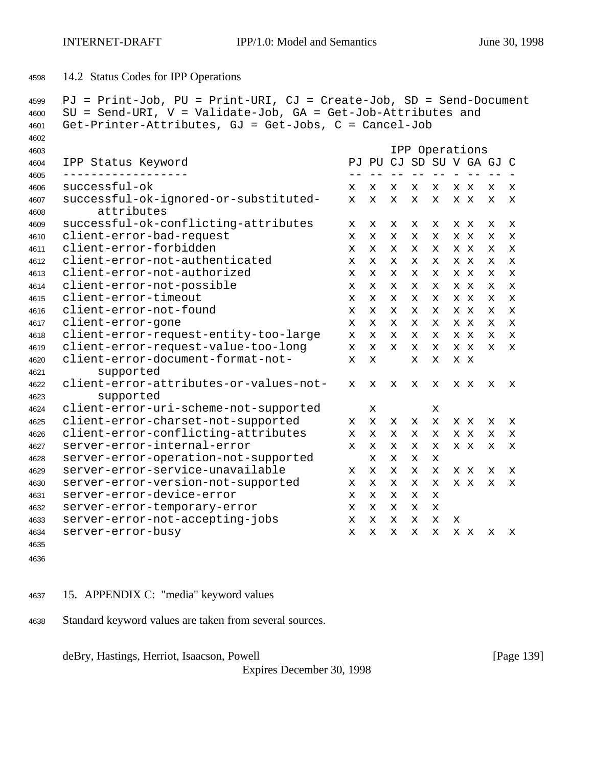## 14.2 Status Codes for IPP Operations

PJ = Print-Job, PU = Print-URI, CJ = Create-Job, SD = Send-Document
SU = Send-URI, V = Validate-Job, GA = Get-Job-Attributes and
Get-Printer-Attributes, GJ = Get-Jobs, C = Cancel-Job

| IPP Status Keyword | PJ | PU | CJ | SD | SU | V | GA | GJ | C |
|---|---|---|---|---|---|---|---|---|---|
| successful-ok | x | x | x | x | x | x | x | x | x |
| successful-ok-ignored-or-substituted-attributes | x | x | x | x | x | x | x | x | x |
| successful-ok-conflicting-attributes | x | x | x | x | x | x | x | x | x |
| client-error-bad-request | x | x | x | x | x | x | x | x | x |
| client-error-forbidden | x | x | x | x | x | x | x | x | x |
| client-error-not-authenticated | x | x | x | x | x | x | x | x | x |
| client-error-not-authorized | x | x | x | x | x | x | x | x | x |
| client-error-not-possible | x | x | x | x | x | x | x | x | x |
| client-error-timeout | x | x | x | x | x | x | x | x | x |
| client-error-not-found | x | x | x | x | x | x | x | x | x |
| client-error-gone | x | x | x | x | x | x | x | x | x |
| client-error-request-entity-too-large | x | x | x | x | x | x | x | x | x |
| client-error-request-value-too-long | x | x | x | x | x | x | x | x | x |
| client-error-document-format-not-supported | x | x | | x | x | x | x | | |
| client-error-attributes-or-values-not-supported | x | x | x | x | x | x | x | x | x |
| client-error-uri-scheme-not-supported | | x | | | x | | | | |
| client-error-charset-not-supported | x | x | x | x | x | x | x | x | x |
| client-error-conflicting-attributes | x | x | x | x | x | x | x | x | x |
| server-error-internal-error | x | x | x | x | x | x | x | x | x |
| server-error-operation-not-supported | | x | x | x | x | | | | |
| server-error-service-unavailable | x | x | x | x | x | x | x | x | x |
| server-error-version-not-supported | x | x | x | x | x | x | x | x | x |
| server-error-device-error | x | x | x | x | x | | | | |
| server-error-temporary-error | x | x | x | x | x | | | | |
| server-error-not-accepting-jobs | x | x | x | x | x | x | | | |
| server-error-busy | x | x | x | x | x | x | x | x | x |

# 15. APPENDIX C: "media" keyword values

Standard keyword values are taken from several sources.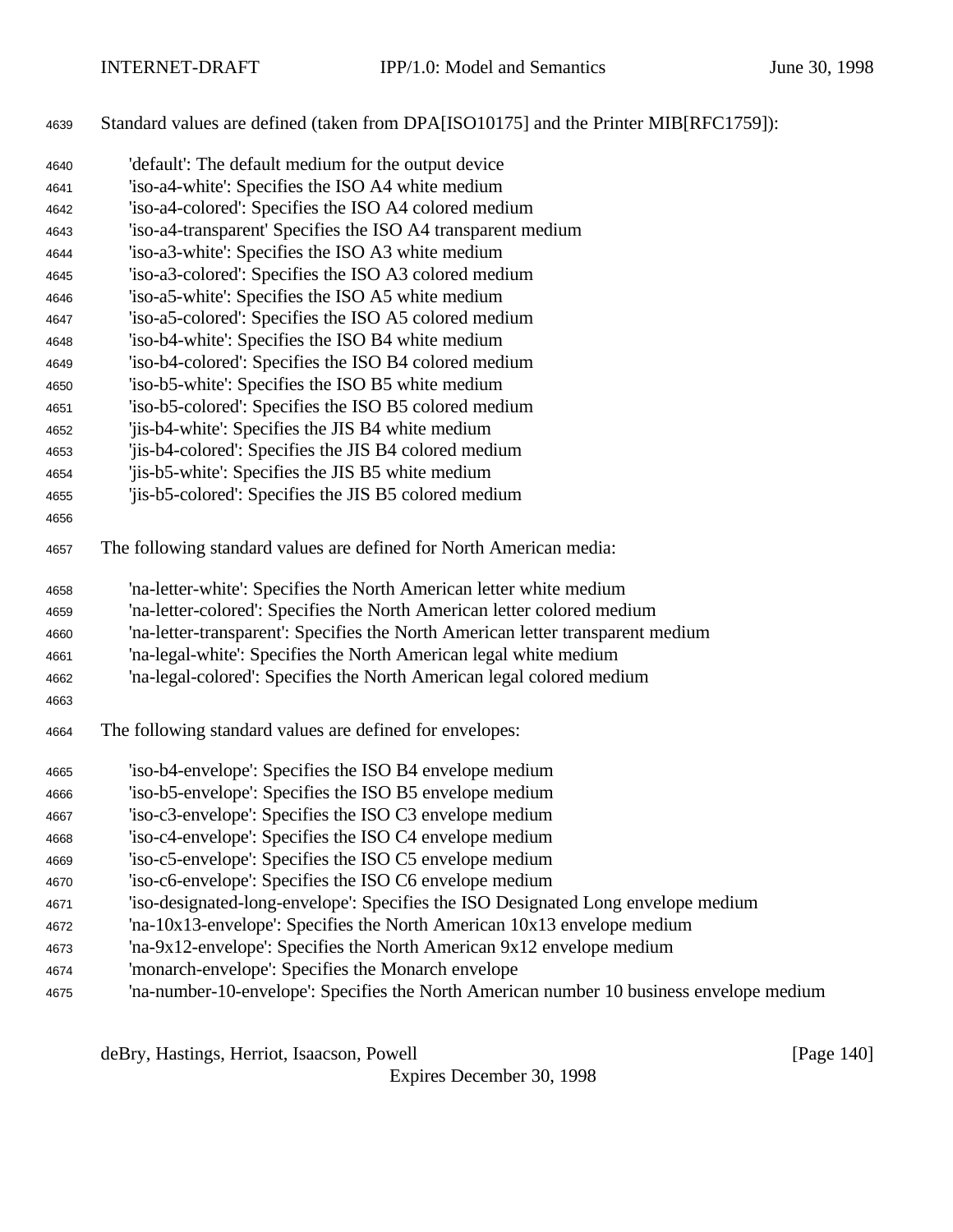Standard values are defined (taken from DPA[ISO10175] and the Printer MIB[RFC1759]):

'default': The default medium for the output device
'iso-a4-white': Specifies the ISO A4 white medium
'iso-a4-colored': Specifies the ISO A4 colored medium
'iso-a4-transparent' Specifies the ISO A4 transparent medium
'iso-a3-white': Specifies the ISO A3 white medium
'iso-a3-colored': Specifies the ISO A3 colored medium
'iso-a5-white': Specifies the ISO A5 white medium
'iso-a5-colored': Specifies the ISO A5 colored medium
'iso-b4-white': Specifies the ISO B4 white medium
'iso-b4-colored': Specifies the ISO B4 colored medium
'iso-b5-white': Specifies the ISO B5 white medium
'iso-b5-colored': Specifies the ISO B5 colored medium
'jis-b4-white': Specifies the JIS B4 white medium
'jis-b4-colored': Specifies the JIS B4 colored medium
'jis-b5-white': Specifies the JIS B5 white medium
'jis-b5-colored': Specifies the JIS B5 colored medium

The following standard values are defined for North American media:

'na-letter-white': Specifies the North American letter white medium
'na-letter-colored': Specifies the North American letter colored medium
'na-letter-transparent': Specifies the North American letter transparent medium
'na-legal-white': Specifies the North American legal white medium
'na-legal-colored': Specifies the North American legal colored medium

The following standard values are defined for envelopes:

'iso-b4-envelope': Specifies the ISO B4 envelope medium
'iso-b5-envelope': Specifies the ISO B5 envelope medium
'iso-c3-envelope': Specifies the ISO C3 envelope medium
'iso-c4-envelope': Specifies the ISO C4 envelope medium
'iso-c5-envelope': Specifies the ISO C5 envelope medium
'iso-c6-envelope': Specifies the ISO C6 envelope medium
'iso-designated-long-envelope': Specifies the ISO Designated Long envelope medium
'na-10x13-envelope': Specifies the North American 10x13 envelope medium
'na-9x12-envelope': Specifies the North American 9x12 envelope medium
'monarch-envelope': Specifies the Monarch envelope
'na-number-10-envelope': Specifies the North American number 10 business envelope medium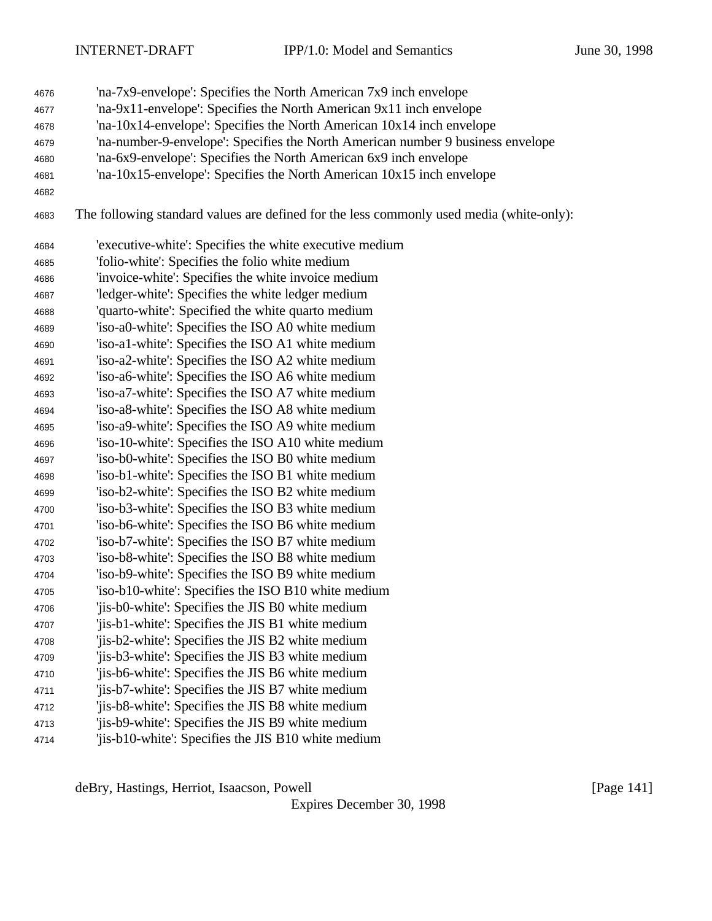'na-7x9-envelope': Specifies the North American 7x9 inch envelope
'na-9x11-envelope': Specifies the North American 9x11 inch envelope
'na-10x14-envelope': Specifies the North American 10x14 inch envelope
'na-number-9-envelope': Specifies the North American number 9 business envelope
'na-6x9-envelope': Specifies the North American 6x9 inch envelope
'na-10x15-envelope': Specifies the North American 10x15 inch envelope

The following standard values are defined for the less commonly used media (white-only):

'executive-white': Specifies the white executive medium
'folio-white': Specifies the folio white medium
'invoice-white': Specifies the white invoice medium
'ledger-white': Specifies the white ledger medium
'quarto-white': Specified the white quarto medium
'iso-a0-white': Specifies the ISO A0 white medium
'iso-a1-white': Specifies the ISO A1 white medium
'iso-a2-white': Specifies the ISO A2 white medium
'iso-a6-white': Specifies the ISO A6 white medium
'iso-a7-white': Specifies the ISO A7 white medium
'iso-a8-white': Specifies the ISO A8 white medium
'iso-a9-white': Specifies the ISO A9 white medium
'iso-10-white': Specifies the ISO A10 white medium
'iso-b0-white': Specifies the ISO B0 white medium
'iso-b1-white': Specifies the ISO B1 white medium
'iso-b2-white': Specifies the ISO B2 white medium
'iso-b3-white': Specifies the ISO B3 white medium
'iso-b6-white': Specifies the ISO B6 white medium
'iso-b7-white': Specifies the ISO B7 white medium
'iso-b8-white': Specifies the ISO B8 white medium
'iso-b9-white': Specifies the ISO B9 white medium
'iso-b10-white': Specifies the ISO B10 white medium
'jis-b0-white': Specifies the JIS B0 white medium
'jis-b1-white': Specifies the JIS B1 white medium
'jis-b2-white': Specifies the JIS B2 white medium
'jis-b3-white': Specifies the JIS B3 white medium
'jis-b6-white': Specifies the JIS B6 white medium
'jis-b7-white': Specifies the JIS B7 white medium
'jis-b8-white': Specifies the JIS B8 white medium
'jis-b9-white': Specifies the JIS B9 white medium
'jis-b10-white': Specifies the JIS B10 white medium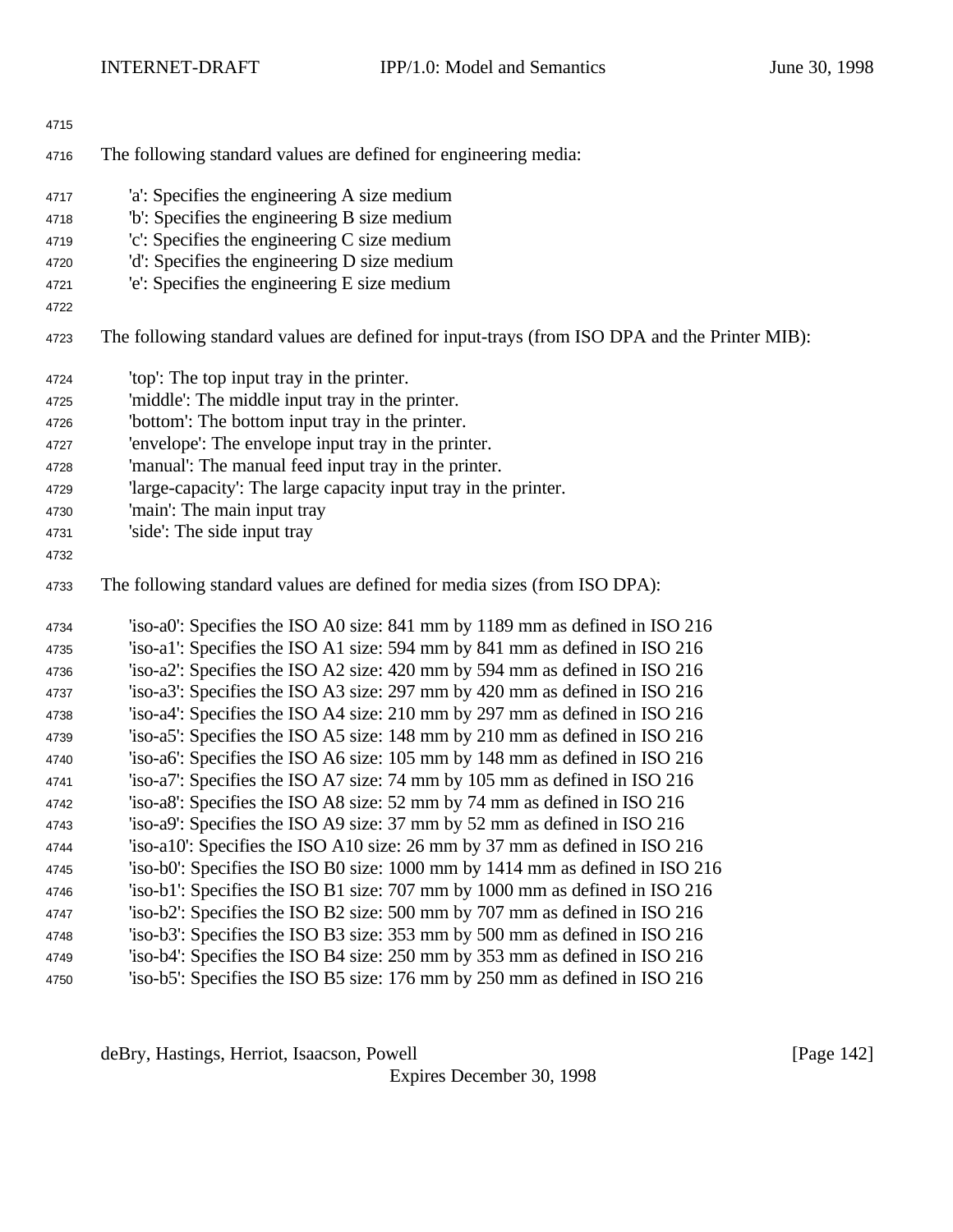The following standard values are defined for engineering media:

'a': Specifies the engineering A size medium
'b': Specifies the engineering B size medium
'c': Specifies the engineering C size medium
'd': Specifies the engineering D size medium
'e': Specifies the engineering E size medium

The following standard values are defined for input-trays (from ISO DPA and the Printer MIB):

'top': The top input tray in the printer.
'middle': The middle input tray in the printer.
'bottom': The bottom input tray in the printer.
'envelope': The envelope input tray in the printer.
'manual': The manual feed input tray in the printer.
'large-capacity': The large capacity input tray in the printer.
'main': The main input tray
'side': The side input tray

The following standard values are defined for media sizes (from ISO DPA):

'iso-a0': Specifies the ISO A0 size: 841 mm by 1189 mm as defined in ISO 216
'iso-a1': Specifies the ISO A1 size: 594 mm by 841 mm as defined in ISO 216
'iso-a2': Specifies the ISO A2 size: 420 mm by 594 mm as defined in ISO 216
'iso-a3': Specifies the ISO A3 size: 297 mm by 420 mm as defined in ISO 216
'iso-a4': Specifies the ISO A4 size: 210 mm by 297 mm as defined in ISO 216
'iso-a5': Specifies the ISO A5 size: 148 mm by 210 mm as defined in ISO 216
'iso-a6': Specifies the ISO A6 size: 105 mm by 148 mm as defined in ISO 216
'iso-a7': Specifies the ISO A7 size: 74 mm by 105 mm as defined in ISO 216
'iso-a8': Specifies the ISO A8 size: 52 mm by 74 mm as defined in ISO 216
'iso-a9': Specifies the ISO A9 size: 37 mm by 52 mm as defined in ISO 216
'iso-a10': Specifies the ISO A10 size: 26 mm by 37 mm as defined in ISO 216
'iso-b0': Specifies the ISO B0 size: 1000 mm by 1414 mm as defined in ISO 216
'iso-b1': Specifies the ISO B1 size: 707 mm by 1000 mm as defined in ISO 216
'iso-b2': Specifies the ISO B2 size: 500 mm by 707 mm as defined in ISO 216
'iso-b3': Specifies the ISO B3 size: 353 mm by 500 mm as defined in ISO 216
'iso-b4': Specifies the ISO B4 size: 250 mm by 353 mm as defined in ISO 216
'iso-b5': Specifies the ISO B5 size: 176 mm by 250 mm as defined in ISO 216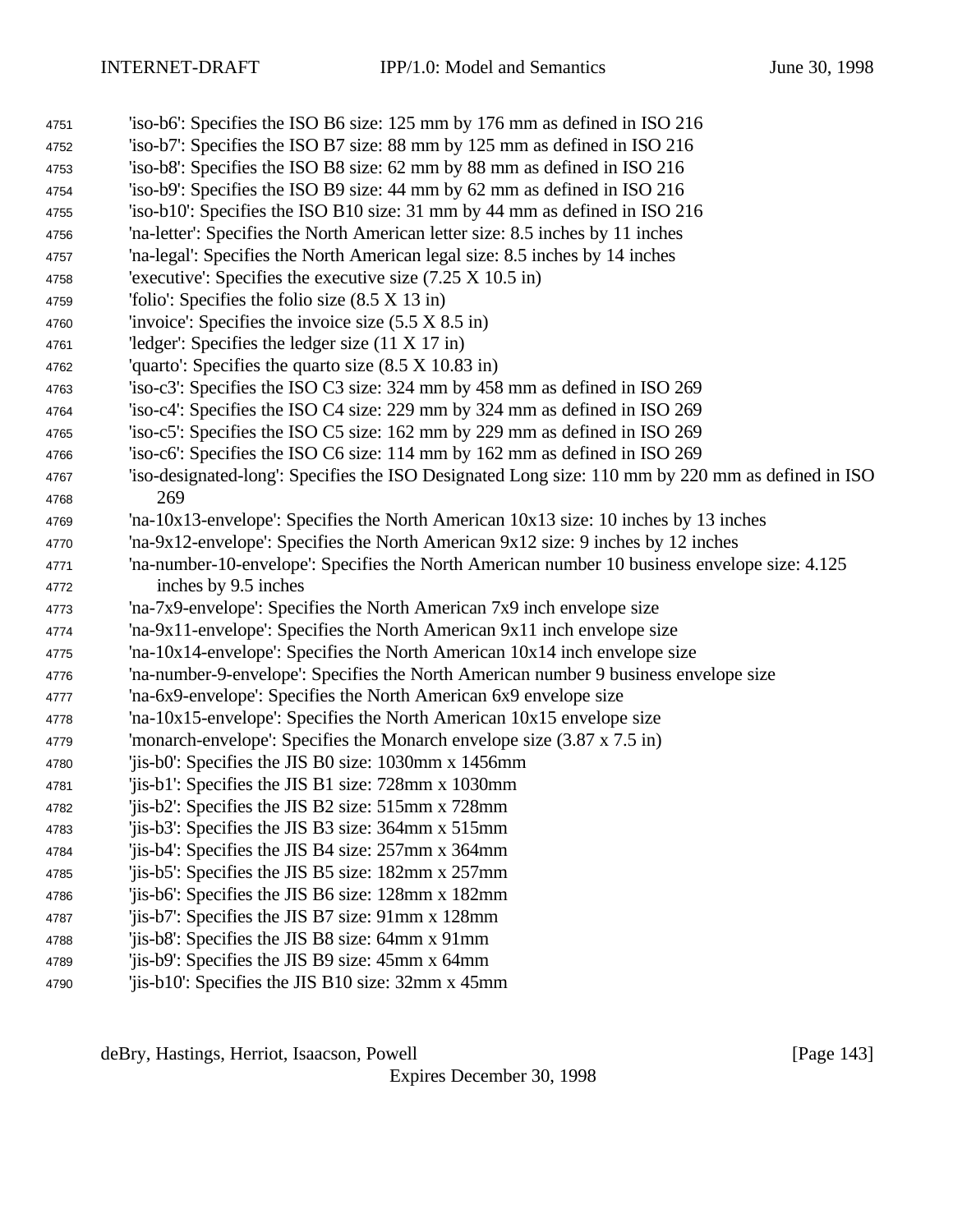'iso-b6': Specifies the ISO B6 size: 125 mm by 176 mm as defined in ISO 216
'iso-b7': Specifies the ISO B7 size: 88 mm by 125 mm as defined in ISO 216
'iso-b8': Specifies the ISO B8 size: 62 mm by 88 mm as defined in ISO 216
'iso-b9': Specifies the ISO B9 size: 44 mm by 62 mm as defined in ISO 216
'iso-b10': Specifies the ISO B10 size: 31 mm by 44 mm as defined in ISO 216
'na-letter': Specifies the North American letter size: 8.5 inches by 11 inches
'na-legal': Specifies the North American legal size: 8.5 inches by 14 inches
'executive': Specifies the executive size (7.25 X 10.5 in)
'folio': Specifies the folio size (8.5 X 13 in)
'invoice': Specifies the invoice size (5.5 X 8.5 in)
'ledger': Specifies the ledger size (11 X 17 in)
'quarto': Specifies the quarto size (8.5 X 10.83 in)
'iso-c3': Specifies the ISO C3 size: 324 mm by 458 mm as defined in ISO 269
'iso-c4': Specifies the ISO C4 size: 229 mm by 324 mm as defined in ISO 269
'iso-c5': Specifies the ISO C5 size: 162 mm by 229 mm as defined in ISO 269
'iso-c6': Specifies the ISO C6 size: 114 mm by 162 mm as defined in ISO 269
'iso-designated-long': Specifies the ISO Designated Long size: 110 mm by 220 mm as defined in ISO 269
'na-10x13-envelope': Specifies the North American 10x13 size: 10 inches by 13 inches
'na-9x12-envelope': Specifies the North American 9x12 size: 9 inches by 12 inches
'na-number-10-envelope': Specifies the North American number 10 business envelope size: 4.125 inches by 9.5 inches
'na-7x9-envelope': Specifies the North American 7x9 inch envelope size
'na-9x11-envelope': Specifies the North American 9x11 inch envelope size
'na-10x14-envelope': Specifies the North American 10x14 inch envelope size
'na-number-9-envelope': Specifies the North American number 9 business envelope size
'na-6x9-envelope': Specifies the North American 6x9 envelope size
'na-10x15-envelope': Specifies the North American 10x15 envelope size
'monarch-envelope': Specifies the Monarch envelope size (3.87 x 7.5 in)
'jis-b0': Specifies the JIS B0 size: 1030mm x 1456mm
'jis-b1': Specifies the JIS B1 size: 728mm x 1030mm
'jis-b2': Specifies the JIS B2 size: 515mm x 728mm
'jis-b3': Specifies the JIS B3 size: 364mm x 515mm
'jis-b4': Specifies the JIS B4 size: 257mm x 364mm
'jis-b5': Specifies the JIS B5 size: 182mm x 257mm
'jis-b6': Specifies the JIS B6 size: 128mm x 182mm
'jis-b7': Specifies the JIS B7 size: 91mm x 128mm
'jis-b8': Specifies the JIS B8 size: 64mm x 91mm
'jis-b9': Specifies the JIS B9 size: 45mm x 64mm
'jis-b10': Specifies the JIS B10 size: 32mm x 45mm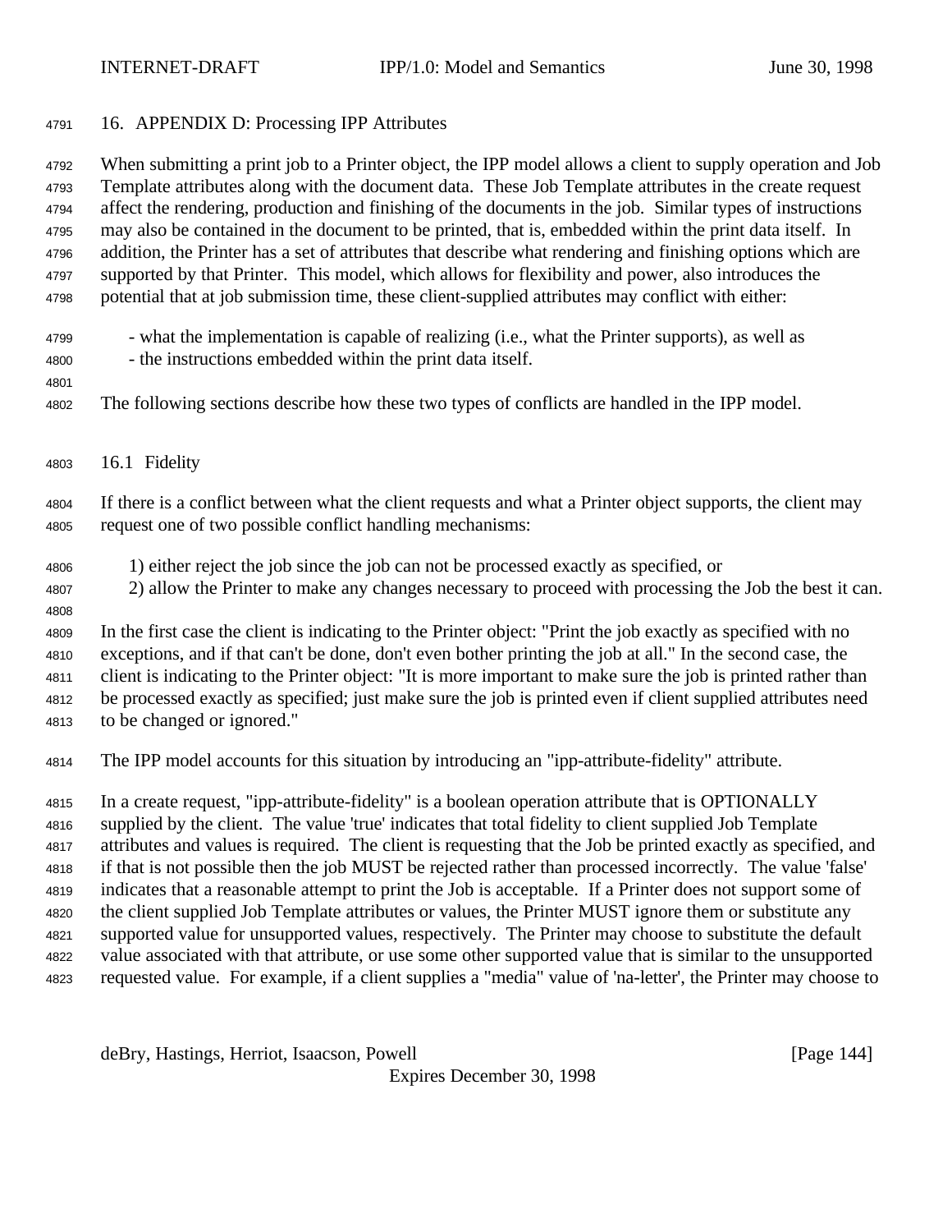# 16. APPENDIX D: Processing IPP Attributes

When submitting a print job to a Printer object, the IPP model allows a client to supply operation and Job Template attributes along with the document data. These Job Template attributes in the create request affect the rendering, production and finishing of the documents in the job. Similar types of instructions may also be contained in the document to be printed, that is, embedded within the print data itself. In addition, the Printer has a set of attributes that describe what rendering and finishing options which are supported by that Printer. This model, which allows for flexibility and power, also introduces the potential that at job submission time, these client-supplied attributes may conflict with either:

- what the implementation is capable of realizing (i.e., what the Printer supports), as well as
- the instructions embedded within the print data itself.

The following sections describe how these two types of conflicts are handled in the IPP model.

## 16.1 Fidelity

If there is a conflict between what the client requests and what a Printer object supports, the client may request one of two possible conflict handling mechanisms:

1) either reject the job since the job can not be processed exactly as specified, or
2) allow the Printer to make any changes necessary to proceed with processing the Job the best it can.

In the first case the client is indicating to the Printer object: "Print the job exactly as specified with no exceptions, and if that can't be done, don't even bother printing the job at all." In the second case, the client is indicating to the Printer object: "It is more important to make sure the job is printed rather than be processed exactly as specified; just make sure the job is printed even if client supplied attributes need to be changed or ignored."

The IPP model accounts for this situation by introducing an "ipp-attribute-fidelity" attribute.

In a create request, "ipp-attribute-fidelity" is a boolean operation attribute that is OPTIONALLY supplied by the client. The value 'true' indicates that total fidelity to client supplied Job Template attributes and values is required. The client is requesting that the Job be printed exactly as specified, and if that is not possible then the job MUST be rejected rather than processed incorrectly. The value 'false' indicates that a reasonable attempt to print the Job is acceptable. If a Printer does not support some of the client supplied Job Template attributes or values, the Printer MUST ignore them or substitute any supported value for unsupported values, respectively. The Printer may choose to substitute the default value associated with that attribute, or use some other supported value that is similar to the unsupported requested value. For example, if a client supplies a "media" value of 'na-letter', the Printer may choose to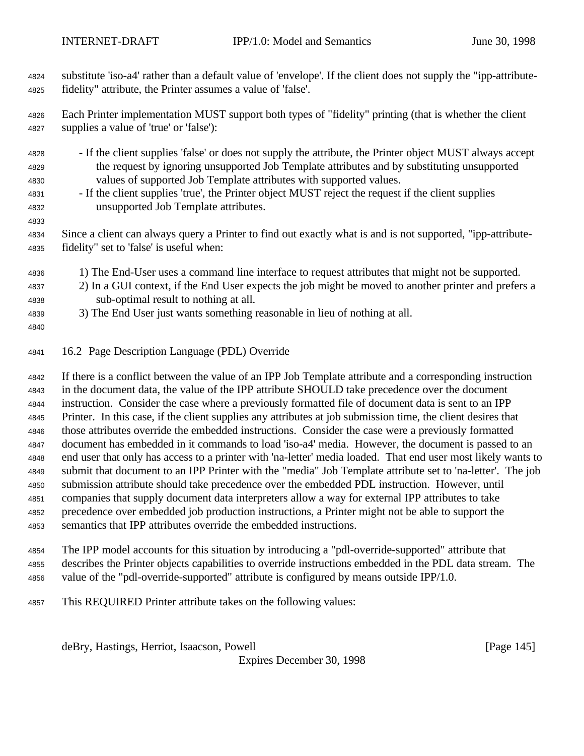substitute 'iso-a4' rather than a default value of 'envelope'. If the client does not supply the "ipp-attribute-fidelity" attribute, the Printer assumes a value of 'false'.

Each Printer implementation MUST support both types of "fidelity" printing (that is whether the client supplies a value of 'true' or 'false'):

- If the client supplies 'false' or does not supply the attribute, the Printer object MUST always accept the request by ignoring unsupported Job Template attributes and by substituting unsupported values of supported Job Template attributes with supported values.
- If the client supplies 'true', the Printer object MUST reject the request if the client supplies unsupported Job Template attributes.

Since a client can always query a Printer to find out exactly what is and is not supported, "ipp-attribute-fidelity" set to 'false' is useful when:

1) The End-User uses a command line interface to request attributes that might not be supported.
2) In a GUI context, if the End User expects the job might be moved to another printer and prefers a sub-optimal result to nothing at all.
3) The End User just wants something reasonable in lieu of nothing at all.

## 16.2 Page Description Language (PDL) Override

If there is a conflict between the value of an IPP Job Template attribute and a corresponding instruction in the document data, the value of the IPP attribute SHOULD take precedence over the document instruction. Consider the case where a previously formatted file of document data is sent to an IPP Printer. In this case, if the client supplies any attributes at job submission time, the client desires that those attributes override the embedded instructions. Consider the case were a previously formatted document has embedded in it commands to load 'iso-a4' media. However, the document is passed to an end user that only has access to a printer with 'na-letter' media loaded. That end user most likely wants to submit that document to an IPP Printer with the "media" Job Template attribute set to 'na-letter'. The job submission attribute should take precedence over the embedded PDL instruction. However, until companies that supply document data interpreters allow a way for external IPP attributes to take precedence over embedded job production instructions, a Printer might not be able to support the semantics that IPP attributes override the embedded instructions.

The IPP model accounts for this situation by introducing a "pdl-override-supported" attribute that describes the Printer objects capabilities to override instructions embedded in the PDL data stream. The value of the "pdl-override-supported" attribute is configured by means outside IPP/1.0.

This REQUIRED Printer attribute takes on the following values: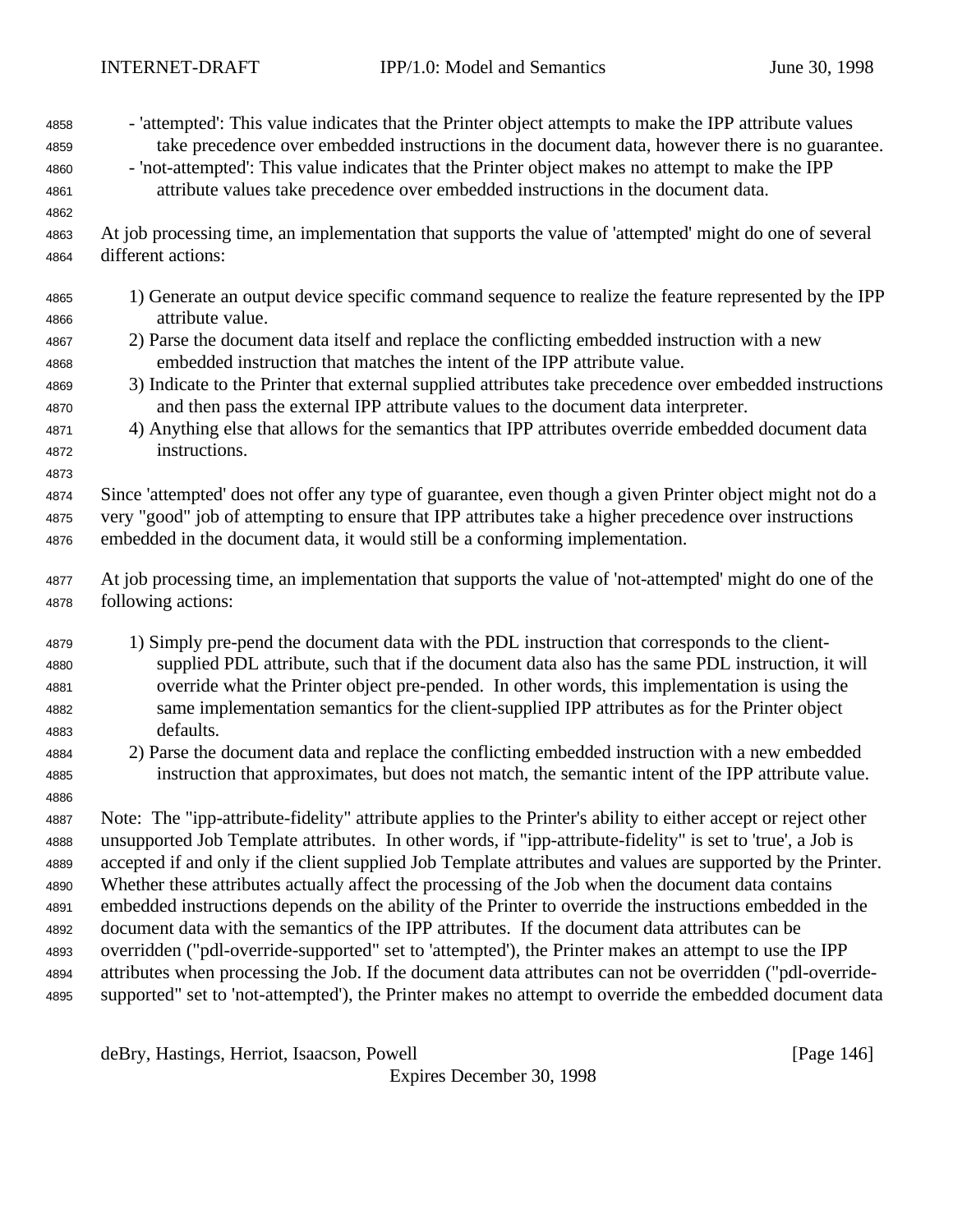- 'attempted': This value indicates that the Printer object attempts to make the IPP attribute values take precedence over embedded instructions in the document data, however there is no guarantee.
- 'not-attempted': This value indicates that the Printer object makes no attempt to make the IPP attribute values take precedence over embedded instructions in the document data.

At job processing time, an implementation that supports the value of 'attempted' might do one of several different actions:

1) Generate an output device specific command sequence to realize the feature represented by the IPP attribute value.
2) Parse the document data itself and replace the conflicting embedded instruction with a new embedded instruction that matches the intent of the IPP attribute value.
3) Indicate to the Printer that external supplied attributes take precedence over embedded instructions and then pass the external IPP attribute values to the document data interpreter.
4) Anything else that allows for the semantics that IPP attributes override embedded document data instructions.

Since 'attempted' does not offer any type of guarantee, even though a given Printer object might not do a very "good" job of attempting to ensure that IPP attributes take a higher precedence over instructions embedded in the document data, it would still be a conforming implementation.

At job processing time, an implementation that supports the value of 'not-attempted' might do one of the following actions:

1) Simply pre-pend the document data with the PDL instruction that corresponds to the client-supplied PDL attribute, such that if the document data also has the same PDL instruction, it will override what the Printer object pre-pended. In other words, this implementation is using the same implementation semantics for the client-supplied IPP attributes as for the Printer object defaults.
2) Parse the document data and replace the conflicting embedded instruction with a new embedded instruction that approximates, but does not match, the semantic intent of the IPP attribute value.

Note: The "ipp-attribute-fidelity" attribute applies to the Printer's ability to either accept or reject other unsupported Job Template attributes. In other words, if "ipp-attribute-fidelity" is set to 'true', a Job is accepted if and only if the client supplied Job Template attributes and values are supported by the Printer. Whether these attributes actually affect the processing of the Job when the document data contains embedded instructions depends on the ability of the Printer to override the instructions embedded in the document data with the semantics of the IPP attributes. If the document data attributes can be overridden ("pdl-override-supported" set to 'attempted'), the Printer makes an attempt to use the IPP attributes when processing the Job. If the document data attributes can not be overridden ("pdl-override-supported" set to 'not-attempted'), the Printer makes no attempt to override the embedded document data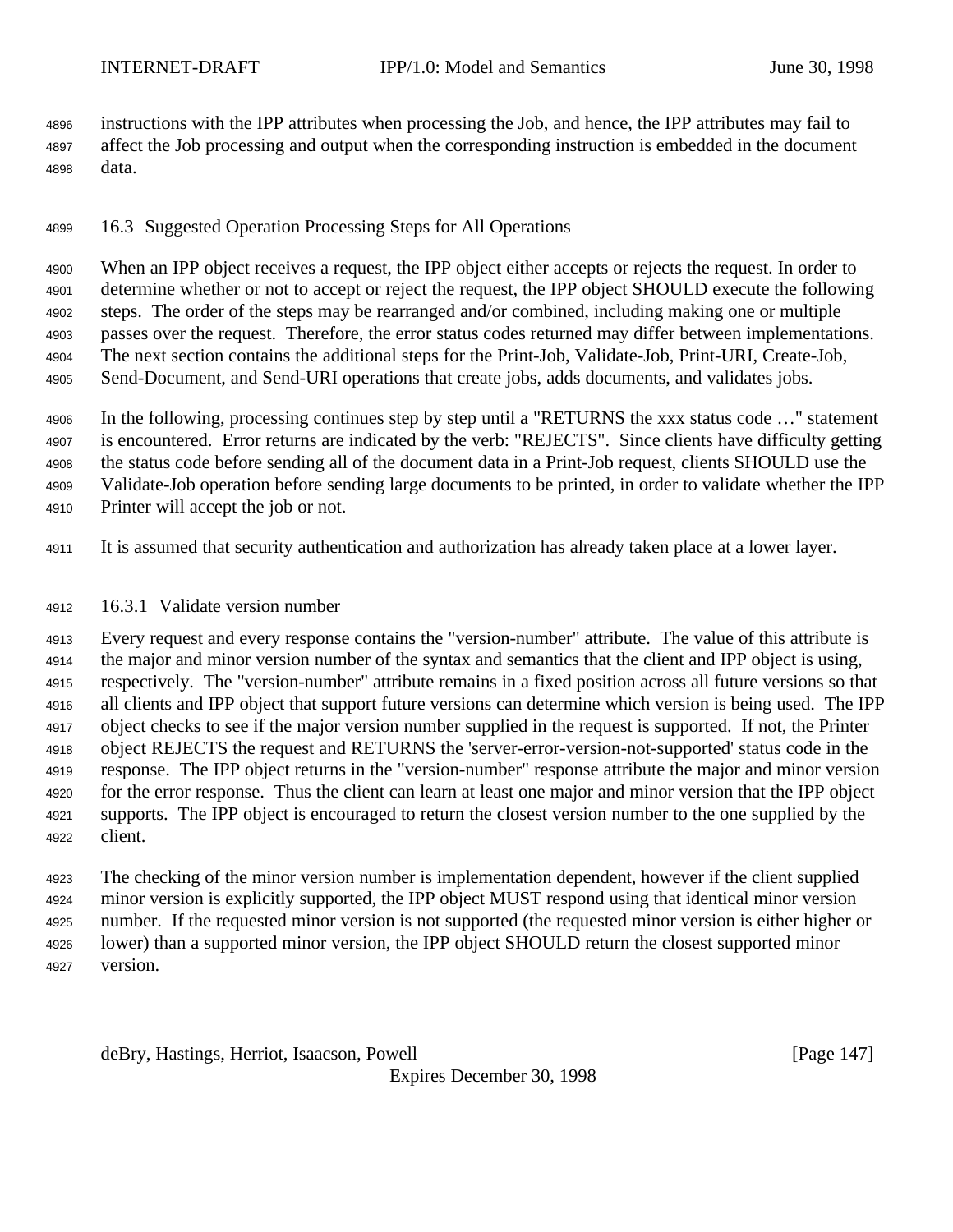instructions with the IPP attributes when processing the Job, and hence, the IPP attributes may fail to affect the Job processing and output when the corresponding instruction is embedded in the document data.

## 16.3 Suggested Operation Processing Steps for All Operations

When an IPP object receives a request, the IPP object either accepts or rejects the request. In order to determine whether or not to accept or reject the request, the IPP object SHOULD execute the following steps. The order of the steps may be rearranged and/or combined, including making one or multiple passes over the request. Therefore, the error status codes returned may differ between implementations. The next section contains the additional steps for the Print-Job, Validate-Job, Print-URI, Create-Job, Send-Document, and Send-URI operations that create jobs, adds documents, and validates jobs.

In the following, processing continues step by step until a "RETURNS the xxx status code …" statement is encountered. Error returns are indicated by the verb: "REJECTS". Since clients have difficulty getting the status code before sending all of the document data in a Print-Job request, clients SHOULD use the Validate-Job operation before sending large documents to be printed, in order to validate whether the IPP Printer will accept the job or not.

It is assumed that security authentication and authorization has already taken place at a lower layer.

### 16.3.1 Validate version number

Every request and every response contains the "version-number" attribute. The value of this attribute is the major and minor version number of the syntax and semantics that the client and IPP object is using, respectively. The "version-number" attribute remains in a fixed position across all future versions so that all clients and IPP object that support future versions can determine which version is being used. The IPP object checks to see if the major version number supplied in the request is supported. If not, the Printer object REJECTS the request and RETURNS the 'server-error-version-not-supported' status code in the response. The IPP object returns in the "version-number" response attribute the major and minor version for the error response. Thus the client can learn at least one major and minor version that the IPP object supports. The IPP object is encouraged to return the closest version number to the one supplied by the client.

The checking of the minor version number is implementation dependent, however if the client supplied minor version is explicitly supported, the IPP object MUST respond using that identical minor version number. If the requested minor version is not supported (the requested minor version is either higher or lower) than a supported minor version, the IPP object SHOULD return the closest supported minor version.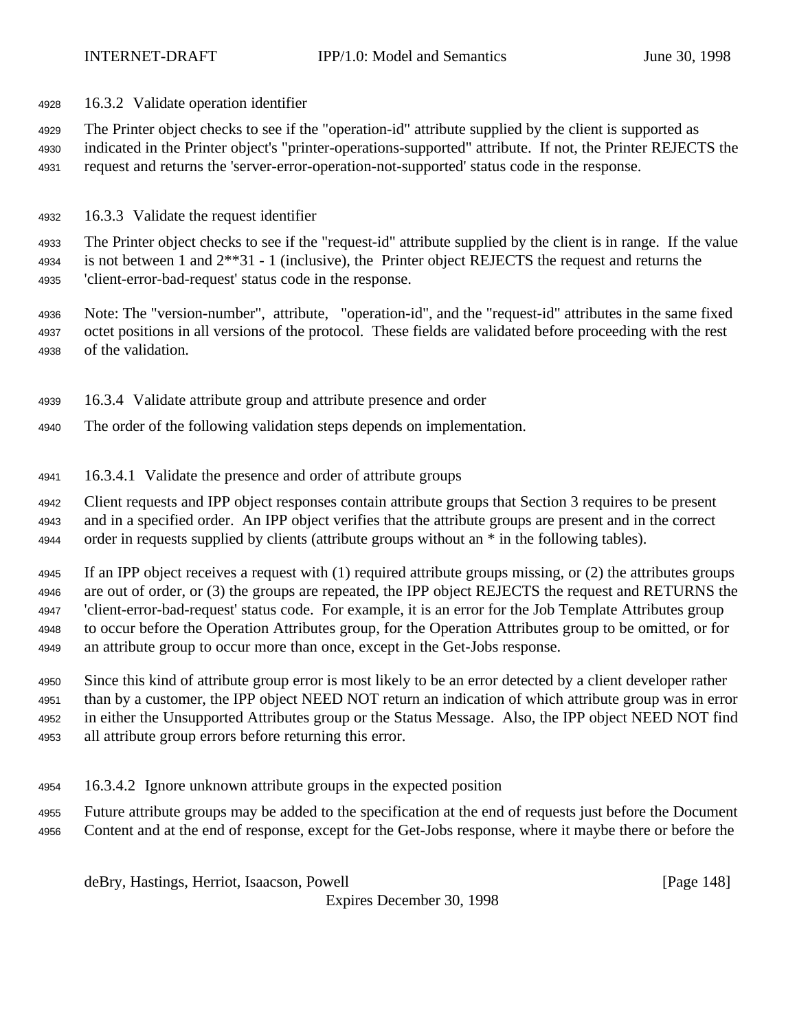#### 16.3.2 Validate operation identifier

The Printer object checks to see if the "operation-id" attribute supplied by the client is supported as indicated in the Printer object's "printer-operations-supported" attribute. If not, the Printer REJECTS the request and returns the 'server-error-operation-not-supported' status code in the response.

#### 16.3.3 Validate the request identifier

The Printer object checks to see if the "request-id" attribute supplied by the client is in range. If the value is not between 1 and 2**31 - 1 (inclusive), the Printer object REJECTS the request and returns the 'client-error-bad-request' status code in the response.

Note: The "version-number", attribute, "operation-id", and the "request-id" attributes in the same fixed octet positions in all versions of the protocol. These fields are validated before proceeding with the rest of the validation.

#### 16.3.4 Validate attribute group and attribute presence and order

The order of the following validation steps depends on implementation.

##### 16.3.4.1 Validate the presence and order of attribute groups

Client requests and IPP object responses contain attribute groups that Section 3 requires to be present and in a specified order. An IPP object verifies that the attribute groups are present and in the correct order in requests supplied by clients (attribute groups without an * in the following tables).

If an IPP object receives a request with (1) required attribute groups missing, or (2) the attributes groups are out of order, or (3) the groups are repeated, the IPP object REJECTS the request and RETURNS the 'client-error-bad-request' status code. For example, it is an error for the Job Template Attributes group to occur before the Operation Attributes group, for the Operation Attributes group to be omitted, or for an attribute group to occur more than once, except in the Get-Jobs response.

Since this kind of attribute group error is most likely to be an error detected by a client developer rather than by a customer, the IPP object NEED NOT return an indication of which attribute group was in error in either the Unsupported Attributes group or the Status Message. Also, the IPP object NEED NOT find all attribute group errors before returning this error.

##### 16.3.4.2 Ignore unknown attribute groups in the expected position

Future attribute groups may be added to the specification at the end of requests just before the Document Content and at the end of response, except for the Get-Jobs response, where it maybe there or before the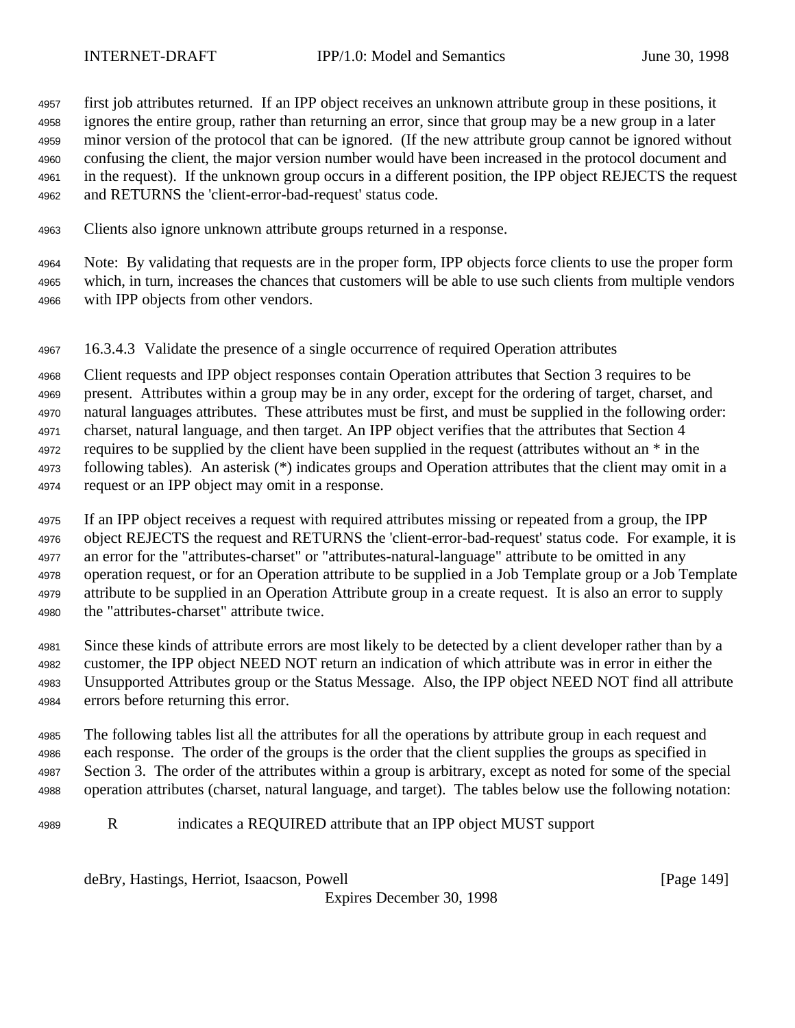first job attributes returned. If an IPP object receives an unknown attribute group in these positions, it ignores the entire group, rather than returning an error, since that group may be a new group in a later minor version of the protocol that can be ignored. (If the new attribute group cannot be ignored without confusing the client, the major version number would have been increased in the protocol document and in the request). If the unknown group occurs in a different position, the IPP object REJECTS the request and RETURNS the 'client-error-bad-request' status code.

Clients also ignore unknown attribute groups returned in a response.

Note: By validating that requests are in the proper form, IPP objects force clients to use the proper form which, in turn, increases the chances that customers will be able to use such clients from multiple vendors with IPP objects from other vendors.

#### 16.3.4.3 Validate the presence of a single occurrence of required Operation attributes

Client requests and IPP object responses contain Operation attributes that Section 3 requires to be present. Attributes within a group may be in any order, except for the ordering of target, charset, and natural languages attributes. These attributes must be first, and must be supplied in the following order: charset, natural language, and then target. An IPP object verifies that the attributes that Section 4 requires to be supplied by the client have been supplied in the request (attributes without an * in the following tables). An asterisk (*) indicates groups and Operation attributes that the client may omit in a request or an IPP object may omit in a response.

If an IPP object receives a request with required attributes missing or repeated from a group, the IPP object REJECTS the request and RETURNS the 'client-error-bad-request' status code. For example, it is an error for the "attributes-charset" or "attributes-natural-language" attribute to be omitted in any operation request, or for an Operation attribute to be supplied in a Job Template group or a Job Template attribute to be supplied in an Operation Attribute group in a create request. It is also an error to supply the "attributes-charset" attribute twice.

Since these kinds of attribute errors are most likely to be detected by a client developer rather than by a customer, the IPP object NEED NOT return an indication of which attribute was in error in either the Unsupported Attributes group or the Status Message. Also, the IPP object NEED NOT find all attribute errors before returning this error.

The following tables list all the attributes for all the operations by attribute group in each request and each response. The order of the groups is the order that the client supplies the groups as specified in Section 3. The order of the attributes within a group is arbitrary, except as noted for some of the special operation attributes (charset, natural language, and target). The tables below use the following notation:

R indicates a REQUIRED attribute that an IPP object MUST support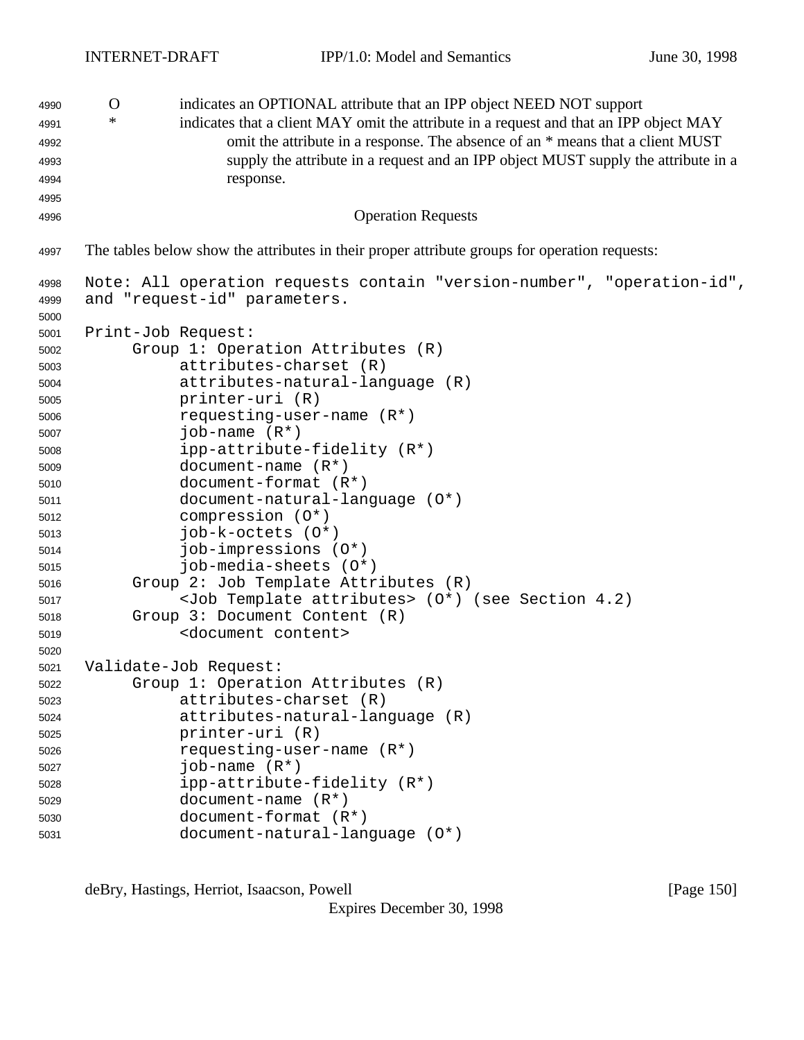O    indicates an OPTIONAL attribute that an IPP object NEED NOT support

*    indicates that a client MAY omit the attribute in a request and that an IPP object MAY omit the attribute in a response. The absence of an * means that a client MUST supply the attribute in a request and an IPP object MUST supply the attribute in a response.

Operation Requests

The tables below show the attributes in their proper attribute groups for operation requests:

```
Note: All operation requests contain "version-number", "operation-id",
and "request-id" parameters.

Print-Job Request:
     Group 1: Operation Attributes (R)
          attributes-charset (R)
          attributes-natural-language (R)
          printer-uri (R)
          requesting-user-name (R*)
          job-name (R*)
          ipp-attribute-fidelity (R*)
          document-name (R*)
          document-format (R*)
          document-natural-language (O*)
          compression (O*)
          job-k-octets (O*)
          job-impressions (O*)
          job-media-sheets (O*)
     Group 2: Job Template Attributes (R)
          <Job Template attributes> (O*) (see Section 4.2)
     Group 3: Document Content (R)
          <document content>

Validate-Job Request:
     Group 1: Operation Attributes (R)
          attributes-charset (R)
          attributes-natural-language (R)
          printer-uri (R)
          requesting-user-name (R*)
          job-name (R*)
          ipp-attribute-fidelity (R*)
          document-name (R*)
          document-format (R*)
          document-natural-language (O*)
```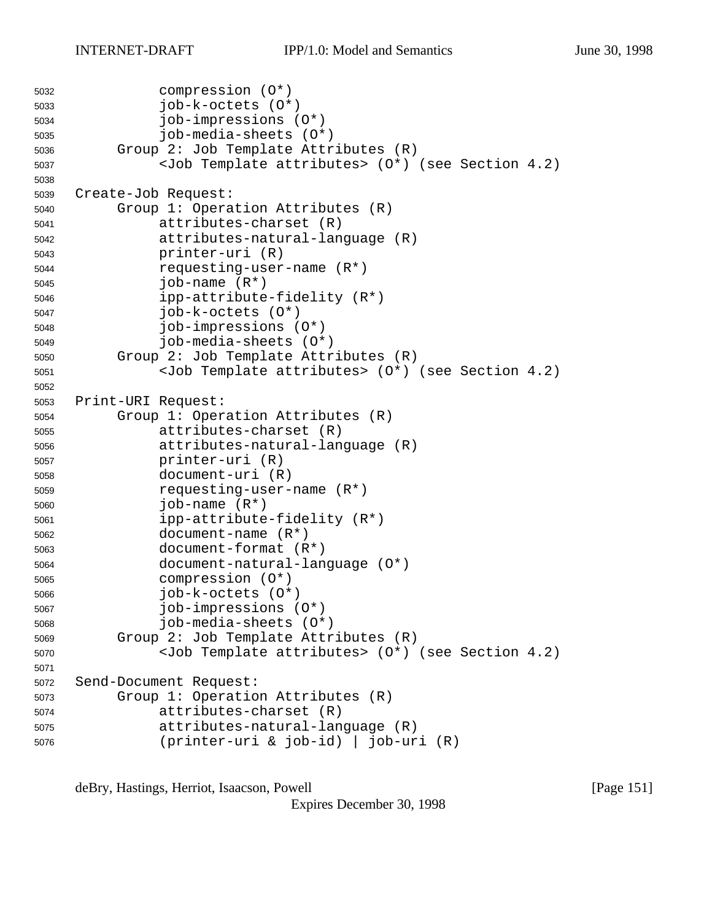```
          compression (O*)
          job-k-octets (O*)
          job-impressions (O*)
          job-media-sheets (O*)
     Group 2: Job Template Attributes (R)
          <Job Template attributes> (O*) (see Section 4.2)

Create-Job Request:
     Group 1: Operation Attributes (R)
          attributes-charset (R)
          attributes-natural-language (R)
          printer-uri (R)
          requesting-user-name (R*)
          job-name (R*)
          ipp-attribute-fidelity (R*)
          job-k-octets (O*)
          job-impressions (O*)
          job-media-sheets (O*)
     Group 2: Job Template Attributes (R)
          <Job Template attributes> (O*) (see Section 4.2)

Print-URI Request:
     Group 1: Operation Attributes (R)
          attributes-charset (R)
          attributes-natural-language (R)
          printer-uri (R)
          document-uri (R)
          requesting-user-name (R*)
          job-name (R*)
          ipp-attribute-fidelity (R*)
          document-name (R*)
          document-format (R*)
          document-natural-language (O*)
          compression (O*)
          job-k-octets (O*)
          job-impressions (O*)
          job-media-sheets (O*)
     Group 2: Job Template Attributes (R)
          <Job Template attributes> (O*) (see Section 4.2)

Send-Document Request:
     Group 1: Operation Attributes (R)
          attributes-charset (R)
          attributes-natural-language (R)
          (printer-uri & job-id) | job-uri (R)
```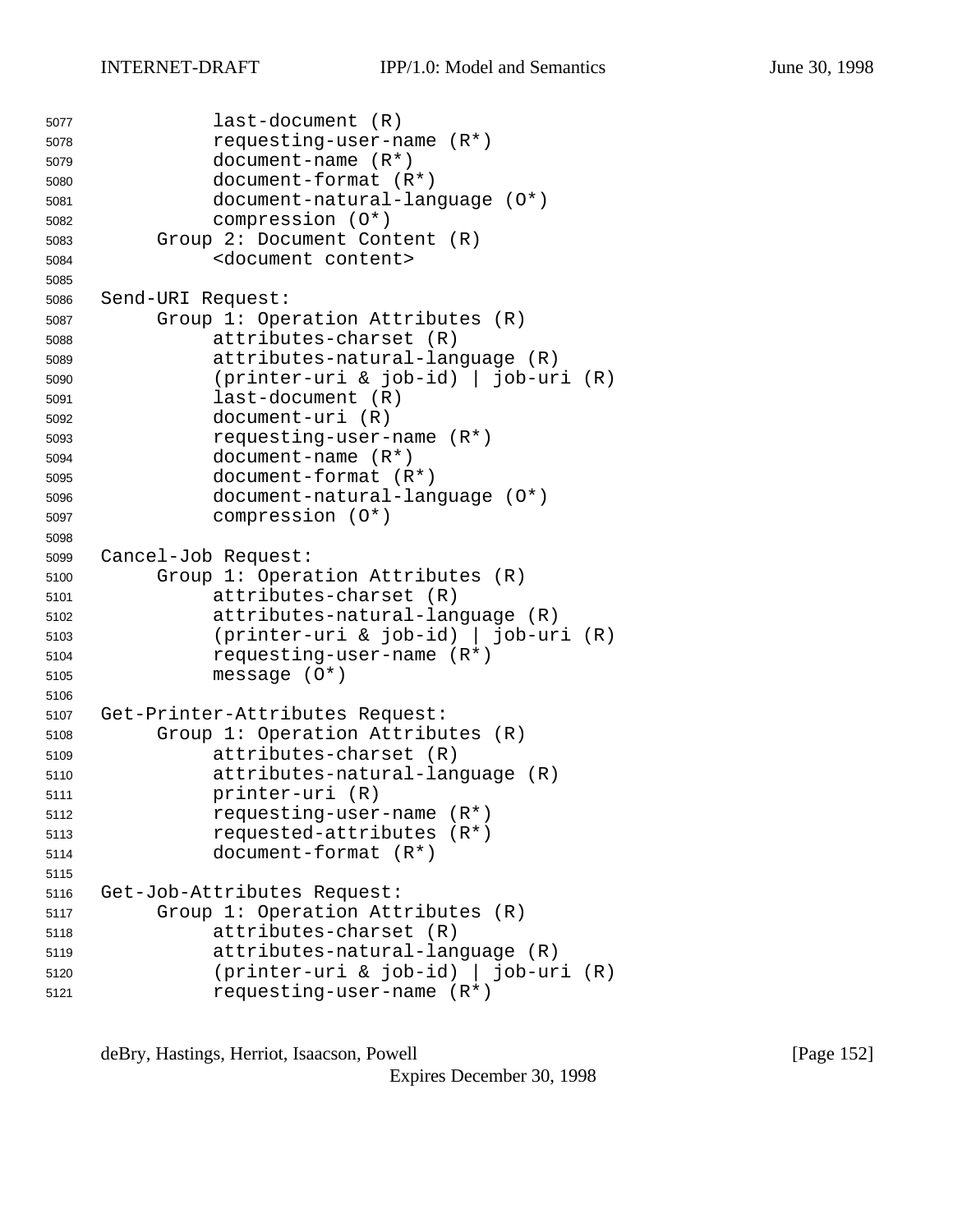```
          last-document (R)
          requesting-user-name (R*)
          document-name (R*)
          document-format (R*)
          document-natural-language (O*)
          compression (O*)
     Group 2: Document Content (R)
          <document content>

Send-URI Request:
     Group 1: Operation Attributes (R)
          attributes-charset (R)
          attributes-natural-language (R)
          (printer-uri & job-id) | job-uri (R)
          last-document (R)
          document-uri (R)
          requesting-user-name (R*)
          document-name (R*)
          document-format (R*)
          document-natural-language (O*)
          compression (O*)

Cancel-Job Request:
     Group 1: Operation Attributes (R)
          attributes-charset (R)
          attributes-natural-language (R)
          (printer-uri & job-id) | job-uri (R)
          requesting-user-name (R*)
          message (O*)

Get-Printer-Attributes Request:
     Group 1: Operation Attributes (R)
          attributes-charset (R)
          attributes-natural-language (R)
          printer-uri (R)
          requesting-user-name (R*)
          requested-attributes (R*)
          document-format (R*)

Get-Job-Attributes Request:
     Group 1: Operation Attributes (R)
          attributes-charset (R)
          attributes-natural-language (R)
          (printer-uri & job-id) | job-uri (R)
          requesting-user-name (R*)
```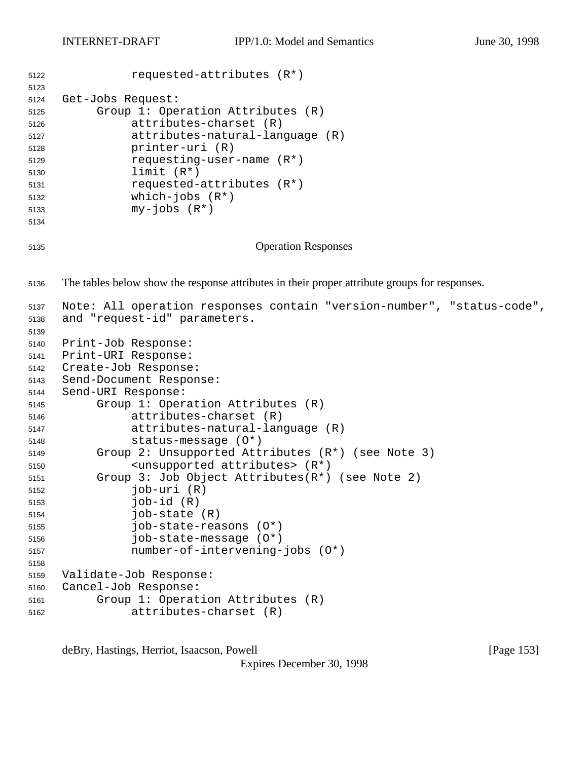```
          requested-attributes (R*)

Get-Jobs Request:
     Group 1: Operation Attributes (R)
          attributes-charset (R)
          attributes-natural-language (R)
          printer-uri (R)
          requesting-user-name (R*)
          limit (R*)
          requested-attributes (R*)
          which-jobs (R*)
          my-jobs (R*)
```

Operation Responses

The tables below show the response attributes in their proper attribute groups for responses.

```
Note: All operation responses contain "version-number", "status-code",
and "request-id" parameters.

Print-Job Response:
Print-URI Response:
Create-Job Response:
Send-Document Response:
Send-URI Response:
     Group 1: Operation Attributes (R)
          attributes-charset (R)
          attributes-natural-language (R)
          status-message (O*)
     Group 2: Unsupported Attributes (R*) (see Note 3)
          <unsupported attributes> (R*)
     Group 3: Job Object Attributes(R*) (see Note 2)
          job-uri (R)
          job-id (R)
          job-state (R)
          job-state-reasons (O*)
          job-state-message (O*)
          number-of-intervening-jobs (O*)

Validate-Job Response:
Cancel-Job Response:
     Group 1: Operation Attributes (R)
          attributes-charset (R)
```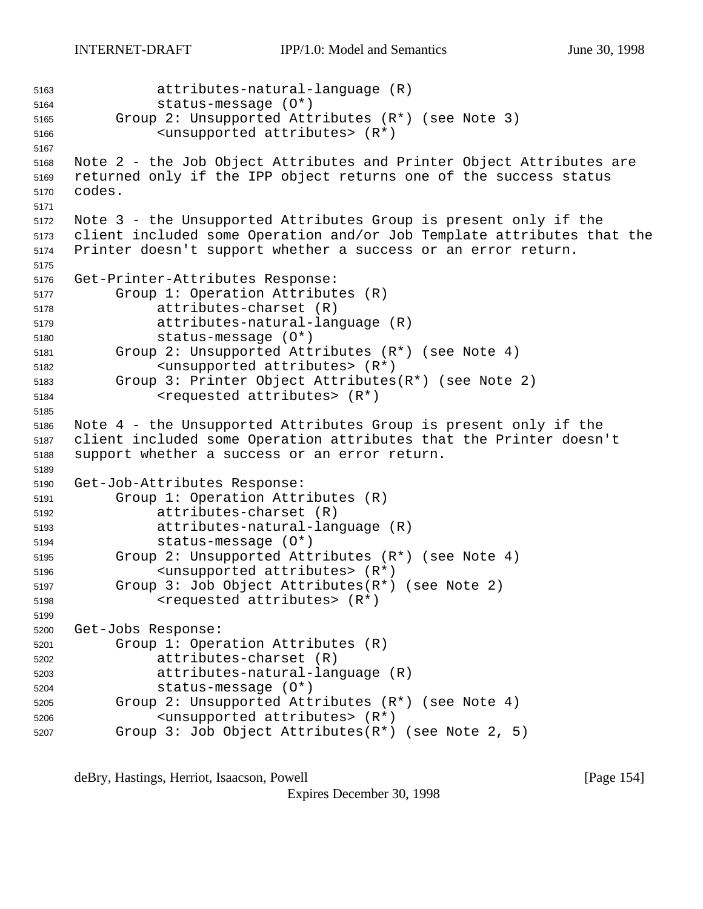```
          attributes-natural-language (R)
          status-message (O*)
     Group 2: Unsupported Attributes (R*) (see Note 3)
          <unsupported attributes> (R*)
```

Note 2 - the Job Object Attributes and Printer Object Attributes are returned only if the IPP object returns one of the success status codes.

Note 3 - the Unsupported Attributes Group is present only if the client included some Operation and/or Job Template attributes that the Printer doesn't support whether a success or an error return.

```
Get-Printer-Attributes Response:
     Group 1: Operation Attributes (R)
          attributes-charset (R)
          attributes-natural-language (R)
          status-message (O*)
     Group 2: Unsupported Attributes (R*) (see Note 4)
          <unsupported attributes> (R*)
     Group 3: Printer Object Attributes(R*) (see Note 2)
          <requested attributes> (R*)
```

Note 4 - the Unsupported Attributes Group is present only if the client included some Operation attributes that the Printer doesn't support whether a success or an error return.

```
Get-Job-Attributes Response:
     Group 1: Operation Attributes (R)
          attributes-charset (R)
          attributes-natural-language (R)
          status-message (O*)
     Group 2: Unsupported Attributes (R*) (see Note 4)
          <unsupported attributes> (R*)
     Group 3: Job Object Attributes(R*) (see Note 2)
          <requested attributes> (R*)

Get-Jobs Response:
     Group 1: Operation Attributes (R)
          attributes-charset (R)
          attributes-natural-language (R)
          status-message (O*)
     Group 2: Unsupported Attributes (R*) (see Note 4)
          <unsupported attributes> (R*)
     Group 3: Job Object Attributes(R*) (see Note 2, 5)
```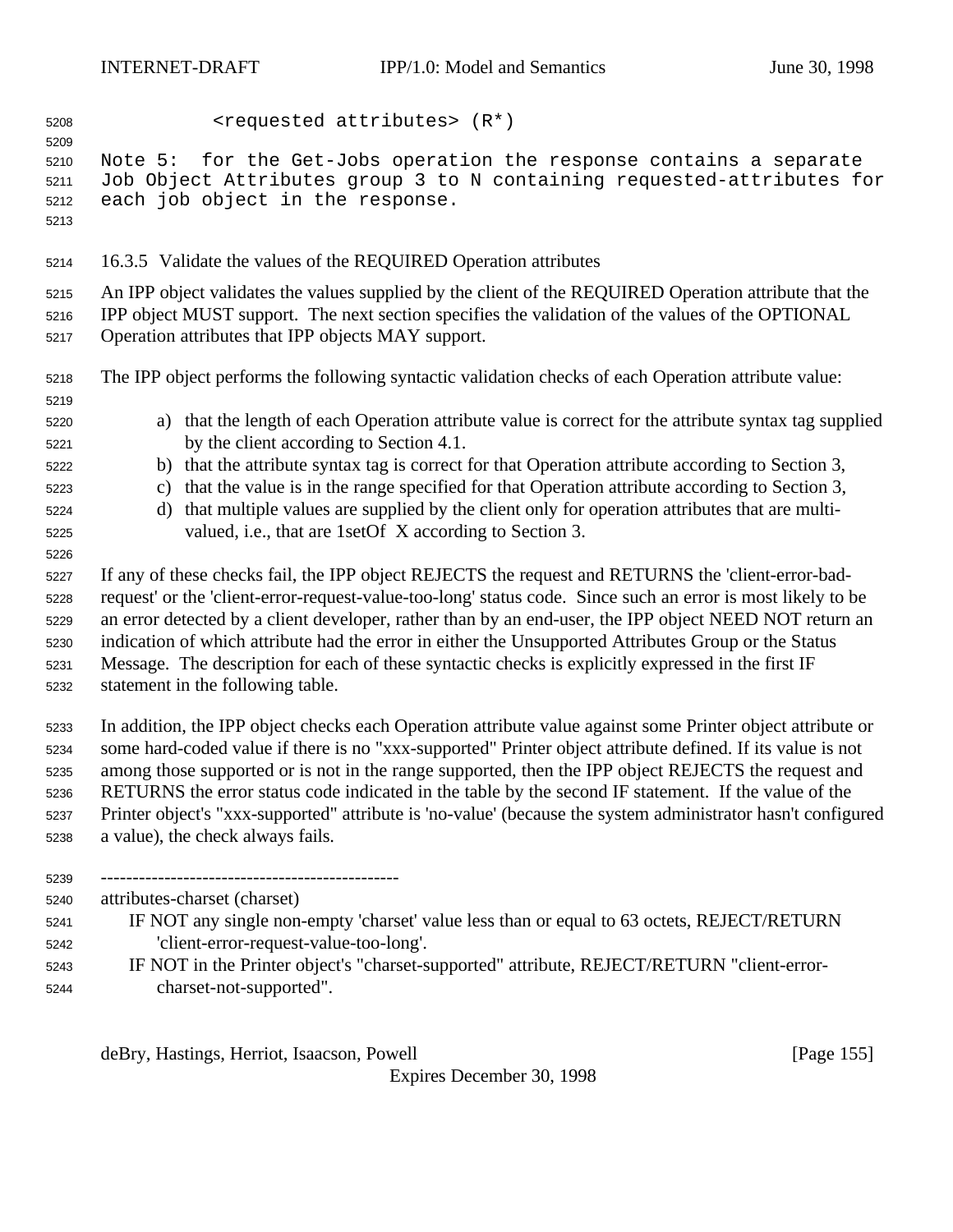```
        <requested attributes> (R*)

Note 5:  for the Get-Jobs operation the response contains a separate
Job Object Attributes group 3 to N containing requested-attributes for
each job object in the response.
```

### 16.3.5 Validate the values of the REQUIRED Operation attributes

An IPP object validates the values supplied by the client of the REQUIRED Operation attribute that the IPP object MUST support. The next section specifies the validation of the values of the OPTIONAL Operation attributes that IPP objects MAY support.

The IPP object performs the following syntactic validation checks of each Operation attribute value:

a) that the length of each Operation attribute value is correct for the attribute syntax tag supplied by the client according to Section 4.1.
b) that the attribute syntax tag is correct for that Operation attribute according to Section 3,
c) that the value is in the range specified for that Operation attribute according to Section 3,
d) that multiple values are supplied by the client only for operation attributes that are multi-valued, i.e., that are 1setOf X according to Section 3.

If any of these checks fail, the IPP object REJECTS the request and RETURNS the 'client-error-bad-request' or the 'client-error-request-value-too-long' status code. Since such an error is most likely to be an error detected by a client developer, rather than by an end-user, the IPP object NEED NOT return an indication of which attribute had the error in either the Unsupported Attributes Group or the Status Message. The description for each of these syntactic checks is explicitly expressed in the first IF statement in the following table.

In addition, the IPP object checks each Operation attribute value against some Printer object attribute or some hard-coded value if there is no "xxx-supported" Printer object attribute defined. If its value is not among those supported or is not in the range supported, then the IPP object REJECTS the request and RETURNS the error status code indicated in the table by the second IF statement. If the value of the Printer object's "xxx-supported" attribute is 'no-value' (because the system administrator hasn't configured a value), the check always fails.

-----------------------------------------------

attributes-charset (charset)

IF NOT any single non-empty 'charset' value less than or equal to 63 octets, REJECT/RETURN 'client-error-request-value-too-long'.

IF NOT in the Printer object's "charset-supported" attribute, REJECT/RETURN "client-error-charset-not-supported".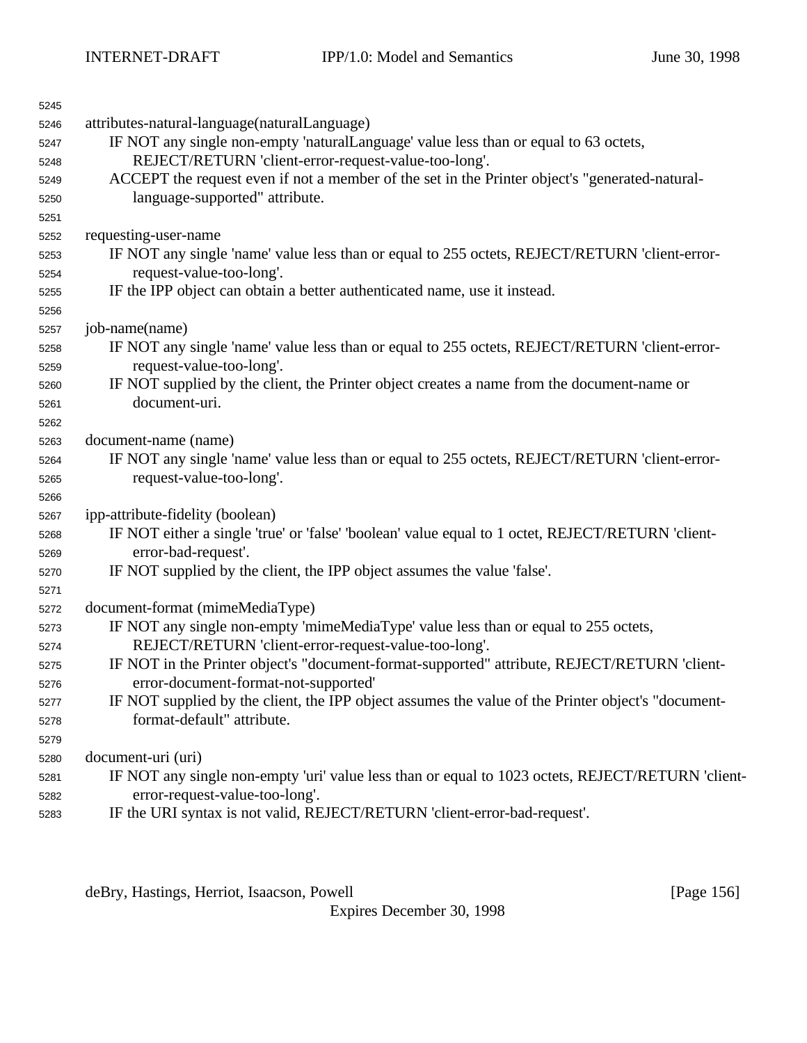attributes-natural-language(naturalLanguage)

  IF NOT any single non-empty 'naturalLanguage' value less than or equal to 63 octets, REJECT/RETURN 'client-error-request-value-too-long'.

  ACCEPT the request even if not a member of the set in the Printer object's "generated-natural-language-supported" attribute.

requesting-user-name

  IF NOT any single 'name' value less than or equal to 255 octets, REJECT/RETURN 'client-error-request-value-too-long'.

  IF the IPP object can obtain a better authenticated name, use it instead.

job-name(name)

  IF NOT any single 'name' value less than or equal to 255 octets, REJECT/RETURN 'client-error-request-value-too-long'.

  IF NOT supplied by the client, the Printer object creates a name from the document-name or document-uri.

document-name (name)

  IF NOT any single 'name' value less than or equal to 255 octets, REJECT/RETURN 'client-error-request-value-too-long'.

ipp-attribute-fidelity (boolean)

  IF NOT either a single 'true' or 'false' 'boolean' value equal to 1 octet, REJECT/RETURN 'client-error-bad-request'.

  IF NOT supplied by the client, the IPP object assumes the value 'false'.

document-format (mimeMediaType)

  IF NOT any single non-empty 'mimeMediaType' value less than or equal to 255 octets, REJECT/RETURN 'client-error-request-value-too-long'.

  IF NOT in the Printer object's "document-format-supported" attribute, REJECT/RETURN 'client-error-document-format-not-supported'

  IF NOT supplied by the client, the IPP object assumes the value of the Printer object's "document-format-default" attribute.

document-uri (uri)

  IF NOT any single non-empty 'uri' value less than or equal to 1023 octets, REJECT/RETURN 'client-error-request-value-too-long'.

  IF the URI syntax is not valid, REJECT/RETURN 'client-error-bad-request'.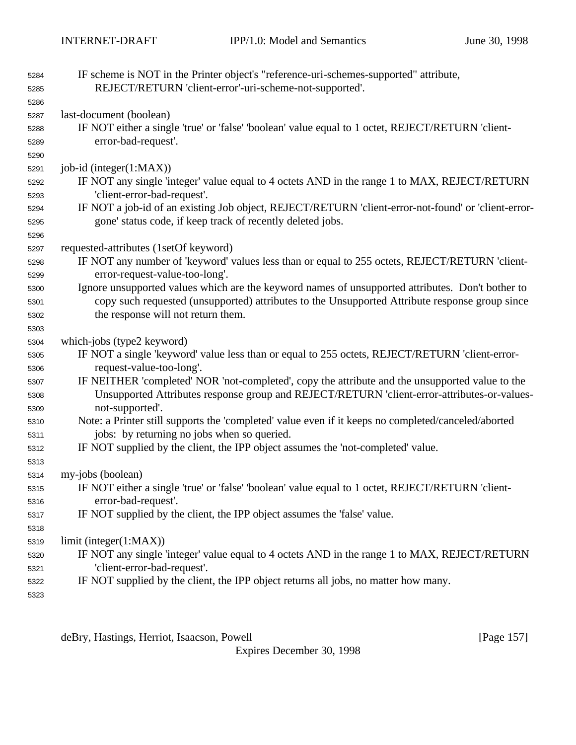IF scheme is NOT in the Printer object's "reference-uri-schemes-supported" attribute, REJECT/RETURN 'client-error'-uri-scheme-not-supported'.

last-document (boolean)

IF NOT either a single 'true' or 'false' 'boolean' value equal to 1 octet, REJECT/RETURN 'client-error-bad-request'.

job-id (integer(1:MAX))

IF NOT any single 'integer' value equal to 4 octets AND in the range 1 to MAX, REJECT/RETURN 'client-error-bad-request'.

IF NOT a job-id of an existing Job object, REJECT/RETURN 'client-error-not-found' or 'client-error-gone' status code, if keep track of recently deleted jobs.

requested-attributes (1setOf keyword)

IF NOT any number of 'keyword' values less than or equal to 255 octets, REJECT/RETURN 'client-error-request-value-too-long'.

Ignore unsupported values which are the keyword names of unsupported attributes. Don't bother to copy such requested (unsupported) attributes to the Unsupported Attribute response group since the response will not return them.

which-jobs (type2 keyword)

IF NOT a single 'keyword' value less than or equal to 255 octets, REJECT/RETURN 'client-error-request-value-too-long'.

IF NEITHER 'completed' NOR 'not-completed', copy the attribute and the unsupported value to the Unsupported Attributes response group and REJECT/RETURN 'client-error-attributes-or-values-not-supported'.

Note: a Printer still supports the 'completed' value even if it keeps no completed/canceled/aborted jobs: by returning no jobs when so queried.

IF NOT supplied by the client, the IPP object assumes the 'not-completed' value.

my-jobs (boolean)

IF NOT either a single 'true' or 'false' 'boolean' value equal to 1 octet, REJECT/RETURN 'client-error-bad-request'.

IF NOT supplied by the client, the IPP object assumes the 'false' value.

limit (integer(1:MAX))

IF NOT any single 'integer' value equal to 4 octets AND in the range 1 to MAX, REJECT/RETURN 'client-error-bad-request'.

IF NOT supplied by the client, the IPP object returns all jobs, no matter how many.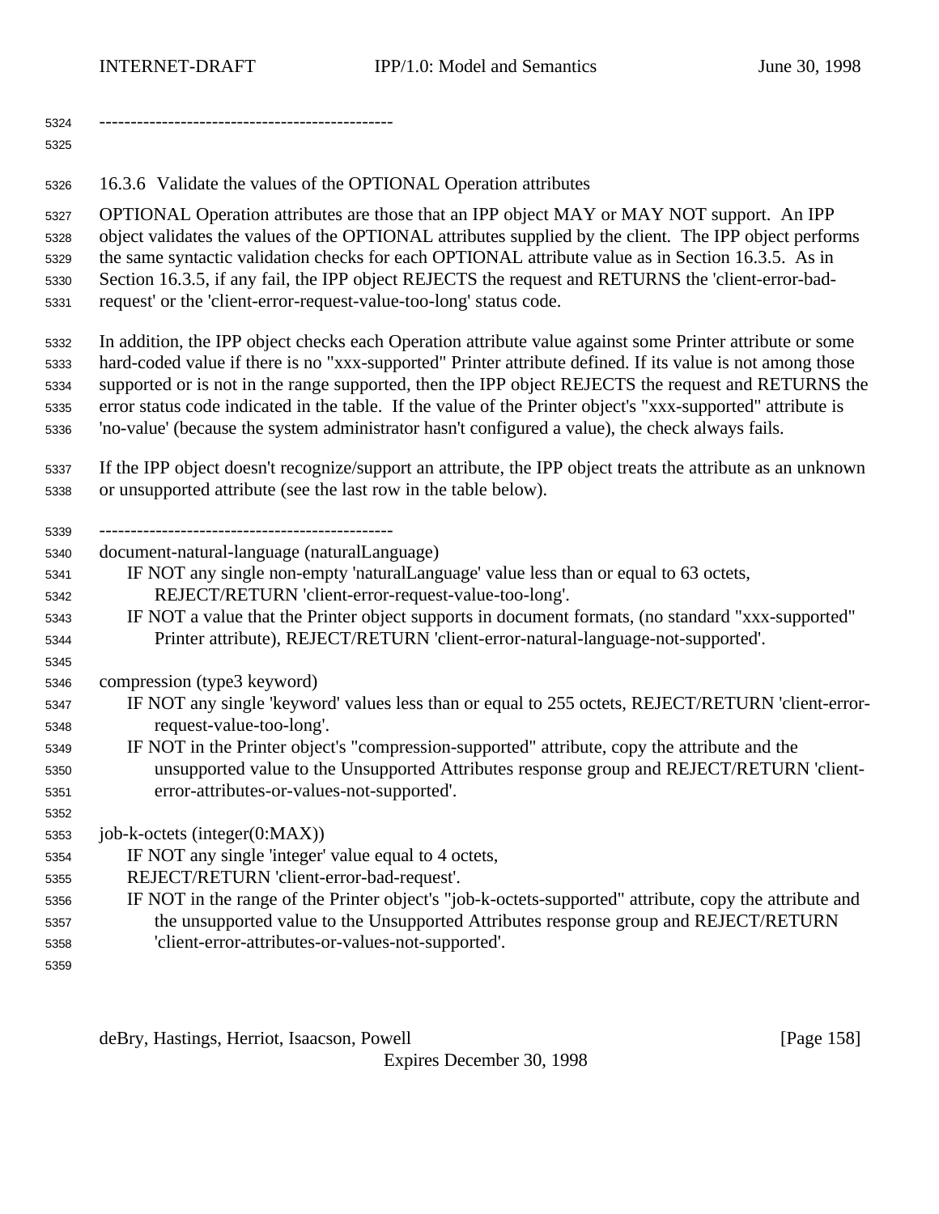-----------------------------------------------

### 16.3.6 Validate the values of the OPTIONAL Operation attributes

OPTIONAL Operation attributes are those that an IPP object MAY or MAY NOT support. An IPP object validates the values of the OPTIONAL attributes supplied by the client. The IPP object performs the same syntactic validation checks for each OPTIONAL attribute value as in Section 16.3.5. As in Section 16.3.5, if any fail, the IPP object REJECTS the request and RETURNS the 'client-error-bad-request' or the 'client-error-request-value-too-long' status code.

In addition, the IPP object checks each Operation attribute value against some Printer attribute or some hard-coded value if there is no "xxx-supported" Printer attribute defined. If its value is not among those supported or is not in the range supported, then the IPP object REJECTS the request and RETURNS the error status code indicated in the table. If the value of the Printer object's "xxx-supported" attribute is 'no-value' (because the system administrator hasn't configured a value), the check always fails.

If the IPP object doesn't recognize/support an attribute, the IPP object treats the attribute as an unknown or unsupported attribute (see the last row in the table below).

-----------------------------------------------

document-natural-language (naturalLanguage)
- IF NOT any single non-empty 'naturalLanguage' value less than or equal to 63 octets, REJECT/RETURN 'client-error-request-value-too-long'.
- IF NOT a value that the Printer object supports in document formats, (no standard "xxx-supported" Printer attribute), REJECT/RETURN 'client-error-natural-language-not-supported'.

compression (type3 keyword)
- IF NOT any single 'keyword' values less than or equal to 255 octets, REJECT/RETURN 'client-error-request-value-too-long'.
- IF NOT in the Printer object's "compression-supported" attribute, copy the attribute and the unsupported value to the Unsupported Attributes response group and REJECT/RETURN 'client-error-attributes-or-values-not-supported'.

job-k-octets (integer(0:MAX))
- IF NOT any single 'integer' value equal to 4 octets, REJECT/RETURN 'client-error-bad-request'.
- IF NOT in the range of the Printer object's "job-k-octets-supported" attribute, copy the attribute and the unsupported value to the Unsupported Attributes response group and REJECT/RETURN 'client-error-attributes-or-values-not-supported'.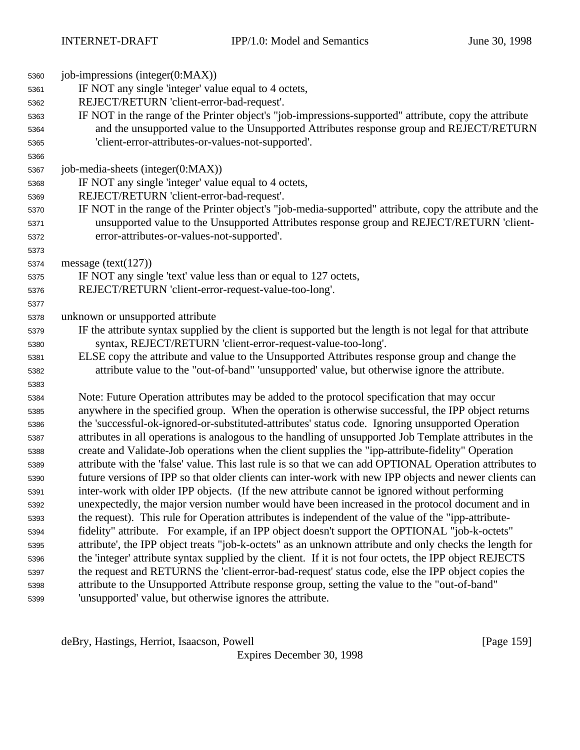job-impressions (integer(0:MAX))

IF NOT any single 'integer' value equal to 4 octets,
REJECT/RETURN 'client-error-bad-request'.
IF NOT in the range of the Printer object's "job-impressions-supported" attribute, copy the attribute and the unsupported value to the Unsupported Attributes response group and REJECT/RETURN 'client-error-attributes-or-values-not-supported'.

job-media-sheets (integer(0:MAX))

IF NOT any single 'integer' value equal to 4 octets,
REJECT/RETURN 'client-error-bad-request'.
IF NOT in the range of the Printer object's "job-media-supported" attribute, copy the attribute and the unsupported value to the Unsupported Attributes response group and REJECT/RETURN 'client-error-attributes-or-values-not-supported'.

message (text(127))

IF NOT any single 'text' value less than or equal to 127 octets,
REJECT/RETURN 'client-error-request-value-too-long'.

unknown or unsupported attribute

IF the attribute syntax supplied by the client is supported but the length is not legal for that attribute syntax, REJECT/RETURN 'client-error-request-value-too-long'.
ELSE copy the attribute and value to the Unsupported Attributes response group and change the attribute value to the "out-of-band" 'unsupported' value, but otherwise ignore the attribute.

Note: Future Operation attributes may be added to the protocol specification that may occur anywhere in the specified group. When the operation is otherwise successful, the IPP object returns the 'successful-ok-ignored-or-substituted-attributes' status code. Ignoring unsupported Operation attributes in all operations is analogous to the handling of unsupported Job Template attributes in the create and Validate-Job operations when the client supplies the "ipp-attribute-fidelity" Operation attribute with the 'false' value. This last rule is so that we can add OPTIONAL Operation attributes to future versions of IPP so that older clients can inter-work with new IPP objects and newer clients can inter-work with older IPP objects. (If the new attribute cannot be ignored without performing unexpectedly, the major version number would have been increased in the protocol document and in the request). This rule for Operation attributes is independent of the value of the "ipp-attribute-fidelity" attribute. For example, if an IPP object doesn't support the OPTIONAL "job-k-octets" attribute', the IPP object treats "job-k-octets" as an unknown attribute and only checks the length for the 'integer' attribute syntax supplied by the client. If it is not four octets, the IPP object REJECTS the request and RETURNS the 'client-error-bad-request' status code, else the IPP object copies the attribute to the Unsupported Attribute response group, setting the value to the "out-of-band" 'unsupported' value, but otherwise ignores the attribute.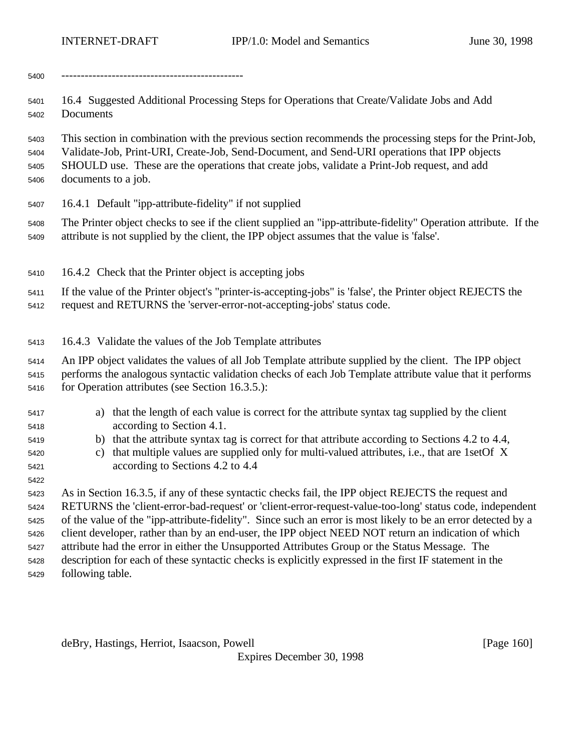----------------------------------------------

## 16.4 Suggested Additional Processing Steps for Operations that Create/Validate Jobs and Add Documents

This section in combination with the previous section recommends the processing steps for the Print-Job, Validate-Job, Print-URI, Create-Job, Send-Document, and Send-URI operations that IPP objects SHOULD use. These are the operations that create jobs, validate a Print-Job request, and add documents to a job.

### 16.4.1 Default "ipp-attribute-fidelity" if not supplied

The Printer object checks to see if the client supplied an "ipp-attribute-fidelity" Operation attribute. If the attribute is not supplied by the client, the IPP object assumes that the value is 'false'.

### 16.4.2 Check that the Printer object is accepting jobs

If the value of the Printer object's "printer-is-accepting-jobs" is 'false', the Printer object REJECTS the request and RETURNS the 'server-error-not-accepting-jobs' status code.

### 16.4.3 Validate the values of the Job Template attributes

An IPP object validates the values of all Job Template attribute supplied by the client. The IPP object performs the analogous syntactic validation checks of each Job Template attribute value that it performs for Operation attributes (see Section 16.3.5.):

a) that the length of each value is correct for the attribute syntax tag supplied by the client according to Section 4.1.
b) that the attribute syntax tag is correct for that attribute according to Sections 4.2 to 4.4,
c) that multiple values are supplied only for multi-valued attributes, i.e., that are 1setOf X according to Sections 4.2 to 4.4

As in Section 16.3.5, if any of these syntactic checks fail, the IPP object REJECTS the request and RETURNS the 'client-error-bad-request' or 'client-error-request-value-too-long' status code, independent of the value of the "ipp-attribute-fidelity". Since such an error is most likely to be an error detected by a client developer, rather than by an end-user, the IPP object NEED NOT return an indication of which attribute had the error in either the Unsupported Attributes Group or the Status Message. The description for each of these syntactic checks is explicitly expressed in the first IF statement in the following table.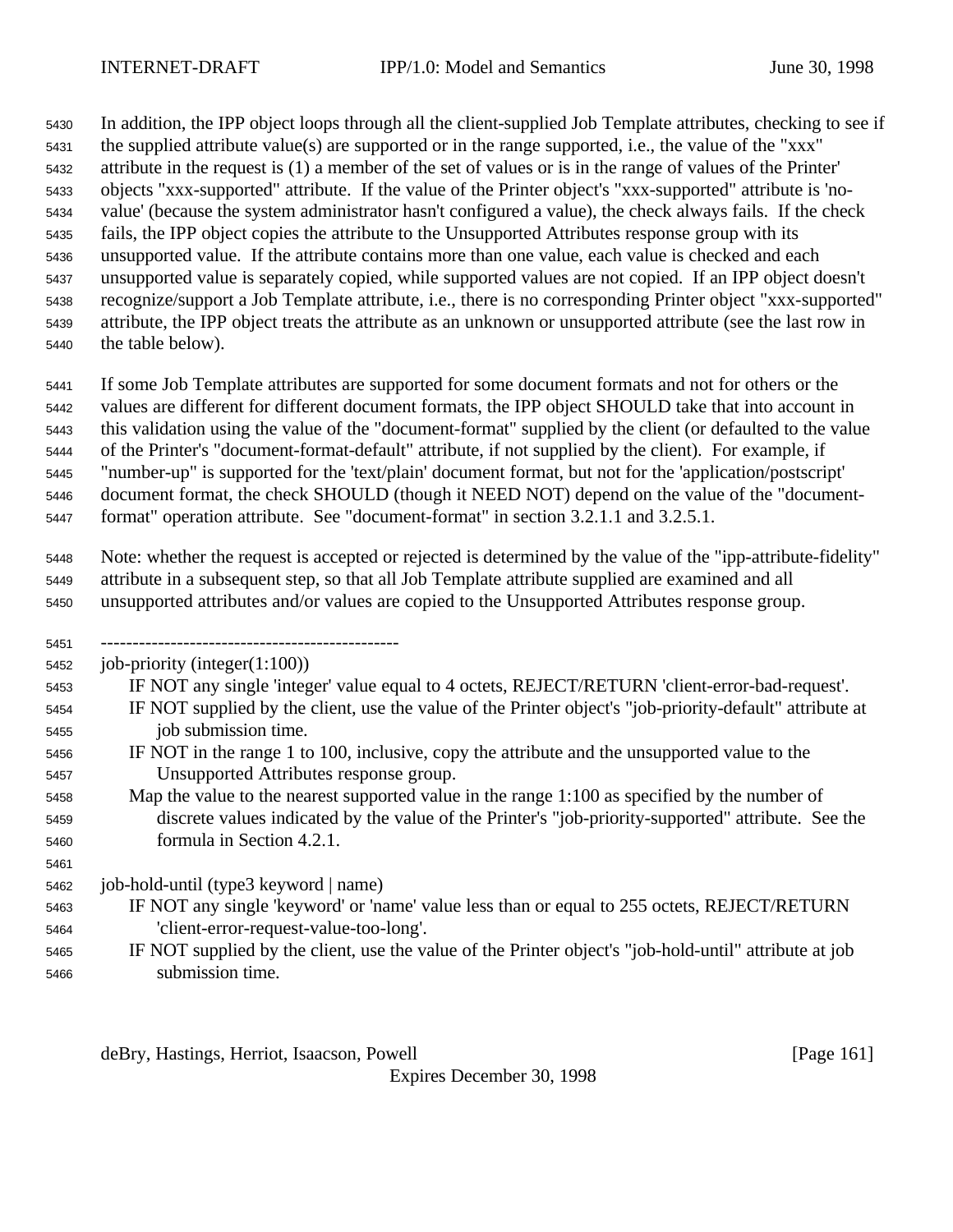In addition, the IPP object loops through all the client-supplied Job Template attributes, checking to see if the supplied attribute value(s) are supported or in the range supported, i.e., the value of the "xxx" attribute in the request is (1) a member of the set of values or is in the range of values of the Printer' objects "xxx-supported" attribute. If the value of the Printer object's "xxx-supported" attribute is 'no-value' (because the system administrator hasn't configured a value), the check always fails. If the check fails, the IPP object copies the attribute to the Unsupported Attributes response group with its unsupported value. If the attribute contains more than one value, each value is checked and each unsupported value is separately copied, while supported values are not copied. If an IPP object doesn't recognize/support a Job Template attribute, i.e., there is no corresponding Printer object "xxx-supported" attribute, the IPP object treats the attribute as an unknown or unsupported attribute (see the last row in the table below).

If some Job Template attributes are supported for some document formats and not for others or the values are different for different document formats, the IPP object SHOULD take that into account in this validation using the value of the "document-format" supplied by the client (or defaulted to the value of the Printer's "document-format-default" attribute, if not supplied by the client). For example, if "number-up" is supported for the 'text/plain' document format, but not for the 'application/postscript' document format, the check SHOULD (though it NEED NOT) depend on the value of the "document-format" operation attribute. See "document-format" in section 3.2.1.1 and 3.2.5.1.

Note: whether the request is accepted or rejected is determined by the value of the "ipp-attribute-fidelity" attribute in a subsequent step, so that all Job Template attribute supplied are examined and all unsupported attributes and/or values are copied to the Unsupported Attributes response group.

-----------------------------------------------

job-priority (integer(1:100))

- IF NOT any single 'integer' value equal to 4 octets, REJECT/RETURN 'client-error-bad-request'.
- IF NOT supplied by the client, use the value of the Printer object's "job-priority-default" attribute at job submission time.
- IF NOT in the range 1 to 100, inclusive, copy the attribute and the unsupported value to the Unsupported Attributes response group.
- Map the value to the nearest supported value in the range 1:100 as specified by the number of discrete values indicated by the value of the Printer's "job-priority-supported" attribute. See the formula in Section 4.2.1.

job-hold-until (type3 keyword | name)

- IF NOT any single 'keyword' or 'name' value less than or equal to 255 octets, REJECT/RETURN 'client-error-request-value-too-long'.
- IF NOT supplied by the client, use the value of the Printer object's "job-hold-until" attribute at job submission time.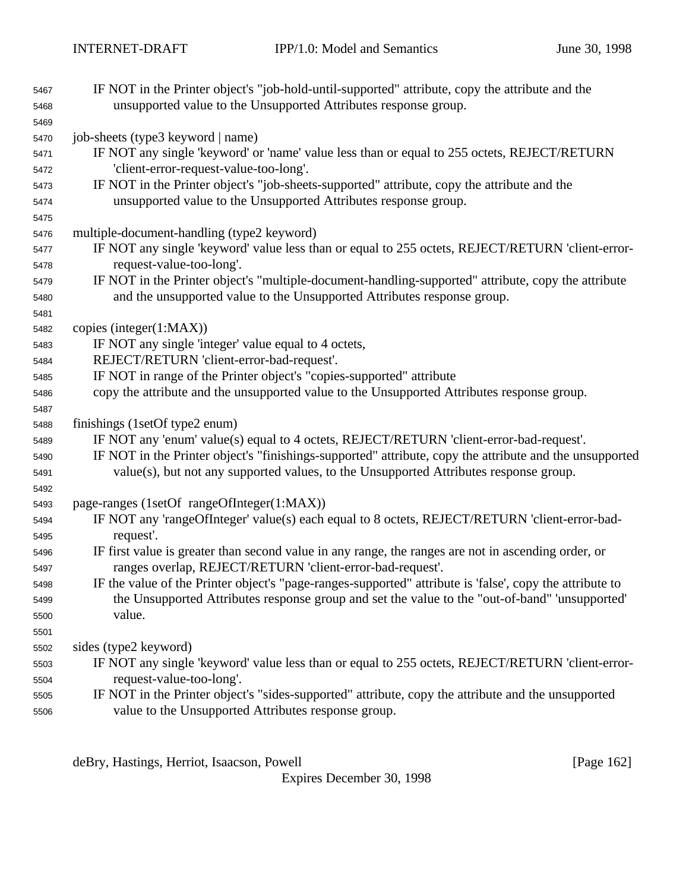IF NOT in the Printer object's "job-hold-until-supported" attribute, copy the attribute and the unsupported value to the Unsupported Attributes response group.

job-sheets (type3 keyword | name)
    IF NOT any single 'keyword' or 'name' value less than or equal to 255 octets, REJECT/RETURN 'client-error-request-value-too-long'.
    IF NOT in the Printer object's "job-sheets-supported" attribute, copy the attribute and the unsupported value to the Unsupported Attributes response group.

multiple-document-handling (type2 keyword)
    IF NOT any single 'keyword' value less than or equal to 255 octets, REJECT/RETURN 'client-error-request-value-too-long'.
    IF NOT in the Printer object's "multiple-document-handling-supported" attribute, copy the attribute and the unsupported value to the Unsupported Attributes response group.

copies (integer(1:MAX))
    IF NOT any single 'integer' value equal to 4 octets,
    REJECT/RETURN 'client-error-bad-request'.
    IF NOT in range of the Printer object's "copies-supported" attribute
    copy the attribute and the unsupported value to the Unsupported Attributes response group.

finishings (1setOf type2 enum)
    IF NOT any 'enum' value(s) equal to 4 octets, REJECT/RETURN 'client-error-bad-request'.
    IF NOT in the Printer object's "finishings-supported" attribute, copy the attribute and the unsupported value(s), but not any supported values, to the Unsupported Attributes response group.

page-ranges (1setOf rangeOfInteger(1:MAX))
    IF NOT any 'rangeOfInteger' value(s) each equal to 8 octets, REJECT/RETURN 'client-error-bad-request'.
    IF first value is greater than second value in any range, the ranges are not in ascending order, or ranges overlap, REJECT/RETURN 'client-error-bad-request'.
    IF the value of the Printer object's "page-ranges-supported" attribute is 'false', copy the attribute to the Unsupported Attributes response group and set the value to the "out-of-band" 'unsupported' value.

sides (type2 keyword)
    IF NOT any single 'keyword' value less than or equal to 255 octets, REJECT/RETURN 'client-error-request-value-too-long'.
    IF NOT in the Printer object's "sides-supported" attribute, copy the attribute and the unsupported value to the Unsupported Attributes response group.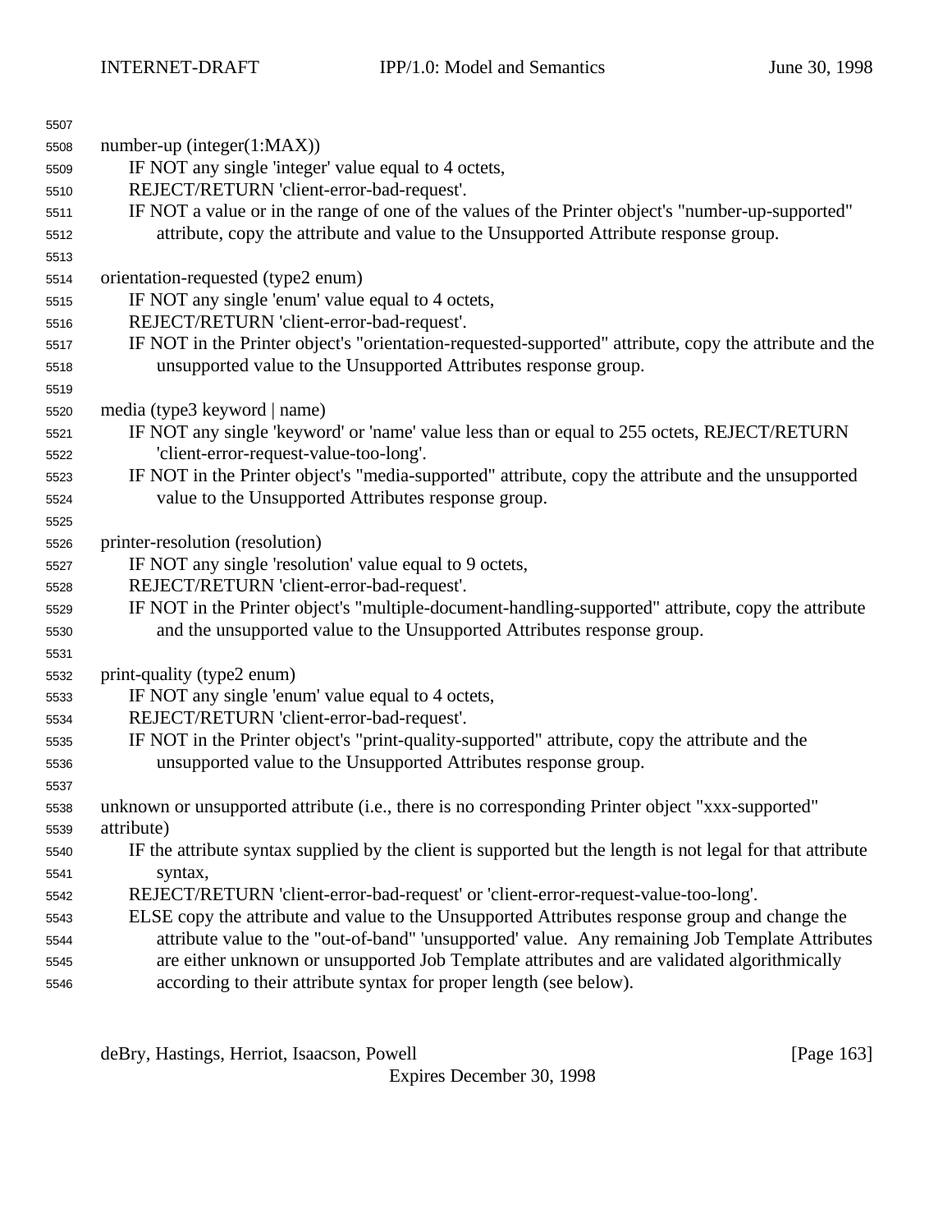number-up (integer(1:MAX))

IF NOT any single 'integer' value equal to 4 octets,

REJECT/RETURN 'client-error-bad-request'.

IF NOT a value or in the range of one of the values of the Printer object's "number-up-supported" attribute, copy the attribute and value to the Unsupported Attribute response group.

orientation-requested (type2 enum)

IF NOT any single 'enum' value equal to 4 octets,

REJECT/RETURN 'client-error-bad-request'.

IF NOT in the Printer object's "orientation-requested-supported" attribute, copy the attribute and the unsupported value to the Unsupported Attributes response group.

media (type3 keyword | name)

IF NOT any single 'keyword' or 'name' value less than or equal to 255 octets, REJECT/RETURN 'client-error-request-value-too-long'.

IF NOT in the Printer object's "media-supported" attribute, copy the attribute and the unsupported value to the Unsupported Attributes response group.

printer-resolution (resolution)

IF NOT any single 'resolution' value equal to 9 octets,

REJECT/RETURN 'client-error-bad-request'.

IF NOT in the Printer object's "multiple-document-handling-supported" attribute, copy the attribute and the unsupported value to the Unsupported Attributes response group.

print-quality (type2 enum)

IF NOT any single 'enum' value equal to 4 octets,

REJECT/RETURN 'client-error-bad-request'.

IF NOT in the Printer object's "print-quality-supported" attribute, copy the attribute and the unsupported value to the Unsupported Attributes response group.

unknown or unsupported attribute (i.e., there is no corresponding Printer object "xxx-supported" attribute)

IF the attribute syntax supplied by the client is supported but the length is not legal for that attribute syntax,

REJECT/RETURN 'client-error-bad-request' or 'client-error-request-value-too-long'.

ELSE copy the attribute and value to the Unsupported Attributes response group and change the attribute value to the "out-of-band" 'unsupported' value. Any remaining Job Template Attributes are either unknown or unsupported Job Template attributes and are validated algorithmically according to their attribute syntax for proper length (see below).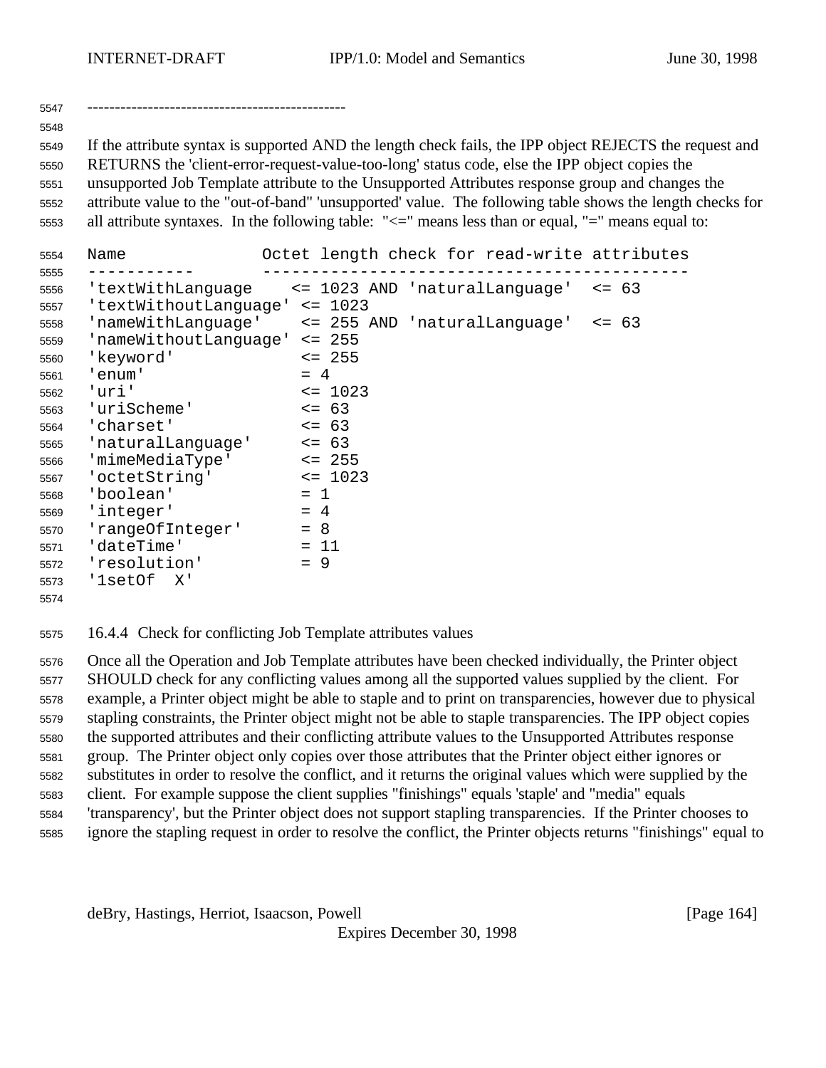----------------------------------------------

If the attribute syntax is supported AND the length check fails, the IPP object REJECTS the request and RETURNS the 'client-error-request-value-too-long' status code, else the IPP object copies the unsupported Job Template attribute to the Unsupported Attributes response group and changes the attribute value to the "out-of-band" 'unsupported' value. The following table shows the length checks for all attribute syntaxes. In the following table: "<=" means less than or equal, "=" means equal to:

```
Name               Octet length check for read-write attributes
-----------        --------------------------------------------
'textWithLanguage    <= 1023 AND 'naturalLanguage'  <= 63
'textWithoutLanguage' <= 1023
'nameWithLanguage'    <= 255 AND 'naturalLanguage'  <= 63
'nameWithoutLanguage' <= 255
'keyword'             <= 255
'enum'                = 4
'uri'                 <= 1023
'uriScheme'           <= 63
'charset'             <= 63
'naturalLanguage'     <= 63
'mimeMediaType'       <= 255
'octetString'         <= 1023
'boolean'             = 1
'integer'             = 4
'rangeOfInteger'      = 8
'dateTime'            = 11
'resolution'          = 9
'1setOf  X'
```

### 16.4.4 Check for conflicting Job Template attributes values

Once all the Operation and Job Template attributes have been checked individually, the Printer object SHOULD check for any conflicting values among all the supported values supplied by the client. For example, a Printer object might be able to staple and to print on transparencies, however due to physical stapling constraints, the Printer object might not be able to staple transparencies. The IPP object copies the supported attributes and their conflicting attribute values to the Unsupported Attributes response group. The Printer object only copies over those attributes that the Printer object either ignores or substitutes in order to resolve the conflict, and it returns the original values which were supplied by the client. For example suppose the client supplies "finishings" equals 'staple' and "media" equals 'transparency', but the Printer object does not support stapling transparencies. If the Printer chooses to ignore the stapling request in order to resolve the conflict, the Printer objects returns "finishings" equal to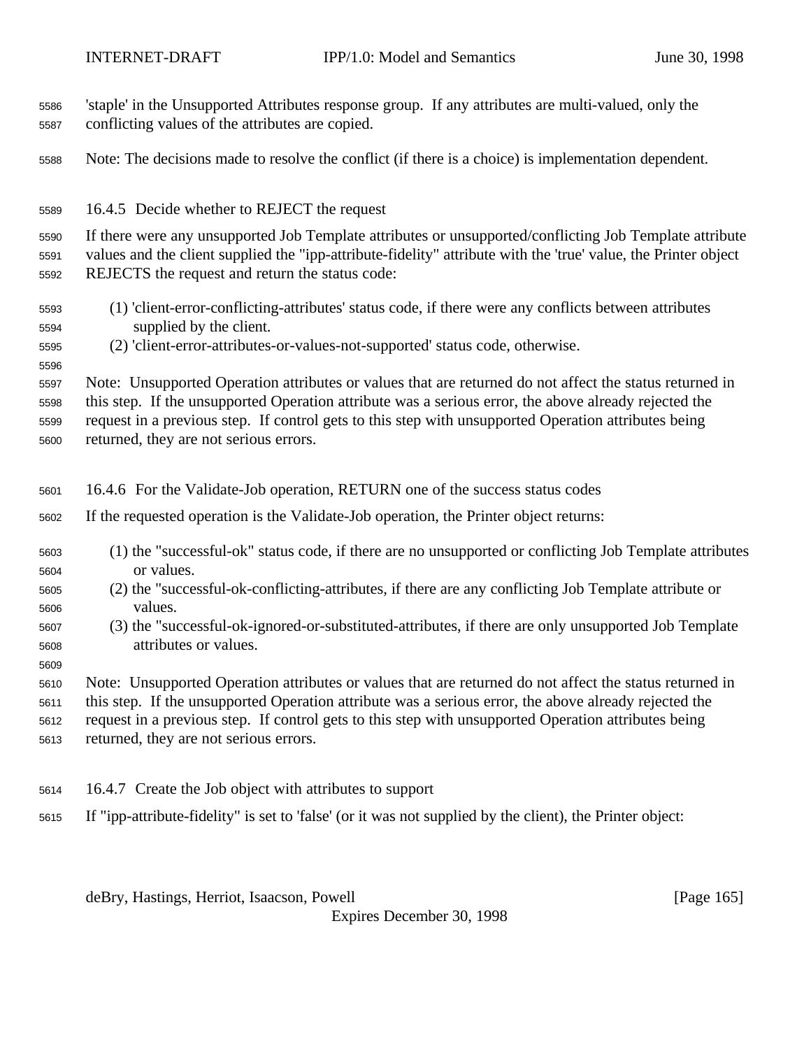'staple' in the Unsupported Attributes response group. If any attributes are multi-valued, only the conflicting values of the attributes are copied.

Note: The decisions made to resolve the conflict (if there is a choice) is implementation dependent.

### 16.4.5 Decide whether to REJECT the request

If there were any unsupported Job Template attributes or unsupported/conflicting Job Template attribute values and the client supplied the "ipp-attribute-fidelity" attribute with the 'true' value, the Printer object REJECTS the request and return the status code:

(1) 'client-error-conflicting-attributes' status code, if there were any conflicts between attributes supplied by the client.
(2) 'client-error-attributes-or-values-not-supported' status code, otherwise.

Note: Unsupported Operation attributes or values that are returned do not affect the status returned in this step. If the unsupported Operation attribute was a serious error, the above already rejected the request in a previous step. If control gets to this step with unsupported Operation attributes being returned, they are not serious errors.

### 16.4.6 For the Validate-Job operation, RETURN one of the success status codes

If the requested operation is the Validate-Job operation, the Printer object returns:

(1) the "successful-ok" status code, if there are no unsupported or conflicting Job Template attributes or values.
(2) the "successful-ok-conflicting-attributes, if there are any conflicting Job Template attribute or values.
(3) the "successful-ok-ignored-or-substituted-attributes, if there are only unsupported Job Template attributes or values.

Note: Unsupported Operation attributes or values that are returned do not affect the status returned in this step. If the unsupported Operation attribute was a serious error, the above already rejected the request in a previous step. If control gets to this step with unsupported Operation attributes being returned, they are not serious errors.

### 16.4.7 Create the Job object with attributes to support

If "ipp-attribute-fidelity" is set to 'false' (or it was not supplied by the client), the Printer object: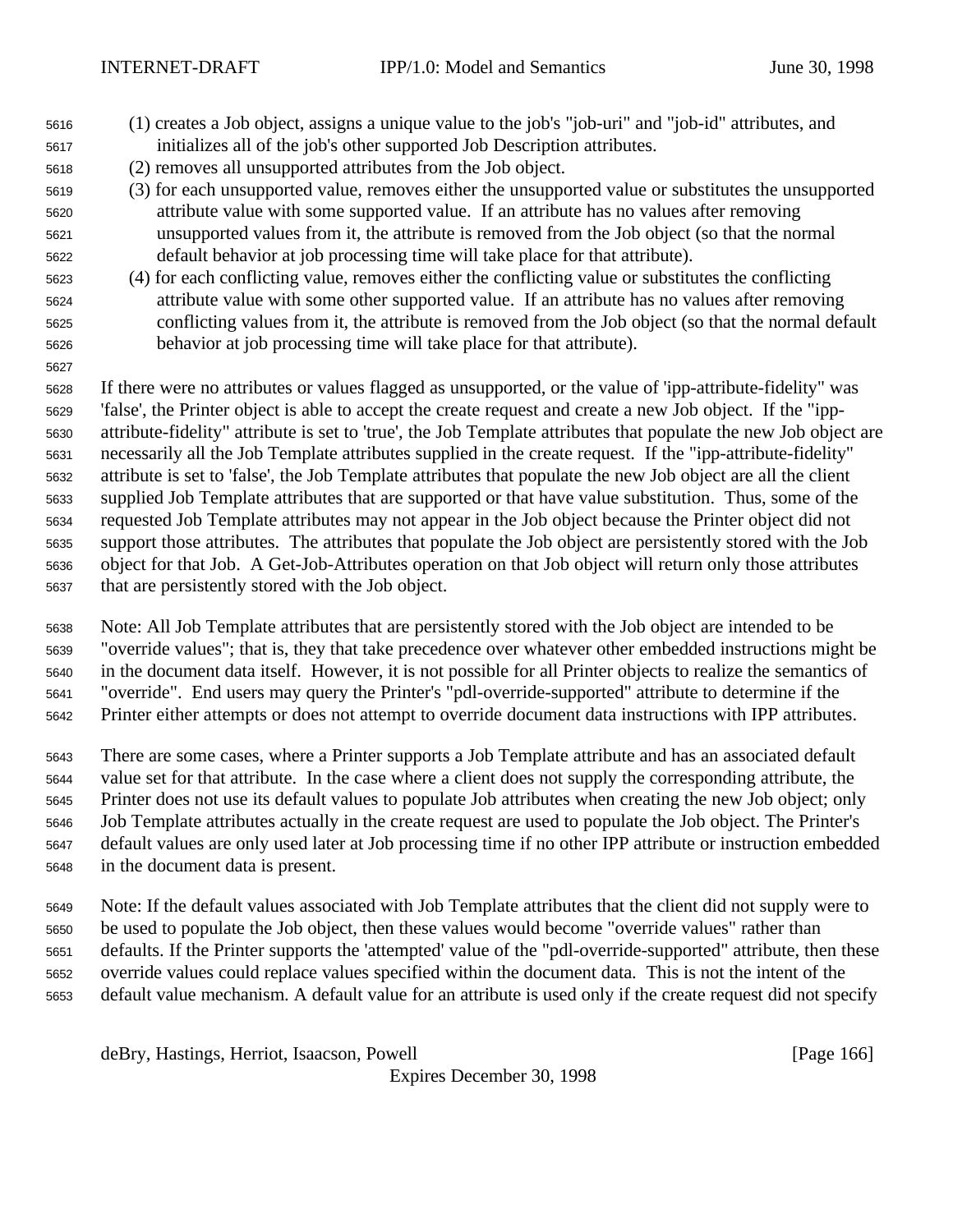(1) creates a Job object, assigns a unique value to the job's "job-uri" and "job-id" attributes, and initializes all of the job's other supported Job Description attributes.
(2) removes all unsupported attributes from the Job object.
(3) for each unsupported value, removes either the unsupported value or substitutes the unsupported attribute value with some supported value. If an attribute has no values after removing unsupported values from it, the attribute is removed from the Job object (so that the normal default behavior at job processing time will take place for that attribute).
(4) for each conflicting value, removes either the conflicting value or substitutes the conflicting attribute value with some other supported value. If an attribute has no values after removing conflicting values from it, the attribute is removed from the Job object (so that the normal default behavior at job processing time will take place for that attribute).

If there were no attributes or values flagged as unsupported, or the value of 'ipp-attribute-fidelity" was 'false', the Printer object is able to accept the create request and create a new Job object. If the "ipp-attribute-fidelity" attribute is set to 'true', the Job Template attributes that populate the new Job object are necessarily all the Job Template attributes supplied in the create request. If the "ipp-attribute-fidelity" attribute is set to 'false', the Job Template attributes that populate the new Job object are all the client supplied Job Template attributes that are supported or that have value substitution. Thus, some of the requested Job Template attributes may not appear in the Job object because the Printer object did not support those attributes. The attributes that populate the Job object are persistently stored with the Job object for that Job. A Get-Job-Attributes operation on that Job object will return only those attributes that are persistently stored with the Job object.

Note: All Job Template attributes that are persistently stored with the Job object are intended to be "override values"; that is, they that take precedence over whatever other embedded instructions might be in the document data itself. However, it is not possible for all Printer objects to realize the semantics of "override". End users may query the Printer's "pdl-override-supported" attribute to determine if the Printer either attempts or does not attempt to override document data instructions with IPP attributes.

There are some cases, where a Printer supports a Job Template attribute and has an associated default value set for that attribute. In the case where a client does not supply the corresponding attribute, the Printer does not use its default values to populate Job attributes when creating the new Job object; only Job Template attributes actually in the create request are used to populate the Job object. The Printer's default values are only used later at Job processing time if no other IPP attribute or instruction embedded in the document data is present.

Note: If the default values associated with Job Template attributes that the client did not supply were to be used to populate the Job object, then these values would become "override values" rather than defaults. If the Printer supports the 'attempted' value of the "pdl-override-supported" attribute, then these override values could replace values specified within the document data. This is not the intent of the default value mechanism. A default value for an attribute is used only if the create request did not specify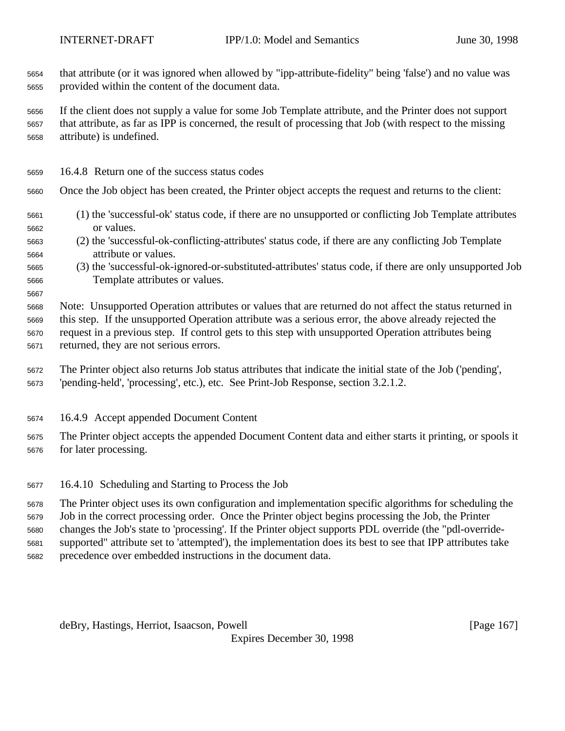that attribute (or it was ignored when allowed by "ipp-attribute-fidelity" being 'false') and no value was provided within the content of the document data.

If the client does not supply a value for some Job Template attribute, and the Printer does not support that attribute, as far as IPP is concerned, the result of processing that Job (with respect to the missing attribute) is undefined.

### 16.4.8 Return one of the success status codes

Once the Job object has been created, the Printer object accepts the request and returns to the client:

(1) the 'successful-ok' status code, if there are no unsupported or conflicting Job Template attributes or values.
(2) the 'successful-ok-conflicting-attributes' status code, if there are any conflicting Job Template attribute or values.
(3) the 'successful-ok-ignored-or-substituted-attributes' status code, if there are only unsupported Job Template attributes or values.

Note: Unsupported Operation attributes or values that are returned do not affect the status returned in this step. If the unsupported Operation attribute was a serious error, the above already rejected the request in a previous step. If control gets to this step with unsupported Operation attributes being returned, they are not serious errors.

The Printer object also returns Job status attributes that indicate the initial state of the Job ('pending', 'pending-held', 'processing', etc.), etc. See Print-Job Response, section 3.2.1.2.

### 16.4.9 Accept appended Document Content

The Printer object accepts the appended Document Content data and either starts it printing, or spools it for later processing.

### 16.4.10 Scheduling and Starting to Process the Job

The Printer object uses its own configuration and implementation specific algorithms for scheduling the Job in the correct processing order. Once the Printer object begins processing the Job, the Printer changes the Job's state to 'processing'. If the Printer object supports PDL override (the "pdl-override-supported" attribute set to 'attempted'), the implementation does its best to see that IPP attributes take precedence over embedded instructions in the document data.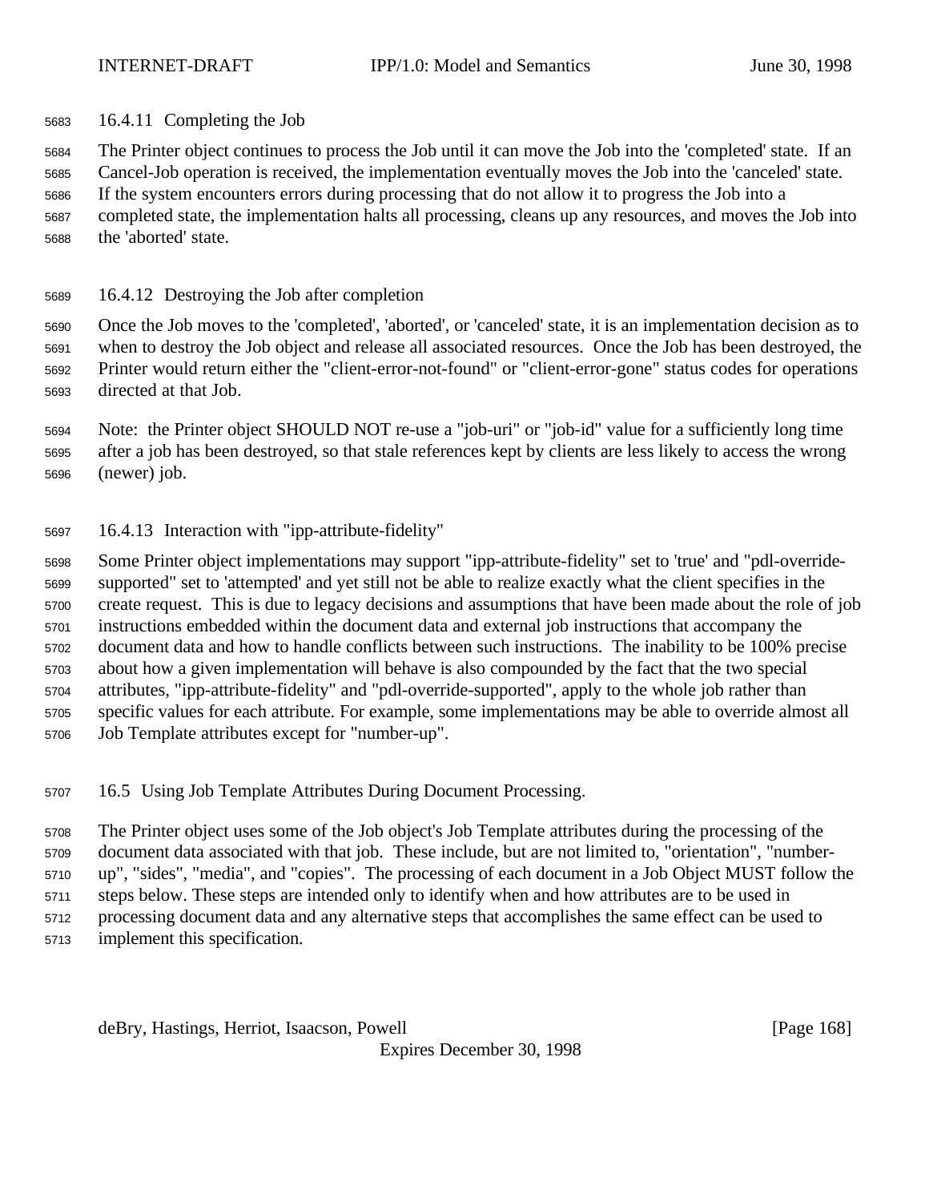### 16.4.11 Completing the Job

The Printer object continues to process the Job until it can move the Job into the 'completed' state. If an Cancel-Job operation is received, the implementation eventually moves the Job into the 'canceled' state. If the system encounters errors during processing that do not allow it to progress the Job into a completed state, the implementation halts all processing, cleans up any resources, and moves the Job into the 'aborted' state.

### 16.4.12 Destroying the Job after completion

Once the Job moves to the 'completed', 'aborted', or 'canceled' state, it is an implementation decision as to when to destroy the Job object and release all associated resources. Once the Job has been destroyed, the Printer would return either the "client-error-not-found" or "client-error-gone" status codes for operations directed at that Job.

Note: the Printer object SHOULD NOT re-use a "job-uri" or "job-id" value for a sufficiently long time after a job has been destroyed, so that stale references kept by clients are less likely to access the wrong (newer) job.

### 16.4.13 Interaction with "ipp-attribute-fidelity"

Some Printer object implementations may support "ipp-attribute-fidelity" set to 'true' and "pdl-override-supported" set to 'attempted' and yet still not be able to realize exactly what the client specifies in the create request. This is due to legacy decisions and assumptions that have been made about the role of job instructions embedded within the document data and external job instructions that accompany the document data and how to handle conflicts between such instructions. The inability to be 100% precise about how a given implementation will behave is also compounded by the fact that the two special attributes, "ipp-attribute-fidelity" and "pdl-override-supported", apply to the whole job rather than specific values for each attribute. For example, some implementations may be able to override almost all Job Template attributes except for "number-up".

## 16.5 Using Job Template Attributes During Document Processing.

The Printer object uses some of the Job object's Job Template attributes during the processing of the document data associated with that job. These include, but are not limited to, "orientation", "number-up", "sides", "media", and "copies". The processing of each document in a Job Object MUST follow the steps below. These steps are intended only to identify when and how attributes are to be used in processing document data and any alternative steps that accomplishes the same effect can be used to implement this specification.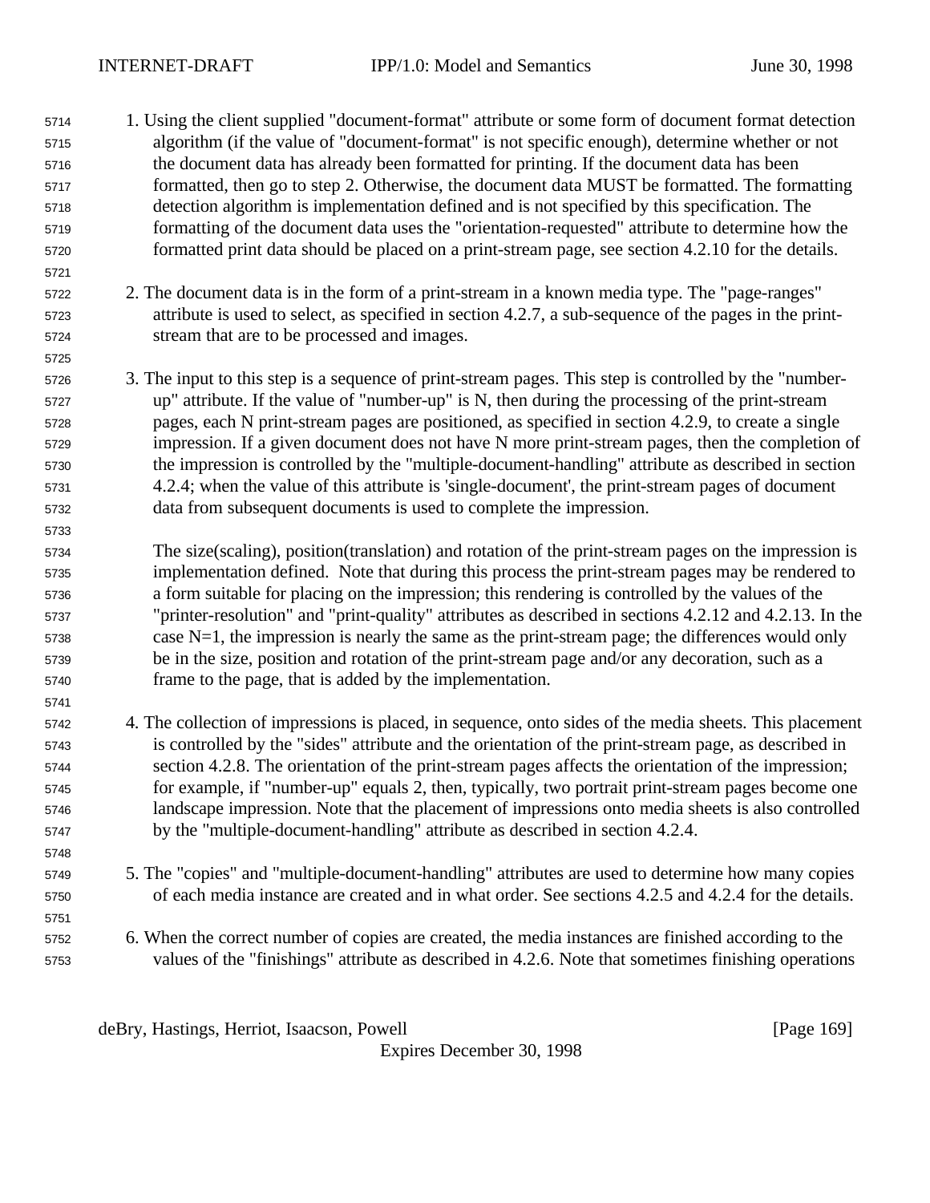1. Using the client supplied "document-format" attribute or some form of document format detection algorithm (if the value of "document-format" is not specific enough), determine whether or not the document data has already been formatted for printing. If the document data has been formatted, then go to step 2. Otherwise, the document data MUST be formatted. The formatting detection algorithm is implementation defined and is not specified by this specification. The formatting of the document data uses the "orientation-requested" attribute to determine how the formatted print data should be placed on a print-stream page, see section 4.2.10 for the details.

2. The document data is in the form of a print-stream in a known media type. The "page-ranges" attribute is used to select, as specified in section 4.2.7, a sub-sequence of the pages in the print-stream that are to be processed and images.

3. The input to this step is a sequence of print-stream pages. This step is controlled by the "number-up" attribute. If the value of "number-up" is N, then during the processing of the print-stream pages, each N print-stream pages are positioned, as specified in section 4.2.9, to create a single impression. If a given document does not have N more print-stream pages, then the completion of the impression is controlled by the "multiple-document-handling" attribute as described in section 4.2.4; when the value of this attribute is 'single-document', the print-stream pages of document data from subsequent documents is used to complete the impression.

   The size(scaling), position(translation) and rotation of the print-stream pages on the impression is implementation defined. Note that during this process the print-stream pages may be rendered to a form suitable for placing on the impression; this rendering is controlled by the values of the "printer-resolution" and "print-quality" attributes as described in sections 4.2.12 and 4.2.13. In the case N=1, the impression is nearly the same as the print-stream page; the differences would only be in the size, position and rotation of the print-stream page and/or any decoration, such as a frame to the page, that is added by the implementation.

4. The collection of impressions is placed, in sequence, onto sides of the media sheets. This placement is controlled by the "sides" attribute and the orientation of the print-stream page, as described in section 4.2.8. The orientation of the print-stream pages affects the orientation of the impression; for example, if "number-up" equals 2, then, typically, two portrait print-stream pages become one landscape impression. Note that the placement of impressions onto media sheets is also controlled by the "multiple-document-handling" attribute as described in section 4.2.4.

5. The "copies" and "multiple-document-handling" attributes are used to determine how many copies of each media instance are created and in what order. See sections 4.2.5 and 4.2.4 for the details.

6. When the correct number of copies are created, the media instances are finished according to the values of the "finishings" attribute as described in 4.2.6. Note that sometimes finishing operations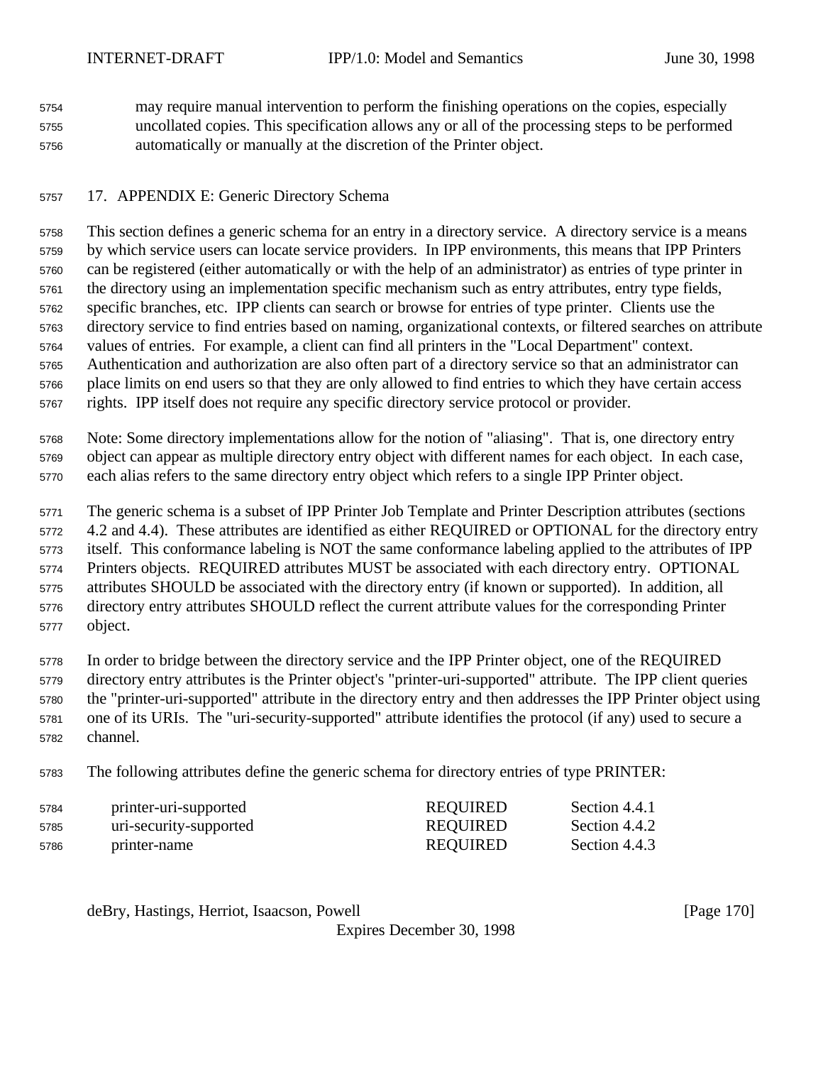may require manual intervention to perform the finishing operations on the copies, especially uncollated copies. This specification allows any or all of the processing steps to be performed automatically or manually at the discretion of the Printer object.

## 17. APPENDIX E: Generic Directory Schema

This section defines a generic schema for an entry in a directory service. A directory service is a means by which service users can locate service providers. In IPP environments, this means that IPP Printers can be registered (either automatically or with the help of an administrator) as entries of type printer in the directory using an implementation specific mechanism such as entry attributes, entry type fields, specific branches, etc. IPP clients can search or browse for entries of type printer. Clients use the directory service to find entries based on naming, organizational contexts, or filtered searches on attribute values of entries. For example, a client can find all printers in the "Local Department" context. Authentication and authorization are also often part of a directory service so that an administrator can place limits on end users so that they are only allowed to find entries to which they have certain access rights. IPP itself does not require any specific directory service protocol or provider.

Note: Some directory implementations allow for the notion of "aliasing". That is, one directory entry object can appear as multiple directory entry object with different names for each object. In each case, each alias refers to the same directory entry object which refers to a single IPP Printer object.

The generic schema is a subset of IPP Printer Job Template and Printer Description attributes (sections 4.2 and 4.4). These attributes are identified as either REQUIRED or OPTIONAL for the directory entry itself. This conformance labeling is NOT the same conformance labeling applied to the attributes of IPP Printers objects. REQUIRED attributes MUST be associated with each directory entry. OPTIONAL attributes SHOULD be associated with the directory entry (if known or supported). In addition, all directory entry attributes SHOULD reflect the current attribute values for the corresponding Printer object.

In order to bridge between the directory service and the IPP Printer object, one of the REQUIRED directory entry attributes is the Printer object's "printer-uri-supported" attribute. The IPP client queries the "printer-uri-supported" attribute in the directory entry and then addresses the IPP Printer object using one of its URIs. The "uri-security-supported" attribute identifies the protocol (if any) used to secure a channel.

The following attributes define the generic schema for directory entries of type PRINTER:

| | | |
|---|---|---|
| printer-uri-supported | REQUIRED | Section 4.4.1 |
| uri-security-supported | REQUIRED | Section 4.4.2 |
| printer-name | REQUIRED | Section 4.4.3 |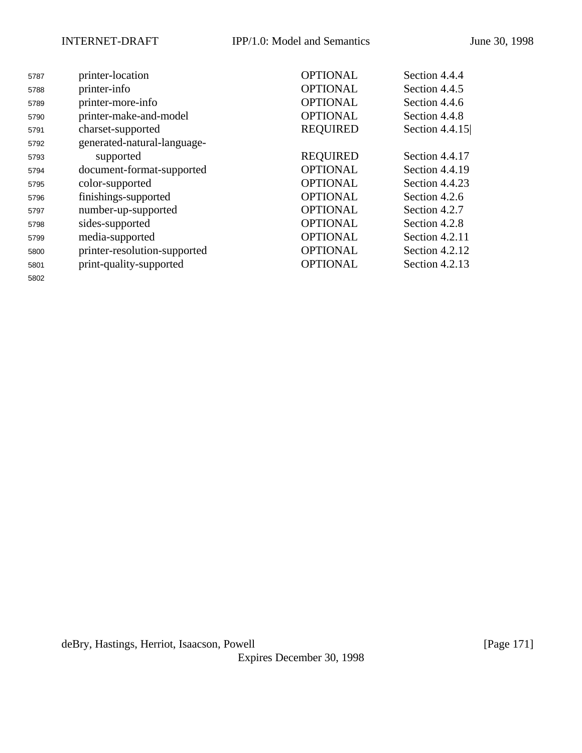| | | |
|---|---|---|
| printer-location | OPTIONAL | Section 4.4.4 |
| printer-info | OPTIONAL | Section 4.4.5 |
| printer-more-info | OPTIONAL | Section 4.4.6 |
| printer-make-and-model | OPTIONAL | Section 4.4.8 |
| charset-supported | REQUIRED | Section 4.4.15 |
| generated-natural-language-supported | REQUIRED | Section 4.4.17 |
| document-format-supported | OPTIONAL | Section 4.4.19 |
| color-supported | OPTIONAL | Section 4.4.23 |
| finishings-supported | OPTIONAL | Section 4.2.6 |
| number-up-supported | OPTIONAL | Section 4.2.7 |
| sides-supported | OPTIONAL | Section 4.2.8 |
| media-supported | OPTIONAL | Section 4.2.11 |
| printer-resolution-supported | OPTIONAL | Section 4.2.12 |
| print-quality-supported | OPTIONAL | Section 4.2.13 |